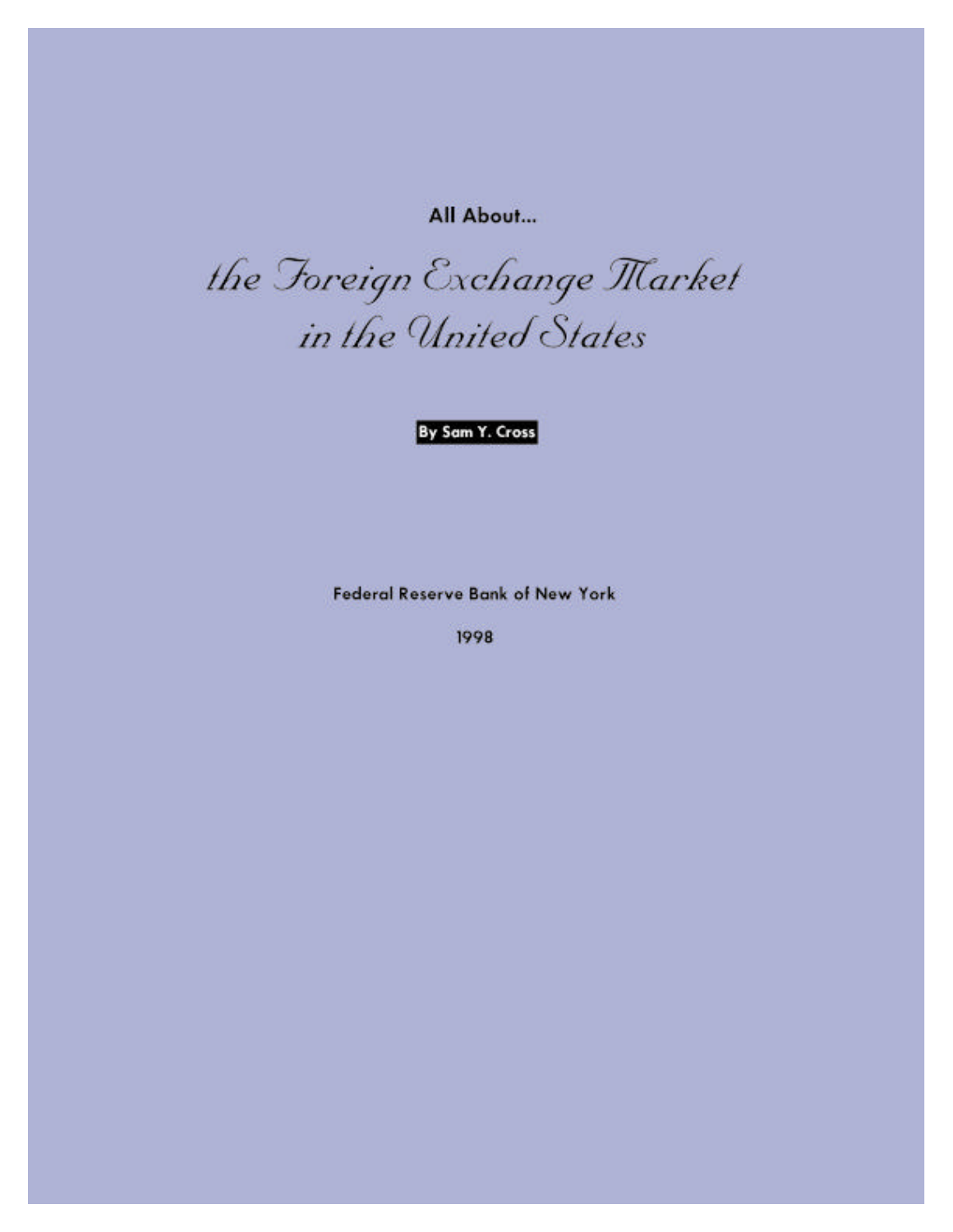All About...

# the Foreign Exchange Market in the United States

**By Sam Y. Cross**

Federal Reserve Bank of New York

1998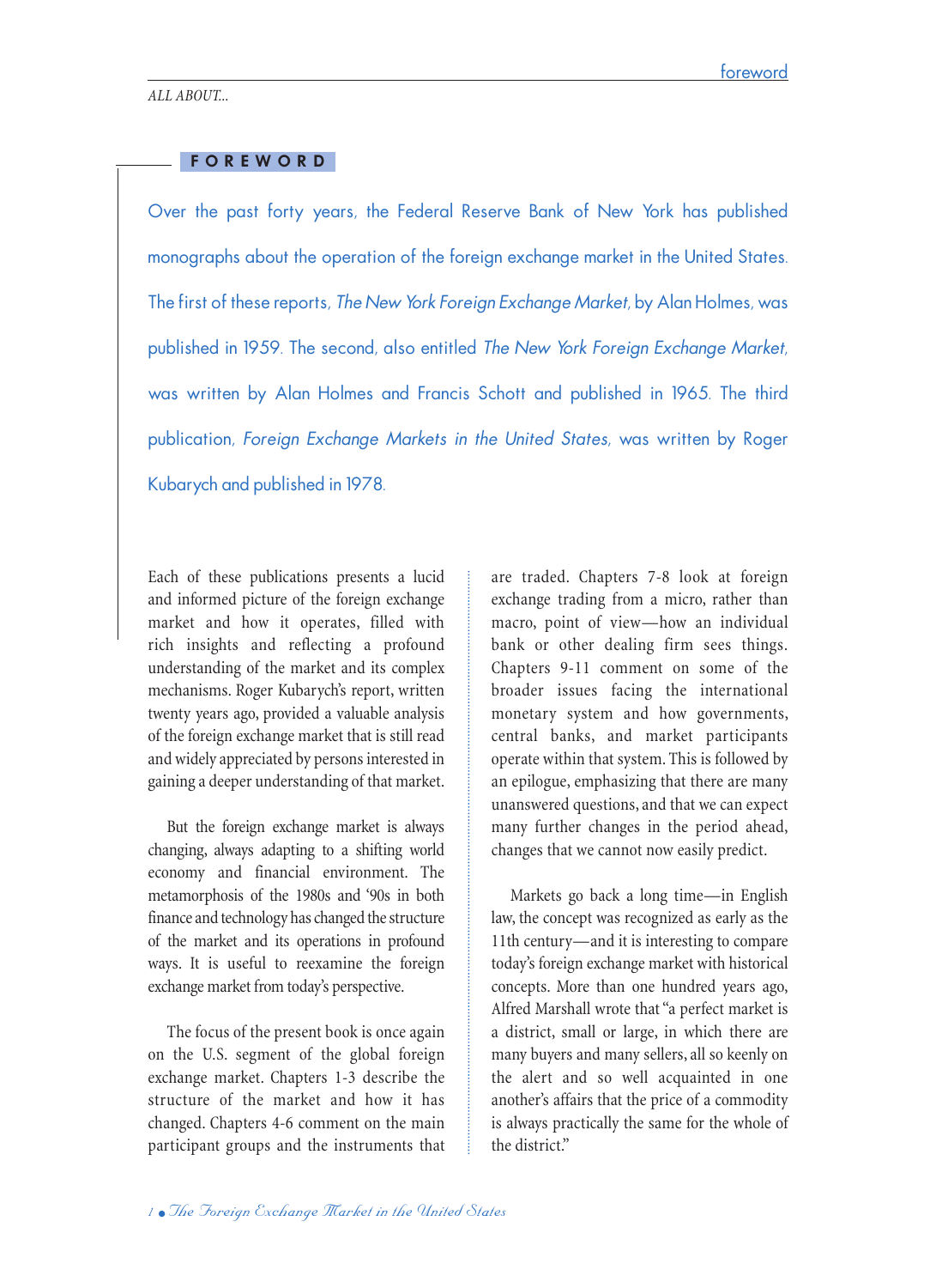# FOREWORD

Over the past forty years, the Federal Reserve Bank of New York has published monographs about the operation of the foreign exchange market in the United States. The first of these reports, *The New York Foreign Exchange Market*, by Alan Holmes, was published in 1959. The second, also entitled *The New York Foreign Exchange Market*, was written by Alan Holmes and Francis Schott and published in 1965. The third publication, *Foreign Exchange Markets in the United States*, was written by Roger Kubarych and published in 1978.

Each of these publications presents a lucid and informed picture of the foreign exchange market and how it operates, filled with rich insights and reflecting a profound understanding of the market and its complex mechanisms. Roger Kubarych's report, written twenty years ago, provided a valuable analysis of the foreign exchange market that is still read and widely appreciated by persons interested in gaining a deeper understanding of that market.

But the foreign exchange market is always changing, always adapting to a shifting world economy and financial environment. The metamorphosis of the 1980s and '90s in both finance and technology has changed the structure of the market and its operations in profound ways. It is useful to reexamine the foreign exchange market from today's perspective.

The focus of the present book is once again on the U.S. segment of the global foreign exchange market. Chapters 1-3 describe the structure of the market and how it has changed. Chapters 4-6 comment on the main participant groups and the instruments that are traded. Chapters 7-8 look at foreign exchange trading from a micro, rather than macro, point of view—how an individual bank or other dealing firm sees things. Chapters 9-11 comment on some of the broader issues facing the international monetary system and how governments, central banks, and market participants operate within that system. This is followed by an epilogue, emphasizing that there are many unanswered questions, and that we can expect many further changes in the period ahead, changes that we cannot now easily predict.

Markets go back a long time—in English law, the concept was recognized as early as the 11th century—and it is interesting to compare today's foreign exchange market with historical concepts. More than one hundred years ago, Alfred Marshall wrote that "a perfect market is a district, small or large, in which there are many buyers and many sellers, all so keenly on the alert and so well acquainted in one another's affairs that the price of a commodity is always practically the same for the whole of the district."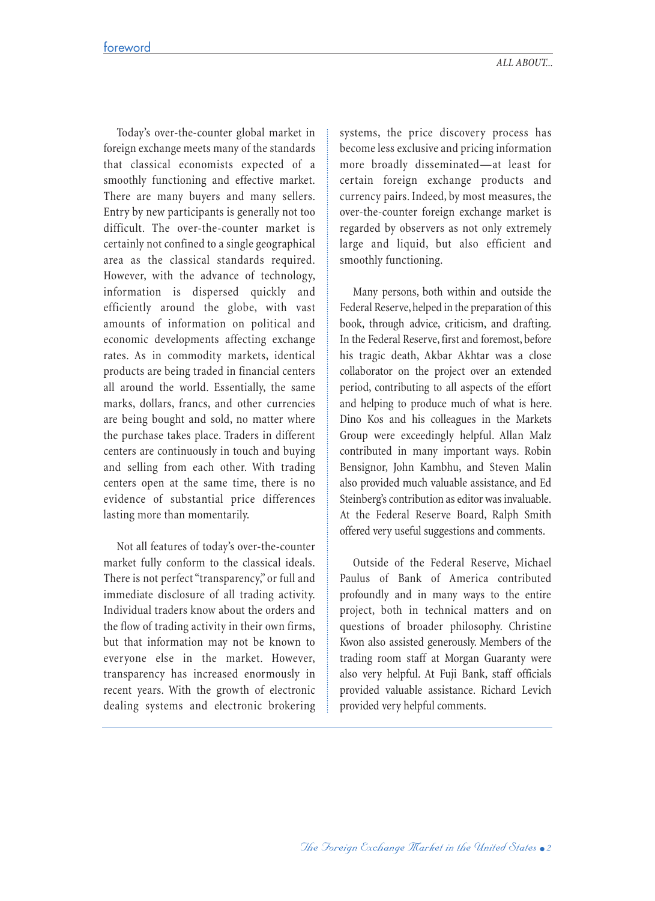Today's over-the-counter global market in foreign exchange meets many of the standards that classical economists expected of a smoothly functioning and effective market. There are many buyers and many sellers. Entry by new participants is generally not too difficult. The over-the-counter market is certainly not confined to a single geographical area as the classical standards required. However, with the advance of technology, information is dispersed quickly and efficiently around the globe, with vast amounts of information on political and economic developments affecting exchange rates. As in commodity markets, identical products are being traded in financial centers all around the world. Essentially, the same marks, dollars, francs, and other currencies are being bought and sold, no matter where the purchase takes place. Traders in different centers are continuously in touch and buying and selling from each other. With trading centers open at the same time, there is no evidence of substantial price differences lasting more than momentarily.

Not all features of today's over-the-counter market fully conform to the classical ideals. There is not perfect "transparency," or full and immediate disclosure of all trading activity. Individual traders know about the orders and the flow of trading activity in their own firms, but that information may not be known to everyone else in the market. However, transparency has increased enormously in recent years. With the growth of electronic dealing systems and electronic brokering systems, the price discovery process has become less exclusive and pricing information more broadly disseminated—at least for certain foreign exchange products and currency pairs. Indeed, by most measures, the over-the-counter foreign exchange market is regarded by observers as not only extremely large and liquid, but also efficient and smoothly functioning.

Many persons, both within and outside the Federal Reserve, helped in the preparation of this book, through advice, criticism, and drafting. In the Federal Reserve, first and foremost, before his tragic death, Akbar Akhtar was a close collaborator on the project over an extended period, contributing to all aspects of the effort and helping to produce much of what is here. Dino Kos and his colleagues in the Markets Group were exceedingly helpful. Allan Malz contributed in many important ways. Robin Bensignor, John Kambhu, and Steven Malin also provided much valuable assistance, and Ed Steinberg's contribution as editor was invaluable. At the Federal Reserve Board, Ralph Smith offered very useful suggestions and comments.

Outside of the Federal Reserve, Michael Paulus of Bank of America contributed profoundly and in many ways to the entire project, both in technical matters and on questions of broader philosophy. Christine Kwon also assisted generously. Members of the trading room staff at Morgan Guaranty were also very helpful. At Fuji Bank, staff officials provided valuable assistance. Richard Levich provided very helpful comments.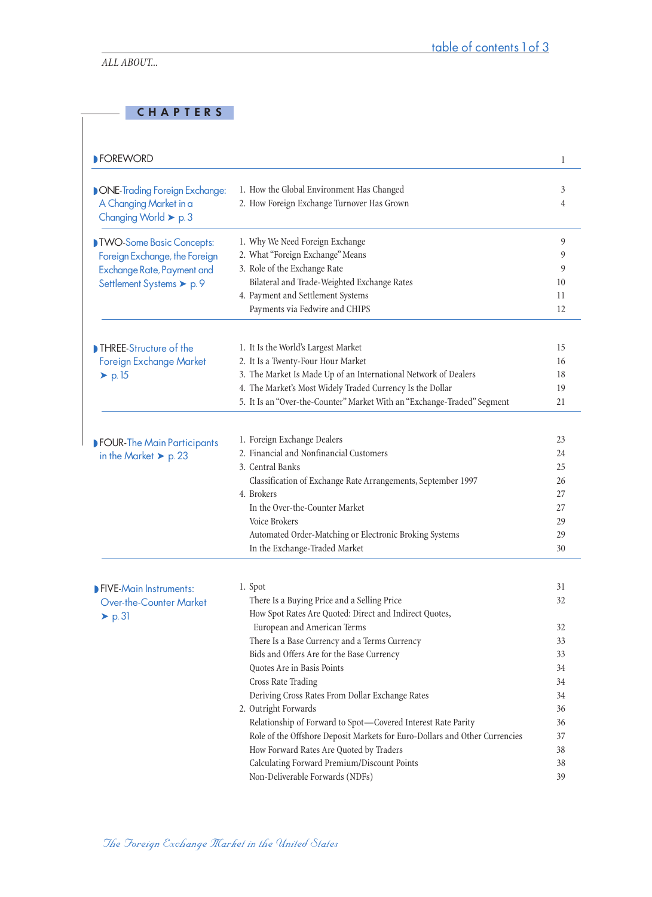## CHAPTERS

| Chapter | Section | Page |
|---|---|---|
| FOREWORD | | 1 |
| ONE-Trading Foreign Exchange: A Changing Market in a Changing World ➤ p. 3 | 1. How the Global Environment Has Changed | 3 |
| | 2. How Foreign Exchange Turnover Has Grown | 4 |
| TWO-Some Basic Concepts: Foreign Exchange, the Foreign Exchange Rate, Payment and Settlement Systems ➤ p. 9 | 1. Why We Need Foreign Exchange | 9 |
| | 2. What "Foreign Exchange" Means | 9 |
| | 3. Role of the Exchange Rate | 9 |
| | Bilateral and Trade-Weighted Exchange Rates | 10 |
| | 4. Payment and Settlement Systems | 11 |
| | Payments via Fedwire and CHIPS | 12 |
| THREE-Structure of the Foreign Exchange Market ➤ p. 15 | 1. It Is the World's Largest Market | 15 |
| | 2. It Is a Twenty-Four Hour Market | 16 |
| | 3. The Market Is Made Up of an International Network of Dealers | 18 |
| | 4. The Market's Most Widely Traded Currency Is the Dollar | 19 |
| | 5. It Is an "Over-the-Counter" Market With an "Exchange-Traded" Segment | 21 |
| FOUR-The Main Participants in the Market ➤ p. 23 | 1. Foreign Exchange Dealers | 23 |
| | 2. Financial and Nonfinancial Customers | 24 |
| | 3. Central Banks | 25 |
| | Classification of Exchange Rate Arrangements, September 1997 | 26 |
| | 4. Brokers | 27 |
| | In the Over-the-Counter Market | 27 |
| | Voice Brokers | 29 |
| | Automated Order-Matching or Electronic Broking Systems | 29 |
| | In the Exchange-Traded Market | 30 |
| FIVE-Main Instruments: Over-the-Counter Market ➤ p. 31 | 1. Spot | 31 |
| | There Is a Buying Price and a Selling Price | 32 |
| | How Spot Rates Are Quoted: Direct and Indirect Quotes, European and American Terms | 32 |
| | There Is a Base Currency and a Terms Currency | 33 |
| | Bids and Offers Are for the Base Currency | 33 |
| | Quotes Are in Basis Points | 34 |
| | Cross Rate Trading | 34 |
| | Deriving Cross Rates From Dollar Exchange Rates | 34 |
| | 2. Outright Forwards | 36 |
| | Relationship of Forward to Spot—Covered Interest Rate Parity | 36 |
| | Role of the Offshore Deposit Markets for Euro-Dollars and Other Currencies | 37 |
| | How Forward Rates Are Quoted by Traders | 38 |
| | Calculating Forward Premium/Discount Points | 38 |
| | Non-Deliverable Forwards (NDFs) | 39 |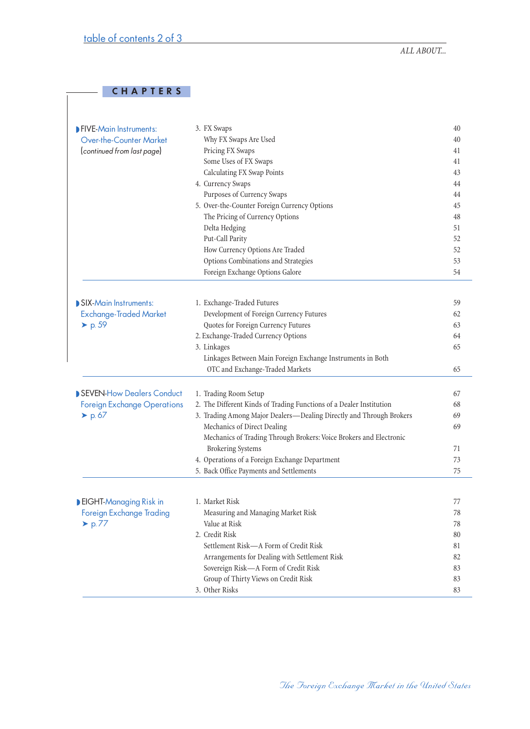table of contents 2 of 3

## CHAPTERS

**FIVE-Main Instruments: Over-the-Counter Market** (*continued from last page*)

| | |
|---|---|
| 3. FX Swaps | 40 |
| Why FX Swaps Are Used | 40 |
| Pricing FX Swaps | 41 |
| Some Uses of FX Swaps | 41 |
| Calculating FX Swap Points | 43 |
| 4. Currency Swaps | 44 |
| Purposes of Currency Swaps | 44 |
| 5. Over-the-Counter Foreign Currency Options | 45 |
| The Pricing of Currency Options | 48 |
| Delta Hedging | 51 |
| Put-Call Parity | 52 |
| How Currency Options Are Traded | 52 |
| Options Combinations and Strategies | 53 |
| Foreign Exchange Options Galore | 54 |

**SIX-Main Instruments: Exchange-Traded Market** ➤ p. 59

| | |
|---|---|
| 1. Exchange-Traded Futures | 59 |
| Development of Foreign Currency Futures | 62 |
| Quotes for Foreign Currency Futures | 63 |
| 2. Exchange-Traded Currency Options | 64 |
| 3. Linkages | 65 |
| Linkages Between Main Foreign Exchange Instruments in Both OTC and Exchange-Traded Markets | 65 |

**SEVEN-How Dealers Conduct Foreign Exchange Operations** ➤ p. 67

| | |
|---|---|
| 1. Trading Room Setup | 67 |
| 2. The Different Kinds of Trading Functions of a Dealer Institution | 68 |
| 3. Trading Among Major Dealers—Dealing Directly and Through Brokers | 69 |
| Mechanics of Direct Dealing | 69 |
| Mechanics of Trading Through Brokers: Voice Brokers and Electronic Brokering Systems | 71 |
| 4. Operations of a Foreign Exchange Department | 73 |
| 5. Back Office Payments and Settlements | 75 |

**EIGHT-Managing Risk in Foreign Exchange Trading** ➤ p. 77

| | |
|---|---|
| 1. Market Risk | 77 |
| Measuring and Managing Market Risk | 78 |
| Value at Risk | 78 |
| 2. Credit Risk | 80 |
| Settlement Risk—A Form of Credit Risk | 81 |
| Arrangements for Dealing with Settlement Risk | 82 |
| Sovereign Risk—A Form of Credit Risk | 83 |
| Group of Thirty Views on Credit Risk | 83 |
| 3. Other Risks | 83 |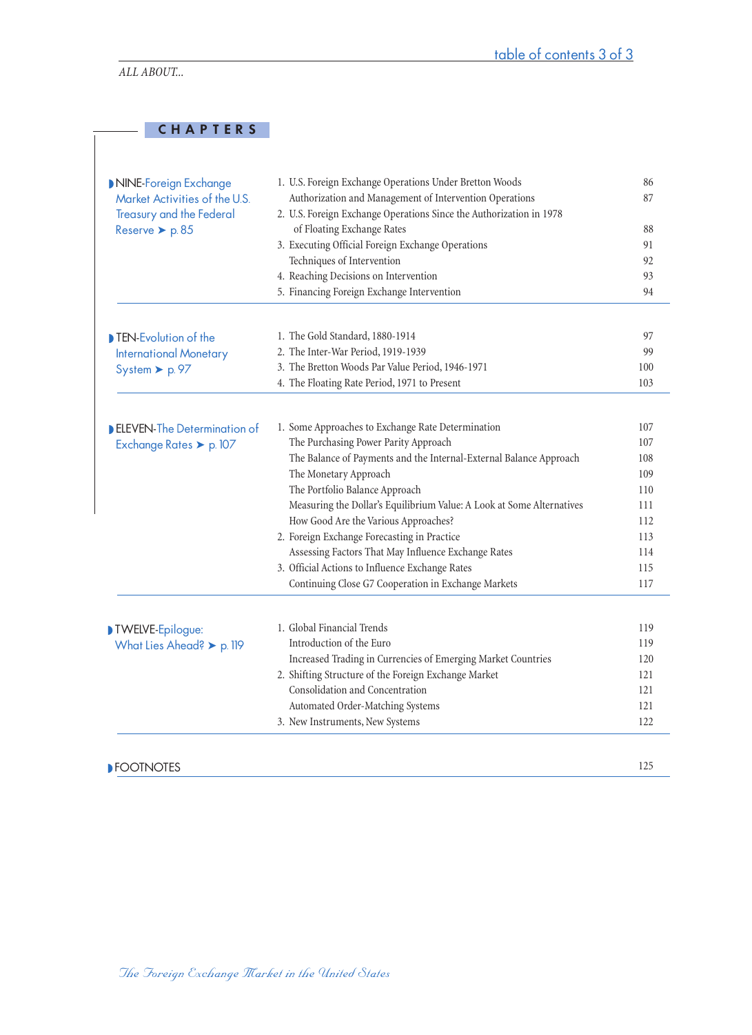## CHAPTERS

| Chapter | Section | Page |
|---|---|---|
| **NINE**-Foreign Exchange Market Activities of the U.S. Treasury and the Federal Reserve ➤ p. 85 | 1. U.S. Foreign Exchange Operations Under Bretton Woods | 86 |
| | Authorization and Management of Intervention Operations | 87 |
| | 2. U.S. Foreign Exchange Operations Since the Authorization in 1978 of Floating Exchange Rates | 88 |
| | 3. Executing Official Foreign Exchange Operations | 91 |
| | Techniques of Intervention | 92 |
| | 4. Reaching Decisions on Intervention | 93 |
| | 5. Financing Foreign Exchange Intervention | 94 |
| **TEN**-Evolution of the International Monetary System ➤ p. 97 | 1. The Gold Standard, 1880-1914 | 97 |
| | 2. The Inter-War Period, 1919-1939 | 99 |
| | 3. The Bretton Woods Par Value Period, 1946-1971 | 100 |
| | 4. The Floating Rate Period, 1971 to Present | 103 |
| **ELEVEN**-The Determination of Exchange Rates ➤ p. 107 | 1. Some Approaches to Exchange Rate Determination | 107 |
| | The Purchasing Power Parity Approach | 107 |
| | The Balance of Payments and the Internal-External Balance Approach | 108 |
| | The Monetary Approach | 109 |
| | The Portfolio Balance Approach | 110 |
| | Measuring the Dollar's Equilibrium Value: A Look at Some Alternatives | 111 |
| | How Good Are the Various Approaches? | 112 |
| | 2. Foreign Exchange Forecasting in Practice | 113 |
| | Assessing Factors That May Influence Exchange Rates | 114 |
| | 3. Official Actions to Influence Exchange Rates | 115 |
| | Continuing Close G7 Cooperation in Exchange Markets | 117 |
| **TWELVE**-Epilogue: What Lies Ahead? ➤ p. 119 | 1. Global Financial Trends | 119 |
| | Introduction of the Euro | 119 |
| | Increased Trading in Currencies of Emerging Market Countries | 120 |
| | 2. Shifting Structure of the Foreign Exchange Market | 121 |
| | Consolidation and Concentration | 121 |
| | Automated Order-Matching Systems | 121 |
| | 3. New Instruments, New Systems | 122 |
| **FOOTNOTES** | | 125 |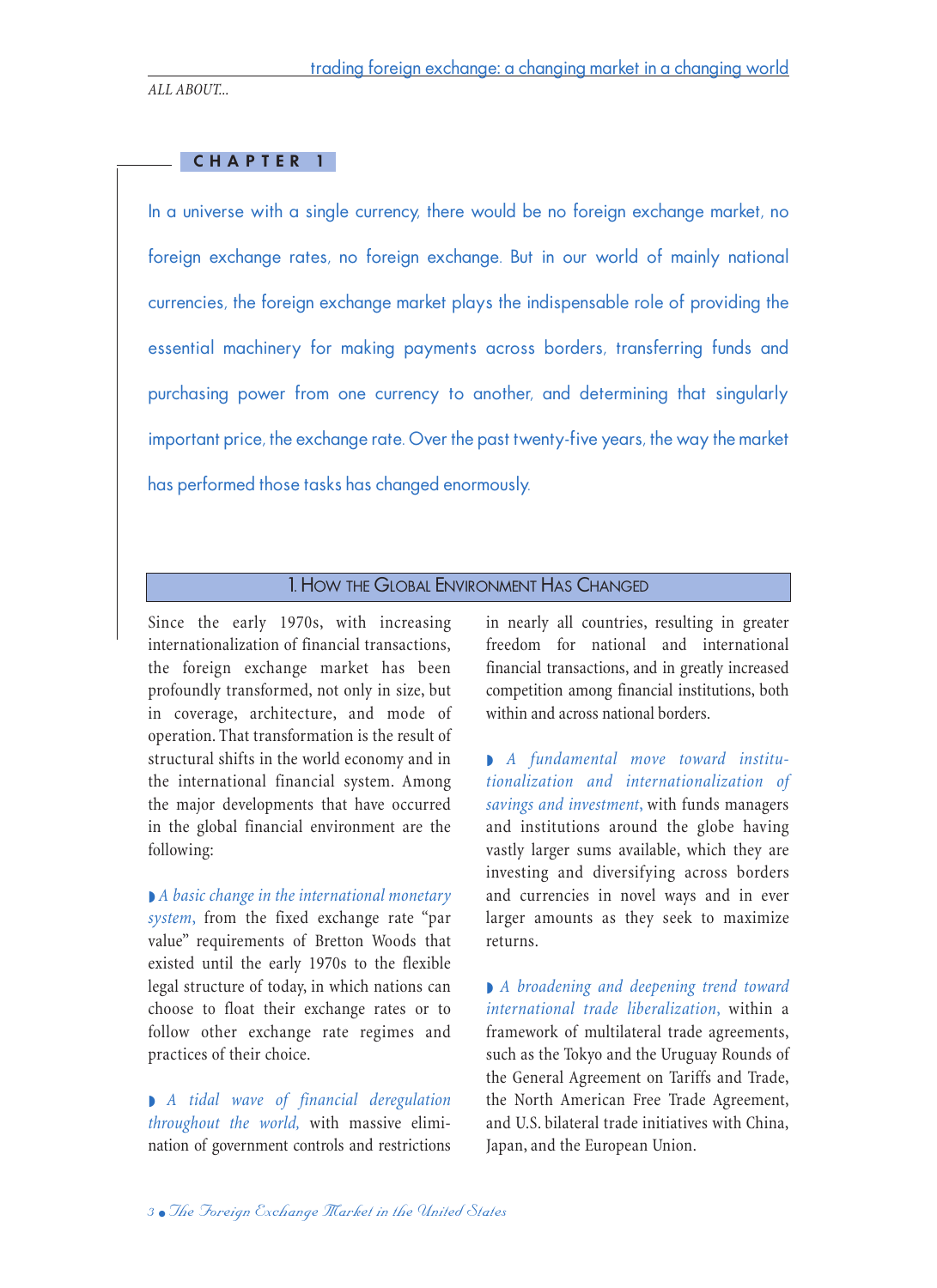## CHAPTER 1

In a universe with a single currency, there would be no foreign exchange market, no foreign exchange rates, no foreign exchange. But in our world of mainly national currencies, the foreign exchange market plays the indispensable role of providing the essential machinery for making payments across borders, transferring funds and purchasing power from one currency to another, and determining that singularly important price, the exchange rate. Over the past twenty-five years, the way the market has performed those tasks has changed enormously.

### 1. How the Global Environment Has Changed

Since the early 1970s, with increasing internationalization of financial transactions, the foreign exchange market has been profoundly transformed, not only in size, but in coverage, architecture, and mode of operation. That transformation is the result of structural shifts in the world economy and in the international financial system. Among the major developments that have occurred in the global financial environment are the following:

- *A basic change in the international monetary system,* from the fixed exchange rate "par value" requirements of Bretton Woods that existed until the early 1970s to the flexible legal structure of today, in which nations can choose to float their exchange rates or to follow other exchange rate regimes and practices of their choice.

- *A tidal wave of financial deregulation throughout the world,* with massive elimination of government controls and restrictions in nearly all countries, resulting in greater freedom for national and international financial transactions, and in greatly increased competition among financial institutions, both within and across national borders.

- *A fundamental move toward institutionalization and internationalization of savings and investment,* with funds managers and institutions around the globe having vastly larger sums available, which they are investing and diversifying across borders and currencies in novel ways and in ever larger amounts as they seek to maximize returns.

- *A broadening and deepening trend toward international trade liberalization,* within a framework of multilateral trade agreements, such as the Tokyo and the Uruguay Rounds of the General Agreement on Tariffs and Trade, the North American Free Trade Agreement, and U.S. bilateral trade initiatives with China, Japan, and the European Union.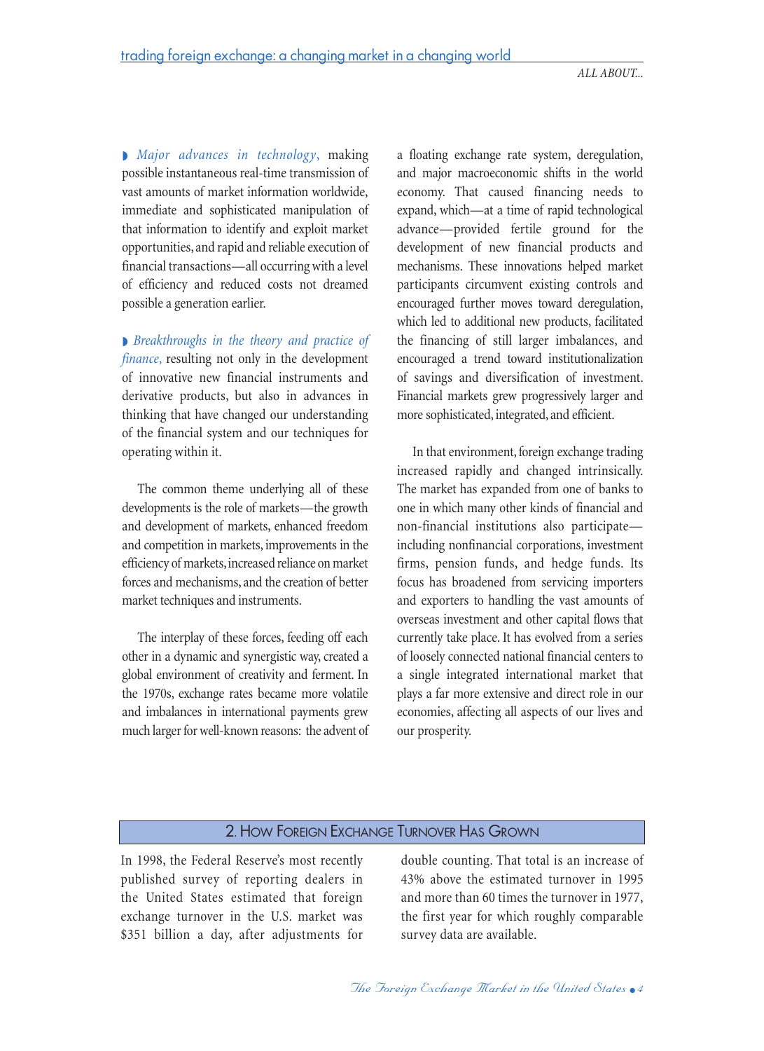- *Major advances in technology*, making possible instantaneous real-time transmission of vast amounts of market information worldwide, immediate and sophisticated manipulation of that information to identify and exploit market opportunities, and rapid and reliable execution of financial transactions—all occurring with a level of efficiency and reduced costs not dreamed possible a generation earlier.

- *Breakthroughs in the theory and practice of finance*, resulting not only in the development of innovative new financial instruments and derivative products, but also in advances in thinking that have changed our understanding of the financial system and our techniques for operating within it.

The common theme underlying all of these developments is the role of markets—the growth and development of markets, enhanced freedom and competition in markets, improvements in the efficiency of markets, increased reliance on market forces and mechanisms, and the creation of better market techniques and instruments.

The interplay of these forces, feeding off each other in a dynamic and synergistic way, created a global environment of creativity and ferment. In the 1970s, exchange rates became more volatile and imbalances in international payments grew much larger for well-known reasons: the advent of a floating exchange rate system, deregulation, and major macroeconomic shifts in the world economy. That caused financing needs to expand, which—at a time of rapid technological advance—provided fertile ground for the development of new financial products and mechanisms. These innovations helped market participants circumvent existing controls and encouraged further moves toward deregulation, which led to additional new products, facilitated the financing of still larger imbalances, and encouraged a trend toward institutionalization of savings and diversification of investment. Financial markets grew progressively larger and more sophisticated, integrated, and efficient.

In that environment, foreign exchange trading increased rapidly and changed intrinsically. The market has expanded from one of banks to one in which many other kinds of financial and non-financial institutions also participate—including nonfinancial corporations, investment firms, pension funds, and hedge funds. Its focus has broadened from servicing importers and exporters to handling the vast amounts of overseas investment and other capital flows that currently take place. It has evolved from a series of loosely connected national financial centers to a single integrated international market that plays a far more extensive and direct role in our economies, affecting all aspects of our lives and our prosperity.

## 2. How Foreign Exchange Turnover Has Grown

In 1998, the Federal Reserve's most recently published survey of reporting dealers in the United States estimated that foreign exchange turnover in the U.S. market was $351 billion a day, after adjustments for double counting. That total is an increase of 43% above the estimated turnover in 1995 and more than 60 times the turnover in 1977, the first year for which roughly comparable survey data are available.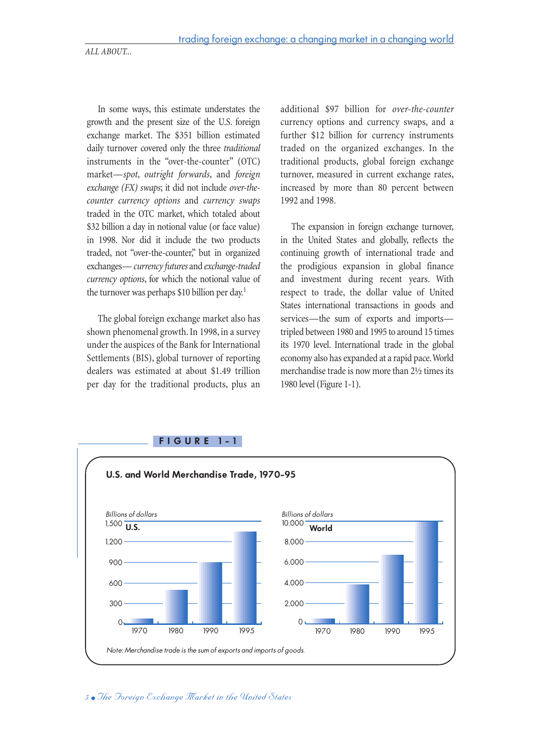In some ways, this estimate understates the growth and the present size of the U.S. foreign exchange market. The $351 billion estimated daily turnover covered only the three *traditional* instruments in the "over-the-counter" (OTC) market—*spot*, *outright forwards*, and *foreign exchange (FX) swaps*; it did not include *over-the-counter currency options* and *currency swaps* traded in the OTC market, which totaled about $32 billion a day in notional value (or face value) in 1998. Nor did it include the two products traded, not "over-the-counter," but in organized exchanges— *currency futures* and *exchange-traded currency options*, for which the notional value of the turnover was perhaps $10 billion per day.[1]

The global foreign exchange market also has shown phenomenal growth. In 1998, in a survey under the auspices of the Bank for International Settlements (BIS), global turnover of reporting dealers was estimated at about $1.49 trillion per day for the traditional products, plus an additional $97 billion for *over-the-counter* currency options and currency swaps, and a further $12 billion for currency instruments traded on the organized exchanges. In the traditional products, global foreign exchange turnover, measured in current exchange rates, increased by more than 80 percent between 1992 and 1998.

The expansion in foreign exchange turnover, in the United States and globally, reflects the continuing growth of international trade and the prodigious expansion in global finance and investment during recent years. With respect to trade, the dollar value of United States international transactions in goods and services—the sum of exports and imports—tripled between 1980 and 1995 to around 15 times its 1970 level. International trade in the global economy also has expanded at a rapid pace. World merchandise trade is now more than 2½ times its 1980 level (Figure 1-1).

**FIGURE 1-1**

**U.S. and World Merchandise Trade, 1970-95**

Note: Merchandise trade is the sum of exports and imports of goods.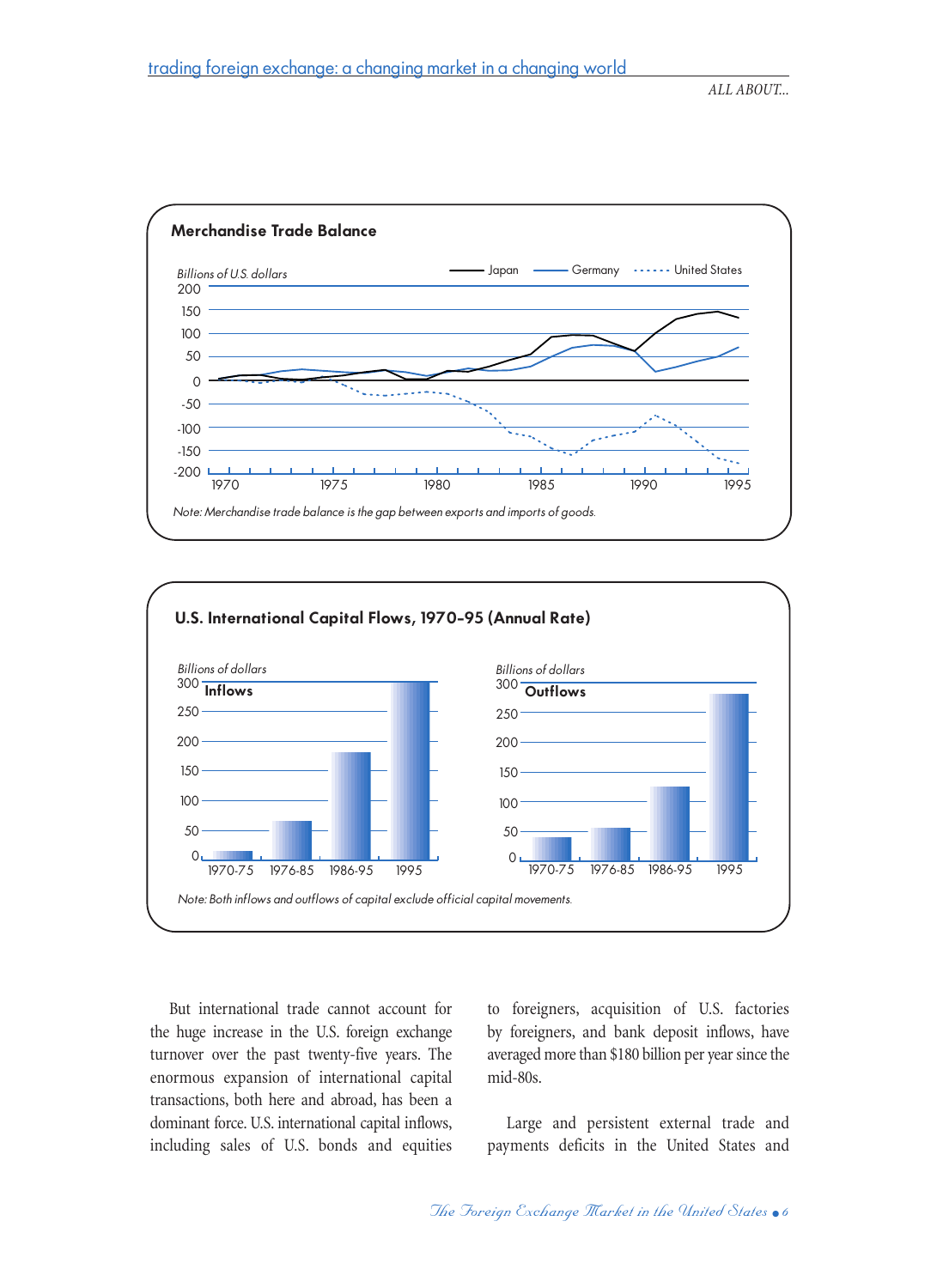**Merchandise Trade Balance**

*Billions of U.S. dollars*

Japan — Germany — United States

*Note: Merchandise trade balance is the gap between exports and imports of goods.*

**U.S. International Capital Flows, 1970-95 (Annual Rate)**

*Billions of dollars*

Inflows / Outflows

1970-75, 1976-85, 1986-95, 1995

*Note: Both inflows and outflows of capital exclude official capital movements.*

But international trade cannot account for the huge increase in the U.S. foreign exchange turnover over the past twenty-five years. The enormous expansion of international capital transactions, both here and abroad, has been a dominant force. U.S. international capital inflows, including sales of U.S. bonds and equities to foreigners, acquisition of U.S. factories by foreigners, and bank deposit inflows, have averaged more than $180 billion per year since the mid-80s.

Large and persistent external trade and payments deficits in the United States and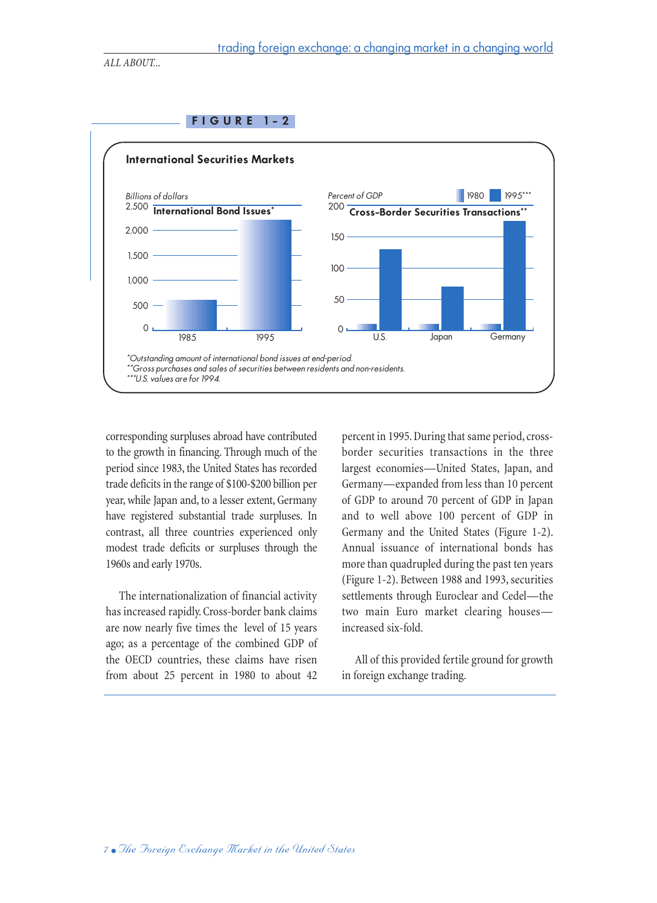**FIGURE 1-2**

**International Securities Markets**

Billions of dollars

**International Bond Issues***

2,500
2,000
1,500
1,000
500
0

1985 1995

Percent of GDP

1980 1995***

**Cross-Border Securities Transactions****

200
150
100
50
0

U.S. Japan Germany

*Outstanding amount of international bond issues at end-period.
**Gross purchases and sales of securities between residents and non-residents.
***U.S. values are for 1994.

corresponding surpluses abroad have contributed to the growth in financing. Through much of the period since 1983, the United States has recorded trade deficits in the range of $100-$200 billion per year, while Japan and, to a lesser extent, Germany have registered substantial trade surpluses. In contrast, all three countries experienced only modest trade deficits or surpluses through the 1960s and early 1970s.

The internationalization of financial activity has increased rapidly. Cross-border bank claims are now nearly five times the level of 15 years ago; as a percentage of the combined GDP of the OECD countries, these claims have risen from about 25 percent in 1980 to about 42 percent in 1995. During that same period, cross-border securities transactions in the three largest economies—United States, Japan, and Germany—expanded from less than 10 percent of GDP to around 70 percent of GDP in Japan and to well above 100 percent of GDP in Germany and the United States (Figure 1-2). Annual issuance of international bonds has more than quadrupled during the past ten years (Figure 1-2). Between 1988 and 1993, securities settlements through Euroclear and Cedel—the two main Euro market clearing houses—increased six-fold.

All of this provided fertile ground for growth in foreign exchange trading.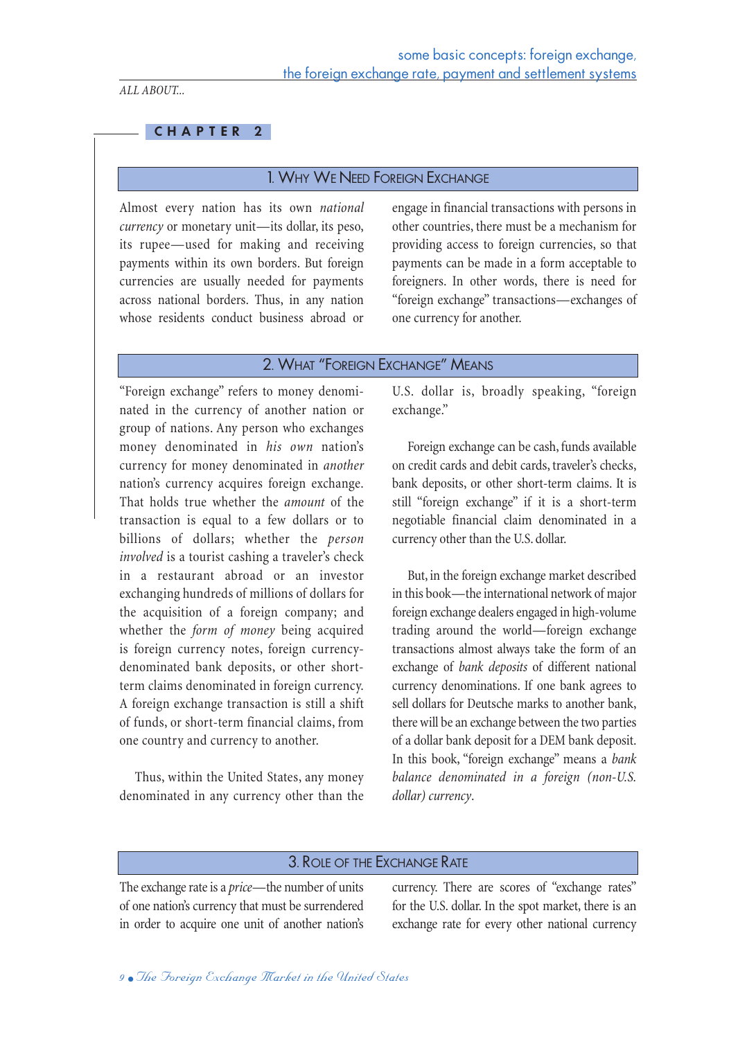# CHAPTER 2

## some basic concepts: foreign exchange, the foreign exchange rate, payment and settlement systems

### 1. Why We Need Foreign Exchange

Almost every nation has its own *national currency* or monetary unit—its dollar, its peso, its rupee—used for making and receiving payments within its own borders. But foreign currencies are usually needed for payments across national borders. Thus, in any nation whose residents conduct business abroad or engage in financial transactions with persons in other countries, there must be a mechanism for providing access to foreign currencies, so that payments can be made in a form acceptable to foreigners. In other words, there is need for "foreign exchange" transactions—exchanges of one currency for another.

### 2. What "Foreign Exchange" Means

"Foreign exchange" refers to money denominated in the currency of another nation or group of nations. Any person who exchanges money denominated in *his own* nation's currency for money denominated in *another* nation's currency acquires foreign exchange. That holds true whether the *amount* of the transaction is equal to a few dollars or to billions of dollars; whether the *person involved* is a tourist cashing a traveler's check in a restaurant abroad or an investor exchanging hundreds of millions of dollars for the acquisition of a foreign company; and whether the *form of money* being acquired is foreign currency notes, foreign currency-denominated bank deposits, or other short-term claims denominated in foreign currency. A foreign exchange transaction is still a shift of funds, or short-term financial claims, from one country and currency to another.

Thus, within the United States, any money denominated in any currency other than the U.S. dollar is, broadly speaking, "foreign exchange."

Foreign exchange can be cash, funds available on credit cards and debit cards, traveler's checks, bank deposits, or other short-term claims. It is still "foreign exchange" if it is a short-term negotiable financial claim denominated in a currency other than the U.S. dollar.

But, in the foreign exchange market described in this book—the international network of major foreign exchange dealers engaged in high-volume trading around the world—foreign exchange transactions almost always take the form of an exchange of *bank deposits* of different national currency denominations. If one bank agrees to sell dollars for Deutsche marks to another bank, there will be an exchange between the two parties of a dollar bank deposit for a DEM bank deposit. In this book, "foreign exchange" means a *bank balance denominated in a foreign (non-U.S. dollar) currency*.

### 3. Role of the Exchange Rate

The exchange rate is a *price*—the number of units of one nation's currency that must be surrendered in order to acquire one unit of another nation's currency. There are scores of "exchange rates" for the U.S. dollar. In the spot market, there is an exchange rate for every other national currency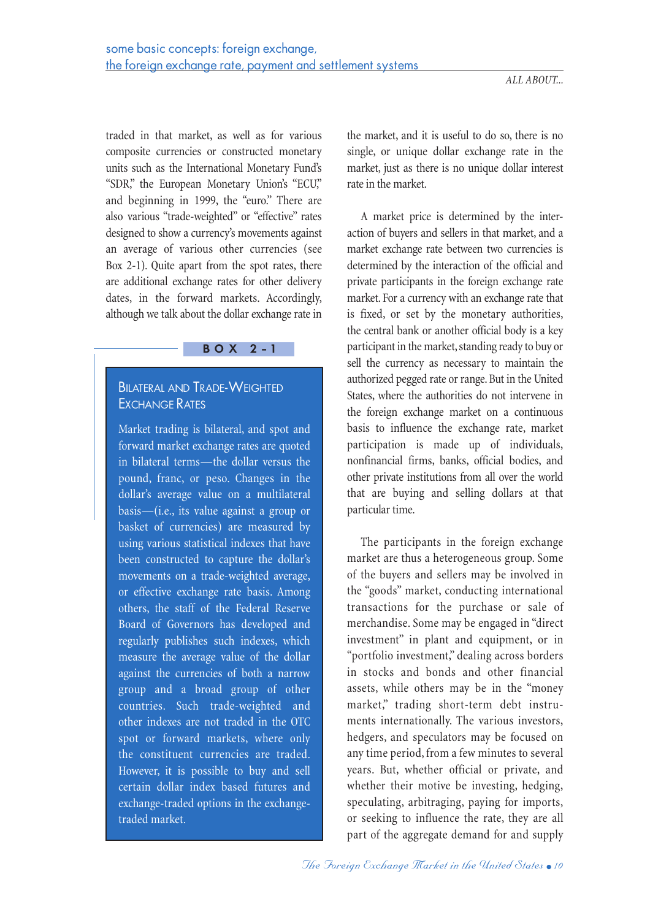traded in that market, as well as for various composite currencies or constructed monetary units such as the International Monetary Fund's "SDR," the European Monetary Union's "ECU," and beginning in 1999, the "euro." There are also various "trade-weighted" or "effective" rates designed to show a currency's movements against an average of various other currencies (see Box 2-1). Quite apart from the spot rates, there are additional exchange rates for other delivery dates, in the forward markets. Accordingly, although we talk about the dollar exchange rate in the market, and it is useful to do so, there is no single, or unique dollar exchange rate in the market, just as there is no unique dollar interest rate in the market.

A market price is determined by the interaction of buyers and sellers in that market, and a market exchange rate between two currencies is determined by the interaction of the official and private participants in the foreign exchange rate market. For a currency with an exchange rate that is fixed, or set by the monetary authorities, the central bank or another official body is a key participant in the market, standing ready to buy or sell the currency as necessary to maintain the authorized pegged rate or range. But in the United States, where the authorities do not intervene in the foreign exchange market on a continuous basis to influence the exchange rate, market participation is made up of individuals, nonfinancial firms, banks, official bodies, and other private institutions from all over the world that are buying and selling dollars at that particular time.

The participants in the foreign exchange market are thus a heterogeneous group. Some of the buyers and sellers may be involved in the "goods" market, conducting international transactions for the purchase or sale of merchandise. Some may be engaged in "direct investment" in plant and equipment, or in "portfolio investment," dealing across borders in stocks and bonds and other financial assets, while others may be in the "money market," trading short-term debt instruments internationally. The various investors, hedgers, and speculators may be focused on any time period, from a few minutes to several years. But, whether official or private, and whether their motive be investing, hedging, speculating, arbitraging, paying for imports, or seeking to influence the rate, they are all part of the aggregate demand for and supply

**BOX 2-1**

### Bilateral and Trade-Weighted Exchange Rates

Market trading is bilateral, and spot and forward market exchange rates are quoted in bilateral terms—the dollar versus the pound, franc, or peso. Changes in the dollar's average value on a multilateral basis—(i.e., its value against a group or basket of currencies) are measured by using various statistical indexes that have been constructed to capture the dollar's movements on a trade-weighted average, or effective exchange rate basis. Among others, the staff of the Federal Reserve Board of Governors has developed and regularly publishes such indexes, which measure the average value of the dollar against the currencies of both a narrow group and a broad group of other countries. Such trade-weighted and other indexes are not traded in the OTC spot or forward markets, where only the constituent currencies are traded. However, it is possible to buy and sell certain dollar index based futures and exchange-traded options in the exchange-traded market.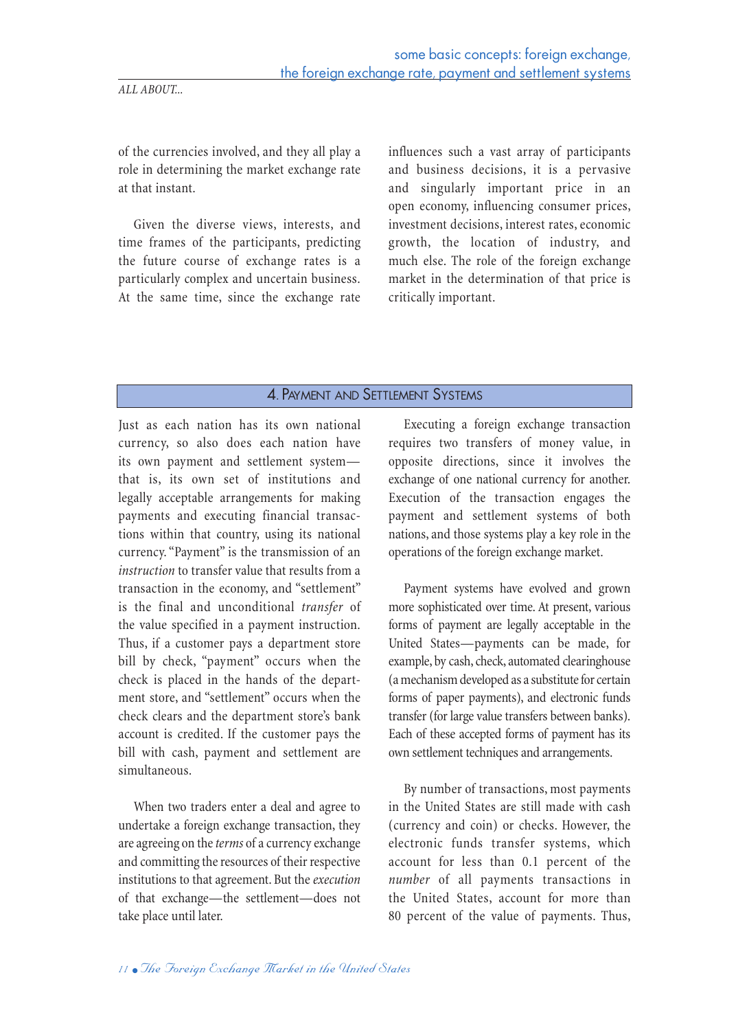of the currencies involved, and they all play a role in determining the market exchange rate at that instant.

Given the diverse views, interests, and time frames of the participants, predicting the future course of exchange rates is a particularly complex and uncertain business. At the same time, since the exchange rate influences such a vast array of participants and business decisions, it is a pervasive and singularly important price in an open economy, influencing consumer prices, investment decisions, interest rates, economic growth, the location of industry, and much else. The role of the foreign exchange market in the determination of that price is critically important.

## 4. Payment and Settlement Systems

Just as each nation has its own national currency, so also does each nation have its own payment and settlement system—that is, its own set of institutions and legally acceptable arrangements for making payments and executing financial transactions within that country, using its national currency. "Payment" is the transmission of an *instruction* to transfer value that results from a transaction in the economy, and "settlement" is the final and unconditional *transfer* of the value specified in a payment instruction. Thus, if a customer pays a department store bill by check, "payment" occurs when the check is placed in the hands of the department store, and "settlement" occurs when the check clears and the department store's bank account is credited. If the customer pays the bill with cash, payment and settlement are simultaneous.

When two traders enter a deal and agree to undertake a foreign exchange transaction, they are agreeing on the *terms* of a currency exchange and committing the resources of their respective institutions to that agreement. But the *execution* of that exchange—the settlement—does not take place until later.

Executing a foreign exchange transaction requires two transfers of money value, in opposite directions, since it involves the exchange of one national currency for another. Execution of the transaction engages the payment and settlement systems of both nations, and those systems play a key role in the operations of the foreign exchange market.

Payment systems have evolved and grown more sophisticated over time. At present, various forms of payment are legally acceptable in the United States—payments can be made, for example, by cash, check, automated clearinghouse (a mechanism developed as a substitute for certain forms of paper payments), and electronic funds transfer (for large value transfers between banks). Each of these accepted forms of payment has its own settlement techniques and arrangements.

By number of transactions, most payments in the United States are still made with cash (currency and coin) or checks. However, the electronic funds transfer systems, which account for less than 0.1 percent of the *number* of all payments transactions in the United States, account for more than 80 percent of the value of payments. Thus,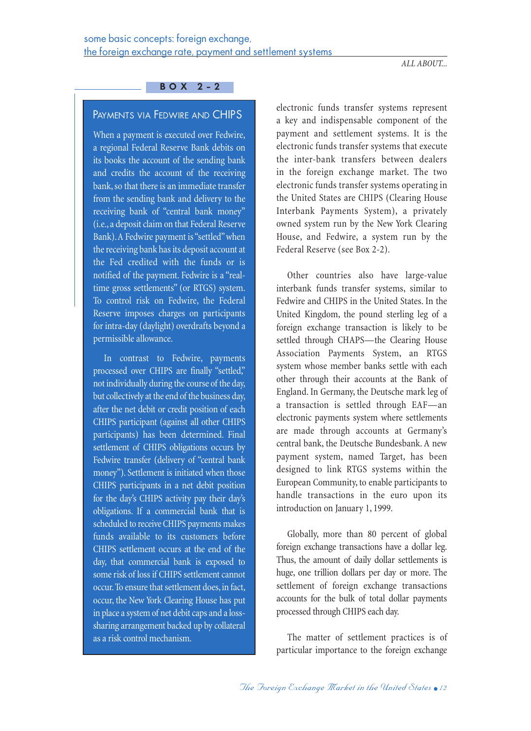### BOX 2-2

#### Payments via Fedwire and CHIPS

When a payment is executed over Fedwire, a regional Federal Reserve Bank debits on its books the account of the sending bank and credits the account of the receiving bank, so that there is an immediate transfer from the sending bank and delivery to the receiving bank of "central bank money" (i.e., a deposit claim on that Federal Reserve Bank). A Fedwire payment is "settled" when the receiving bank has its deposit account at the Fed credited with the funds or is notified of the payment. Fedwire is a "real-time gross settlements" (or RTGS) system. To control risk on Fedwire, the Federal Reserve imposes charges on participants for intra-day (daylight) overdrafts beyond a permissible allowance.

In contrast to Fedwire, payments processed over CHIPS are finally "settled," not individually during the course of the day, but collectively at the end of the business day, after the net debit or credit position of each CHIPS participant (against all other CHIPS participants) has been determined. Final settlement of CHIPS obligations occurs by Fedwire transfer (delivery of "central bank money"). Settlement is initiated when those CHIPS participants in a net debit position for the day's CHIPS activity pay their day's obligations. If a commercial bank that is scheduled to receive CHIPS payments makes funds available to its customers before CHIPS settlement occurs at the end of the day, that commercial bank is exposed to some risk of loss if CHIPS settlement cannot occur. To ensure that settlement does, in fact, occur, the New York Clearing House has put in place a system of net debit caps and a loss-sharing arrangement backed up by collateral as a risk control mechanism.

---

electronic funds transfer systems represent a key and indispensable component of the payment and settlement systems. It is the electronic funds transfer systems that execute the inter-bank transfers between dealers in the foreign exchange market. The two electronic funds transfer systems operating in the United States are CHIPS (Clearing House Interbank Payments System), a privately owned system run by the New York Clearing House, and Fedwire, a system run by the Federal Reserve (see Box 2-2).

Other countries also have large-value interbank funds transfer systems, similar to Fedwire and CHIPS in the United States. In the United Kingdom, the pound sterling leg of a foreign exchange transaction is likely to be settled through CHAPS—the Clearing House Association Payments System, an RTGS system whose member banks settle with each other through their accounts at the Bank of England. In Germany, the Deutsche mark leg of a transaction is settled through EAF—an electronic payments system where settlements are made through accounts at Germany's central bank, the Deutsche Bundesbank. A new payment system, named Target, has been designed to link RTGS systems within the European Community, to enable participants to handle transactions in the euro upon its introduction on January 1, 1999.

Globally, more than 80 percent of global foreign exchange transactions have a dollar leg. Thus, the amount of daily dollar settlements is huge, one trillion dollars per day or more. The settlement of foreign exchange transactions accounts for the bulk of total dollar payments processed through CHIPS each day.

The matter of settlement practices is of particular importance to the foreign exchange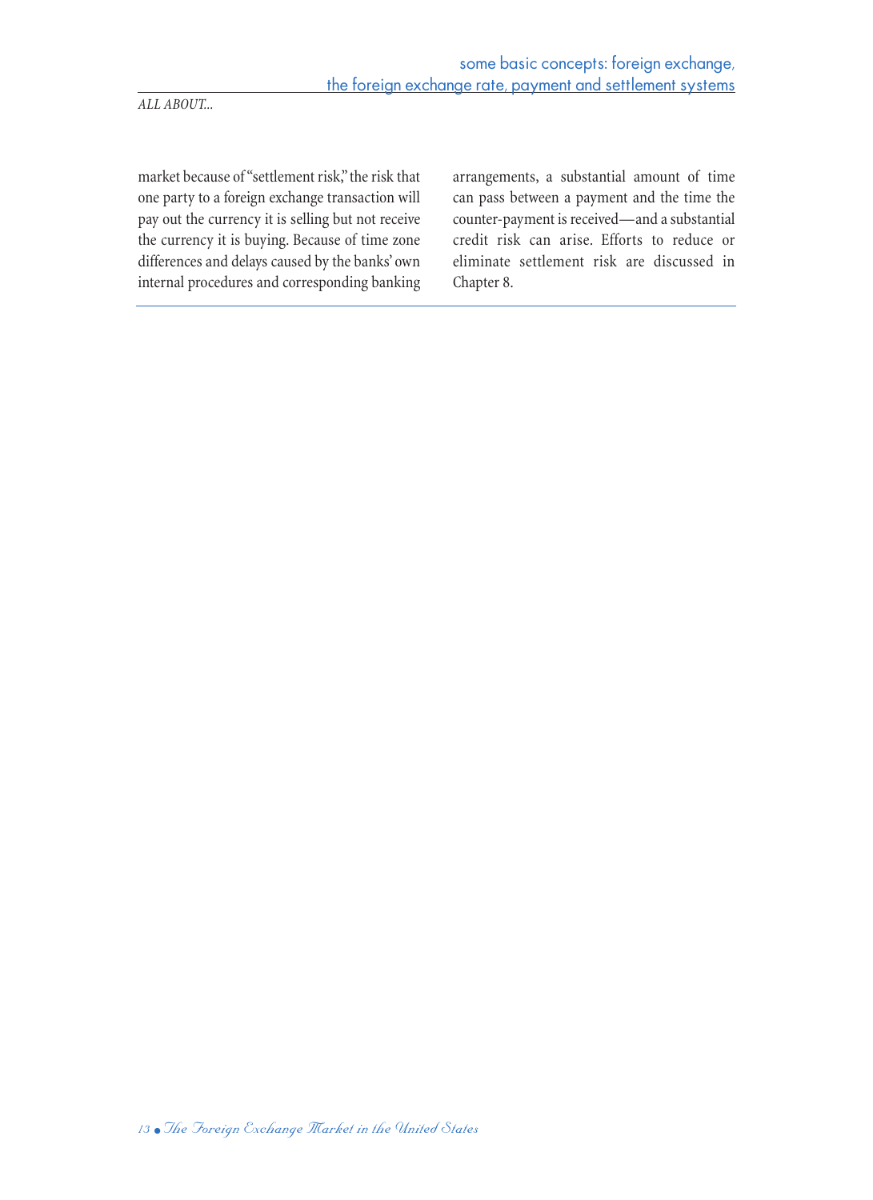market because of "settlement risk," the risk that one party to a foreign exchange transaction will pay out the currency it is selling but not receive the currency it is buying. Because of time zone differences and delays caused by the banks' own internal procedures and corresponding banking arrangements, a substantial amount of time can pass between a payment and the time the counter-payment is received—and a substantial credit risk can arise. Efforts to reduce or eliminate settlement risk are discussed in Chapter 8.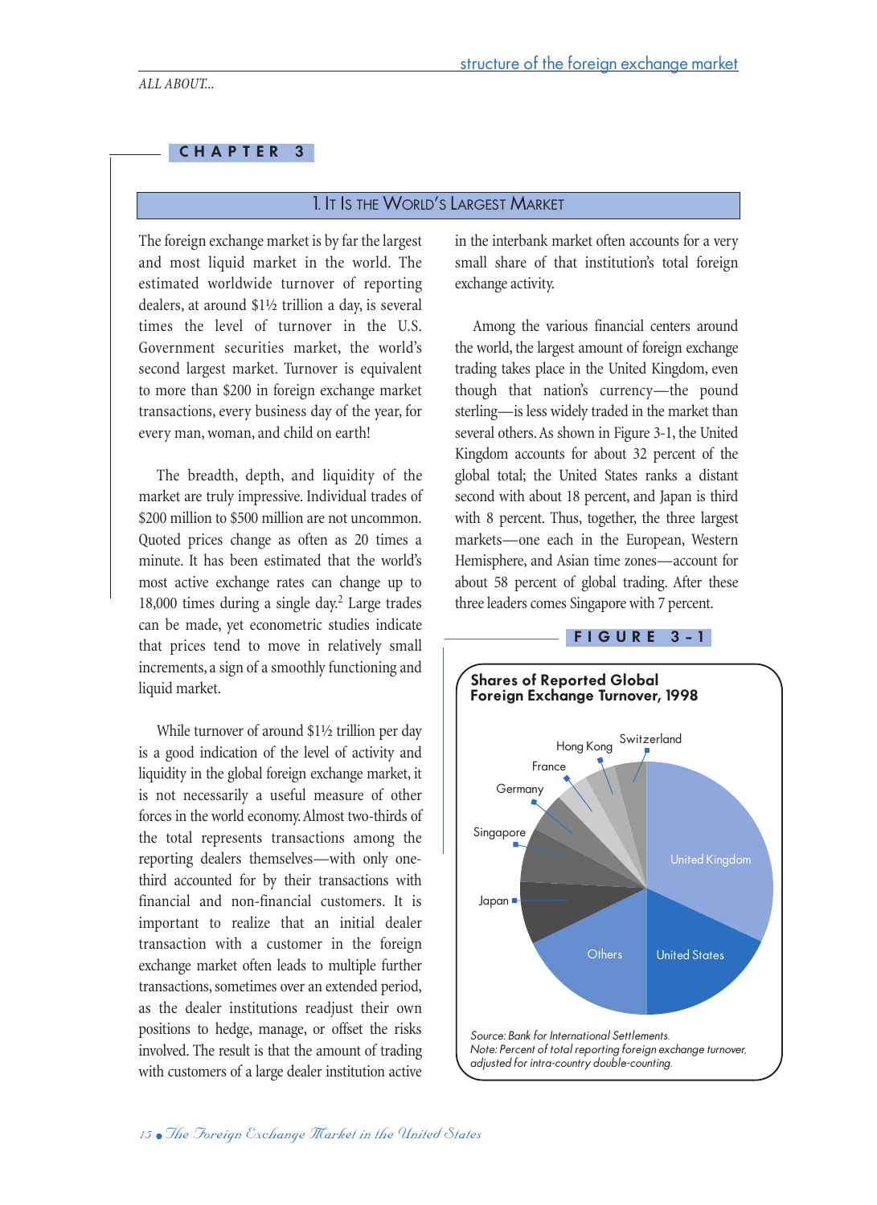## CHAPTER 3

### 1. It Is the World's Largest Market

The foreign exchange market is by far the largest and most liquid market in the world. The estimated worldwide turnover of reporting dealers, at around $1½ trillion a day, is several times the level of turnover in the U.S. Government securities market, the world's second largest market. Turnover is equivalent to more than $200 in foreign exchange market transactions, every business day of the year, for every man, woman, and child on earth!

The breadth, depth, and liquidity of the market are truly impressive. Individual trades of $200 million to $500 million are not uncommon. Quoted prices change as often as 20 times a minute. It has been estimated that the world's most active exchange rates can change up to 18,000 times during a single day.[2] Large trades can be made, yet econometric studies indicate that prices tend to move in relatively small increments, a sign of a smoothly functioning and liquid market.

While turnover of around $1½ trillion per day is a good indication of the level of activity and liquidity in the global foreign exchange market, it is not necessarily a useful measure of other forces in the world economy. Almost two-thirds of the total represents transactions among the reporting dealers themselves—with only one-third accounted for by their transactions with financial and non-financial customers. It is important to realize that an initial dealer transaction with a customer in the foreign exchange market often leads to multiple further transactions, sometimes over an extended period, as the dealer institutions readjust their own positions to hedge, manage, or offset the risks involved. The result is that the amount of trading with customers of a large dealer institution active in the interbank market often accounts for a very small share of that institution's total foreign exchange activity.

Among the various financial centers around the world, the largest amount of foreign exchange trading takes place in the United Kingdom, even though that nation's currency—the pound sterling—is less widely traded in the market than several others. As shown in Figure 3-1, the United Kingdom accounts for about 32 percent of the global total; the United States ranks a distant second with about 18 percent, and Japan is third with 8 percent. Thus, together, the three largest markets—one each in the European, Western Hemisphere, and Asian time zones—account for about 58 percent of global trading. After these three leaders comes Singapore with 7 percent.

**FIGURE 3-1**

**Shares of Reported Global Foreign Exchange Turnover, 1998**

Pie chart segments: United Kingdom, United States, Others, Japan, Singapore, Germany, France, Hong Kong, Switzerland

*Source: Bank for International Settlements.*
*Note: Percent of total reporting foreign exchange turnover, adjusted for intra-country double-counting.*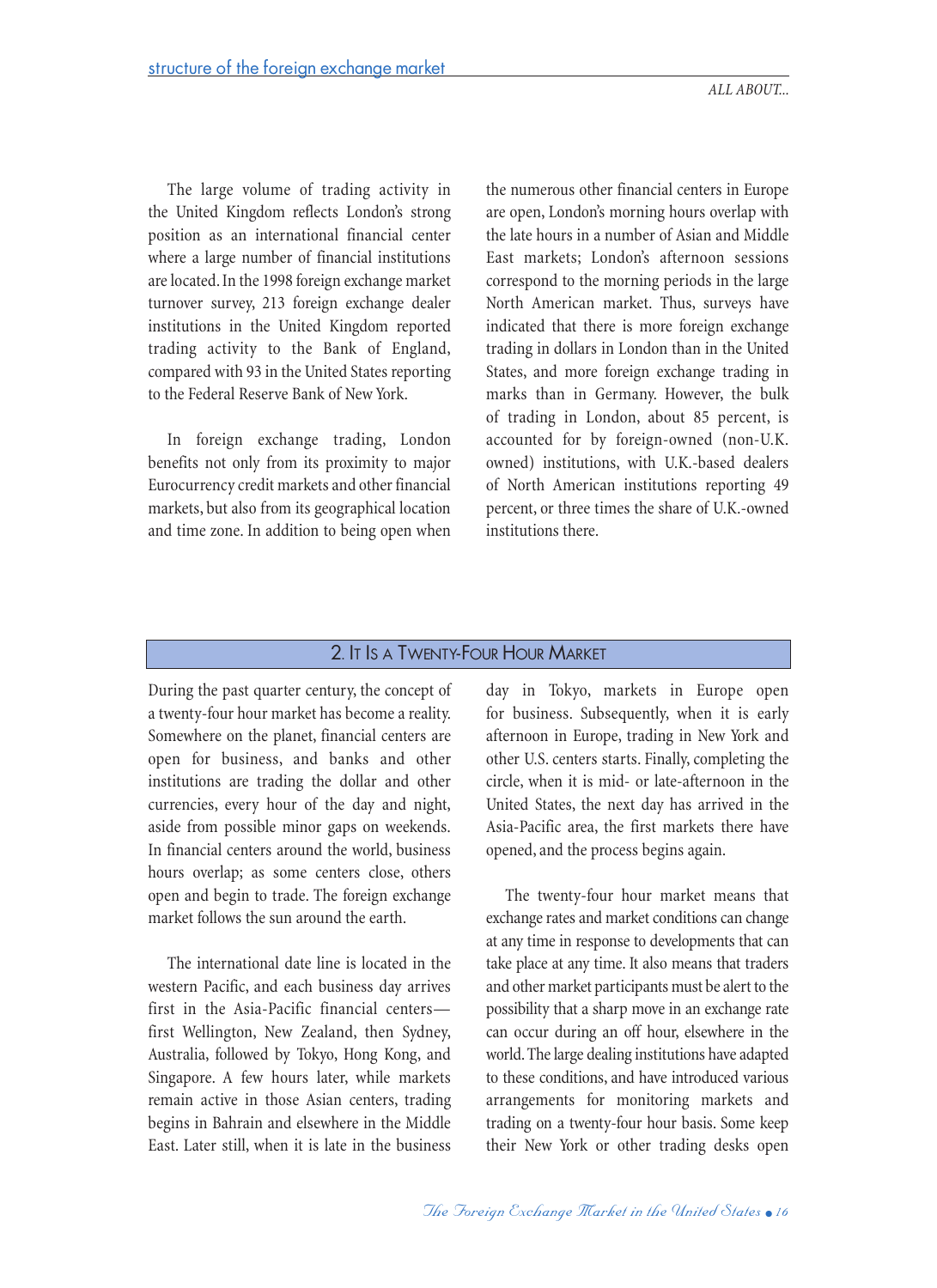The large volume of trading activity in the United Kingdom reflects London's strong position as an international financial center where a large number of financial institutions are located. In the 1998 foreign exchange market turnover survey, 213 foreign exchange dealer institutions in the United Kingdom reported trading activity to the Bank of England, compared with 93 in the United States reporting to the Federal Reserve Bank of New York.

In foreign exchange trading, London benefits not only from its proximity to major Eurocurrency credit markets and other financial markets, but also from its geographical location and time zone. In addition to being open when the numerous other financial centers in Europe are open, London's morning hours overlap with the late hours in a number of Asian and Middle East markets; London's afternoon sessions correspond to the morning periods in the large North American market. Thus, surveys have indicated that there is more foreign exchange trading in dollars in London than in the United States, and more foreign exchange trading in marks than in Germany. However, the bulk of trading in London, about 85 percent, is accounted for by foreign-owned (non-U.K. owned) institutions, with U.K.-based dealers of North American institutions reporting 49 percent, or three times the share of U.K.-owned institutions there.

## 2. It Is a Twenty-Four Hour Market

During the past quarter century, the concept of a twenty-four hour market has become a reality. Somewhere on the planet, financial centers are open for business, and banks and other institutions are trading the dollar and other currencies, every hour of the day and night, aside from possible minor gaps on weekends. In financial centers around the world, business hours overlap; as some centers close, others open and begin to trade. The foreign exchange market follows the sun around the earth.

The international date line is located in the western Pacific, and each business day arrives first in the Asia-Pacific financial centers—first Wellington, New Zealand, then Sydney, Australia, followed by Tokyo, Hong Kong, and Singapore. A few hours later, while markets remain active in those Asian centers, trading begins in Bahrain and elsewhere in the Middle East. Later still, when it is late in the business day in Tokyo, markets in Europe open for business. Subsequently, when it is early afternoon in Europe, trading in New York and other U.S. centers starts. Finally, completing the circle, when it is mid- or late-afternoon in the United States, the next day has arrived in the Asia-Pacific area, the first markets there have opened, and the process begins again.

The twenty-four hour market means that exchange rates and market conditions can change at any time in response to developments that can take place at any time. It also means that traders and other market participants must be alert to the possibility that a sharp move in an exchange rate can occur during an off hour, elsewhere in the world. The large dealing institutions have adapted to these conditions, and have introduced various arrangements for monitoring markets and trading on a twenty-four hour basis. Some keep their New York or other trading desks open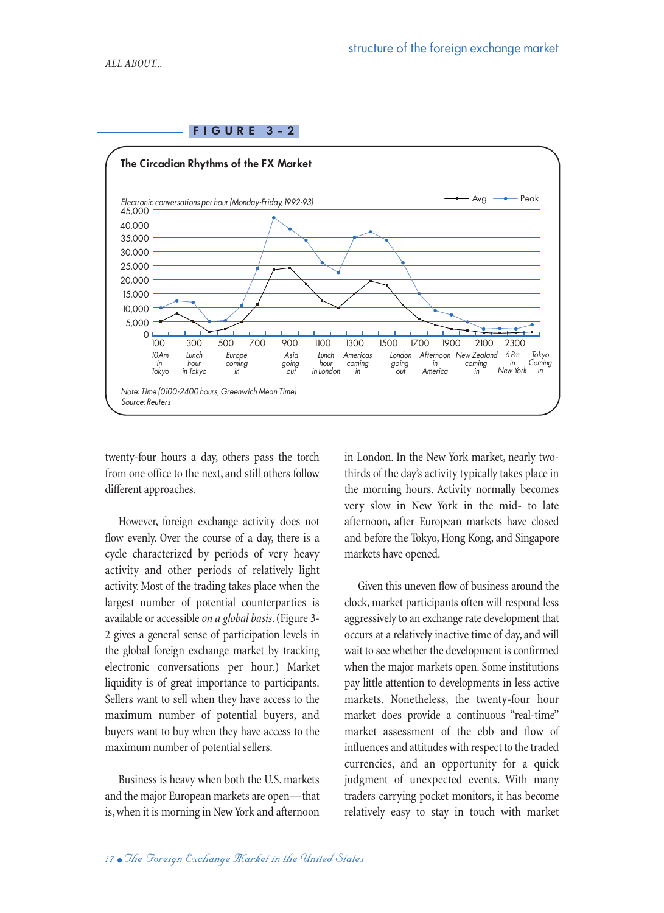FIGURE 3-2

**The Circadian Rhythms of the FX Market**

Electronic conversations per hour (Monday-Friday, 1992-93)

Avg    Peak

45,000
40,000
35,000
30,000
25,000
20,000
15,000
10,000
5,000
0

100 300 500 700 900 1100 1300 1500 1700 1900 2100 2300

10Am in Tokyo · Lunch hour in Tokyo · Europe coming in · Asia going out · Lunch hour in London · Americas coming in · London going out · Afternoon in America · New Zealand coming in · 6 Pm in New York · Tokyo Coming in

Note: Time (0100-2400 hours, Greenwich Mean Time)
Source: Reuters

twenty-four hours a day, others pass the torch from one office to the next, and still others follow different approaches.

However, foreign exchange activity does not flow evenly. Over the course of a day, there is a cycle characterized by periods of very heavy activity and other periods of relatively light activity. Most of the trading takes place when the largest number of potential counterparties is available or accessible *on a global basis*. (Figure 3-2 gives a general sense of participation levels in the global foreign exchange market by tracking electronic conversations per hour.) Market liquidity is of great importance to participants. Sellers want to sell when they have access to the maximum number of potential buyers, and buyers want to buy when they have access to the maximum number of potential sellers.

Business is heavy when both the U.S. markets and the major European markets are open—that is, when it is morning in New York and afternoon in London. In the New York market, nearly two-thirds of the day's activity typically takes place in the morning hours. Activity normally becomes very slow in New York in the mid- to late afternoon, after European markets have closed and before the Tokyo, Hong Kong, and Singapore markets have opened.

Given this uneven flow of business around the clock, market participants often will respond less aggressively to an exchange rate development that occurs at a relatively inactive time of day, and will wait to see whether the development is confirmed when the major markets open. Some institutions pay little attention to developments in less active markets. Nonetheless, the twenty-four hour market does provide a continuous "real-time" market assessment of the ebb and flow of influences and attitudes with respect to the traded currencies, and an opportunity for a quick judgment of unexpected events. With many traders carrying pocket monitors, it has become relatively easy to stay in touch with market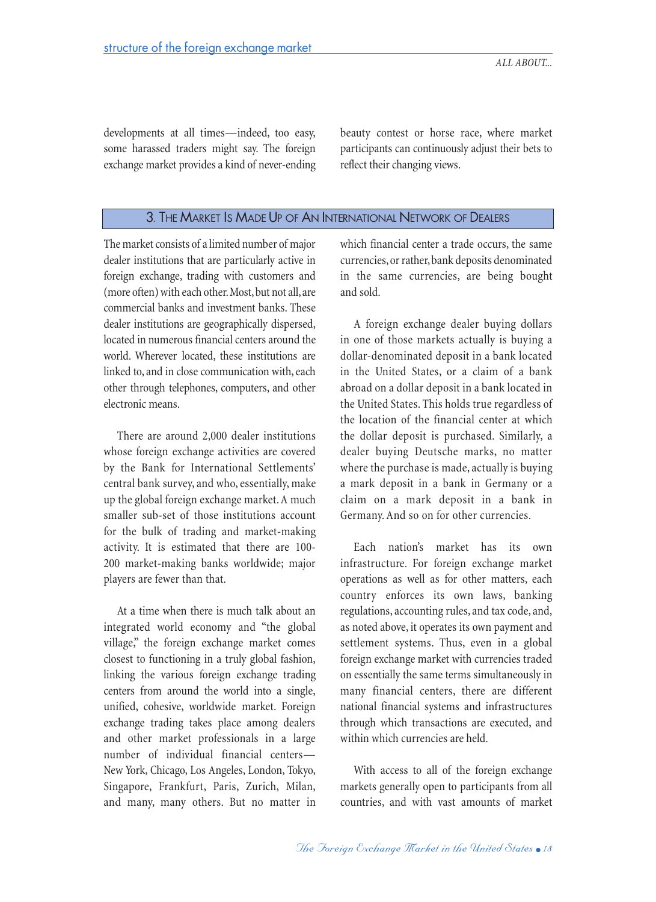developments at all times—indeed, too easy, some harassed traders might say. The foreign exchange market provides a kind of never-ending beauty contest or horse race, where market participants can continuously adjust their bets to reflect their changing views.

## 3. The Market Is Made Up of An International Network of Dealers

The market consists of a limited number of major dealer institutions that are particularly active in foreign exchange, trading with customers and (more often) with each other. Most, but not all, are commercial banks and investment banks. These dealer institutions are geographically dispersed, located in numerous financial centers around the world. Wherever located, these institutions are linked to, and in close communication with, each other through telephones, computers, and other electronic means.

There are around 2,000 dealer institutions whose foreign exchange activities are covered by the Bank for International Settlements' central bank survey, and who, essentially, make up the global foreign exchange market. A much smaller sub-set of those institutions account for the bulk of trading and market-making activity. It is estimated that there are 100-200 market-making banks worldwide; major players are fewer than that.

At a time when there is much talk about an integrated world economy and "the global village," the foreign exchange market comes closest to functioning in a truly global fashion, linking the various foreign exchange trading centers from around the world into a single, unified, cohesive, worldwide market. Foreign exchange trading takes place among dealers and other market professionals in a large number of individual financial centers—New York, Chicago, Los Angeles, London, Tokyo, Singapore, Frankfurt, Paris, Zurich, Milan, and many, many others. But no matter in which financial center a trade occurs, the same currencies, or rather, bank deposits denominated in the same currencies, are being bought and sold.

A foreign exchange dealer buying dollars in one of those markets actually is buying a dollar-denominated deposit in a bank located in the United States, or a claim of a bank abroad on a dollar deposit in a bank located in the United States. This holds true regardless of the location of the financial center at which the dollar deposit is purchased. Similarly, a dealer buying Deutsche marks, no matter where the purchase is made, actually is buying a mark deposit in a bank in Germany or a claim on a mark deposit in a bank in Germany. And so on for other currencies.

Each nation's market has its own infrastructure. For foreign exchange market operations as well as for other matters, each country enforces its own laws, banking regulations, accounting rules, and tax code, and, as noted above, it operates its own payment and settlement systems. Thus, even in a global foreign exchange market with currencies traded on essentially the same terms simultaneously in many financial centers, there are different national financial systems and infrastructures through which transactions are executed, and within which currencies are held.

With access to all of the foreign exchange markets generally open to participants from all countries, and with vast amounts of market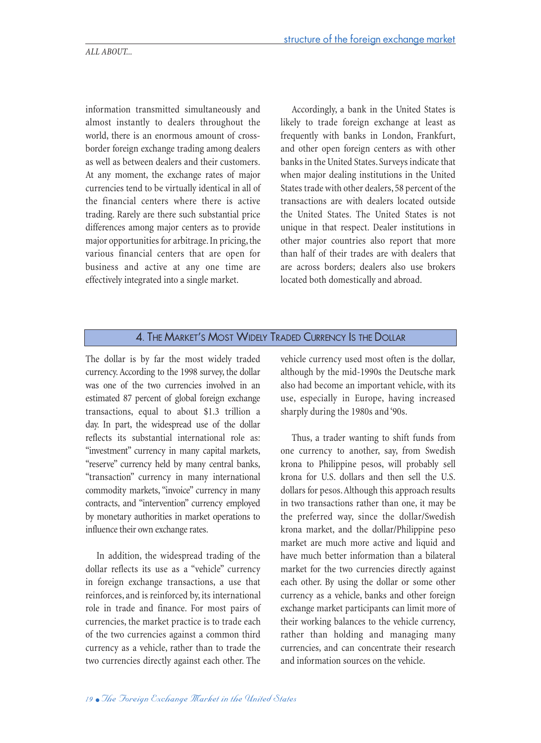information transmitted simultaneously and almost instantly to dealers throughout the world, there is an enormous amount of cross-border foreign exchange trading among dealers as well as between dealers and their customers. At any moment, the exchange rates of major currencies tend to be virtually identical in all of the financial centers where there is active trading. Rarely are there such substantial price differences among major centers as to provide major opportunities for arbitrage. In pricing, the various financial centers that are open for business and active at any one time are effectively integrated into a single market.

Accordingly, a bank in the United States is likely to trade foreign exchange at least as frequently with banks in London, Frankfurt, and other open foreign centers as with other banks in the United States. Surveys indicate that when major dealing institutions in the United States trade with other dealers, 58 percent of the transactions are with dealers located outside the United States. The United States is not unique in that respect. Dealer institutions in other major countries also report that more than half of their trades are with dealers that are across borders; dealers also use brokers located both domestically and abroad.

## 4. The Market's Most Widely Traded Currency Is the Dollar

The dollar is by far the most widely traded currency. According to the 1998 survey, the dollar was one of the two currencies involved in an estimated 87 percent of global foreign exchange transactions, equal to about $1.3 trillion a day. In part, the widespread use of the dollar reflects its substantial international role as: "investment" currency in many capital markets, "reserve" currency held by many central banks, "transaction" currency in many international commodity markets, "invoice" currency in many contracts, and "intervention" currency employed by monetary authorities in market operations to influence their own exchange rates.

In addition, the widespread trading of the dollar reflects its use as a "vehicle" currency in foreign exchange transactions, a use that reinforces, and is reinforced by, its international role in trade and finance. For most pairs of currencies, the market practice is to trade each of the two currencies against a common third currency as a vehicle, rather than to trade the two currencies directly against each other. The vehicle currency used most often is the dollar, although by the mid-1990s the Deutsche mark also had become an important vehicle, with its use, especially in Europe, having increased sharply during the 1980s and '90s.

Thus, a trader wanting to shift funds from one currency to another, say, from Swedish krona to Philippine pesos, will probably sell krona for U.S. dollars and then sell the U.S. dollars for pesos. Although this approach results in two transactions rather than one, it may be the preferred way, since the dollar/Swedish krona market, and the dollar/Philippine peso market are much more active and liquid and have much better information than a bilateral market for the two currencies directly against each other. By using the dollar or some other currency as a vehicle, banks and other foreign exchange market participants can limit more of their working balances to the vehicle currency, rather than holding and managing many currencies, and can concentrate their research and information sources on the vehicle.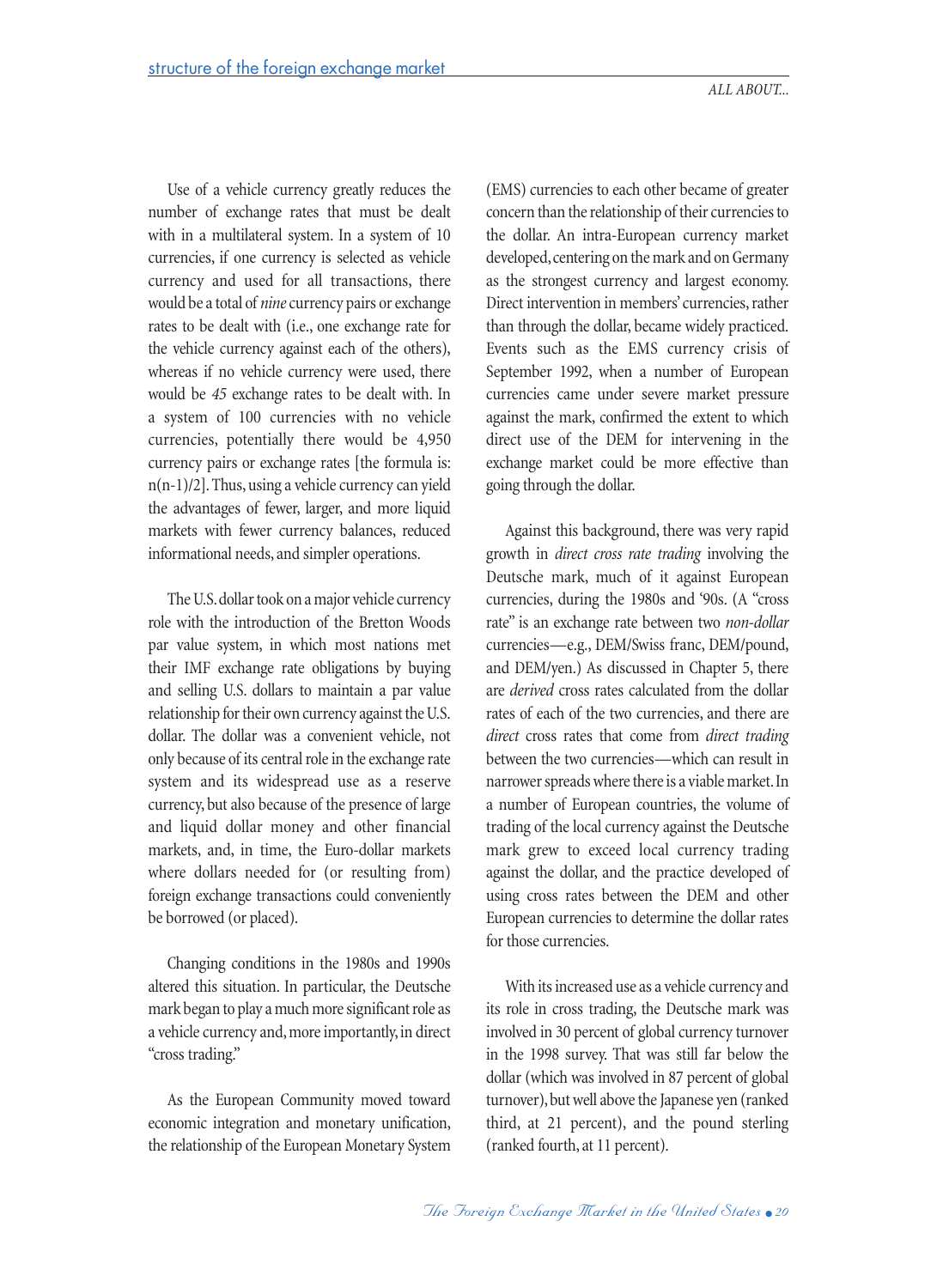Use of a vehicle currency greatly reduces the number of exchange rates that must be dealt with in a multilateral system. In a system of 10 currencies, if one currency is selected as vehicle currency and used for all transactions, there would be a total of *nine* currency pairs or exchange rates to be dealt with (i.e., one exchange rate for the vehicle currency against each of the others), whereas if no vehicle currency were used, there would be *45* exchange rates to be dealt with. In a system of 100 currencies with no vehicle currencies, potentially there would be 4,950 currency pairs or exchange rates [the formula is: $n(n-1)/2$]. Thus, using a vehicle currency can yield the advantages of fewer, larger, and more liquid markets with fewer currency balances, reduced informational needs, and simpler operations.

The U.S. dollar took on a major vehicle currency role with the introduction of the Bretton Woods par value system, in which most nations met their IMF exchange rate obligations by buying and selling U.S. dollars to maintain a par value relationship for their own currency against the U.S. dollar. The dollar was a convenient vehicle, not only because of its central role in the exchange rate system and its widespread use as a reserve currency, but also because of the presence of large and liquid dollar money and other financial markets, and, in time, the Euro-dollar markets where dollars needed for (or resulting from) foreign exchange transactions could conveniently be borrowed (or placed).

Changing conditions in the 1980s and 1990s altered this situation. In particular, the Deutsche mark began to play a much more significant role as a vehicle currency and, more importantly, in direct "cross trading."

As the European Community moved toward economic integration and monetary unification, the relationship of the European Monetary System (EMS) currencies to each other became of greater concern than the relationship of their currencies to the dollar. An intra-European currency market developed, centering on the mark and on Germany as the strongest currency and largest economy. Direct intervention in members' currencies, rather than through the dollar, became widely practiced. Events such as the EMS currency crisis of September 1992, when a number of European currencies came under severe market pressure against the mark, confirmed the extent to which direct use of the DEM for intervening in the exchange market could be more effective than going through the dollar.

Against this background, there was very rapid growth in *direct cross rate trading* involving the Deutsche mark, much of it against European currencies, during the 1980s and '90s. (A "cross rate" is an exchange rate between two *non-dollar* currencies—e.g., DEM/Swiss franc, DEM/pound, and DEM/yen.) As discussed in Chapter 5, there are *derived* cross rates calculated from the dollar rates of each of the two currencies, and there are *direct* cross rates that come from *direct trading* between the two currencies—which can result in narrower spreads where there is a viable market. In a number of European countries, the volume of trading of the local currency against the Deutsche mark grew to exceed local currency trading against the dollar, and the practice developed of using cross rates between the DEM and other European currencies to determine the dollar rates for those currencies.

With its increased use as a vehicle currency and its role in cross trading, the Deutsche mark was involved in 30 percent of global currency turnover in the 1998 survey. That was still far below the dollar (which was involved in 87 percent of global turnover), but well above the Japanese yen (ranked third, at 21 percent), and the pound sterling (ranked fourth, at 11 percent).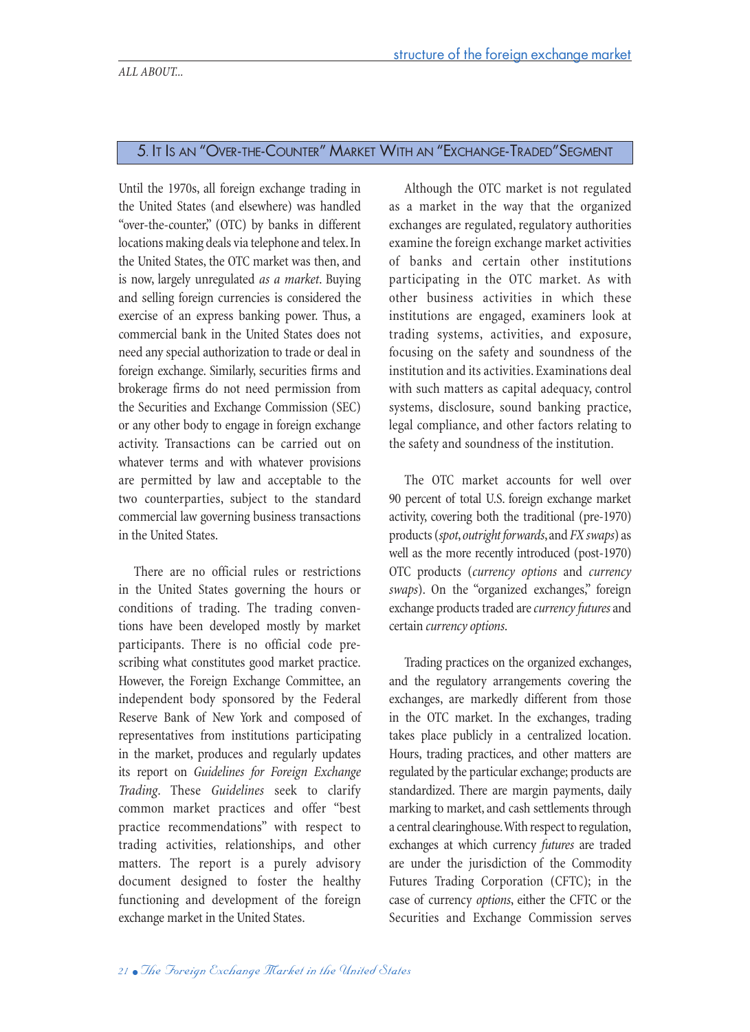## 5. It Is an "Over-the-Counter" Market With an "Exchange-Traded" Segment

Until the 1970s, all foreign exchange trading in the United States (and elsewhere) was handled "over-the-counter," (OTC) by banks in different locations making deals via telephone and telex. In the United States, the OTC market was then, and is now, largely unregulated *as a market*. Buying and selling foreign currencies is considered the exercise of an express banking power. Thus, a commercial bank in the United States does not need any special authorization to trade or deal in foreign exchange. Similarly, securities firms and brokerage firms do not need permission from the Securities and Exchange Commission (SEC) or any other body to engage in foreign exchange activity. Transactions can be carried out on whatever terms and with whatever provisions are permitted by law and acceptable to the two counterparties, subject to the standard commercial law governing business transactions in the United States.

There are no official rules or restrictions in the United States governing the hours or conditions of trading. The trading conventions have been developed mostly by market participants. There is no official code prescribing what constitutes good market practice. However, the Foreign Exchange Committee, an independent body sponsored by the Federal Reserve Bank of New York and composed of representatives from institutions participating in the market, produces and regularly updates its report on *Guidelines for Foreign Exchange Trading*. These *Guidelines* seek to clarify common market practices and offer "best practice recommendations" with respect to trading activities, relationships, and other matters. The report is a purely advisory document designed to foster the healthy functioning and development of the foreign exchange market in the United States.

Although the OTC market is not regulated as a market in the way that the organized exchanges are regulated, regulatory authorities examine the foreign exchange market activities of banks and certain other institutions participating in the OTC market. As with other business activities in which these institutions are engaged, examiners look at trading systems, activities, and exposure, focusing on the safety and soundness of the institution and its activities. Examinations deal with such matters as capital adequacy, control systems, disclosure, sound banking practice, legal compliance, and other factors relating to the safety and soundness of the institution.

The OTC market accounts for well over 90 percent of total U.S. foreign exchange market activity, covering both the traditional (pre-1970) products (*spot*, *outright forwards*, and *FX swaps*) as well as the more recently introduced (post-1970) OTC products (*currency options* and *currency swaps*). On the "organized exchanges," foreign exchange products traded are *currency futures* and certain *currency options*.

Trading practices on the organized exchanges, and the regulatory arrangements covering the exchanges, are markedly different from those in the OTC market. In the exchanges, trading takes place publicly in a centralized location. Hours, trading practices, and other matters are regulated by the particular exchange; products are standardized. There are margin payments, daily marking to market, and cash settlements through a central clearinghouse. With respect to regulation, exchanges at which currency *futures* are traded are under the jurisdiction of the Commodity Futures Trading Corporation (CFTC); in the case of currency *options*, either the CFTC or the Securities and Exchange Commission serves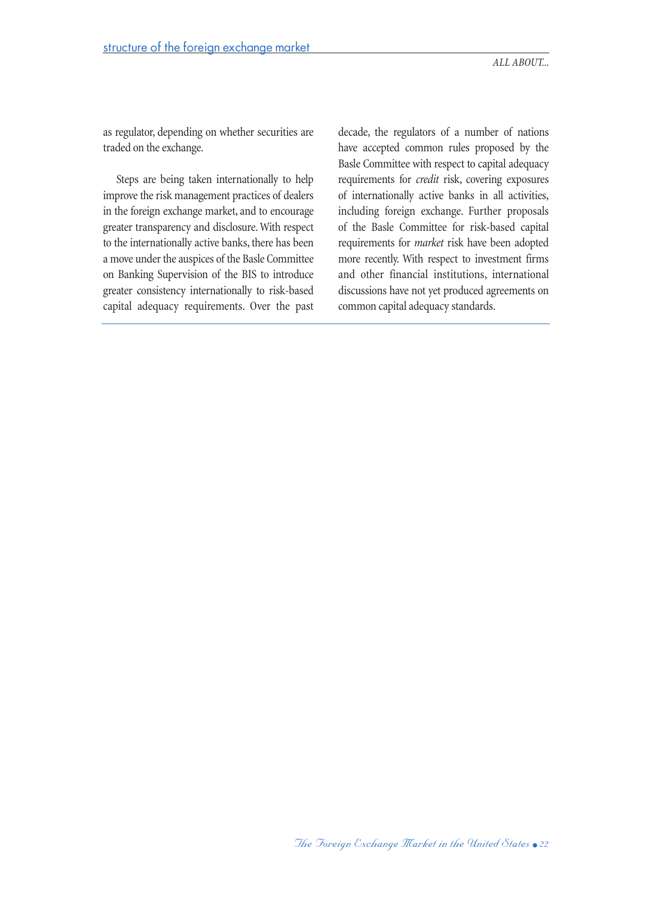as regulator, depending on whether securities are traded on the exchange.

Steps are being taken internationally to help improve the risk management practices of dealers in the foreign exchange market, and to encourage greater transparency and disclosure. With respect to the internationally active banks, there has been a move under the auspices of the Basle Committee on Banking Supervision of the BIS to introduce greater consistency internationally to risk-based capital adequacy requirements. Over the past decade, the regulators of a number of nations have accepted common rules proposed by the Basle Committee with respect to capital adequacy requirements for *credit* risk, covering exposures of internationally active banks in all activities, including foreign exchange. Further proposals of the Basle Committee for risk-based capital requirements for *market* risk have been adopted more recently. With respect to investment firms and other financial institutions, international discussions have not yet produced agreements on common capital adequacy standards.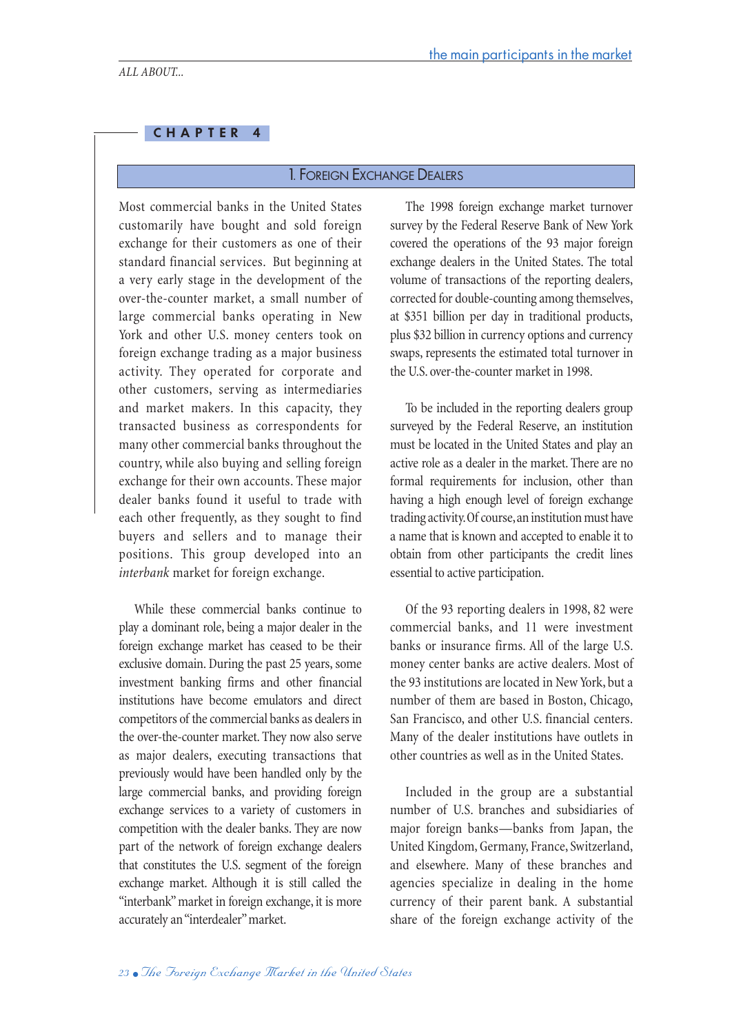## CHAPTER 4

### 1. Foreign Exchange Dealers

Most commercial banks in the United States customarily have bought and sold foreign exchange for their customers as one of their standard financial services. But beginning at a very early stage in the development of the over-the-counter market, a small number of large commercial banks operating in New York and other U.S. money centers took on foreign exchange trading as a major business activity. They operated for corporate and other customers, serving as intermediaries and market makers. In this capacity, they transacted business as correspondents for many other commercial banks throughout the country, while also buying and selling foreign exchange for their own accounts. These major dealer banks found it useful to trade with each other frequently, as they sought to find buyers and sellers and to manage their positions. This group developed into an *interbank* market for foreign exchange.

While these commercial banks continue to play a dominant role, being a major dealer in the foreign exchange market has ceased to be their exclusive domain. During the past 25 years, some investment banking firms and other financial institutions have become emulators and direct competitors of the commercial banks as dealers in the over-the-counter market. They now also serve as major dealers, executing transactions that previously would have been handled only by the large commercial banks, and providing foreign exchange services to a variety of customers in competition with the dealer banks. They are now part of the network of foreign exchange dealers that constitutes the U.S. segment of the foreign exchange market. Although it is still called the "interbank" market in foreign exchange, it is more accurately an "interdealer" market.

The 1998 foreign exchange market turnover survey by the Federal Reserve Bank of New York covered the operations of the 93 major foreign exchange dealers in the United States. The total volume of transactions of the reporting dealers, corrected for double-counting among themselves, at $351 billion per day in traditional products, plus $32 billion in currency options and currency swaps, represents the estimated total turnover in the U.S. over-the-counter market in 1998.

To be included in the reporting dealers group surveyed by the Federal Reserve, an institution must be located in the United States and play an active role as a dealer in the market. There are no formal requirements for inclusion, other than having a high enough level of foreign exchange trading activity. Of course, an institution must have a name that is known and accepted to enable it to obtain from other participants the credit lines essential to active participation.

Of the 93 reporting dealers in 1998, 82 were commercial banks, and 11 were investment banks or insurance firms. All of the large U.S. money center banks are active dealers. Most of the 93 institutions are located in New York, but a number of them are based in Boston, Chicago, San Francisco, and other U.S. financial centers. Many of the dealer institutions have outlets in other countries as well as in the United States.

Included in the group are a substantial number of U.S. branches and subsidiaries of major foreign banks—banks from Japan, the United Kingdom, Germany, France, Switzerland, and elsewhere. Many of these branches and agencies specialize in dealing in the home currency of their parent bank. A substantial share of the foreign exchange activity of the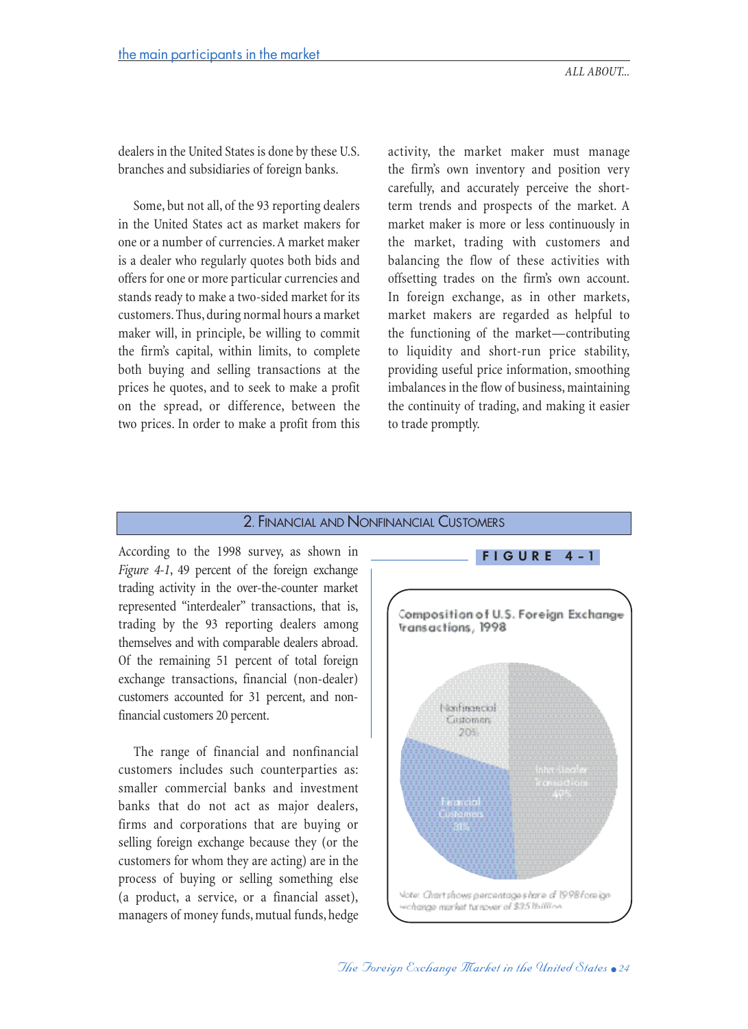dealers in the United States is done by these U.S. branches and subsidiaries of foreign banks.

Some, but not all, of the 93 reporting dealers in the United States act as market makers for one or a number of currencies. A market maker is a dealer who regularly quotes both bids and offers for one or more particular currencies and stands ready to make a two-sided market for its customers. Thus, during normal hours a market maker will, in principle, be willing to commit the firm's capital, within limits, to complete both buying and selling transactions at the prices he quotes, and to seek to make a profit on the spread, or difference, between the two prices. In order to make a profit from this activity, the market maker must manage the firm's own inventory and position very carefully, and accurately perceive the short-term trends and prospects of the market. A market maker is more or less continuously in the market, trading with customers and balancing the flow of these activities with offsetting trades on the firm's own account. In foreign exchange, as in other markets, market makers are regarded as helpful to the functioning of the market—contributing to liquidity and short-run price stability, providing useful price information, smoothing imbalances in the flow of business, maintaining the continuity of trading, and making it easier to trade promptly.

## 2. Financial and Nonfinancial Customers

According to the 1998 survey, as shown in *Figure 4-1*, 49 percent of the foreign exchange trading activity in the over-the-counter market represented "interdealer" transactions, that is, trading by the 93 reporting dealers among themselves and with comparable dealers abroad. Of the remaining 51 percent of total foreign exchange transactions, financial (non-dealer) customers accounted for 31 percent, and non-financial customers 20 percent.

The range of financial and nonfinancial customers includes such counterparties as: smaller commercial banks and investment banks that do not act as major dealers, firms and corporations that are buying or selling foreign exchange because they (or the customers for whom they are acting) are in the process of buying or selling something else (a product, a service, or a financial asset), managers of money funds, mutual funds, hedge

**FIGURE 4-1**

Composition of U.S. Foreign Exchange Transactions, 1998

Nonfinancial Customers 20%

Interdealer Transactions 49%

Financial Customers 31%

Note: Chart shows percentage share of 1998 foreign exchange market turnover of $351 billion.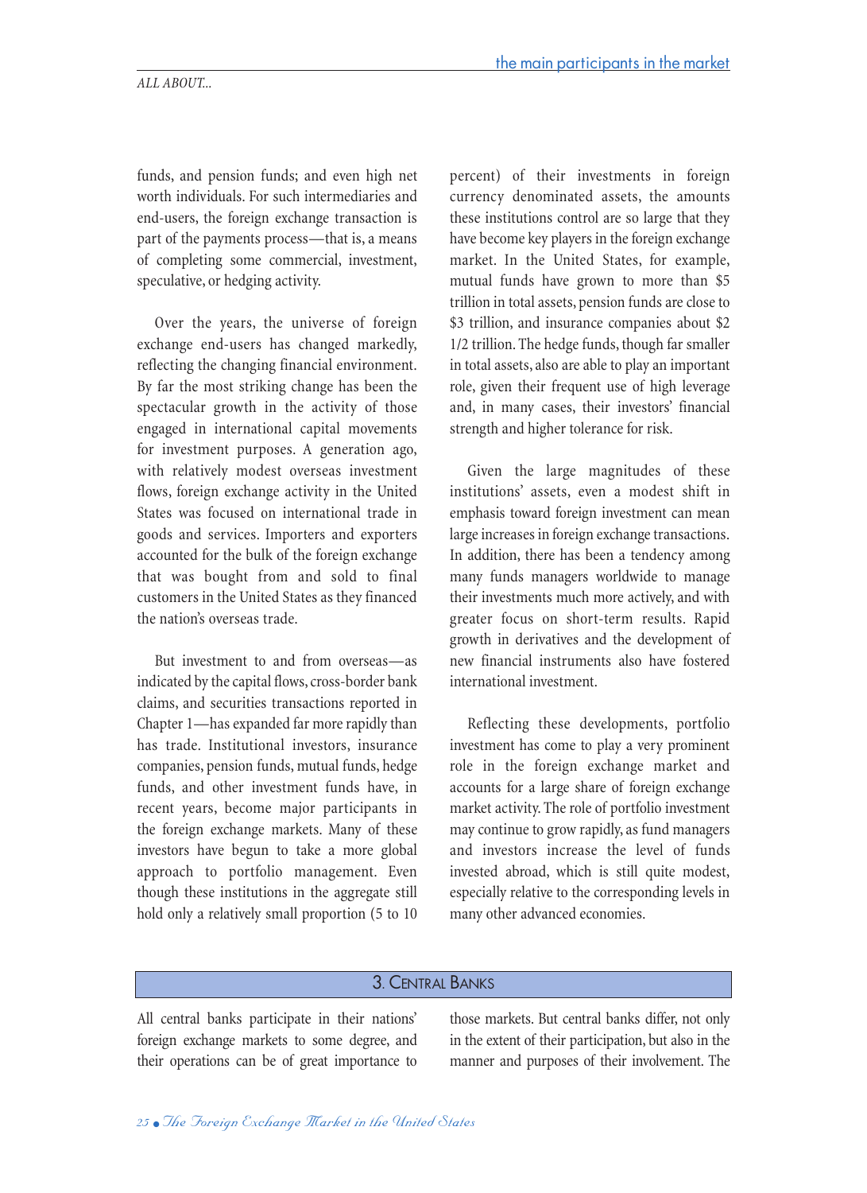funds, and pension funds; and even high net worth individuals. For such intermediaries and end-users, the foreign exchange transaction is part of the payments process—that is, a means of completing some commercial, investment, speculative, or hedging activity.

Over the years, the universe of foreign exchange end-users has changed markedly, reflecting the changing financial environment. By far the most striking change has been the spectacular growth in the activity of those engaged in international capital movements for investment purposes. A generation ago, with relatively modest overseas investment flows, foreign exchange activity in the United States was focused on international trade in goods and services. Importers and exporters accounted for the bulk of the foreign exchange that was bought from and sold to final customers in the United States as they financed the nation's overseas trade.

But investment to and from overseas—as indicated by the capital flows, cross-border bank claims, and securities transactions reported in Chapter 1—has expanded far more rapidly than has trade. Institutional investors, insurance companies, pension funds, mutual funds, hedge funds, and other investment funds have, in recent years, become major participants in the foreign exchange markets. Many of these investors have begun to take a more global approach to portfolio management. Even though these institutions in the aggregate still hold only a relatively small proportion (5 to 10 percent) of their investments in foreign currency denominated assets, the amounts these institutions control are so large that they have become key players in the foreign exchange market. In the United States, for example, mutual funds have grown to more than $5 trillion in total assets, pension funds are close to $3 trillion, and insurance companies about $2 1/2 trillion. The hedge funds, though far smaller in total assets, also are able to play an important role, given their frequent use of high leverage and, in many cases, their investors' financial strength and higher tolerance for risk.

Given the large magnitudes of these institutions' assets, even a modest shift in emphasis toward foreign investment can mean large increases in foreign exchange transactions. In addition, there has been a tendency among many funds managers worldwide to manage their investments much more actively, and with greater focus on short-term results. Rapid growth in derivatives and the development of new financial instruments also have fostered international investment.

Reflecting these developments, portfolio investment has come to play a very prominent role in the foreign exchange market and accounts for a large share of foreign exchange market activity. The role of portfolio investment may continue to grow rapidly, as fund managers and investors increase the level of funds invested abroad, which is still quite modest, especially relative to the corresponding levels in many other advanced economies.

## 3. Central Banks

All central banks participate in their nations' foreign exchange markets to some degree, and their operations can be of great importance to those markets. But central banks differ, not only in the extent of their participation, but also in the manner and purposes of their involvement. The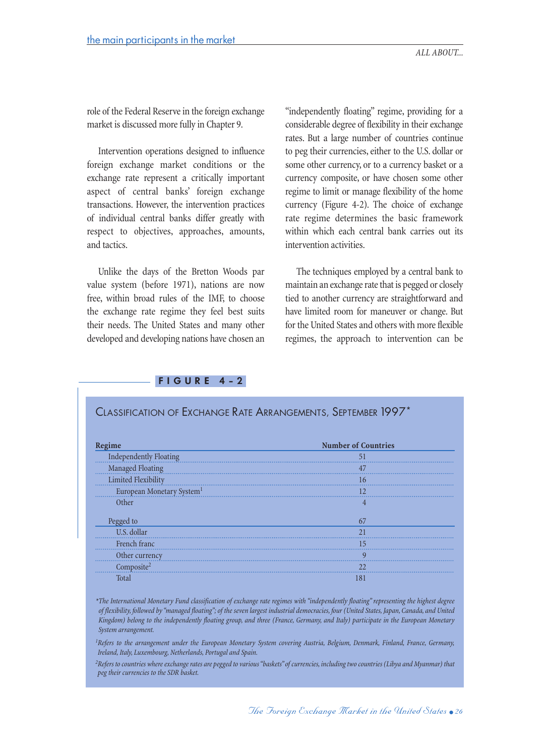role of the Federal Reserve in the foreign exchange market is discussed more fully in Chapter 9.

Intervention operations designed to influence foreign exchange market conditions or the exchange rate represent a critically important aspect of central banks' foreign exchange transactions. However, the intervention practices of individual central banks differ greatly with respect to objectives, approaches, amounts, and tactics.

Unlike the days of the Bretton Woods par value system (before 1971), nations are now free, within broad rules of the IMF, to choose the exchange rate regime they feel best suits their needs. The United States and many other developed and developing nations have chosen an "independently floating" regime, providing for a considerable degree of flexibility in their exchange rates. But a large number of countries continue to peg their currencies, either to the U.S. dollar or some other currency, or to a currency basket or a currency composite, or have chosen some other regime to limit or manage flexibility of the home currency (Figure 4-2). The choice of exchange rate regime determines the basic framework within which each central bank carries out its intervention activities.

The techniques employed by a central bank to maintain an exchange rate that is pegged or closely tied to another currency are straightforward and have limited room for maneuver or change. But for the United States and others with more flexible regimes, the approach to intervention can be

**FIGURE 4-2**

## Classification of Exchange Rate Arrangements, September 1997*

| Regime | Number of Countries |
|---|---|
| Independently Floating | 51 |
| Managed Floating | 47 |
| Limited Flexibility | 16 |
| European Monetary System[1] | 12 |
| Other | 4 |
| Pegged to | 67 |
| U.S. dollar | 21 |
| French franc | 15 |
| Other currency | 9 |
| Composite[2] | 22 |
| Total | 181 |

*\*The International Monetary Fund classification of exchange rate regimes with "independently floating" representing the highest degree of flexibility, followed by "managed floating"; of the seven largest industrial democracies, four (United States, Japan, Canada, and United Kingdom) belong to the independently floating group, and three (France, Germany, and Italy) participate in the European Monetary System arrangement.*

*[1]Refers to the arrangement under the European Monetary System covering Austria, Belgium, Denmark, Finland, France, Germany, Ireland, Italy, Luxembourg, Netherlands, Portugal and Spain.*

*[2]Refers to countries where exchange rates are pegged to various "baskets" of currencies, including two countries (Libya and Myanmar) that peg their currencies to the SDR basket.*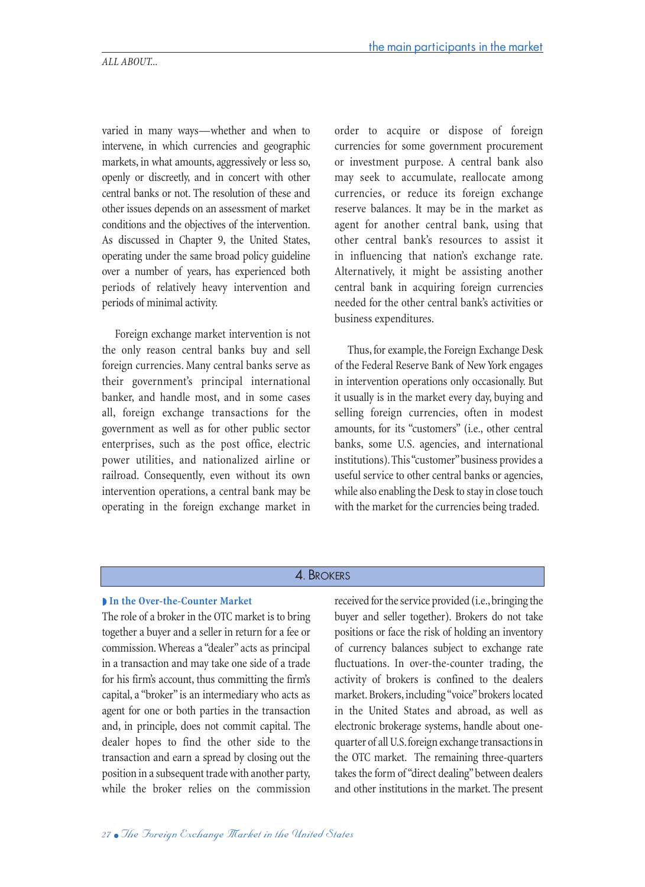varied in many ways—whether and when to intervene, in which currencies and geographic markets, in what amounts, aggressively or less so, openly or discreetly, and in concert with other central banks or not. The resolution of these and other issues depends on an assessment of market conditions and the objectives of the intervention. As discussed in Chapter 9, the United States, operating under the same broad policy guideline over a number of years, has experienced both periods of relatively heavy intervention and periods of minimal activity.

Foreign exchange market intervention is not the only reason central banks buy and sell foreign currencies. Many central banks serve as their government's principal international banker, and handle most, and in some cases all, foreign exchange transactions for the government as well as for other public sector enterprises, such as the post office, electric power utilities, and nationalized airline or railroad. Consequently, even without its own intervention operations, a central bank may be operating in the foreign exchange market in order to acquire or dispose of foreign currencies for some government procurement or investment purpose. A central bank also may seek to accumulate, reallocate among currencies, or reduce its foreign exchange reserve balances. It may be in the market as agent for another central bank, using that other central bank's resources to assist it in influencing that nation's exchange rate. Alternatively, it might be assisting another central bank in acquiring foreign currencies needed for the other central bank's activities or business expenditures.

Thus, for example, the Foreign Exchange Desk of the Federal Reserve Bank of New York engages in intervention operations only occasionally. But it usually is in the market every day, buying and selling foreign currencies, often in modest amounts, for its "customers" (i.e., other central banks, some U.S. agencies, and international institutions). This "customer" business provides a useful service to other central banks or agencies, while also enabling the Desk to stay in close touch with the market for the currencies being traded.

## 4. Brokers

### In the Over-the-Counter Market

The role of a broker in the OTC market is to bring together a buyer and a seller in return for a fee or commission. Whereas a "dealer" acts as principal in a transaction and may take one side of a trade for his firm's account, thus committing the firm's capital, a "broker" is an intermediary who acts as agent for one or both parties in the transaction and, in principle, does not commit capital. The dealer hopes to find the other side to the transaction and earn a spread by closing out the position in a subsequent trade with another party, while the broker relies on the commission received for the service provided (i.e., bringing the buyer and seller together). Brokers do not take positions or face the risk of holding an inventory of currency balances subject to exchange rate fluctuations. In over-the-counter trading, the activity of brokers is confined to the dealers market. Brokers, including "voice" brokers located in the United States and abroad, as well as electronic brokerage systems, handle about one-quarter of all U.S. foreign exchange transactions in the OTC market. The remaining three-quarters takes the form of "direct dealing" between dealers and other institutions in the market. The present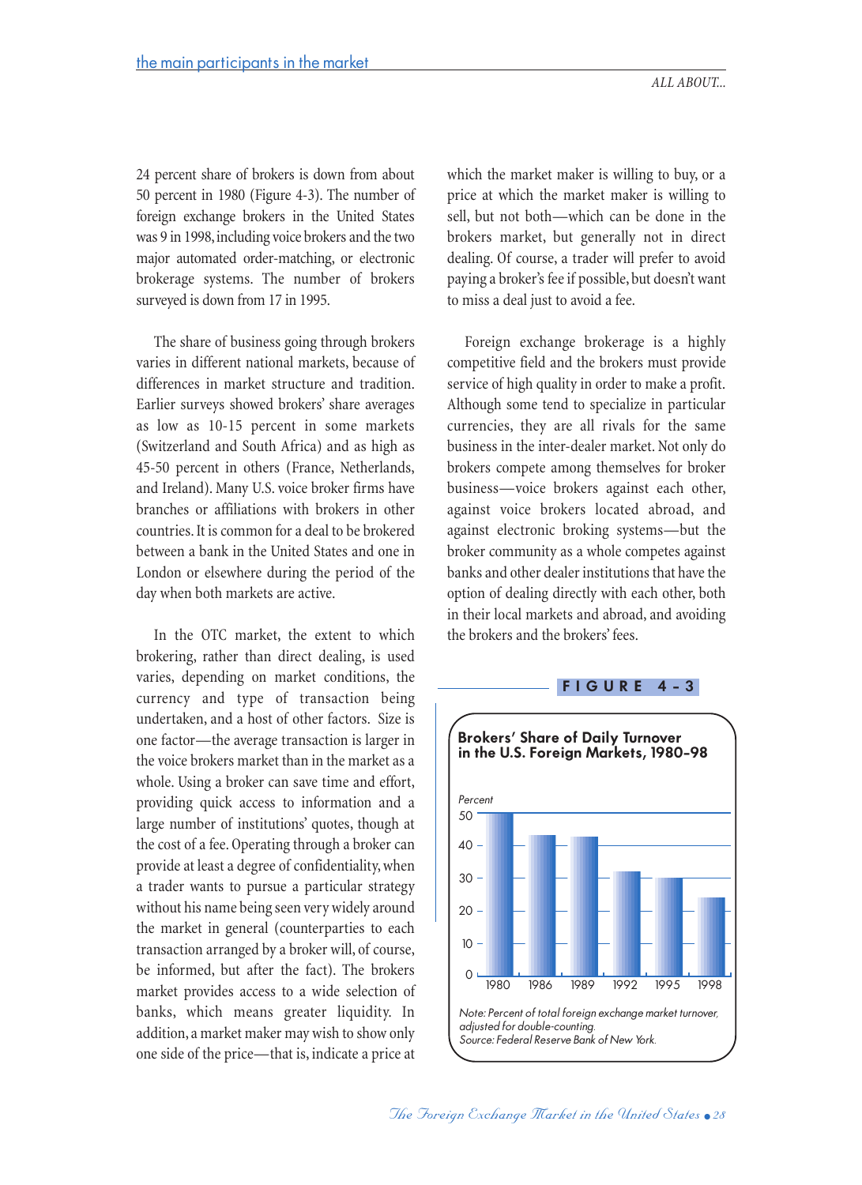24 percent share of brokers is down from about 50 percent in 1980 (Figure 4-3). The number of foreign exchange brokers in the United States was 9 in 1998, including voice brokers and the two major automated order-matching, or electronic brokerage systems. The number of brokers surveyed is down from 17 in 1995.

The share of business going through brokers varies in different national markets, because of differences in market structure and tradition. Earlier surveys showed brokers' share averages as low as 10-15 percent in some markets (Switzerland and South Africa) and as high as 45-50 percent in others (France, Netherlands, and Ireland). Many U.S. voice broker firms have branches or affiliations with brokers in other countries. It is common for a deal to be brokered between a bank in the United States and one in London or elsewhere during the period of the day when both markets are active.

In the OTC market, the extent to which brokering, rather than direct dealing, is used varies, depending on market conditions, the currency and type of transaction being undertaken, and a host of other factors. Size is one factor—the average transaction is larger in the voice brokers market than in the market as a whole. Using a broker can save time and effort, providing quick access to information and a large number of institutions' quotes, though at the cost of a fee. Operating through a broker can provide at least a degree of confidentiality, when a trader wants to pursue a particular strategy without his name being seen very widely around the market in general (counterparties to each transaction arranged by a broker will, of course, be informed, but after the fact). The brokers market provides access to a wide selection of banks, which means greater liquidity. In addition, a market maker may wish to show only one side of the price—that is, indicate a price at which the market maker is willing to buy, or a price at which the market maker is willing to sell, but not both—which can be done in the brokers market, but generally not in direct dealing. Of course, a trader will prefer to avoid paying a broker's fee if possible, but doesn't want to miss a deal just to avoid a fee.

Foreign exchange brokerage is a highly competitive field and the brokers must provide service of high quality in order to make a profit. Although some tend to specialize in particular currencies, they are all rivals for the same business in the inter-dealer market. Not only do brokers compete among themselves for broker business—voice brokers against each other, against voice brokers located abroad, and against electronic broking systems—but the broker community as a whole competes against banks and other dealer institutions that have the option of dealing directly with each other, both in their local markets and abroad, and avoiding the brokers and the brokers' fees.

**FIGURE 4-3**

**Brokers' Share of Daily Turnover in the U.S. Foreign Markets, 1980-98**

Percent

50
40
30
20
10
0

1980 1986 1989 1992 1995 1998

*Note: Percent of total foreign exchange market turnover, adjusted for double-counting.*
*Source: Federal Reserve Bank of New York.*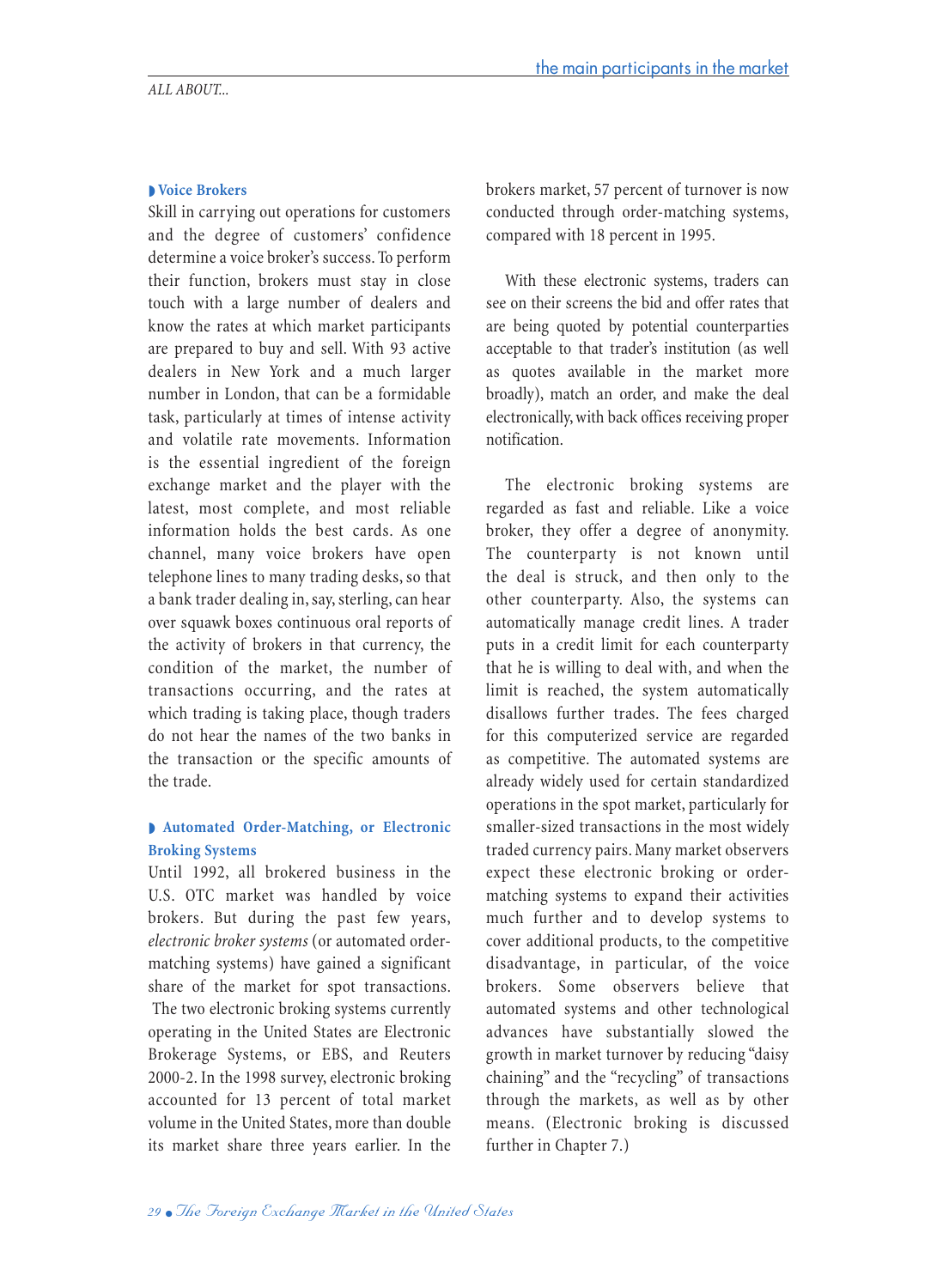### Voice Brokers

Skill in carrying out operations for customers and the degree of customers' confidence determine a voice broker's success. To perform their function, brokers must stay in close touch with a large number of dealers and know the rates at which market participants are prepared to buy and sell. With 93 active dealers in New York and a much larger number in London, that can be a formidable task, particularly at times of intense activity and volatile rate movements. Information is the essential ingredient of the foreign exchange market and the player with the latest, most complete, and most reliable information holds the best cards. As one channel, many voice brokers have open telephone lines to many trading desks, so that a bank trader dealing in, say, sterling, can hear over squawk boxes continuous oral reports of the activity of brokers in that currency, the condition of the market, the number of transactions occurring, and the rates at which trading is taking place, though traders do not hear the names of the two banks in the transaction or the specific amounts of the trade.

### Automated Order-Matching, or Electronic Broking Systems

Until 1992, all brokered business in the U.S. OTC market was handled by voice brokers. But during the past few years, *electronic broker systems* (or automated order-matching systems) have gained a significant share of the market for spot transactions. The two electronic broking systems currently operating in the United States are Electronic Brokerage Systems, or EBS, and Reuters 2000-2. In the 1998 survey, electronic broking accounted for 13 percent of total market volume in the United States, more than double its market share three years earlier. In the brokers market, 57 percent of turnover is now conducted through order-matching systems, compared with 18 percent in 1995.

With these electronic systems, traders can see on their screens the bid and offer rates that are being quoted by potential counterparties acceptable to that trader's institution (as well as quotes available in the market more broadly), match an order, and make the deal electronically, with back offices receiving proper notification.

The electronic broking systems are regarded as fast and reliable. Like a voice broker, they offer a degree of anonymity. The counterparty is not known until the deal is struck, and then only to the other counterparty. Also, the systems can automatically manage credit lines. A trader puts in a credit limit for each counterparty that he is willing to deal with, and when the limit is reached, the system automatically disallows further trades. The fees charged for this computerized service are regarded as competitive. The automated systems are already widely used for certain standardized operations in the spot market, particularly for smaller-sized transactions in the most widely traded currency pairs. Many market observers expect these electronic broking or order-matching systems to expand their activities much further and to develop systems to cover additional products, to the competitive disadvantage, in particular, of the voice brokers. Some observers believe that automated systems and other technological advances have substantially slowed the growth in market turnover by reducing "daisy chaining" and the "recycling" of transactions through the markets, as well as by other means. (Electronic broking is discussed further in Chapter 7.)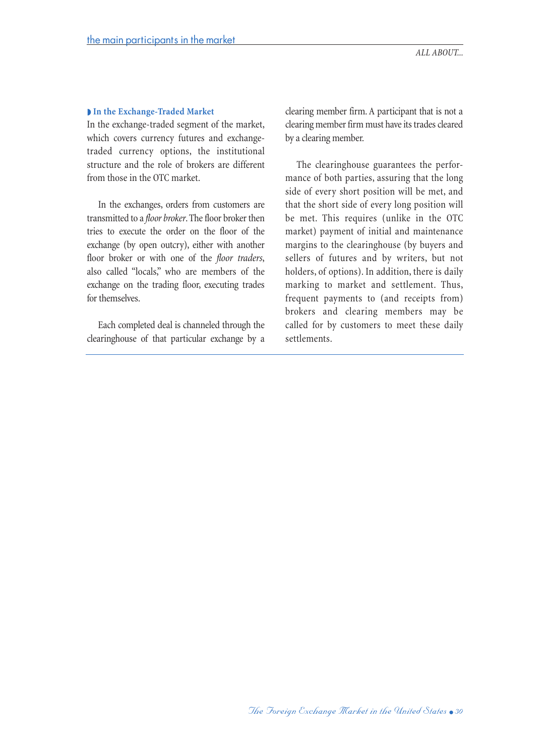### In the Exchange-Traded Market

In the exchange-traded segment of the market, which covers currency futures and exchange-traded currency options, the institutional structure and the role of brokers are different from those in the OTC market.

In the exchanges, orders from customers are transmitted to a *floor broker*. The floor broker then tries to execute the order on the floor of the exchange (by open outcry), either with another floor broker or with one of the *floor traders*, also called "locals," who are members of the exchange on the trading floor, executing trades for themselves.

Each completed deal is channeled through the clearinghouse of that particular exchange by a clearing member firm. A participant that is not a clearing member firm must have its trades cleared by a clearing member.

The clearinghouse guarantees the performance of both parties, assuring that the long side of every short position will be met, and that the short side of every long position will be met. This requires (unlike in the OTC market) payment of initial and maintenance margins to the clearinghouse (by buyers and sellers of futures and by writers, but not holders, of options). In addition, there is daily marking to market and settlement. Thus, frequent payments to (and receipts from) brokers and clearing members may be called for by customers to meet these daily settlements.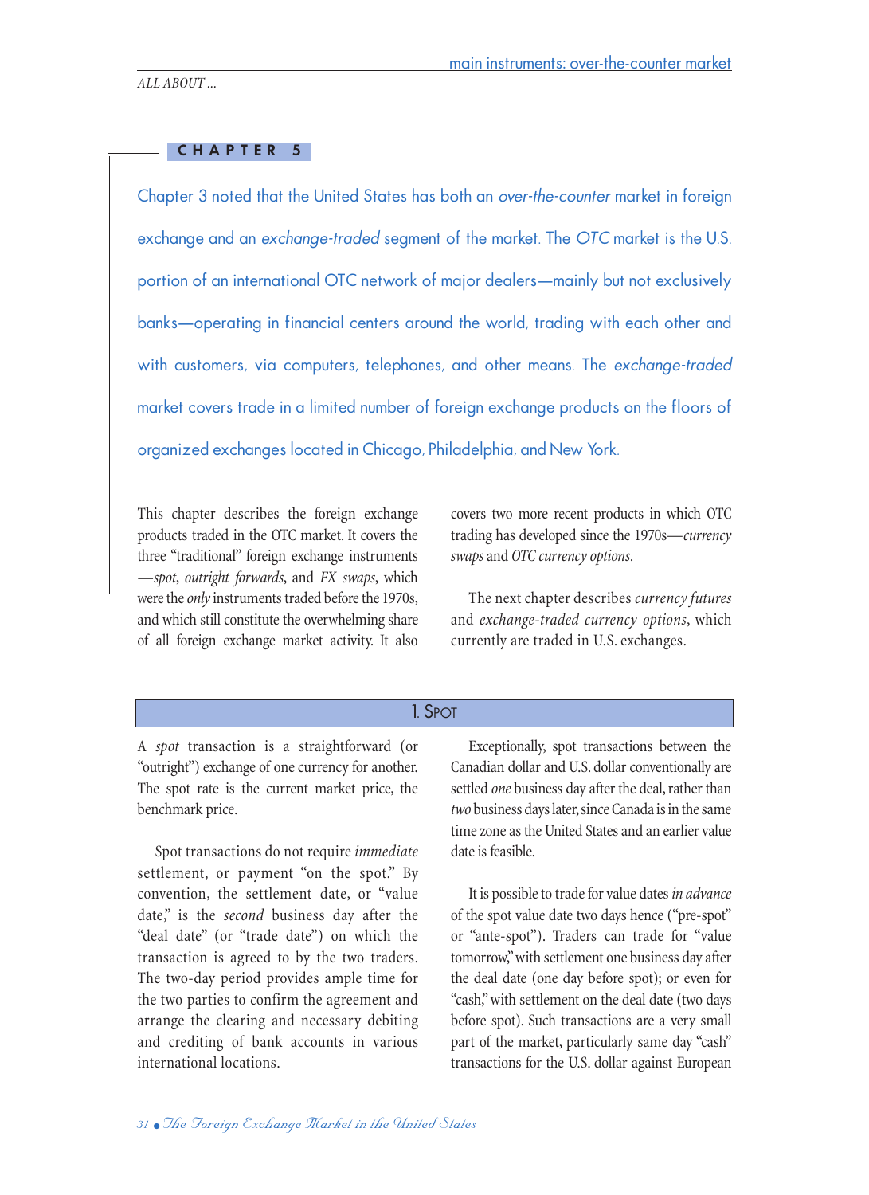# CHAPTER 5

Chapter 3 noted that the United States has both an *over-the-counter* market in foreign exchange and an *exchange-traded* segment of the market. The *OTC* market is the U.S. portion of an international OTC network of major dealers—mainly but not exclusively banks—operating in financial centers around the world, trading with each other and with customers, via computers, telephones, and other means. The *exchange-traded* market covers trade in a limited number of foreign exchange products on the floors of organized exchanges located in Chicago, Philadelphia, and New York.

This chapter describes the foreign exchange products traded in the OTC market. It covers the three "traditional" foreign exchange instruments —*spot*, *outright forwards*, and *FX swaps*, which were the *only* instruments traded before the 1970s, and which still constitute the overwhelming share of all foreign exchange market activity. It also covers two more recent products in which OTC trading has developed since the 1970s—*currency swaps* and *OTC currency options*.

The next chapter describes *currency futures* and *exchange-traded currency options*, which currently are traded in U.S. exchanges.

## 1. Spot

A *spot* transaction is a straightforward (or "outright") exchange of one currency for another. The spot rate is the current market price, the benchmark price.

Spot transactions do not require *immediate* settlement, or payment "on the spot." By convention, the settlement date, or "value date," is the *second* business day after the "deal date" (or "trade date") on which the transaction is agreed to by the two traders. The two-day period provides ample time for the two parties to confirm the agreement and arrange the clearing and necessary debiting and crediting of bank accounts in various international locations.

Exceptionally, spot transactions between the Canadian dollar and U.S. dollar conventionally are settled *one* business day after the deal, rather than *two* business days later, since Canada is in the same time zone as the United States and an earlier value date is feasible.

It is possible to trade for value dates *in advance* of the spot value date two days hence ("pre-spot" or "ante-spot"). Traders can trade for "value tomorrow," with settlement one business day after the deal date (one day before spot); or even for "cash," with settlement on the deal date (two days before spot). Such transactions are a very small part of the market, particularly same day "cash" transactions for the U.S. dollar against European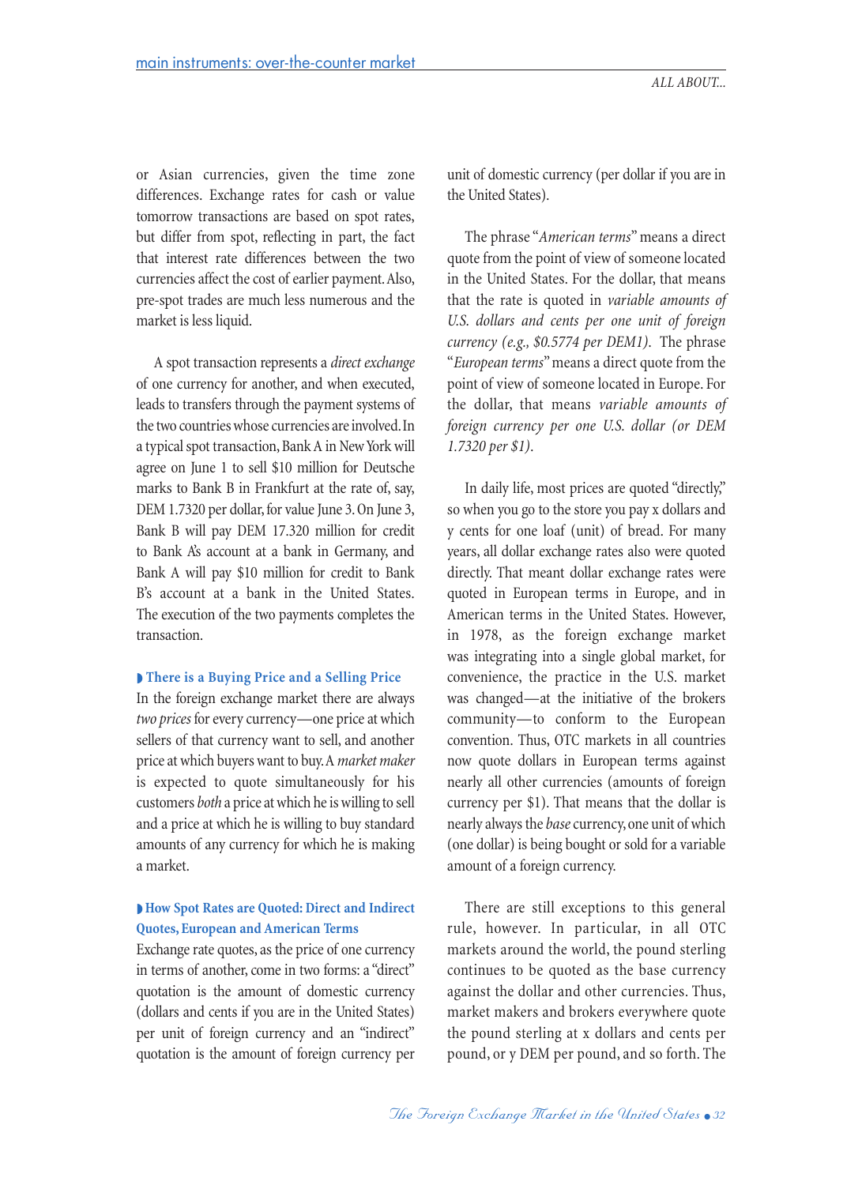or Asian currencies, given the time zone differences. Exchange rates for cash or value tomorrow transactions are based on spot rates, but differ from spot, reflecting in part, the fact that interest rate differences between the two currencies affect the cost of earlier payment. Also, pre-spot trades are much less numerous and the market is less liquid.

A spot transaction represents a *direct exchange* of one currency for another, and when executed, leads to transfers through the payment systems of the two countries whose currencies are involved. In a typical spot transaction, Bank A in New York will agree on June 1 to sell $10 million for Deutsche marks to Bank B in Frankfurt at the rate of, say, DEM 1.7320 per dollar, for value June 3. On June 3, Bank B will pay DEM 17.320 million for credit to Bank A's account at a bank in Germany, and Bank A will pay $10 million for credit to Bank B's account at a bank in the United States. The execution of the two payments completes the transaction.

### There is a Buying Price and a Selling Price

In the foreign exchange market there are always *two prices* for every currency—one price at which sellers of that currency want to sell, and another price at which buyers want to buy. A *market maker* is expected to quote simultaneously for his customers *both* a price at which he is willing to sell and a price at which he is willing to buy standard amounts of any currency for which he is making a market.

### How Spot Rates are Quoted: Direct and Indirect Quotes, European and American Terms

Exchange rate quotes, as the price of one currency in terms of another, come in two forms: a "direct" quotation is the amount of domestic currency (dollars and cents if you are in the United States) per unit of foreign currency and an "indirect" quotation is the amount of foreign currency per unit of domestic currency (per dollar if you are in the United States).

The phrase "*American terms*" means a direct quote from the point of view of someone located in the United States. For the dollar, that means that the rate is quoted in *variable amounts of U.S. dollars and cents per one unit of foreign currency (e.g., $0.5774 per DEM1)*. The phrase "*European terms*" means a direct quote from the point of view of someone located in Europe. For the dollar, that means *variable amounts of foreign currency per one U.S. dollar (or DEM 1.7320 per $1)*.

In daily life, most prices are quoted "directly," so when you go to the store you pay x dollars and y cents for one loaf (unit) of bread. For many years, all dollar exchange rates also were quoted directly. That meant dollar exchange rates were quoted in European terms in Europe, and in American terms in the United States. However, in 1978, as the foreign exchange market was integrating into a single global market, for convenience, the practice in the U.S. market was changed—at the initiative of the brokers community—to conform to the European convention. Thus, OTC markets in all countries now quote dollars in European terms against nearly all other currencies (amounts of foreign currency per $1). That means that the dollar is nearly always the *base* currency, one unit of which (one dollar) is being bought or sold for a variable amount of a foreign currency.

There are still exceptions to this general rule, however. In particular, in all OTC markets around the world, the pound sterling continues to be quoted as the base currency against the dollar and other currencies. Thus, market makers and brokers everywhere quote the pound sterling at x dollars and cents per pound, or y DEM per pound, and so forth. The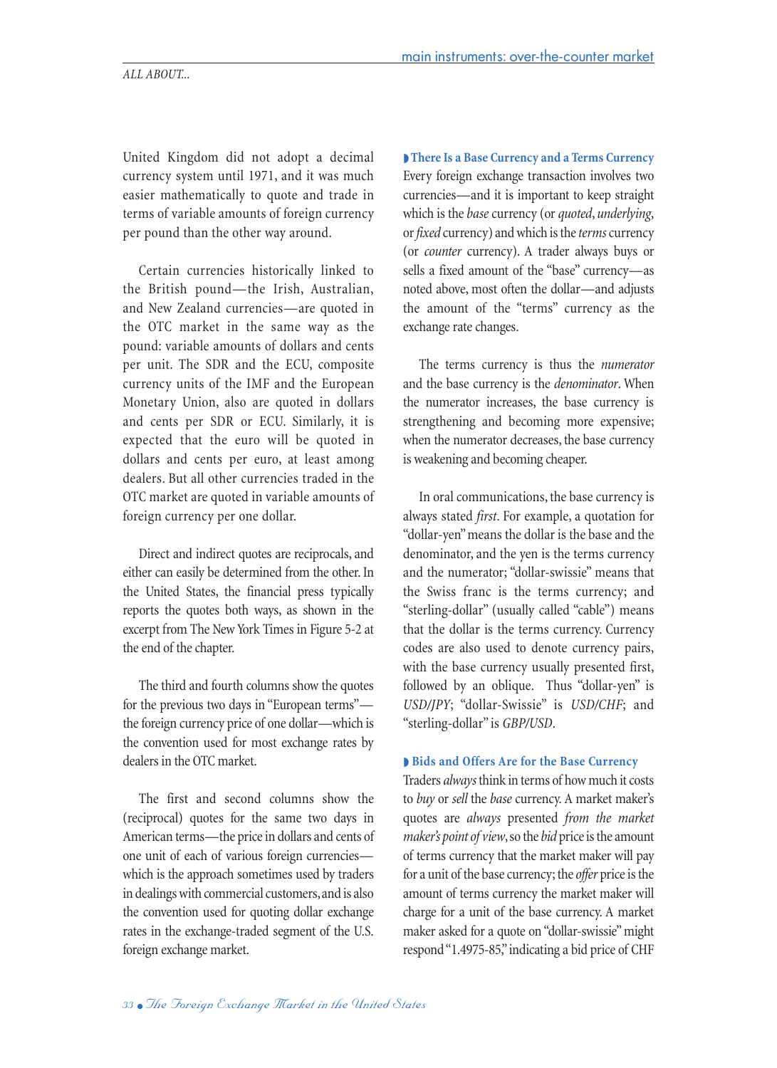United Kingdom did not adopt a decimal currency system until 1971, and it was much easier mathematically to quote and trade in terms of variable amounts of foreign currency per pound than the other way around.

Certain currencies historically linked to the British pound—the Irish, Australian, and New Zealand currencies—are quoted in the OTC market in the same way as the pound: variable amounts of dollars and cents per unit. The SDR and the ECU, composite currency units of the IMF and the European Monetary Union, also are quoted in dollars and cents per SDR or ECU. Similarly, it is expected that the euro will be quoted in dollars and cents per euro, at least among dealers. But all other currencies traded in the OTC market are quoted in variable amounts of foreign currency per one dollar.

Direct and indirect quotes are reciprocals, and either can easily be determined from the other. In the United States, the financial press typically reports the quotes both ways, as shown in the excerpt from The New York Times in Figure 5-2 at the end of the chapter.

The third and fourth columns show the quotes for the previous two days in "European terms"—the foreign currency price of one dollar—which is the convention used for most exchange rates by dealers in the OTC market.

The first and second columns show the (reciprocal) quotes for the same two days in American terms—the price in dollars and cents of one unit of each of various foreign currencies—which is the approach sometimes used by traders in dealings with commercial customers, and is also the convention used for quoting dollar exchange rates in the exchange-traded segment of the U.S. foreign exchange market.

### There Is a Base Currency and a Terms Currency

Every foreign exchange transaction involves two currencies—and it is important to keep straight which is the *base* currency (or *quoted*, *underlying*, or *fixed* currency) and which is the *terms* currency (or *counter* currency). A trader always buys or sells a fixed amount of the "base" currency—as noted above, most often the dollar—and adjusts the amount of the "terms" currency as the exchange rate changes.

The terms currency is thus the *numerator* and the base currency is the *denominator*. When the numerator increases, the base currency is strengthening and becoming more expensive; when the numerator decreases, the base currency is weakening and becoming cheaper.

In oral communications, the base currency is always stated *first*. For example, a quotation for "dollar-yen" means the dollar is the base and the denominator, and the yen is the terms currency and the numerator; "dollar-swissie" means that the Swiss franc is the terms currency; and "sterling-dollar" (usually called "cable") means that the dollar is the terms currency. Currency codes are also used to denote currency pairs, with the base currency usually presented first, followed by an oblique. Thus "dollar-yen" is *USD/JPY*; "dollar-Swissie" is *USD/CHF*; and "sterling-dollar" is *GBP/USD*.

### Bids and Offers Are for the Base Currency

Traders *always* think in terms of how much it costs to *buy* or *sell* the *base* currency. A market maker's quotes are *always* presented *from the market maker's point of view*, so the *bid* price is the amount of terms currency that the market maker will pay for a unit of the base currency; the *offer* price is the amount of terms currency the market maker will charge for a unit of the base currency. A market maker asked for a quote on "dollar-swissie" might respond "1.4975-85," indicating a bid price of CHF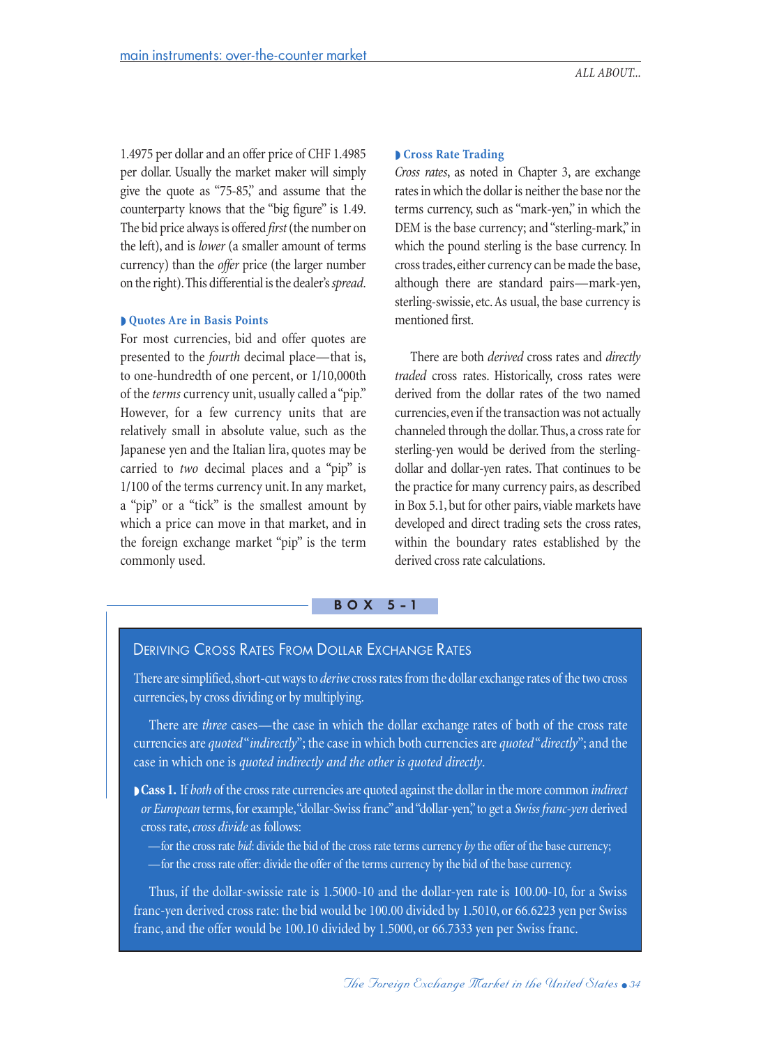1.4975 per dollar and an offer price of CHF 1.4985 per dollar. Usually the market maker will simply give the quote as "75-85," and assume that the counterparty knows that the "big figure" is 1.49. The bid price always is offered *first* (the number on the left), and is *lower* (a smaller amount of terms currency) than the *offer* price (the larger number on the right). This differential is the dealer's *spread*.

### Quotes Are in Basis Points

For most currencies, bid and offer quotes are presented to the *fourth* decimal place—that is, to one-hundredth of one percent, or 1/10,000th of the *terms* currency unit, usually called a "pip." However, for a few currency units that are relatively small in absolute value, such as the Japanese yen and the Italian lira, quotes may be carried to *two* decimal places and a "pip" is 1/100 of the terms currency unit. In any market, a "pip" or a "tick" is the smallest amount by which a price can move in that market, and in the foreign exchange market "pip" is the term commonly used.

### Cross Rate Trading

*Cross rates*, as noted in Chapter 3, are exchange rates in which the dollar is neither the base nor the terms currency, such as "mark-yen," in which the DEM is the base currency; and "sterling-mark," in which the pound sterling is the base currency. In cross trades, either currency can be made the base, although there are standard pairs—mark-yen, sterling-swissie, etc. As usual, the base currency is mentioned first.

There are both *derived* cross rates and *directly traded* cross rates. Historically, cross rates were derived from the dollar rates of the two named currencies, even if the transaction was not actually channeled through the dollar. Thus, a cross rate for sterling-yen would be derived from the sterling-dollar and dollar-yen rates. That continues to be the practice for many currency pairs, as described in Box 5.1, but for other pairs, viable markets have developed and direct trading sets the cross rates, within the boundary rates established by the derived cross rate calculations.

## BOX 5-1

### Deriving Cross Rates From Dollar Exchange Rates

There are simplified, short-cut ways to *derive* cross rates from the dollar exchange rates of the two cross currencies, by cross dividing or by multiplying.

There are *three* cases—the case in which the dollar exchange rates of both of the cross rate currencies are *quoted "indirectly"*; the case in which both currencies are *quoted "directly"*; and the case in which one is *quoted indirectly and the other is quoted directly*.

- **Cass 1.** If *both* of the cross rate currencies are quoted against the dollar in the more common *indirect or European* terms, for example, "dollar-Swiss franc" and "dollar-yen," to get a *Swiss franc-yen* derived cross rate, *cross divide* as follows:
  - —for the cross rate *bid*: divide the bid of the cross rate terms currency *by* the offer of the base currency;
  - —for the cross rate offer: divide the offer of the terms currency by the bid of the base currency.

Thus, if the dollar-swissie rate is 1.5000-10 and the dollar-yen rate is 100.00-10, for a Swiss franc-yen derived cross rate: the bid would be 100.00 divided by 1.5010, or 66.6223 yen per Swiss franc, and the offer would be 100.10 divided by 1.5000, or 66.7333 yen per Swiss franc.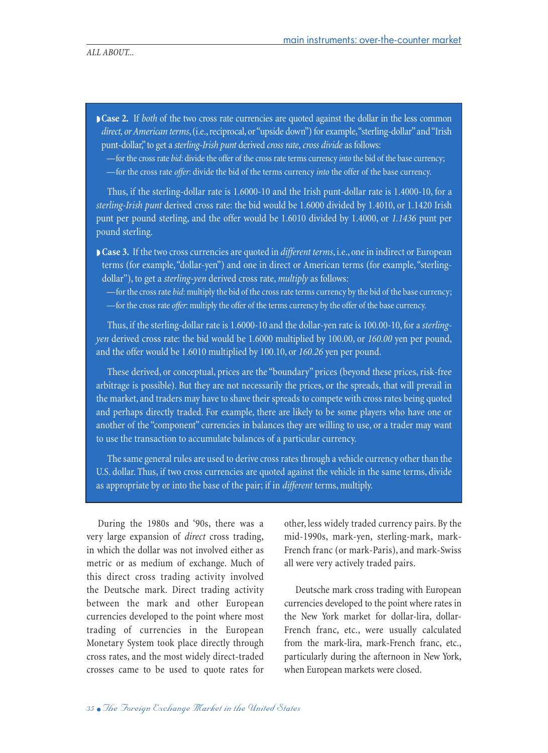◗ **Case 2.** If *both* of the two cross rate currencies are quoted against the dollar in the less common *direct, or American terms*, (i.e., reciprocal, or "upside down") for example, "sterling-dollar" and "Irish punt-dollar," to get a *sterling-Irish punt* derived *cross rate*, *cross divide* as follows:

—for the cross rate *bid*: divide the offer of the cross rate terms currency *into* the bid of the base currency;

—for the cross rate *offer*: divide the bid of the terms currency *into* the offer of the base currency.

Thus, if the sterling-dollar rate is 1.6000-10 and the Irish punt-dollar rate is 1.4000-10, for a *sterling-Irish punt* derived cross rate: the bid would be 1.6000 divided by 1.4010, or 1.1420 Irish punt per pound sterling, and the offer would be 1.6010 divided by 1.4000, or *1.1436* punt per pound sterling.

◗ **Case 3.** If the two cross currencies are quoted in *different terms*, i.e., one in indirect or European terms (for example, "dollar-yen") and one in direct or American terms (for example, "sterling-dollar"), to get a *sterling-yen* derived cross rate, *multiply* as follows:

—for the cross rate *bid*: multiply the bid of the cross rate terms currency by the bid of the base currency;

—for the cross rate *offer*: multiply the offer of the terms currency by the offer of the base currency.

Thus, if the sterling-dollar rate is 1.6000-10 and the dollar-yen rate is 100.00-10, for a *sterling-yen* derived cross rate: the bid would be 1.6000 multiplied by 100.00, or *160.00* yen per pound, and the offer would be 1.6010 multiplied by 100.10, or *160.26* yen per pound.

These derived, or conceptual, prices are the "boundary" prices (beyond these prices, risk-free arbitrage is possible). But they are not necessarily the prices, or the spreads, that will prevail in the market, and traders may have to shave their spreads to compete with cross rates being quoted and perhaps directly traded. For example, there are likely to be some players who have one or another of the "component" currencies in balances they are willing to use, or a trader may want to use the transaction to accumulate balances of a particular currency.

The same general rules are used to derive cross rates through a vehicle currency other than the U.S. dollar. Thus, if two cross currencies are quoted against the vehicle in the same terms, divide as appropriate by or into the base of the pair; if in *different* terms, multiply.

During the 1980s and '90s, there was a very large expansion of *direct* cross trading, in which the dollar was not involved either as metric or as medium of exchange. Much of this direct cross trading activity involved the Deutsche mark. Direct trading activity between the mark and other European currencies developed to the point where most trading of currencies in the European Monetary System took place directly through cross rates, and the most widely direct-traded crosses came to be used to quote rates for other, less widely traded currency pairs. By the mid-1990s, mark-yen, sterling-mark, mark-French franc (or mark-Paris), and mark-Swiss all were very actively traded pairs.

Deutsche mark cross trading with European currencies developed to the point where rates in the New York market for dollar-lira, dollar-French franc, etc., were usually calculated from the mark-lira, mark-French franc, etc., particularly during the afternoon in New York, when European markets were closed.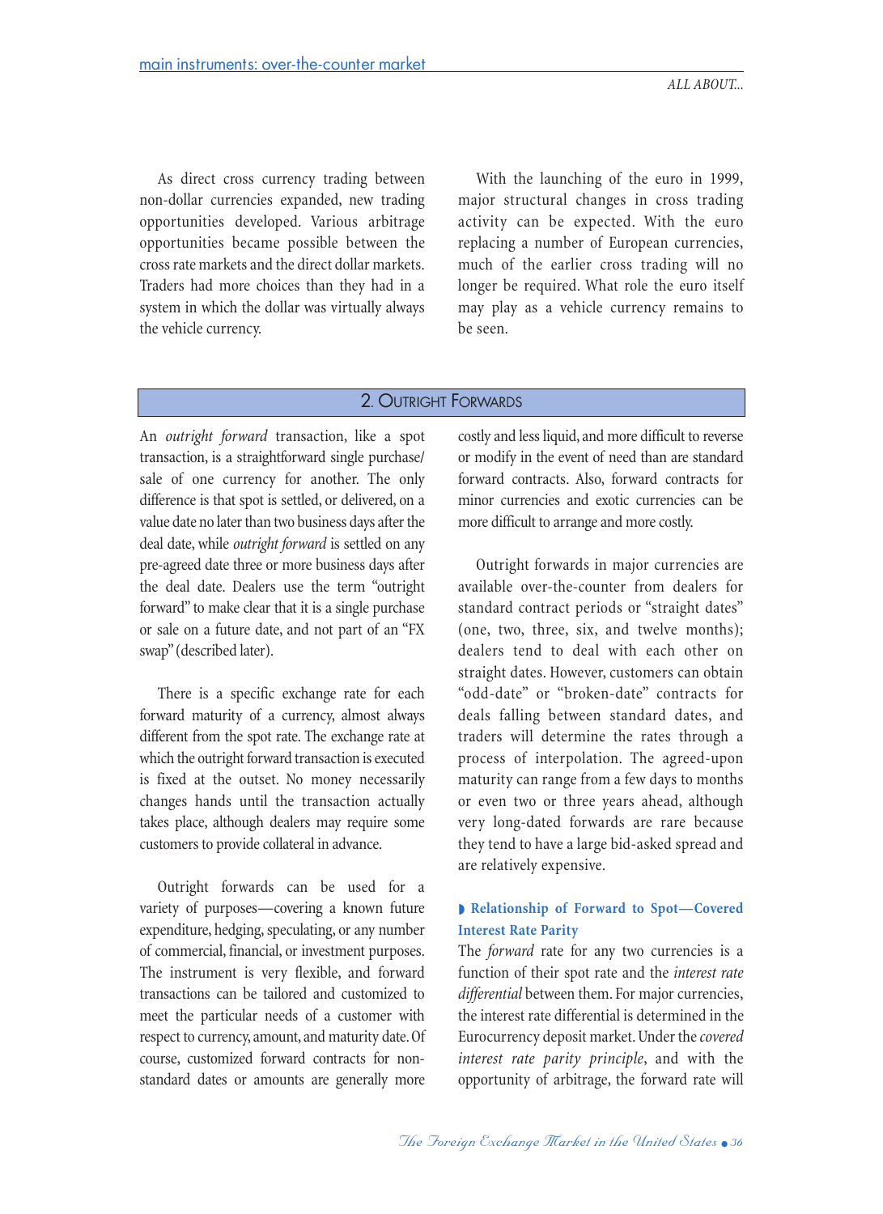As direct cross currency trading between non-dollar currencies expanded, new trading opportunities developed. Various arbitrage opportunities became possible between the cross rate markets and the direct dollar markets. Traders had more choices than they had in a system in which the dollar was virtually always the vehicle currency.

With the launching of the euro in 1999, major structural changes in cross trading activity can be expected. With the euro replacing a number of European currencies, much of the earlier cross trading will no longer be required. What role the euro itself may play as a vehicle currency remains to be seen.

## 2. Outright Forwards

An *outright forward* transaction, like a spot transaction, is a straightforward single purchase/sale of one currency for another. The only difference is that spot is settled, or delivered, on a value date no later than two business days after the deal date, while *outright forward* is settled on any pre-agreed date three or more business days after the deal date. Dealers use the term "outright forward" to make clear that it is a single purchase or sale on a future date, and not part of an "FX swap" (described later).

There is a specific exchange rate for each forward maturity of a currency, almost always different from the spot rate. The exchange rate at which the outright forward transaction is executed is fixed at the outset. No money necessarily changes hands until the transaction actually takes place, although dealers may require some customers to provide collateral in advance.

Outright forwards can be used for a variety of purposes—covering a known future expenditure, hedging, speculating, or any number of commercial, financial, or investment purposes. The instrument is very flexible, and forward transactions can be tailored and customized to meet the particular needs of a customer with respect to currency, amount, and maturity date. Of course, customized forward contracts for non-standard dates or amounts are generally more costly and less liquid, and more difficult to reverse or modify in the event of need than are standard forward contracts. Also, forward contracts for minor currencies and exotic currencies can be more difficult to arrange and more costly.

Outright forwards in major currencies are available over-the-counter from dealers for standard contract periods or "straight dates" (one, two, three, six, and twelve months); dealers tend to deal with each other on straight dates. However, customers can obtain "odd-date" or "broken-date" contracts for deals falling between standard dates, and traders will determine the rates through a process of interpolation. The agreed-upon maturity can range from a few days to months or even two or three years ahead, although very long-dated forwards are rare because they tend to have a large bid-asked spread and are relatively expensive.

### Relationship of Forward to Spot—Covered Interest Rate Parity

The *forward* rate for any two currencies is a function of their spot rate and the *interest rate differential* between them. For major currencies, the interest rate differential is determined in the Eurocurrency deposit market. Under the *covered interest rate parity principle*, and with the opportunity of arbitrage, the forward rate will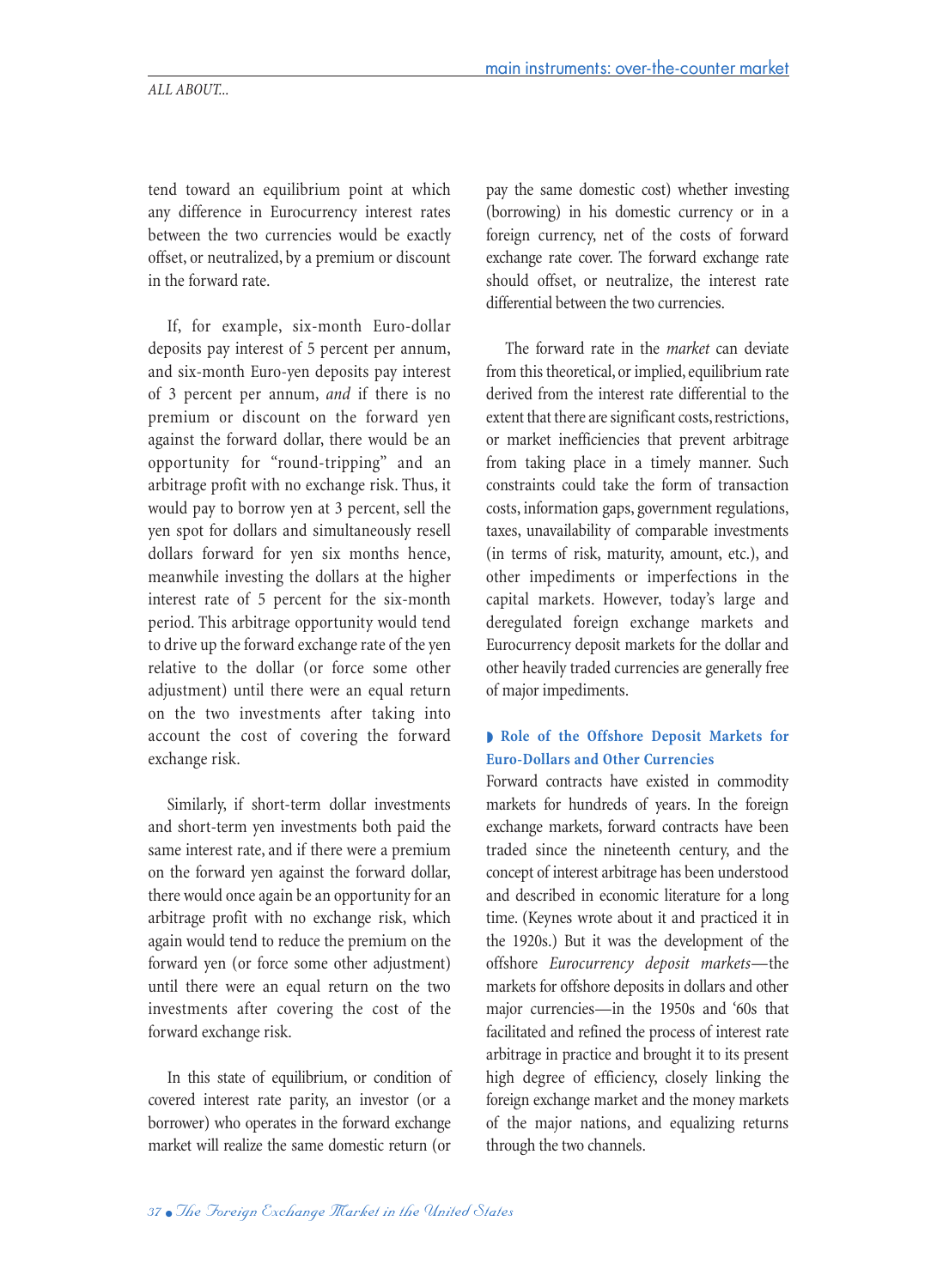tend toward an equilibrium point at which any difference in Eurocurrency interest rates between the two currencies would be exactly offset, or neutralized, by a premium or discount in the forward rate.

If, for example, six-month Euro-dollar deposits pay interest of 5 percent per annum, and six-month Euro-yen deposits pay interest of 3 percent per annum, *and* if there is no premium or discount on the forward yen against the forward dollar, there would be an opportunity for "round-tripping" and an arbitrage profit with no exchange risk. Thus, it would pay to borrow yen at 3 percent, sell the yen spot for dollars and simultaneously resell dollars forward for yen six months hence, meanwhile investing the dollars at the higher interest rate of 5 percent for the six-month period. This arbitrage opportunity would tend to drive up the forward exchange rate of the yen relative to the dollar (or force some other adjustment) until there were an equal return on the two investments after taking into account the cost of covering the forward exchange risk.

Similarly, if short-term dollar investments and short-term yen investments both paid the same interest rate, and if there were a premium on the forward yen against the forward dollar, there would once again be an opportunity for an arbitrage profit with no exchange risk, which again would tend to reduce the premium on the forward yen (or force some other adjustment) until there were an equal return on the two investments after covering the cost of the forward exchange risk.

In this state of equilibrium, or condition of covered interest rate parity, an investor (or a borrower) who operates in the forward exchange market will realize the same domestic return (or pay the same domestic cost) whether investing (borrowing) in his domestic currency or in a foreign currency, net of the costs of forward exchange rate cover. The forward exchange rate should offset, or neutralize, the interest rate differential between the two currencies.

The forward rate in the *market* can deviate from this theoretical, or implied, equilibrium rate derived from the interest rate differential to the extent that there are significant costs, restrictions, or market inefficiencies that prevent arbitrage from taking place in a timely manner. Such constraints could take the form of transaction costs, information gaps, government regulations, taxes, unavailability of comparable investments (in terms of risk, maturity, amount, etc.), and other impediments or imperfections in the capital markets. However, today's large and deregulated foreign exchange markets and Eurocurrency deposit markets for the dollar and other heavily traded currencies are generally free of major impediments.

### Role of the Offshore Deposit Markets for Euro-Dollars and Other Currencies

Forward contracts have existed in commodity markets for hundreds of years. In the foreign exchange markets, forward contracts have been traded since the nineteenth century, and the concept of interest arbitrage has been understood and described in economic literature for a long time. (Keynes wrote about it and practiced it in the 1920s.) But it was the development of the offshore *Eurocurrency deposit markets*—the markets for offshore deposits in dollars and other major currencies—in the 1950s and '60s that facilitated and refined the process of interest rate arbitrage in practice and brought it to its present high degree of efficiency, closely linking the foreign exchange market and the money markets of the major nations, and equalizing returns through the two channels.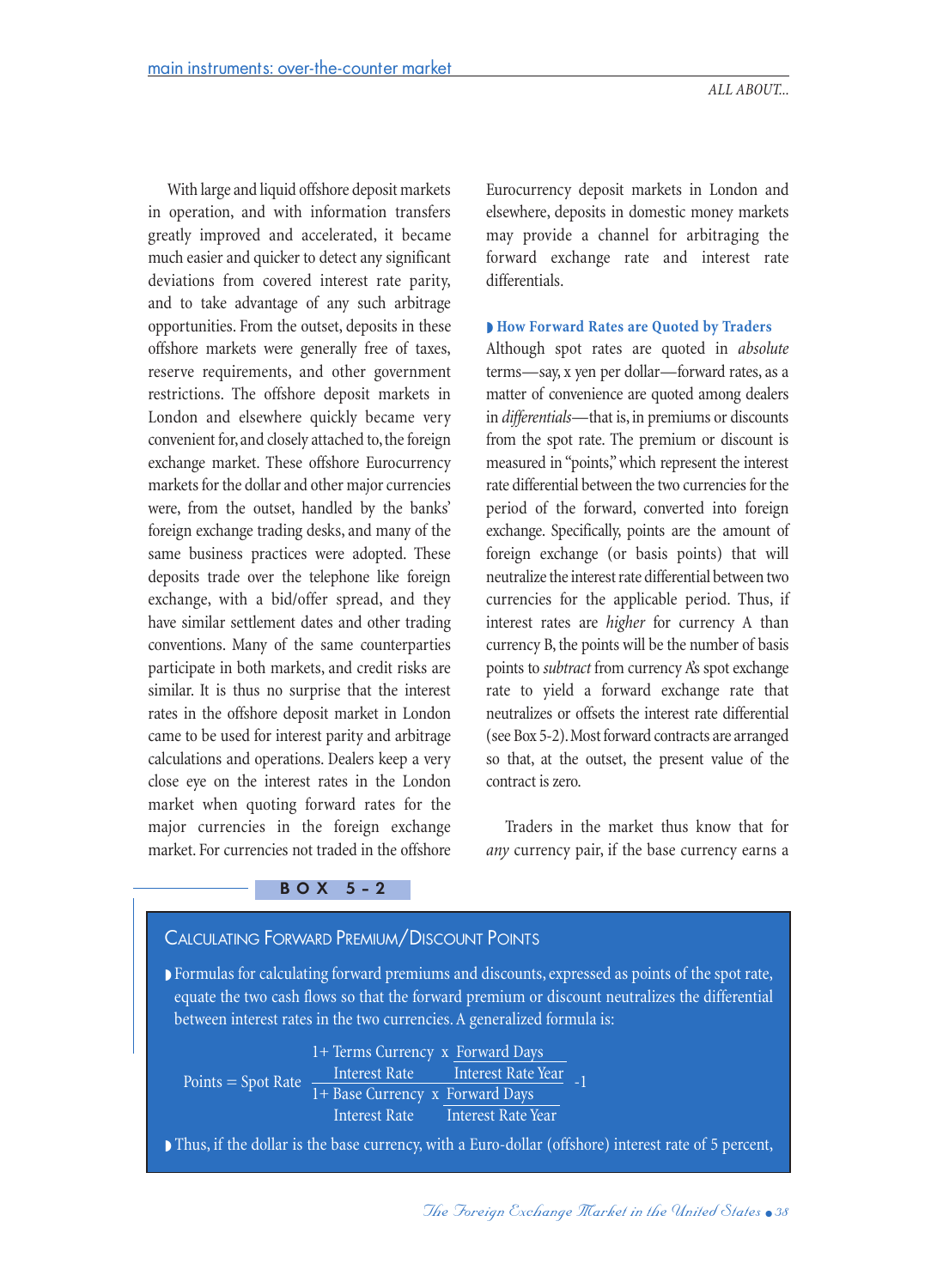With large and liquid offshore deposit markets in operation, and with information transfers greatly improved and accelerated, it became much easier and quicker to detect any significant deviations from covered interest rate parity, and to take advantage of any such arbitrage opportunities. From the outset, deposits in these offshore markets were generally free of taxes, reserve requirements, and other government restrictions. The offshore deposit markets in London and elsewhere quickly became very convenient for, and closely attached to, the foreign exchange market. These offshore Eurocurrency markets for the dollar and other major currencies were, from the outset, handled by the banks' foreign exchange trading desks, and many of the same business practices were adopted. These deposits trade over the telephone like foreign exchange, with a bid/offer spread, and they have similar settlement dates and other trading conventions. Many of the same counterparties participate in both markets, and credit risks are similar. It is thus no surprise that the interest rates in the offshore deposit market in London came to be used for interest parity and arbitrage calculations and operations. Dealers keep a very close eye on the interest rates in the London market when quoting forward rates for the major currencies in the foreign exchange market. For currencies not traded in the offshore Eurocurrency deposit markets in London and elsewhere, deposits in domestic money markets may provide a channel for arbitraging the forward exchange rate and interest rate differentials.

### How Forward Rates are Quoted by Traders

Although spot rates are quoted in *absolute* terms—say, x yen per dollar—forward rates, as a matter of convenience are quoted among dealers in *differentials*—that is, in premiums or discounts from the spot rate. The premium or discount is measured in "points," which represent the interest rate differential between the two currencies for the period of the forward, converted into foreign exchange. Specifically, points are the amount of foreign exchange (or basis points) that will neutralize the interest rate differential between two currencies for the applicable period. Thus, if interest rates are *higher* for currency A than currency B, the points will be the number of basis points to *subtract* from currency A's spot exchange rate to yield a forward exchange rate that neutralizes or offsets the interest rate differential (see Box 5-2). Most forward contracts are arranged so that, at the outset, the present value of the contract is zero.

Traders in the market thus know that for *any* currency pair, if the base currency earns a

**BOX 5-2**

## Calculating Forward Premium/Discount Points

- Formulas for calculating forward premiums and discounts, expressed as points of the spot rate, equate the two cash flows so that the forward premium or discount neutralizes the differential between interest rates in the two currencies. A generalized formula is:

$$\text{Points} = \text{Spot Rate} \; \frac{1 + \text{Terms Currency Interest Rate} \times \dfrac{\text{Forward Days}}{\text{Interest Rate Year}}}{1 + \text{Base Currency Interest Rate} \times \dfrac{\text{Forward Days}}{\text{Interest Rate Year}}} - 1$$

- Thus, if the dollar is the base currency, with a Euro-dollar (offshore) interest rate of 5 percent,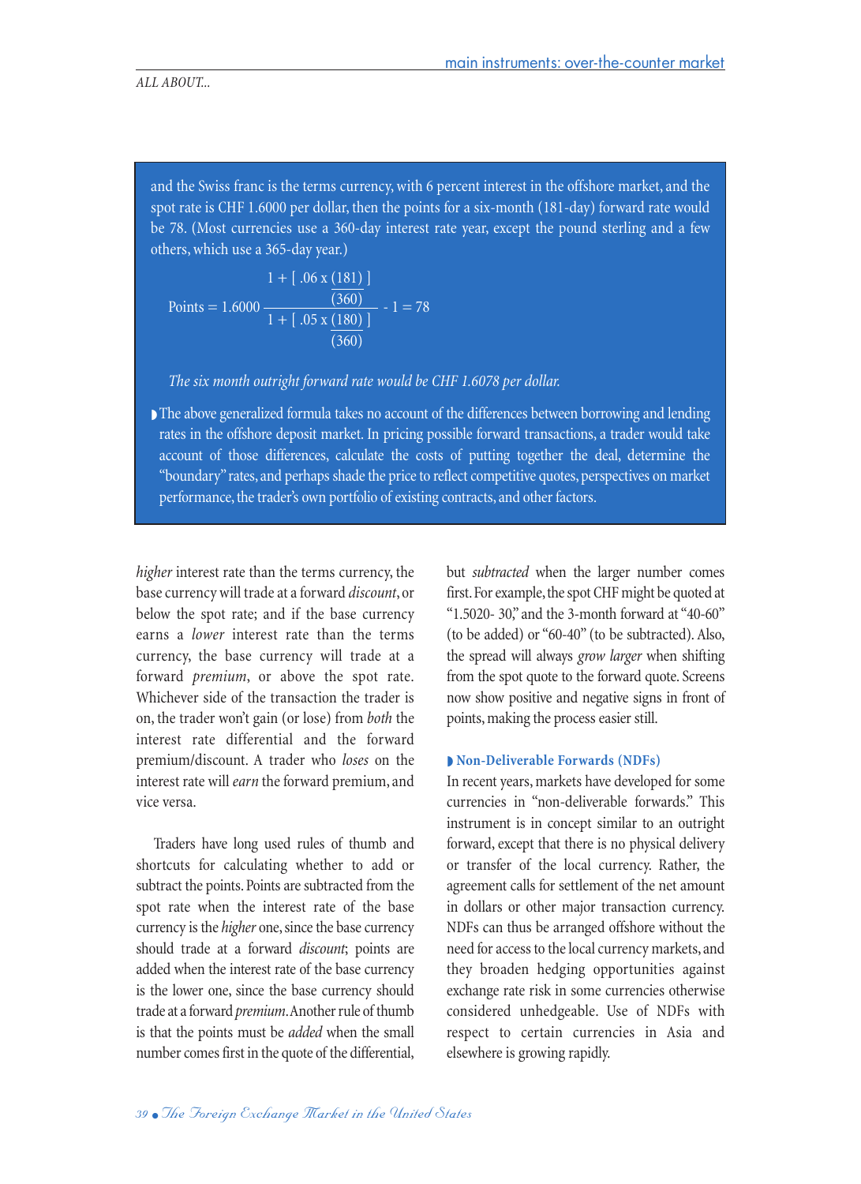and the Swiss franc is the terms currency, with 6 percent interest in the offshore market, and the spot rate is CHF 1.6000 per dollar, then the points for a six-month (181-day) forward rate would be 78. (Most currencies use a 360-day interest rate year, except the pound sterling and a few others, which use a 365-day year.)

$$\text{Points} = 1.6000 \; \frac{1 + \left[ .06 \times \frac{(181)}{(360)} \right]}{1 + \left[ .05 \times \frac{(180)}{(360)} \right]} - 1 = 78$$

*The six month outright forward rate would be CHF 1.6078 per dollar.*

- The above generalized formula takes no account of the differences between borrowing and lending rates in the offshore deposit market. In pricing possible forward transactions, a trader would take account of those differences, calculate the costs of putting together the deal, determine the "boundary" rates, and perhaps shade the price to reflect competitive quotes, perspectives on market performance, the trader's own portfolio of existing contracts, and other factors.

*higher* interest rate than the terms currency, the base currency will trade at a forward *discount*, or below the spot rate; and if the base currency earns a *lower* interest rate than the terms currency, the base currency will trade at a forward *premium*, or above the spot rate. Whichever side of the transaction the trader is on, the trader won't gain (or lose) from *both* the interest rate differential and the forward premium/discount. A trader who *loses* on the interest rate will *earn* the forward premium, and vice versa.

Traders have long used rules of thumb and shortcuts for calculating whether to add or subtract the points. Points are subtracted from the spot rate when the interest rate of the base currency is the *higher* one, since the base currency should trade at a forward *discount*; points are added when the interest rate of the base currency is the lower one, since the base currency should trade at a forward *premium*. Another rule of thumb is that the points must be *added* when the small number comes first in the quote of the differential, but *subtracted* when the larger number comes first. For example, the spot CHF might be quoted at "1.5020- 30," and the 3-month forward at "40-60" (to be added) or "60-40" (to be subtracted). Also, the spread will always *grow larger* when shifting from the spot quote to the forward quote. Screens now show positive and negative signs in front of points, making the process easier still.

### Non-Deliverable Forwards (NDFs)

In recent years, markets have developed for some currencies in "non-deliverable forwards." This instrument is in concept similar to an outright forward, except that there is no physical delivery or transfer of the local currency. Rather, the agreement calls for settlement of the net amount in dollars or other major transaction currency. NDFs can thus be arranged offshore without the need for access to the local currency markets, and they broaden hedging opportunities against exchange rate risk in some currencies otherwise considered unhedgeable. Use of NDFs with respect to certain currencies in Asia and elsewhere is growing rapidly.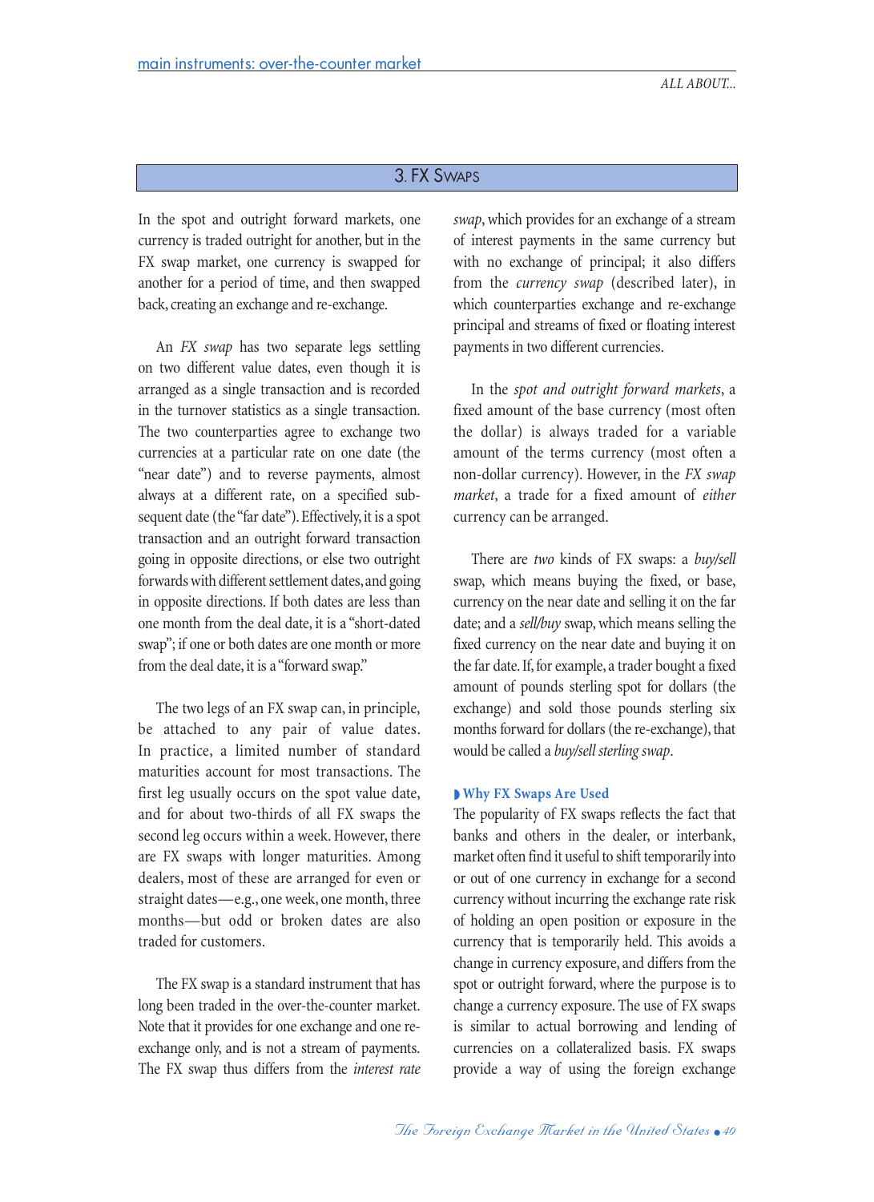## 3. FX Swaps

In the spot and outright forward markets, one currency is traded outright for another, but in the FX swap market, one currency is swapped for another for a period of time, and then swapped back, creating an exchange and re-exchange.

An *FX swap* has two separate legs settling on two different value dates, even though it is arranged as a single transaction and is recorded in the turnover statistics as a single transaction. The two counterparties agree to exchange two currencies at a particular rate on one date (the "near date") and to reverse payments, almost always at a different rate, on a specified subsequent date (the "far date"). Effectively, it is a spot transaction and an outright forward transaction going in opposite directions, or else two outright forwards with different settlement dates, and going in opposite directions. If both dates are less than one month from the deal date, it is a "short-dated swap"; if one or both dates are one month or more from the deal date, it is a "forward swap."

The two legs of an FX swap can, in principle, be attached to any pair of value dates. In practice, a limited number of standard maturities account for most transactions. The first leg usually occurs on the spot value date, and for about two-thirds of all FX swaps the second leg occurs within a week. However, there are FX swaps with longer maturities. Among dealers, most of these are arranged for even or straight dates—e.g., one week, one month, three months—but odd or broken dates are also traded for customers.

The FX swap is a standard instrument that has long been traded in the over-the-counter market. Note that it provides for one exchange and one re-exchange only, and is not a stream of payments. The FX swap thus differs from the *interest rate swap*, which provides for an exchange of a stream of interest payments in the same currency but with no exchange of principal; it also differs from the *currency swap* (described later), in which counterparties exchange and re-exchange principal and streams of fixed or floating interest payments in two different currencies.

In the *spot and outright forward markets*, a fixed amount of the base currency (most often the dollar) is always traded for a variable amount of the terms currency (most often a non-dollar currency). However, in the *FX swap market*, a trade for a fixed amount of *either* currency can be arranged.

There are *two* kinds of FX swaps: a *buy/sell* swap, which means buying the fixed, or base, currency on the near date and selling it on the far date; and a *sell/buy* swap, which means selling the fixed currency on the near date and buying it on the far date. If, for example, a trader bought a fixed amount of pounds sterling spot for dollars (the exchange) and sold those pounds sterling six months forward for dollars (the re-exchange), that would be called a *buy/sell sterling swap*.

### Why FX Swaps Are Used

The popularity of FX swaps reflects the fact that banks and others in the dealer, or interbank, market often find it useful to shift temporarily into or out of one currency in exchange for a second currency without incurring the exchange rate risk of holding an open position or exposure in the currency that is temporarily held. This avoids a change in currency exposure, and differs from the spot or outright forward, where the purpose is to change a currency exposure. The use of FX swaps is similar to actual borrowing and lending of currencies on a collateralized basis. FX swaps provide a way of using the foreign exchange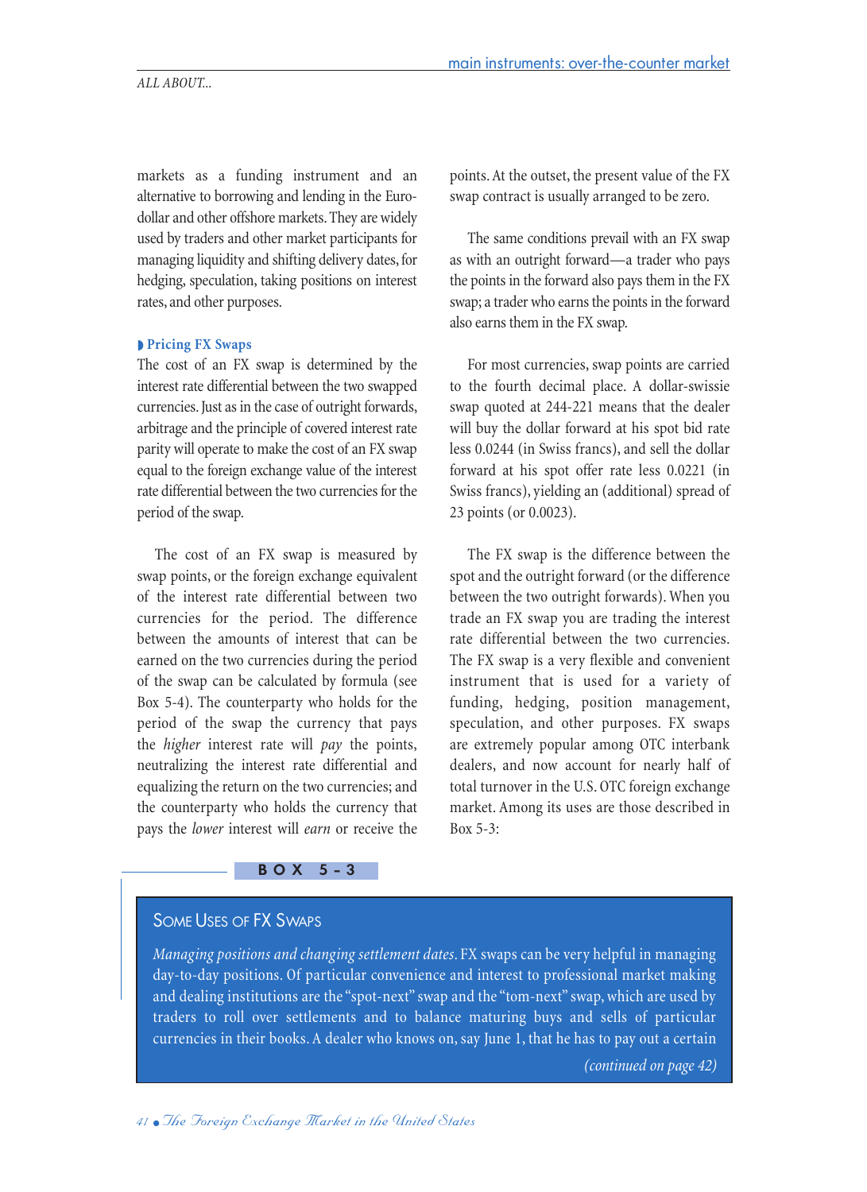markets as a funding instrument and an alternative to borrowing and lending in the Euro-dollar and other offshore markets. They are widely used by traders and other market participants for managing liquidity and shifting delivery dates, for hedging, speculation, taking positions on interest rates, and other purposes.

### Pricing FX Swaps

The cost of an FX swap is determined by the interest rate differential between the two swapped currencies. Just as in the case of outright forwards, arbitrage and the principle of covered interest rate parity will operate to make the cost of an FX swap equal to the foreign exchange value of the interest rate differential between the two currencies for the period of the swap.

The cost of an FX swap is measured by swap points, or the foreign exchange equivalent of the interest rate differential between two currencies for the period. The difference between the amounts of interest that can be earned on the two currencies during the period of the swap can be calculated by formula (see Box 5-4). The counterparty who holds for the period of the swap the currency that pays the *higher* interest rate will *pay* the points, neutralizing the interest rate differential and equalizing the return on the two currencies; and the counterparty who holds the currency that pays the *lower* interest will *earn* or receive the points. At the outset, the present value of the FX swap contract is usually arranged to be zero.

The same conditions prevail with an FX swap as with an outright forward—a trader who pays the points in the forward also pays them in the FX swap; a trader who earns the points in the forward also earns them in the FX swap.

For most currencies, swap points are carried to the fourth decimal place. A dollar-swissie swap quoted at 244-221 means that the dealer will buy the dollar forward at his spot bid rate less 0.0244 (in Swiss francs), and sell the dollar forward at his spot offer rate less 0.0221 (in Swiss francs), yielding an (additional) spread of 23 points (or 0.0023).

The FX swap is the difference between the spot and the outright forward (or the difference between the two outright forwards). When you trade an FX swap you are trading the interest rate differential between the two currencies. The FX swap is a very flexible and convenient instrument that is used for a variety of funding, hedging, position management, speculation, and other purposes. FX swaps are extremely popular among OTC interbank dealers, and now account for nearly half of total turnover in the U.S. OTC foreign exchange market. Among its uses are those described in Box 5-3:

**BOX 5-3**

#### Some Uses of FX Swaps

*Managing positions and changing settlement dates.* FX swaps can be very helpful in managing day-to-day positions. Of particular convenience and interest to professional market making and dealing institutions are the "spot-next" swap and the "tom-next" swap, which are used by traders to roll over settlements and to balance maturing buys and sells of particular currencies in their books. A dealer who knows on, say June 1, that he has to pay out a certain

*(continued on page 42)*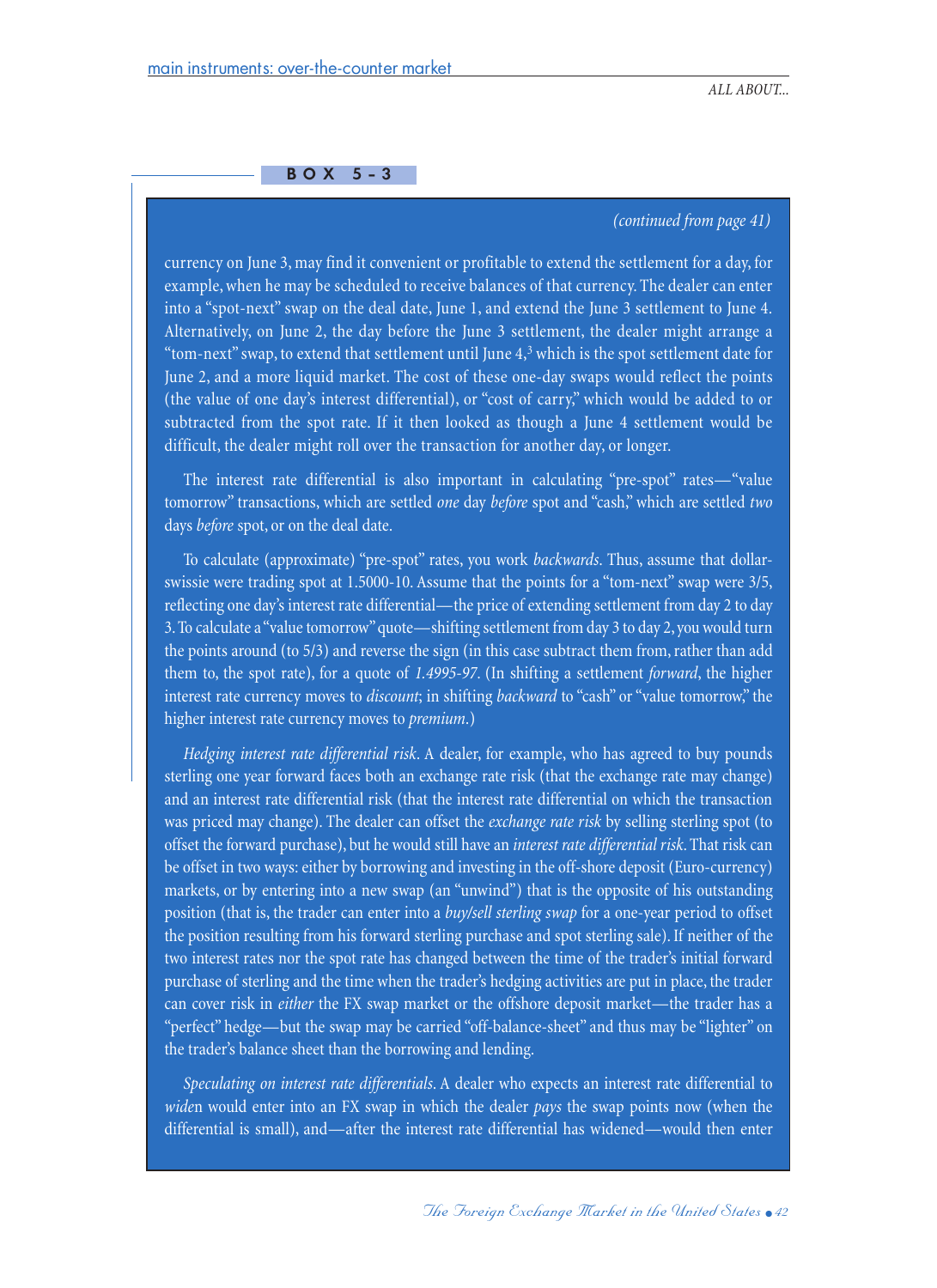**BOX 5-3**

*(continued from page 41)*

currency on June 3, may find it convenient or profitable to extend the settlement for a day, for example, when he may be scheduled to receive balances of that currency. The dealer can enter into a "spot-next" swap on the deal date, June 1, and extend the June 3 settlement to June 4. Alternatively, on June 2, the day before the June 3 settlement, the dealer might arrange a "tom-next" swap, to extend that settlement until June 4,[3] which is the spot settlement date for June 2, and a more liquid market. The cost of these one-day swaps would reflect the points (the value of one day's interest differential), or "cost of carry," which would be added to or subtracted from the spot rate. If it then looked as though a June 4 settlement would be difficult, the dealer might roll over the transaction for another day, or longer.

The interest rate differential is also important in calculating "pre-spot" rates—"value tomorrow" transactions, which are settled *one* day *before* spot and "cash," which are settled *two* days *before* spot, or on the deal date.

To calculate (approximate) "pre-spot" rates, you work *backwards*. Thus, assume that dollar-swissie were trading spot at 1.5000-10. Assume that the points for a "tom-next" swap were 3/5, reflecting one day's interest rate differential—the price of extending settlement from day 2 to day 3. To calculate a "value tomorrow" quote—shifting settlement from day 3 to day 2, you would turn the points around (to 5/3) and reverse the sign (in this case subtract them from, rather than add them to, the spot rate), for a quote of *1.4995-97*. (In shifting a settlement *forward*, the higher interest rate currency moves to *discount*; in shifting *backward* to "cash" or "value tomorrow," the higher interest rate currency moves to *premium*.)

*Hedging interest rate differential risk*. A dealer, for example, who has agreed to buy pounds sterling one year forward faces both an exchange rate risk (that the exchange rate may change) and an interest rate differential risk (that the interest rate differential on which the transaction was priced may change). The dealer can offset the *exchange rate risk* by selling sterling spot (to offset the forward purchase), but he would still have an *interest rate differential risk*. That risk can be offset in two ways: either by borrowing and investing in the off-shore deposit (Euro-currency) markets, or by entering into a new swap (an "unwind") that is the opposite of his outstanding position (that is, the trader can enter into a *buy/sell sterling swap* for a one-year period to offset the position resulting from his forward sterling purchase and spot sterling sale). If neither of the two interest rates nor the spot rate has changed between the time of the trader's initial forward purchase of sterling and the time when the trader's hedging activities are put in place, the trader can cover risk in *either* the FX swap market or the offshore deposit market—the trader has a "perfect" hedge—but the swap may be carried "off-balance-sheet" and thus may be "lighter" on the trader's balance sheet than the borrowing and lending.

*Speculating on interest rate differentials*. A dealer who expects an interest rate differential to *wide*n would enter into an FX swap in which the dealer *pays* the swap points now (when the differential is small), and—after the interest rate differential has widened—would then enter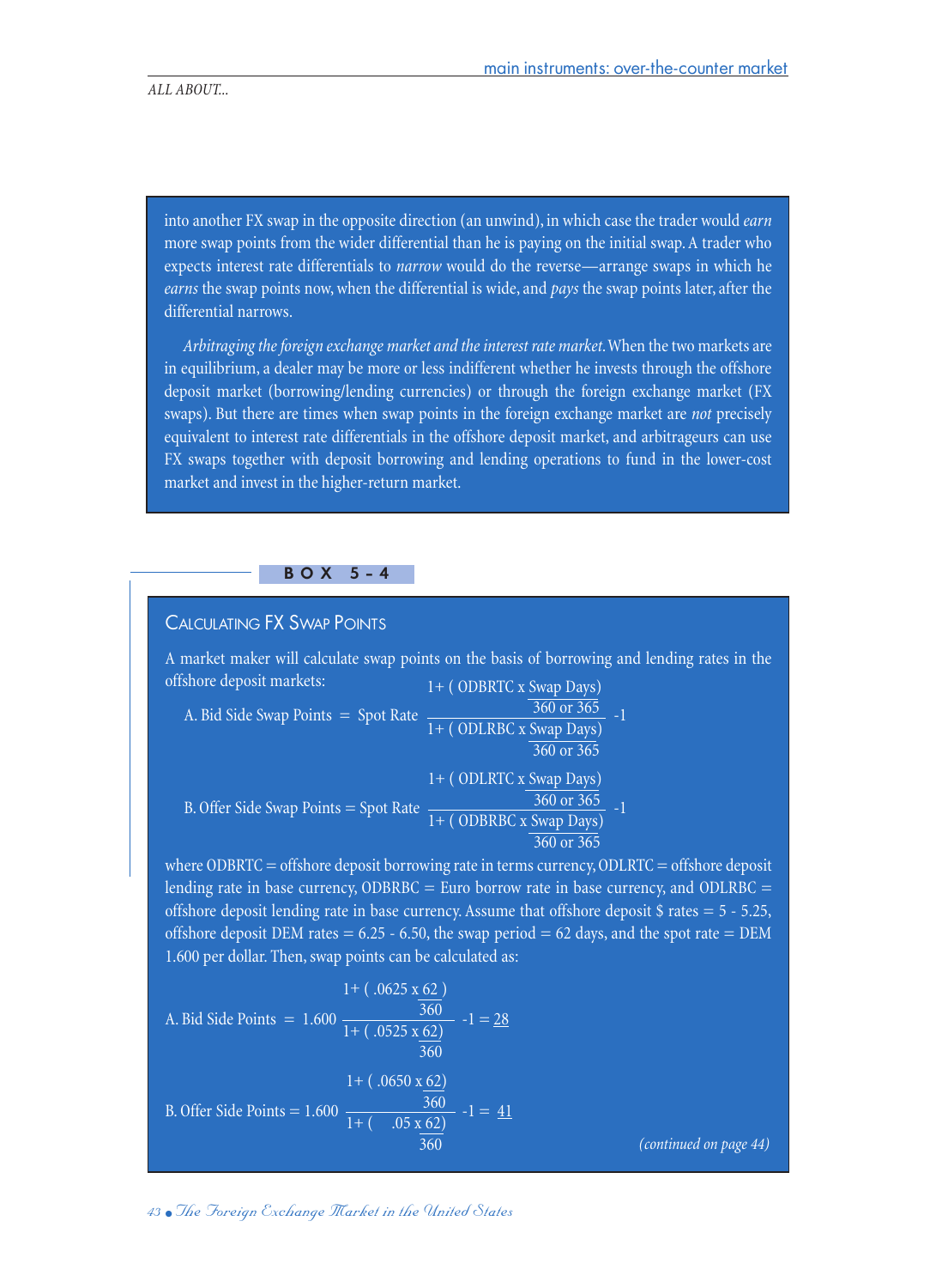into another FX swap in the opposite direction (an unwind), in which case the trader would *earn* more swap points from the wider differential than he is paying on the initial swap. A trader who expects interest rate differentials to *narrow* would do the reverse—arrange swaps in which he *earns* the swap points now, when the differential is wide, and *pays* the swap points later, after the differential narrows.

*Arbitraging the foreign exchange market and the interest rate market.* When the two markets are in equilibrium, a dealer may be more or less indifferent whether he invests through the offshore deposit market (borrowing/lending currencies) or through the foreign exchange market (FX swaps). But there are times when swap points in the foreign exchange market are *not* precisely equivalent to interest rate differentials in the offshore deposit market, and arbitrageurs can use FX swaps together with deposit borrowing and lending operations to fund in the lower-cost market and invest in the higher-return market.

**BOX 5-4**

## Calculating FX Swap Points

A market maker will calculate swap points on the basis of borrowing and lending rates in the offshore deposit markets:

$$\text{A. Bid Side Swap Points} = \text{Spot Rate}\ \frac{1+\left(\text{ODBRTC} \times \dfrac{\text{Swap Days}}{360 \text{ or } 365}\right)}{1+\left(\text{ODLRBC} \times \dfrac{\text{Swap Days}}{360 \text{ or } 365}\right)} -1$$

$$\text{B. Offer Side Swap Points} = \text{Spot Rate}\ \frac{1+\left(\text{ODLRTC} \times \dfrac{\text{Swap Days}}{360 \text{ or } 365}\right)}{1+\left(\text{ODBRBC} \times \dfrac{\text{Swap Days}}{360 \text{ or } 365}\right)} -1$$

where ODBRTC = offshore deposit borrowing rate in terms currency, ODLRTC = offshore deposit lending rate in base currency, ODBRBC = Euro borrow rate in base currency, and ODLRBC = offshore deposit lending rate in base currency. Assume that offshore deposit $ rates = 5 - 5.25, offshore deposit DEM rates = 6.25 - 6.50, the swap period = 62 days, and the spot rate = DEM 1.600 per dollar. Then, swap points can be calculated as:

$$\text{A. Bid Side Points} = 1.600\ \frac{1+\left(.0625 \times \dfrac{62}{360}\right)}{1+\left(.0525 \times \dfrac{62}{360}\right)} -1 = \underline{28}$$

$$\text{B. Offer Side Points} = 1.600\ \frac{1+\left(.0650 \times \dfrac{62}{360}\right)}{1+\left(.05 \times \dfrac{62}{360}\right)} -1 = \underline{41}$$

*(continued on page 44)*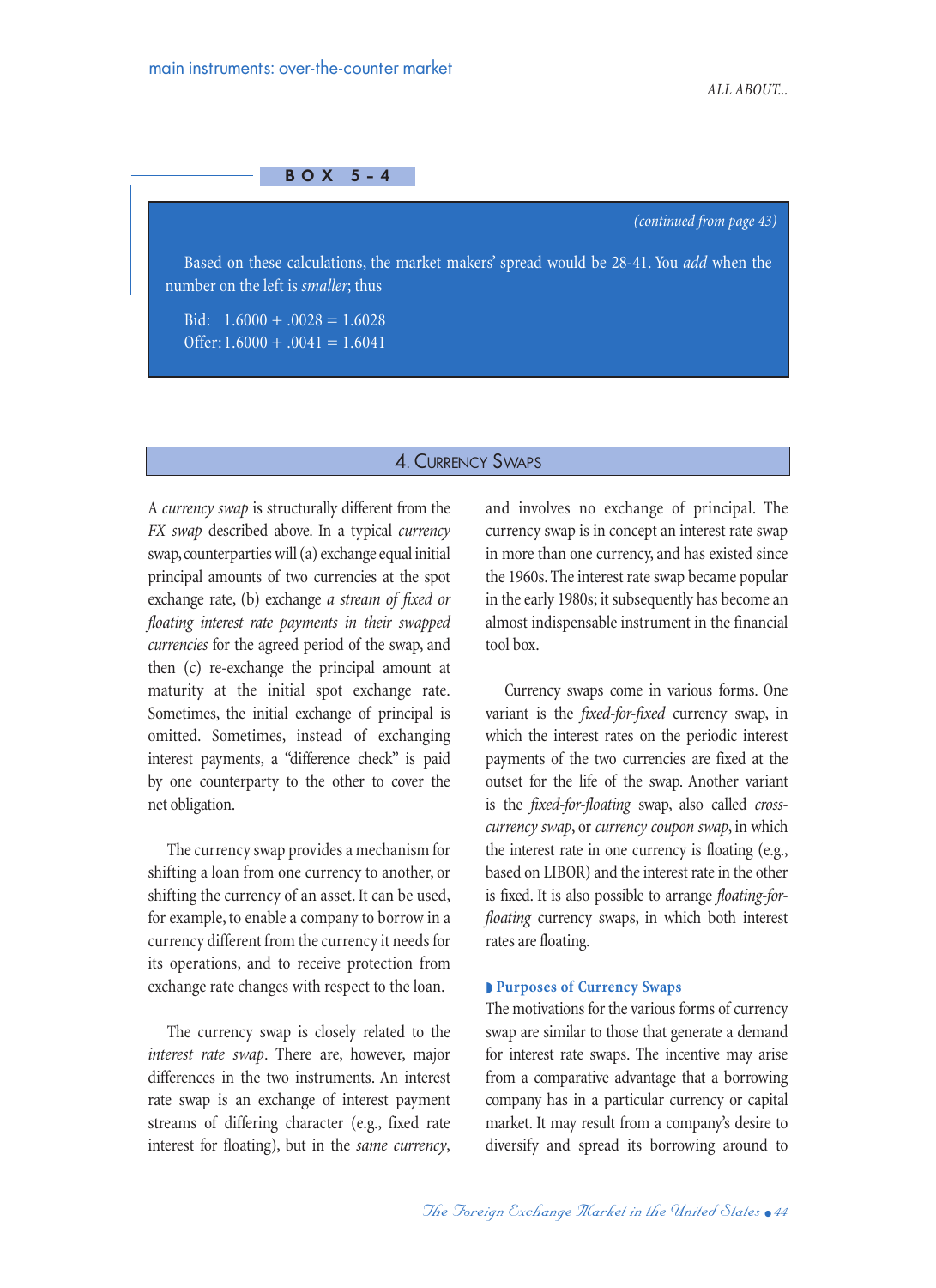**BOX 5-4**

*(continued from page 43)*

Based on these calculations, the market makers' spread would be 28-41. You *add* when the number on the left is *smaller*; thus

Bid: 1.6000 + .0028 = 1.6028
Offer: 1.6000 + .0041 = 1.6041

## 4. Currency Swaps

A *currency swap* is structurally different from the *FX swap* described above. In a typical *currency* swap, counterparties will (a) exchange equal initial principal amounts of two currencies at the spot exchange rate, (b) exchange *a stream of fixed or floating interest rate payments in their swapped currencies* for the agreed period of the swap, and then (c) re-exchange the principal amount at maturity at the initial spot exchange rate. Sometimes, the initial exchange of principal is omitted. Sometimes, instead of exchanging interest payments, a "difference check" is paid by one counterparty to the other to cover the net obligation.

The currency swap provides a mechanism for shifting a loan from one currency to another, or shifting the currency of an asset. It can be used, for example, to enable a company to borrow in a currency different from the currency it needs for its operations, and to receive protection from exchange rate changes with respect to the loan.

The currency swap is closely related to the *interest rate swap*. There are, however, major differences in the two instruments. An interest rate swap is an exchange of interest payment streams of differing character (e.g., fixed rate interest for floating), but in the *same currency*, and involves no exchange of principal. The currency swap is in concept an interest rate swap in more than one currency, and has existed since the 1960s. The interest rate swap became popular in the early 1980s; it subsequently has become an almost indispensable instrument in the financial tool box.

Currency swaps come in various forms. One variant is the *fixed-for-fixed* currency swap, in which the interest rates on the periodic interest payments of the two currencies are fixed at the outset for the life of the swap. Another variant is the *fixed-for-floating* swap, also called *cross-currency swap*, or *currency coupon swap*, in which the interest rate in one currency is floating (e.g., based on LIBOR) and the interest rate in the other is fixed. It is also possible to arrange *floating-for-floating* currency swaps, in which both interest rates are floating.

### Purposes of Currency Swaps

The motivations for the various forms of currency swap are similar to those that generate a demand for interest rate swaps. The incentive may arise from a comparative advantage that a borrowing company has in a particular currency or capital market. It may result from a company's desire to diversify and spread its borrowing around to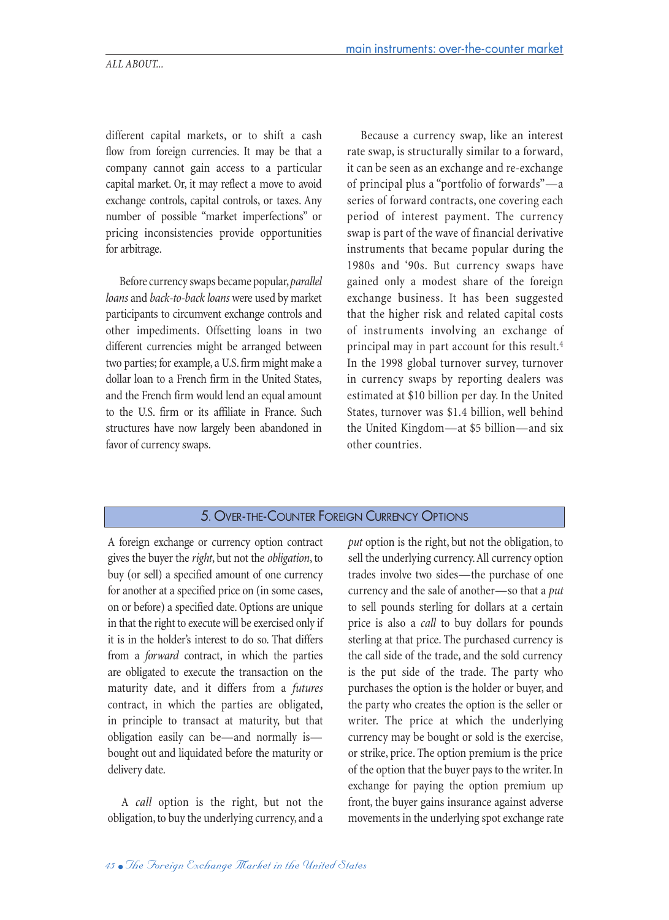different capital markets, or to shift a cash flow from foreign currencies. It may be that a company cannot gain access to a particular capital market. Or, it may reflect a move to avoid exchange controls, capital controls, or taxes. Any number of possible "market imperfections" or pricing inconsistencies provide opportunities for arbitrage.

Before currency swaps became popular, *parallel loans* and *back-to-back loans* were used by market participants to circumvent exchange controls and other impediments. Offsetting loans in two different currencies might be arranged between two parties; for example, a U.S. firm might make a dollar loan to a French firm in the United States, and the French firm would lend an equal amount to the U.S. firm or its affiliate in France. Such structures have now largely been abandoned in favor of currency swaps.

Because a currency swap, like an interest rate swap, is structurally similar to a forward, it can be seen as an exchange and re-exchange of principal plus a "portfolio of forwards"—a series of forward contracts, one covering each period of interest payment. The currency swap is part of the wave of financial derivative instruments that became popular during the 1980s and '90s. But currency swaps have gained only a modest share of the foreign exchange business. It has been suggested that the higher risk and related capital costs of instruments involving an exchange of principal may in part account for this result.[4] In the 1998 global turnover survey, turnover in currency swaps by reporting dealers was estimated at $10 billion per day. In the United States, turnover was $1.4 billion, well behind the United Kingdom—at $5 billion—and six other countries.

## 5. Over-the-Counter Foreign Currency Options

A foreign exchange or currency option contract gives the buyer the *right*, but not the *obligation*, to buy (or sell) a specified amount of one currency for another at a specified price on (in some cases, on or before) a specified date. Options are unique in that the right to execute will be exercised only if it is in the holder's interest to do so. That differs from a *forward* contract, in which the parties are obligated to execute the transaction on the maturity date, and it differs from a *futures* contract, in which the parties are obligated, in principle to transact at maturity, but that obligation easily can be—and normally is—bought out and liquidated before the maturity or delivery date.

A *call* option is the right, but not the obligation, to buy the underlying currency, and a *put* option is the right, but not the obligation, to sell the underlying currency. All currency option trades involve two sides—the purchase of one currency and the sale of another—so that a *put* to sell pounds sterling for dollars at a certain price is also a *call* to buy dollars for pounds sterling at that price. The purchased currency is the call side of the trade, and the sold currency is the put side of the trade. The party who purchases the option is the holder or buyer, and the party who creates the option is the seller or writer. The price at which the underlying currency may be bought or sold is the exercise, or strike, price. The option premium is the price of the option that the buyer pays to the writer. In exchange for paying the option premium up front, the buyer gains insurance against adverse movements in the underlying spot exchange rate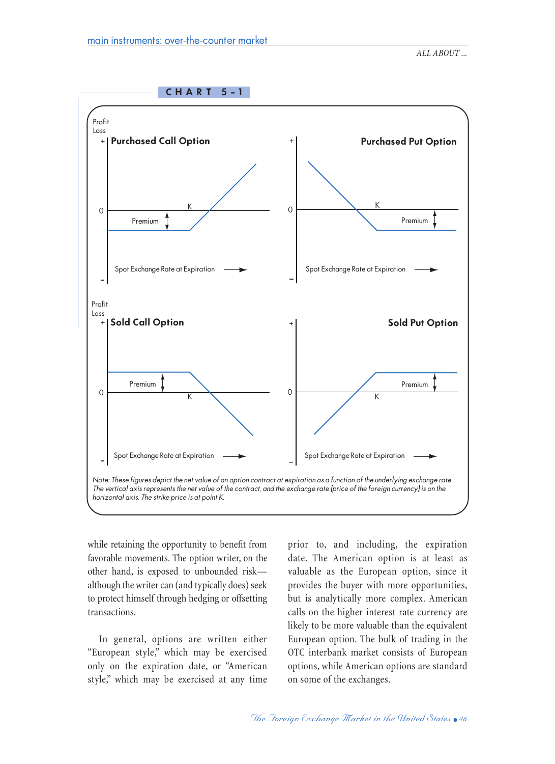**CHART 5-1**

Profit
Loss

**Purchased Call Option**

+ 0 − K Premium

Spot Exchange Rate at Expiration →

**Purchased Put Option**

+ 0 − K Premium

Spot Exchange Rate at Expiration →

Profit
Loss

**Sold Call Option**

+ 0 − K Premium

Spot Exchange Rate at Expiration →

**Sold Put Option**

+ 0 − K Premium

Spot Exchange Rate at Expiration →

*Note: These figures depict the net value of an option contract at expiration as a function of the underlying exchange rate. The vertical axis represents the net value of the contract, and the exchange rate (price of the foreign currency) is on the horizontal axis. The strike price is at point K.*

while retaining the opportunity to benefit from favorable movements. The option writer, on the other hand, is exposed to unbounded risk—although the writer can (and typically does) seek to protect himself through hedging or offsetting transactions.

In general, options are written either "European style," which may be exercised only on the expiration date, or "American style," which may be exercised at any time prior to, and including, the expiration date. The American option is at least as valuable as the European option, since it provides the buyer with more opportunities, but is analytically more complex. American calls on the higher interest rate currency are likely to be more valuable than the equivalent European option. The bulk of trading in the OTC interbank market consists of European options, while American options are standard on some of the exchanges.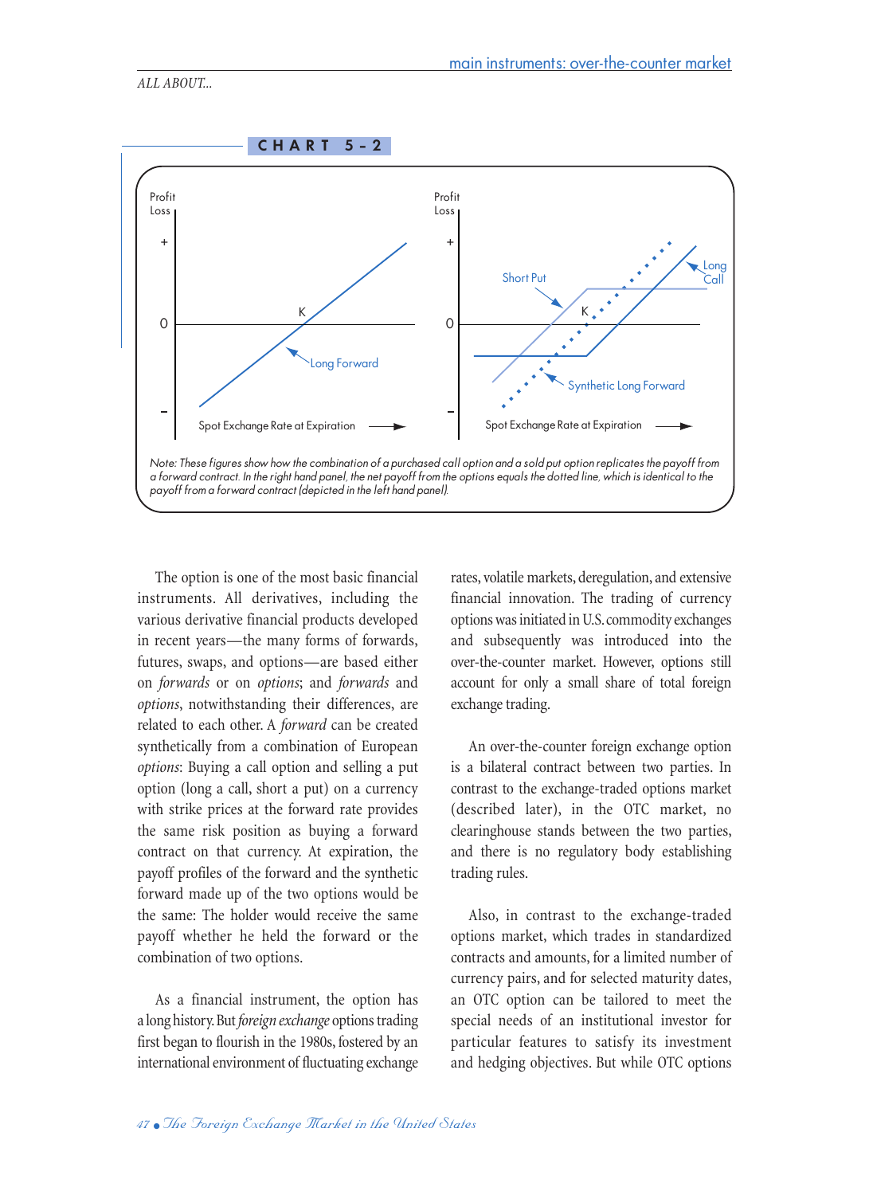CHART 5-2

Profit
Loss

+

0

–

K

Long Forward

Spot Exchange Rate at Expiration

Profit
Loss

+

0

–

Short Put

Long Call

K

Synthetic Long Forward

Spot Exchange Rate at Expiration

*Note: These figures show how the combination of a purchased call option and a sold put option replicates the payoff from a forward contract. In the right hand panel, the net payoff from the options equals the dotted line, which is identical to the payoff from a forward contract (depicted in the left hand panel).*

The option is one of the most basic financial instruments. All derivatives, including the various derivative financial products developed in recent years—the many forms of forwards, futures, swaps, and options—are based either on *forwards* or on *options*; and *forwards* and *options*, notwithstanding their differences, are related to each other. A *forward* can be created synthetically from a combination of European *options*: Buying a call option and selling a put option (long a call, short a put) on a currency with strike prices at the forward rate provides the same risk position as buying a forward contract on that currency. At expiration, the payoff profiles of the forward and the synthetic forward made up of the two options would be the same: The holder would receive the same payoff whether he held the forward or the combination of two options.

As a financial instrument, the option has a long history. But *foreign exchange* options trading first began to flourish in the 1980s, fostered by an international environment of fluctuating exchange rates, volatile markets, deregulation, and extensive financial innovation. The trading of currency options was initiated in U.S. commodity exchanges and subsequently was introduced into the over-the-counter market. However, options still account for only a small share of total foreign exchange trading.

An over-the-counter foreign exchange option is a bilateral contract between two parties. In contrast to the exchange-traded options market (described later), in the OTC market, no clearinghouse stands between the two parties, and there is no regulatory body establishing trading rules.

Also, in contrast to the exchange-traded options market, which trades in standardized contracts and amounts, for a limited number of currency pairs, and for selected maturity dates, an OTC option can be tailored to meet the special needs of an institutional investor for particular features to satisfy its investment and hedging objectives. But while OTC options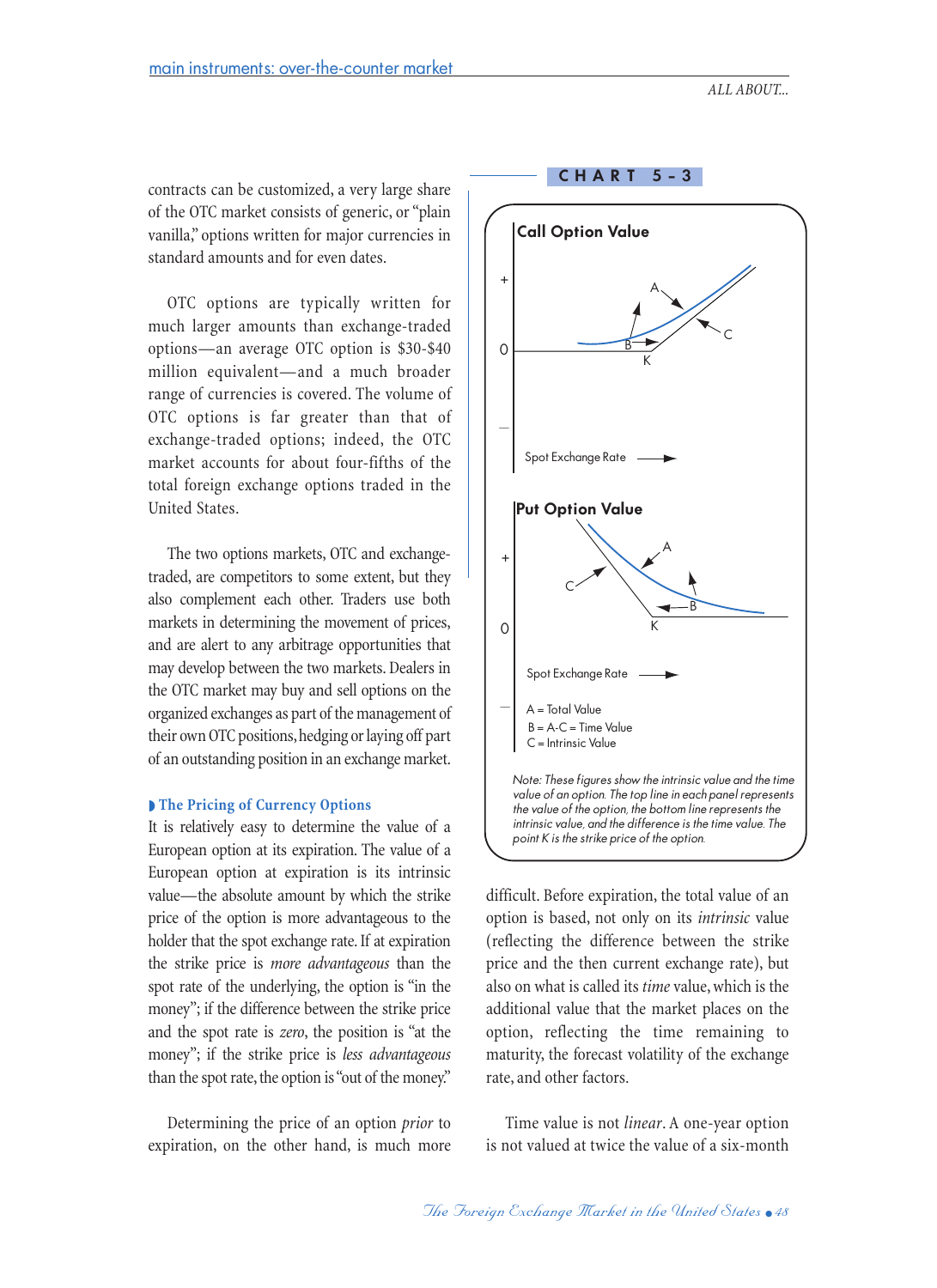contracts can be customized, a very large share of the OTC market consists of generic, or "plain vanilla," options written for major currencies in standard amounts and for even dates.

OTC options are typically written for much larger amounts than exchange-traded options—an average OTC option is $30-$40 million equivalent—and a much broader range of currencies is covered. The volume of OTC options is far greater than that of exchange-traded options; indeed, the OTC market accounts for about four-fifths of the total foreign exchange options traded in the United States.

The two options markets, OTC and exchange-traded, are competitors to some extent, but they also complement each other. Traders use both markets in determining the movement of prices, and are alert to any arbitrage opportunities that may develop between the two markets. Dealers in the OTC market may buy and sell options on the organized exchanges as part of the management of their own OTC positions, hedging or laying off part of an outstanding position in an exchange market.

### The Pricing of Currency Options

It is relatively easy to determine the value of a European option at its expiration. The value of a European option at expiration is its intrinsic value—the absolute amount by which the strike price of the option is more advantageous to the holder that the spot exchange rate. If at expiration the strike price is *more advantageous* than the spot rate of the underlying, the option is "in the money"; if the difference between the strike price and the spot rate is *zero*, the position is "at the money"; if the strike price is *less advantageous* than the spot rate, the option is "out of the money."

Determining the price of an option *prior* to expiration, on the other hand, is much more difficult. Before expiration, the total value of an option is based, not only on its *intrinsic* value (reflecting the difference between the strike price and the then current exchange rate), but also on what is called its *time* value, which is the additional value that the market places on the option, reflecting the time remaining to maturity, the forecast volatility of the exchange rate, and other factors.

Time value is not *linear*. A one-year option is not valued at twice the value of a six-month

**CHART 5-3**

Call Option Value

+
0
–
A
B
C
K
Spot Exchange Rate

Put Option Value

+
0
–
A
B
C
K
Spot Exchange Rate

A = Total Value
B = A-C = Time Value
C = Intrinsic Value

*Note: These figures show the intrinsic value and the time value of an option. The top line in each panel represents the value of the option, the bottom line represents the intrinsic value, and the difference is the time value. The point K is the strike price of the option.*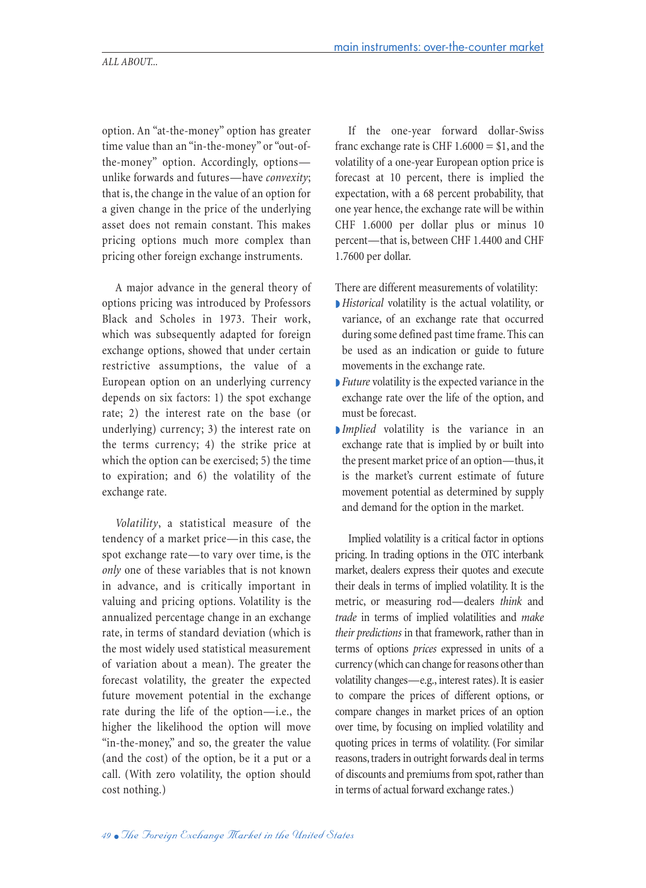option. An "at-the-money" option has greater time value than an "in-the-money" or "out-of-the-money" option. Accordingly, options—unlike forwards and futures—have *convexity*; that is, the change in the value of an option for a given change in the price of the underlying asset does not remain constant. This makes pricing options much more complex than pricing other foreign exchange instruments.

A major advance in the general theory of options pricing was introduced by Professors Black and Scholes in 1973. Their work, which was subsequently adapted for foreign exchange options, showed that under certain restrictive assumptions, the value of a European option on an underlying currency depends on six factors: 1) the spot exchange rate; 2) the interest rate on the base (or underlying) currency; 3) the interest rate on the terms currency; 4) the strike price at which the option can be exercised; 5) the time to expiration; and 6) the volatility of the exchange rate.

*Volatility*, a statistical measure of the tendency of a market price—in this case, the spot exchange rate—to vary over time, is the *only* one of these variables that is not known in advance, and is critically important in valuing and pricing options. Volatility is the annualized percentage change in an exchange rate, in terms of standard deviation (which is the most widely used statistical measurement of variation about a mean). The greater the forecast volatility, the greater the expected future movement potential in the exchange rate during the life of the option—i.e., the higher the likelihood the option will move "in-the-money," and so, the greater the value (and the cost) of the option, be it a put or a call. (With zero volatility, the option should cost nothing.)

If the one-year forward dollar-Swiss franc exchange rate is CHF 1.6000 = $1, and the volatility of a one-year European option price is forecast at 10 percent, there is implied the expectation, with a 68 percent probability, that one year hence, the exchange rate will be within CHF 1.6000 per dollar plus or minus 10 percent—that is, between CHF 1.4400 and CHF 1.7600 per dollar.

There are different measurements of volatility:

- *Historical* volatility is the actual volatility, or variance, of an exchange rate that occurred during some defined past time frame. This can be used as an indication or guide to future movements in the exchange rate.
- *Future* volatility is the expected variance in the exchange rate over the life of the option, and must be forecast.
- *Implied* volatility is the variance in an exchange rate that is implied by or built into the present market price of an option—thus, it is the market's current estimate of future movement potential as determined by supply and demand for the option in the market.

Implied volatility is a critical factor in options pricing. In trading options in the OTC interbank market, dealers express their quotes and execute their deals in terms of implied volatility. It is the metric, or measuring rod—dealers *think* and *trade* in terms of implied volatilities and *make their predictions* in that framework, rather than in terms of options *prices* expressed in units of a currency (which can change for reasons other than volatility changes—e.g., interest rates). It is easier to compare the prices of different options, or compare changes in market prices of an option over time, by focusing on implied volatility and quoting prices in terms of volatility. (For similar reasons, traders in outright forwards deal in terms of discounts and premiums from spot, rather than in terms of actual forward exchange rates.)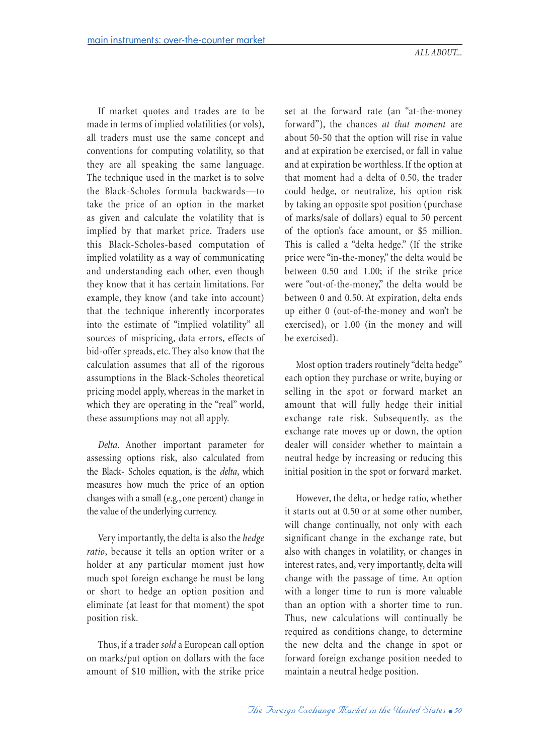If market quotes and trades are to be made in terms of implied volatilities (or vols), all traders must use the same concept and conventions for computing volatility, so that they are all speaking the same language. The technique used in the market is to solve the Black-Scholes formula backwards—to take the price of an option in the market as given and calculate the volatility that is implied by that market price. Traders use this Black-Scholes-based computation of implied volatility as a way of communicating and understanding each other, even though they know that it has certain limitations. For example, they know (and take into account) that the technique inherently incorporates into the estimate of "implied volatility" all sources of mispricing, data errors, effects of bid-offer spreads, etc. They also know that the calculation assumes that all of the rigorous assumptions in the Black-Scholes theoretical pricing model apply, whereas in the market in which they are operating in the "real" world, these assumptions may not all apply.

*Delta*. Another important parameter for assessing options risk, also calculated from the Black- Scholes equation, is the *delta*, which measures how much the price of an option changes with a small (e.g., one percent) change in the value of the underlying currency.

Very importantly, the delta is also the *hedge ratio*, because it tells an option writer or a holder at any particular moment just how much spot foreign exchange he must be long or short to hedge an option position and eliminate (at least for that moment) the spot position risk.

Thus, if a trader *sold* a European call option on marks/put option on dollars with the face amount of $10 million, with the strike price set at the forward rate (an "at-the-money forward"), the chances *at that moment* are about 50-50 that the option will rise in value and at expiration be exercised, or fall in value and at expiration be worthless. If the option at that moment had a delta of 0.50, the trader could hedge, or neutralize, his option risk by taking an opposite spot position (purchase of marks/sale of dollars) equal to 50 percent of the option's face amount, or $5 million. This is called a "delta hedge." (If the strike price were "in-the-money," the delta would be between 0.50 and 1.00; if the strike price were "out-of-the-money," the delta would be between 0 and 0.50. At expiration, delta ends up either 0 (out-of-the-money and won't be exercised), or 1.00 (in the money and will be exercised).

Most option traders routinely "delta hedge" each option they purchase or write, buying or selling in the spot or forward market an amount that will fully hedge their initial exchange rate risk. Subsequently, as the exchange rate moves up or down, the option dealer will consider whether to maintain a neutral hedge by increasing or reducing this initial position in the spot or forward market.

However, the delta, or hedge ratio, whether it starts out at 0.50 or at some other number, will change continually, not only with each significant change in the exchange rate, but also with changes in volatility, or changes in interest rates, and, very importantly, delta will change with the passage of time. An option with a longer time to run is more valuable than an option with a shorter time to run. Thus, new calculations will continually be required as conditions change, to determine the new delta and the change in spot or forward foreign exchange position needed to maintain a neutral hedge position.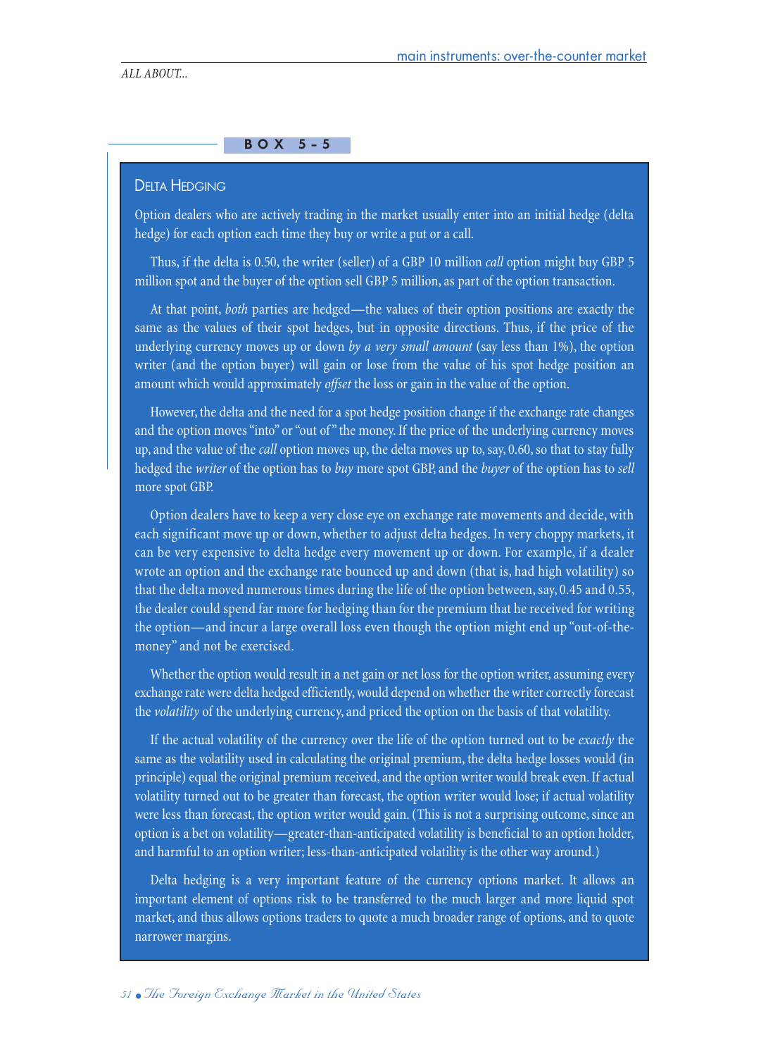**BOX 5-5**

## Delta Hedging

Option dealers who are actively trading in the market usually enter into an initial hedge (delta hedge) for each option each time they buy or write a put or a call.

Thus, if the delta is 0.50, the writer (seller) of a GBP 10 million *call* option might buy GBP 5 million spot and the buyer of the option sell GBP 5 million, as part of the option transaction.

At that point, *both* parties are hedged—the values of their option positions are exactly the same as the values of their spot hedges, but in opposite directions. Thus, if the price of the underlying currency moves up or down *by a very small amount* (say less than 1%), the option writer (and the option buyer) will gain or lose from the value of his spot hedge position an amount which would approximately *offset* the loss or gain in the value of the option.

However, the delta and the need for a spot hedge position change if the exchange rate changes and the option moves "into" or "out of" the money. If the price of the underlying currency moves up, and the value of the *call* option moves up, the delta moves up to, say, 0.60, so that to stay fully hedged the *writer* of the option has to *buy* more spot GBP, and the *buyer* of the option has to *sell* more spot GBP.

Option dealers have to keep a very close eye on exchange rate movements and decide, with each significant move up or down, whether to adjust delta hedges. In very choppy markets, it can be very expensive to delta hedge every movement up or down. For example, if a dealer wrote an option and the exchange rate bounced up and down (that is, had high volatility) so that the delta moved numerous times during the life of the option between, say, 0.45 and 0.55, the dealer could spend far more for hedging than for the premium that he received for writing the option—and incur a large overall loss even though the option might end up "out-of-the-money" and not be exercised.

Whether the option would result in a net gain or net loss for the option writer, assuming every exchange rate were delta hedged efficiently, would depend on whether the writer correctly forecast the *volatility* of the underlying currency, and priced the option on the basis of that volatility.

If the actual volatility of the currency over the life of the option turned out to be *exactly* the same as the volatility used in calculating the original premium, the delta hedge losses would (in principle) equal the original premium received, and the option writer would break even. If actual volatility turned out to be greater than forecast, the option writer would lose; if actual volatility were less than forecast, the option writer would gain. (This is not a surprising outcome, since an option is a bet on volatility—greater-than-anticipated volatility is beneficial to an option holder, and harmful to an option writer; less-than-anticipated volatility is the other way around.)

Delta hedging is a very important feature of the currency options market. It allows an important element of options risk to be transferred to the much larger and more liquid spot market, and thus allows options traders to quote a much broader range of options, and to quote narrower margins.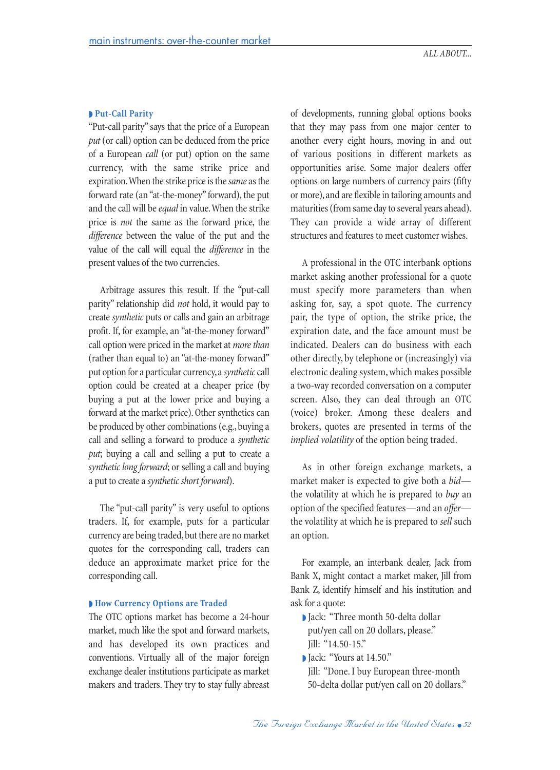### Put-Call Parity

"Put-call parity" says that the price of a European *put* (or call) option can be deduced from the price of a European *call* (or put) option on the same currency, with the same strike price and expiration. When the strike price is the *same* as the forward rate (an "at-the-money" forward), the put and the call will be *equal* in value. When the strike price is *not* the same as the forward price, the *difference* between the value of the put and the value of the call will equal the *difference* in the present values of the two currencies.

Arbitrage assures this result. If the "put-call parity" relationship did *not* hold, it would pay to create *synthetic* puts or calls and gain an arbitrage profit. If, for example, an "at-the-money forward" call option were priced in the market at *more than* (rather than equal to) an "at-the-money forward" put option for a particular currency, a *synthetic* call option could be created at a cheaper price (by buying a put at the lower price and buying a forward at the market price). Other synthetics can be produced by other combinations (e.g., buying a call and selling a forward to produce a *synthetic put*; buying a call and selling a put to create a *synthetic long forward*; or selling a call and buying a put to create a *synthetic short forward*).

The "put-call parity" is very useful to options traders. If, for example, puts for a particular currency are being traded, but there are no market quotes for the corresponding call, traders can deduce an approximate market price for the corresponding call.

### How Currency Options are Traded

The OTC options market has become a 24-hour market, much like the spot and forward markets, and has developed its own practices and conventions. Virtually all of the major foreign exchange dealer institutions participate as market makers and traders. They try to stay fully abreast of developments, running global options books that they may pass from one major center to another every eight hours, moving in and out of various positions in different markets as opportunities arise. Some major dealers offer options on large numbers of currency pairs (fifty or more), and are flexible in tailoring amounts and maturities (from same day to several years ahead). They can provide a wide array of different structures and features to meet customer wishes.

A professional in the OTC interbank options market asking another professional for a quote must specify more parameters than when asking for, say, a spot quote. The currency pair, the type of option, the strike price, the expiration date, and the face amount must be indicated. Dealers can do business with each other directly, by telephone or (increasingly) via electronic dealing system, which makes possible a two-way recorded conversation on a computer screen. Also, they can deal through an OTC (voice) broker. Among these dealers and brokers, quotes are presented in terms of the *implied volatility* of the option being traded.

As in other foreign exchange markets, a market maker is expected to give both a *bid*—the volatility at which he is prepared to *buy* an option of the specified features—and an *offer*—the volatility at which he is prepared to *sell* such an option.

For example, an interbank dealer, Jack from Bank X, might contact a market maker, Jill from Bank Z, identify himself and his institution and ask for a quote:

- Jack: "Three month 50-delta dollar put/yen call on 20 dollars, please."
  Jill: "14.50-15."
- Jack: "Yours at 14.50."
  Jill: "Done. I buy European three-month 50-delta dollar put/yen call on 20 dollars."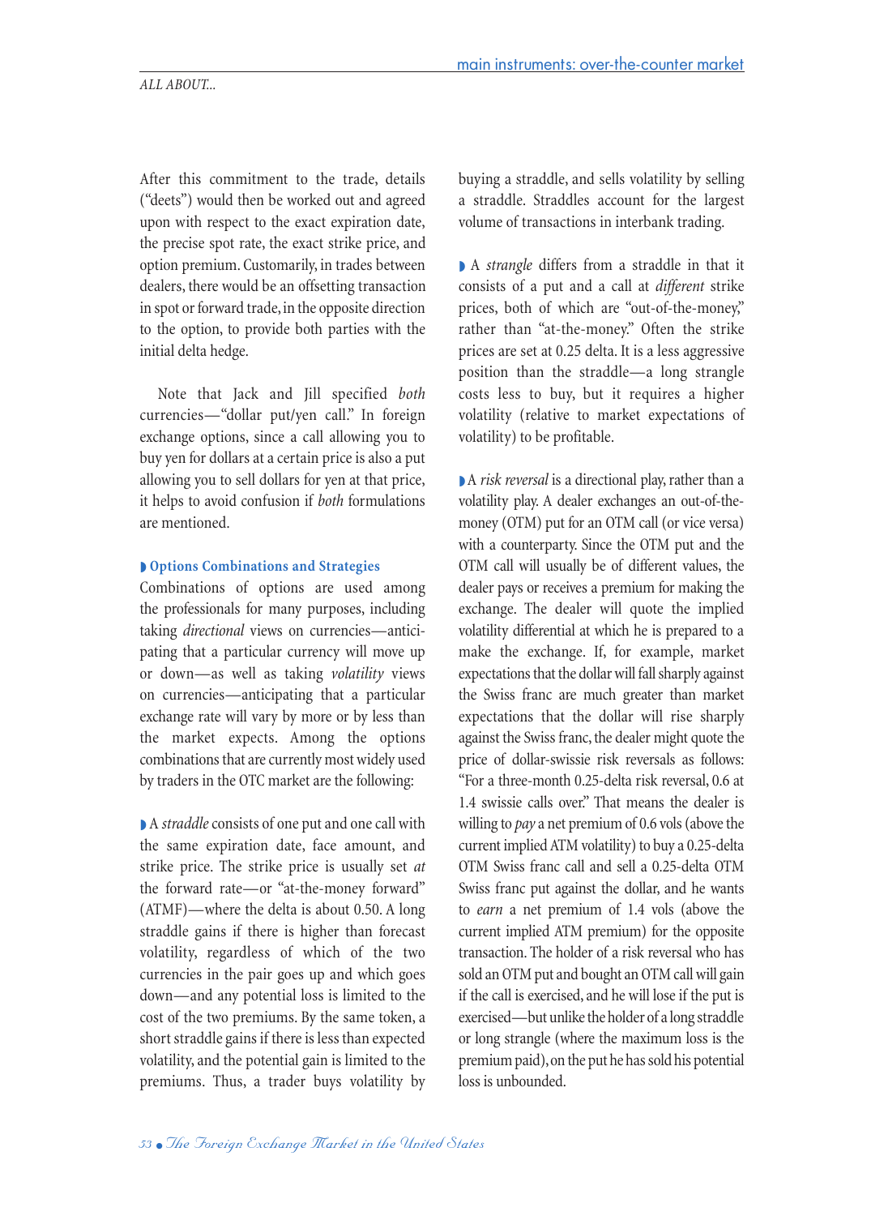After this commitment to the trade, details ("deets") would then be worked out and agreed upon with respect to the exact expiration date, the precise spot rate, the exact strike price, and option premium. Customarily, in trades between dealers, there would be an offsetting transaction in spot or forward trade, in the opposite direction to the option, to provide both parties with the initial delta hedge.

Note that Jack and Jill specified *both* currencies—"dollar put/yen call." In foreign exchange options, since a call allowing you to buy yen for dollars at a certain price is also a put allowing you to sell dollars for yen at that price, it helps to avoid confusion if *both* formulations are mentioned.

### Options Combinations and Strategies

Combinations of options are used among the professionals for many purposes, including taking *directional* views on currencies—anticipating that a particular currency will move up or down—as well as taking *volatility* views on currencies—anticipating that a particular exchange rate will vary by more or by less than the market expects. Among the options combinations that are currently most widely used by traders in the OTC market are the following:

- A *straddle* consists of one put and one call with the same expiration date, face amount, and strike price. The strike price is usually set *at* the forward rate—or "at-the-money forward" (ATMF)—where the delta is about 0.50. A long straddle gains if there is higher than forecast volatility, regardless of which of the two currencies in the pair goes up and which goes down—and any potential loss is limited to the cost of the two premiums. By the same token, a short straddle gains if there is less than expected volatility, and the potential gain is limited to the premiums. Thus, a trader buys volatility by buying a straddle, and sells volatility by selling a straddle. Straddles account for the largest volume of transactions in interbank trading.

- A *strangle* differs from a straddle in that it consists of a put and a call at *different* strike prices, both of which are "out-of-the-money," rather than "at-the-money." Often the strike prices are set at 0.25 delta. It is a less aggressive position than the straddle—a long strangle costs less to buy, but it requires a higher volatility (relative to market expectations of volatility) to be profitable.

- A *risk reversal* is a directional play, rather than a volatility play. A dealer exchanges an out-of-the-money (OTM) put for an OTM call (or vice versa) with a counterparty. Since the OTM put and the OTM call will usually be of different values, the dealer pays or receives a premium for making the exchange. The dealer will quote the implied volatility differential at which he is prepared to a make the exchange. If, for example, market expectations that the dollar will fall sharply against the Swiss franc are much greater than market expectations that the dollar will rise sharply against the Swiss franc, the dealer might quote the price of dollar-swissie risk reversals as follows: "For a three-month 0.25-delta risk reversal, 0.6 at 1.4 swissie calls over." That means the dealer is willing to *pay* a net premium of 0.6 vols (above the current implied ATM volatility) to buy a 0.25-delta OTM Swiss franc call and sell a 0.25-delta OTM Swiss franc put against the dollar, and he wants to *earn* a net premium of 1.4 vols (above the current implied ATM premium) for the opposite transaction. The holder of a risk reversal who has sold an OTM put and bought an OTM call will gain if the call is exercised, and he will lose if the put is exercised—but unlike the holder of a long straddle or long strangle (where the maximum loss is the premium paid), on the put he has sold his potential loss is unbounded.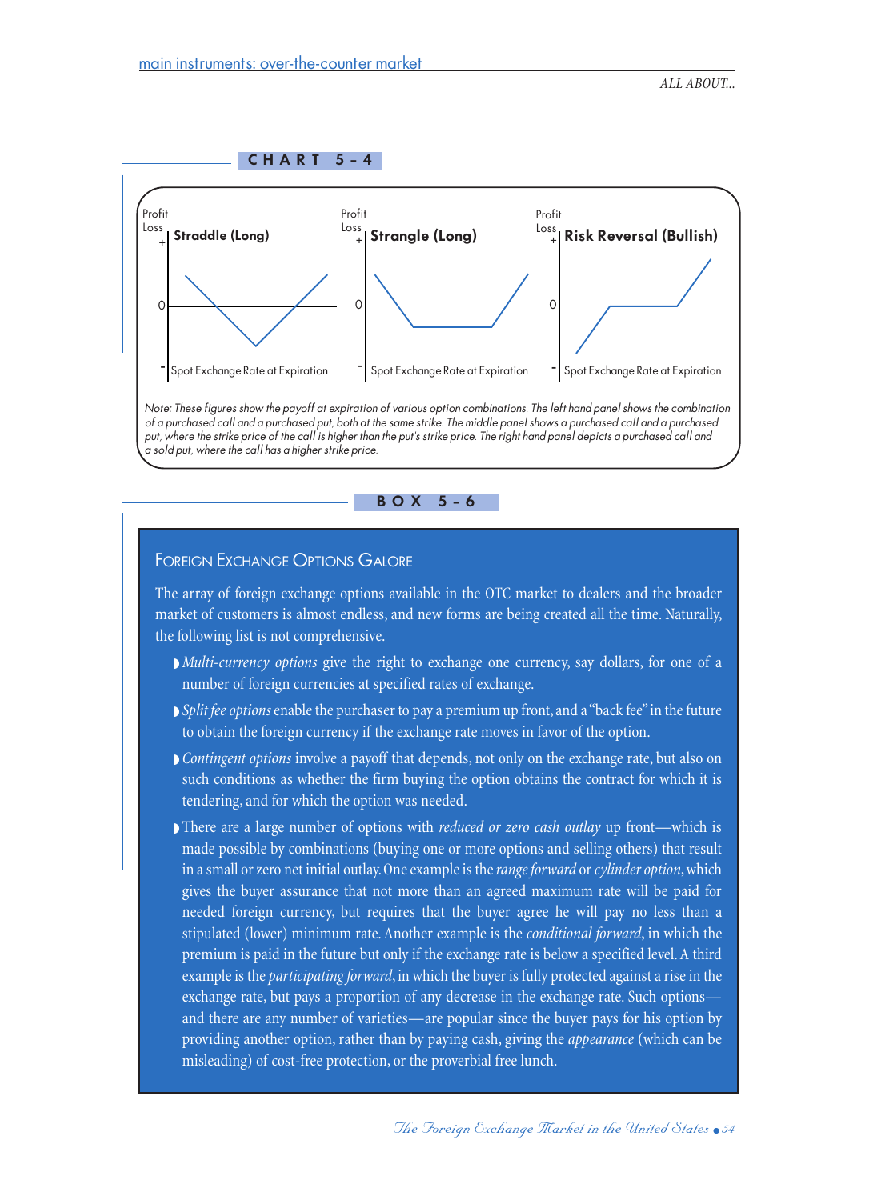## CHART 5-4

Straddle (Long)

Profit
Loss
+
0
-
Spot Exchange Rate at Expiration

Strangle (Long)

Profit
Loss
+
0
-
Spot Exchange Rate at Expiration

Risk Reversal (Bullish)

Profit
Loss
+
0
-
Spot Exchange Rate at Expiration

*Note: These figures show the payoff at expiration of various option combinations. The left hand panel shows the combination of a purchased call and a purchased put, both at the same strike. The middle panel shows a purchased call and a purchased put, where the strike price of the call is higher than the put's strike price. The right hand panel depicts a purchased call and a sold put, where the call has a higher strike price.*

## BOX 5-6

### Foreign Exchange Options Galore

The array of foreign exchange options available in the OTC market to dealers and the broader market of customers is almost endless, and new forms are being created all the time. Naturally, the following list is not comprehensive.

- *Multi-currency options* give the right to exchange one currency, say dollars, for one of a number of foreign currencies at specified rates of exchange.
- *Split fee options* enable the purchaser to pay a premium up front, and a "back fee" in the future to obtain the foreign currency if the exchange rate moves in favor of the option.
- *Contingent options* involve a payoff that depends, not only on the exchange rate, but also on such conditions as whether the firm buying the option obtains the contract for which it is tendering, and for which the option was needed.
- There are a large number of options with *reduced or zero cash outlay* up front—which is made possible by combinations (buying one or more options and selling others) that result in a small or zero net initial outlay. One example is the *range forward* or *cylinder option*, which gives the buyer assurance that not more than an agreed maximum rate will be paid for needed foreign currency, but requires that the buyer agree he will pay no less than a stipulated (lower) minimum rate. Another example is the *conditional forward*, in which the premium is paid in the future but only if the exchange rate is below a specified level. A third example is the *participating forward*, in which the buyer is fully protected against a rise in the exchange rate, but pays a proportion of any decrease in the exchange rate. Such options—and there are any number of varieties—are popular since the buyer pays for his option by providing another option, rather than by paying cash, giving the *appearance* (which can be misleading) of cost-free protection, or the proverbial free lunch.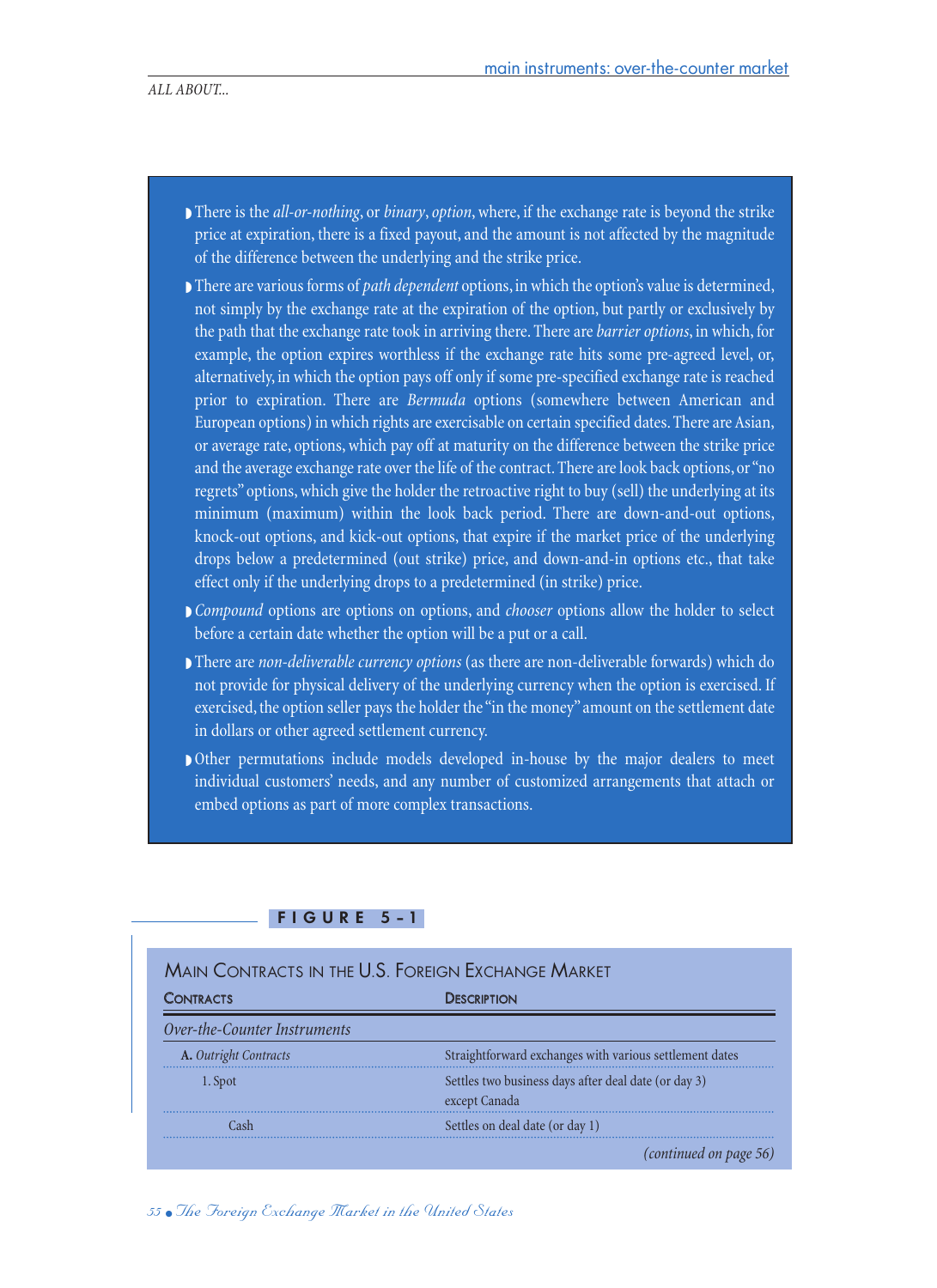- There is the *all-or-nothing*, or *binary*, *option*, where, if the exchange rate is beyond the strike price at expiration, there is a fixed payout, and the amount is not affected by the magnitude of the difference between the underlying and the strike price.
- There are various forms of *path dependent* options, in which the option's value is determined, not simply by the exchange rate at the expiration of the option, but partly or exclusively by the path that the exchange rate took in arriving there. There are *barrier options*, in which, for example, the option expires worthless if the exchange rate hits some pre-agreed level, or, alternatively, in which the option pays off only if some pre-specified exchange rate is reached prior to expiration. There are *Bermuda* options (somewhere between American and European options) in which rights are exercisable on certain specified dates. There are Asian, or average rate, options, which pay off at maturity on the difference between the strike price and the average exchange rate over the life of the contract. There are look back options, or "no regrets" options, which give the holder the retroactive right to buy (sell) the underlying at its minimum (maximum) within the look back period. There are down-and-out options, knock-out options, and kick-out options, that expire if the market price of the underlying drops below a predetermined (out strike) price, and down-and-in options etc., that take effect only if the underlying drops to a predetermined (in strike) price.
- *Compound* options are options on options, and *chooser* options allow the holder to select before a certain date whether the option will be a put or a call.
- There are *non-deliverable currency options* (as there are non-deliverable forwards) which do not provide for physical delivery of the underlying currency when the option is exercised. If exercised, the option seller pays the holder the "in the money" amount on the settlement date in dollars or other agreed settlement currency.
- Other permutations include models developed in-house by the major dealers to meet individual customers' needs, and any number of customized arrangements that attach or embed options as part of more complex transactions.

**FIGURE 5-1**

**Main Contracts in the U.S. Foreign Exchange Market**

| Contracts | Description |
|---|---|
| *Over-the-Counter Instruments* | |
| **A.** *Outright Contracts* | Straightforward exchanges with various settlement dates |
| 1. Spot | Settles two business days after deal date (or day 3) except Canada |
| Cash | Settles on deal date (or day 1) |

*(continued on page 56)*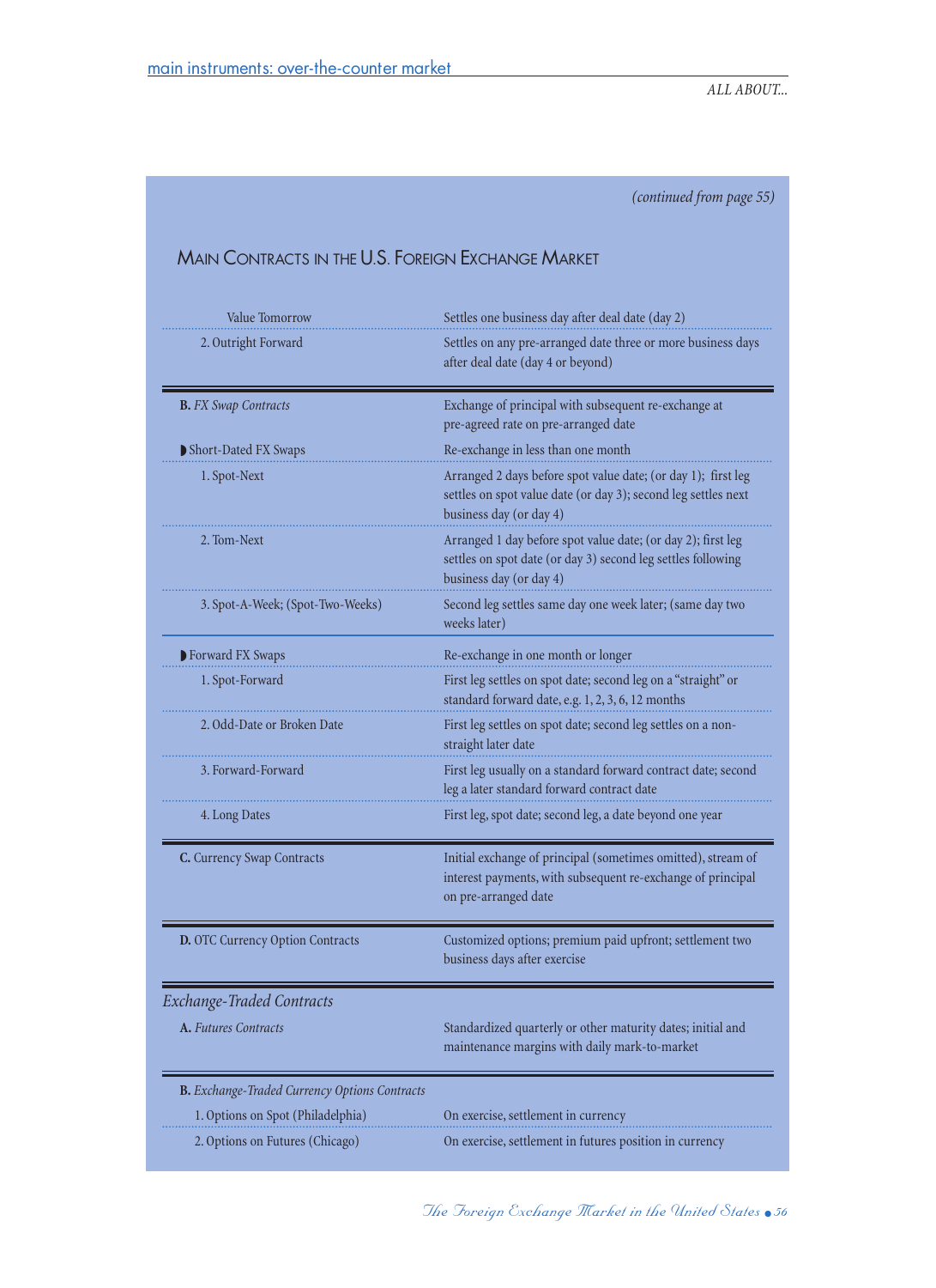(continued from page 55)

## Main Contracts in the U.S. Foreign Exchange Market

| | |
|---|---|
| Value Tomorrow | Settles one business day after deal date (day 2) |
| 2. Outright Forward | Settles on any pre-arranged date three or more business days after deal date (day 4 or beyond) |
| **B.** *FX Swap Contracts* | Exchange of principal with subsequent re-exchange at pre-agreed rate on pre-arranged date |
| ◗ Short-Dated FX Swaps | Re-exchange in less than one month |
| 1. Spot-Next | Arranged 2 days before spot value date; (or day 1); first leg settles on spot value date (or day 3); second leg settles next business day (or day 4) |
| 2. Tom-Next | Arranged 1 day before spot value date; (or day 2); first leg settles on spot date (or day 3) second leg settles following business day (or day 4) |
| 3. Spot-A-Week; (Spot-Two-Weeks) | Second leg settles same day one week later; (same day two weeks later) |
| ◗ Forward FX Swaps | Re-exchange in one month or longer |
| 1. Spot-Forward | First leg settles on spot date; second leg on a "straight" or standard forward date, e.g. 1, 2, 3, 6, 12 months |
| 2. Odd-Date or Broken Date | First leg settles on spot date; second leg settles on a non-straight later date |
| 3. Forward-Forward | First leg usually on a standard forward contract date; second leg a later standard forward contract date |
| 4. Long Dates | First leg, spot date; second leg, a date beyond one year |
| **C.** Currency Swap Contracts | Initial exchange of principal (sometimes omitted), stream of interest payments, with subsequent re-exchange of principal on pre-arranged date |
| **D.** OTC Currency Option Contracts | Customized options; premium paid upfront; settlement two business days after exercise |

### *Exchange-Traded Contracts*

| | |
|---|---|
| **A.** *Futures Contracts* | Standardized quarterly or other maturity dates; initial and maintenance margins with daily mark-to-market |
| **B.** *Exchange-Traded Currency Options Contracts* | |
| 1. Options on Spot (Philadelphia) | On exercise, settlement in currency |
| 2. Options on Futures (Chicago) | On exercise, settlement in futures position in currency |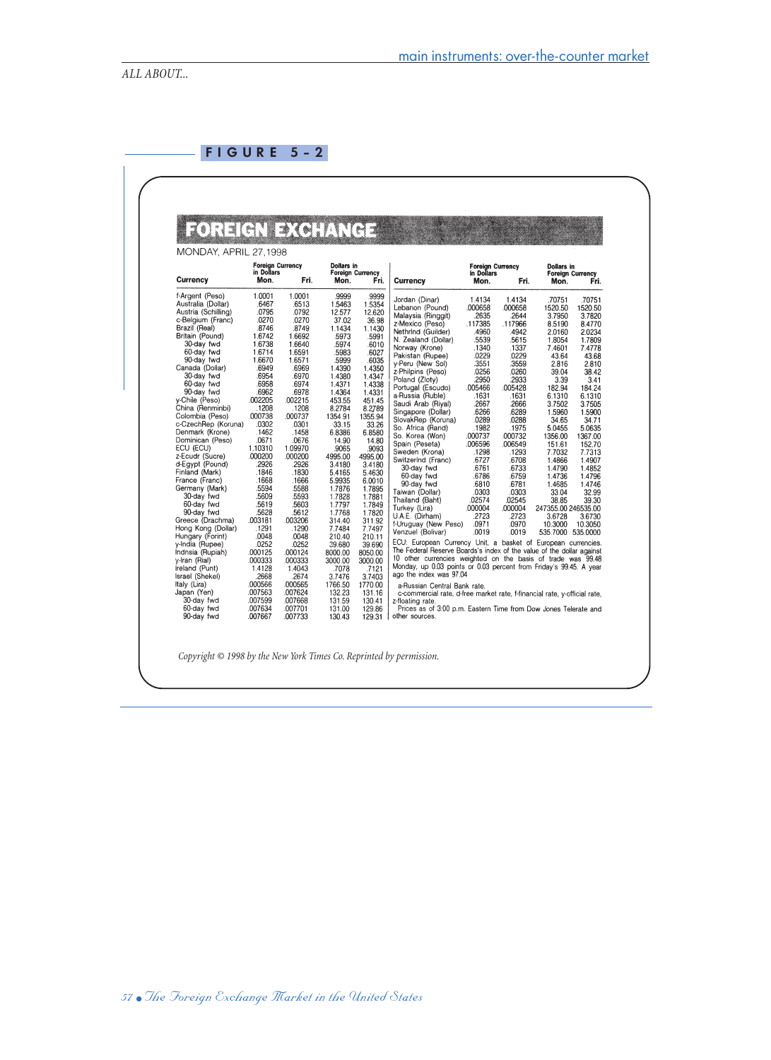## FIGURE 5-2

# FOREIGN EXCHANGE

MONDAY, APRIL 27,1998

| Currency | Foreign Currency in Dollars Mon. | Fri. | Dollars in Foreign Currency Mon. | Fri. |
|---|---|---|---|---|
| f-Argent (Peso) | 1.0001 | 1.0001 | .9999 | .9999 |
| Australia (Dollar) | .6467 | .6513 | 1.5463 | 1.5354 |
| Austria (Schilling) | .0795 | .0792 | 12.577 | 12.620 |
| c-Belgium (Franc) | .0270 | .0270 | 37.02 | 36.98 |
| Brazil (Real) | .8746 | .8749 | 1.1434 | 1.1430 |
| Britain (Pound) | 1.6742 | 1.6692 | .5973 | .5991 |
| 30-day fwd | 1.6738 | 1.6640 | .5974 | .6010 |
| 60-day fwd | 1.6714 | 1.6591 | .5983 | .6027 |
| 90-day fwd | 1.6670 | 1.6571 | .5999 | .6035 |
| Canada (Dollar) | .6949 | .6969 | 1.4390 | 1.4350 |
| 30-day fwd | .6954 | .6970 | 1.4380 | 1.4347 |
| 60-day fwd | .6958 | .6974 | 1.4371 | 1.4338 |
| 90-day fwd | .6962 | .6978 | 1.4364 | 1.4331 |
| y-Chile (Peso) | .002205 | .002215 | 453.55 | 451.45 |
| China (Renminbi) | .1208 | .1208 | 8.2784 | 8.2789 |
| Colombia (Peso) | .000738 | .000737 | 1354.91 | 1355.94 |
| c-CzechRep (Koruna) | .0302 | .0301 | 33.15 | 33.26 |
| Denmark (Krone) | .1462 | .1458 | 6.8386 | 6.8580 |
| Dominican (Peso) | .0671 | .0676 | 14.90 | 14.80 |
| ECU (ECU) | 1.10310 | 1.09970 | .9065 | .9093 |
| z-Ecudr (Sucre) | .000200 | .000200 | 4995.00 | 4995.00 |
| d-Egypt (Pound) | .2926 | .2926 | 3.4180 | 3.4180 |
| Finland (Mark) | .1846 | .1830 | 5.4165 | 5.4630 |
| France (Franc) | .1668 | .1666 | 5.9935 | 6.0010 |
| Germany (Mark) | .5594 | .5588 | 1.7876 | 1.7895 |
| 30-day fwd | .5609 | .5593 | 1.7828 | 1.7881 |
| 60-day fwd | .5619 | .5603 | 1.7797 | 1.7849 |
| 90-day fwd | .5628 | .5612 | 1.7768 | 1.7820 |
| Greece (Drachma) | .003181 | .003206 | 314.40 | 311.92 |
| Hong Kong (Dollar) | .1291 | .1290 | 7.7484 | 7.7497 |
| Hungary (Forint) | .0048 | .0048 | 210.40 | 210.11 |
| y-India (Rupee) | .0252 | .0252 | 39.680 | 39.690 |
| Indnsia (Rupiah) | .000125 | .000124 | 8000.00 | 8050.00 |
| y-Iran (Rial) | .000333 | .000333 | 3000.00 | 3000.00 |
| Ireland (Punt) | 1.4128 | 1.4043 | .7078 | .7121 |
| Israel (Shekel) | .2668 | .2674 | 3.7476 | 3.7403 |
| Italy (Lira) | .000566 | .000565 | 1766.50 | 1770.00 |
| Japan (Yen) | .007563 | .007624 | 132.23 | 131.16 |
| 30-day fwd | .007599 | .007668 | 131.59 | 130.41 |
| 60-day fwd | .007634 | .007701 | 131.00 | 129.86 |
| 90-day fwd | .007667 | .007733 | 130.43 | 129.31 |
| Jordan (Dinar) | 1.4134 | 1.4134 | .70751 | .70751 |
| Lebanon (Pound) | .000658 | .000658 | 1520.50 | 1520.50 |
| Malaysia (Ringgit) | .2635 | .2644 | 3.7950 | 3.7820 |
| z-Mexico (Peso) | .117385 | .117966 | 8.5190 | 8.4770 |
| Nethrlnd (Guilder) | .4960 | .4942 | 2.0160 | 2.0234 |
| N. Zealand (Dollar) | .5539 | .5615 | 1.8054 | 1.7809 |
| Norway (Krone) | .1340 | .1337 | 7.4601 | 7.4778 |
| Pakistan (Rupee) | .0229 | .0229 | 43.64 | 43.68 |
| y-Peru (New Sol) | .3551 | .3559 | 2.816 | 2.810 |
| z-Philpins (Peso) | .0256 | .0260 | 39.04 | 38.42 |
| Poland (Zloty) | .2950 | .2933 | 3.39 | 3.41 |
| Portugal (Escudo) | .005466 | .005428 | 182.94 | 184.24 |
| a-Russia (Ruble) | .1631 | .1631 | 6.1310 | 6.1310 |
| Saudi Arab (Riyal) | .2667 | .2666 | 3.7502 | 3.7505 |
| Singapore (Dollar) | .6266 | .6289 | 1.5960 | 1.5900 |
| SlovakRep (Koruna) | .0289 | .0288 | 34.65 | 34.71 |
| So. Africa (Rand) | .1982 | .1975 | 5.0455 | 5.0635 |
| So. Korea (Won) | .000737 | .000732 | 1356.00 | 1367.00 |
| Spain (Peseta) | .006596 | .006549 | 151.61 | 152.70 |
| Sweden (Krona) | .1298 | .1293 | 7.7032 | 7.7313 |
| Switzerlnd (Franc) | .6727 | .6708 | 1.4866 | 1.4907 |
| 30-day fwd | .6761 | .6733 | 1.4790 | 1.4852 |
| 60-day fwd | .6786 | .6759 | 1.4736 | 1.4796 |
| 90-day fwd | .6810 | .6781 | 1.4685 | 1.4746 |
| Taiwan (Dollar) | .0303 | .0303 | 33.04 | 32.99 |
| Thailand (Baht) | .02574 | .02545 | 38.85 | 39.30 |
| Turkey (Lira) | .000004 | .000004 | 247355.00 | 246535.00 |
| U.A.E. (Dirham) | .2723 | .2723 | 3.6728 | 3.6730 |
| f-Uruguay (New Peso) | .0971 | .0970 | 10.3000 | 10.3050 |
| Venzuel (Bolivar) | .0019 | .0019 | 535.7000 | 535.0000 |

ECU: European Currency Unit, a basket of European currencies. The Federal Reserve Boards's index of the value of the dollar against 10 other currencies weighted on the basis of trade was 99.48 Monday, up 0.03 points or 0.03 percent from Friday's 99.45. A year ago the index was 97.04

a-Russian Central Bank rate.

c-commercial rate, d-free market rate, f-financial rate, y-official rate, z-floating rate.

Prices as of 3:00 p.m. Eastern Time from Dow Jones Telerate and other sources.

*Copyright © 1998 by the New York Times Co. Reprinted by permission.*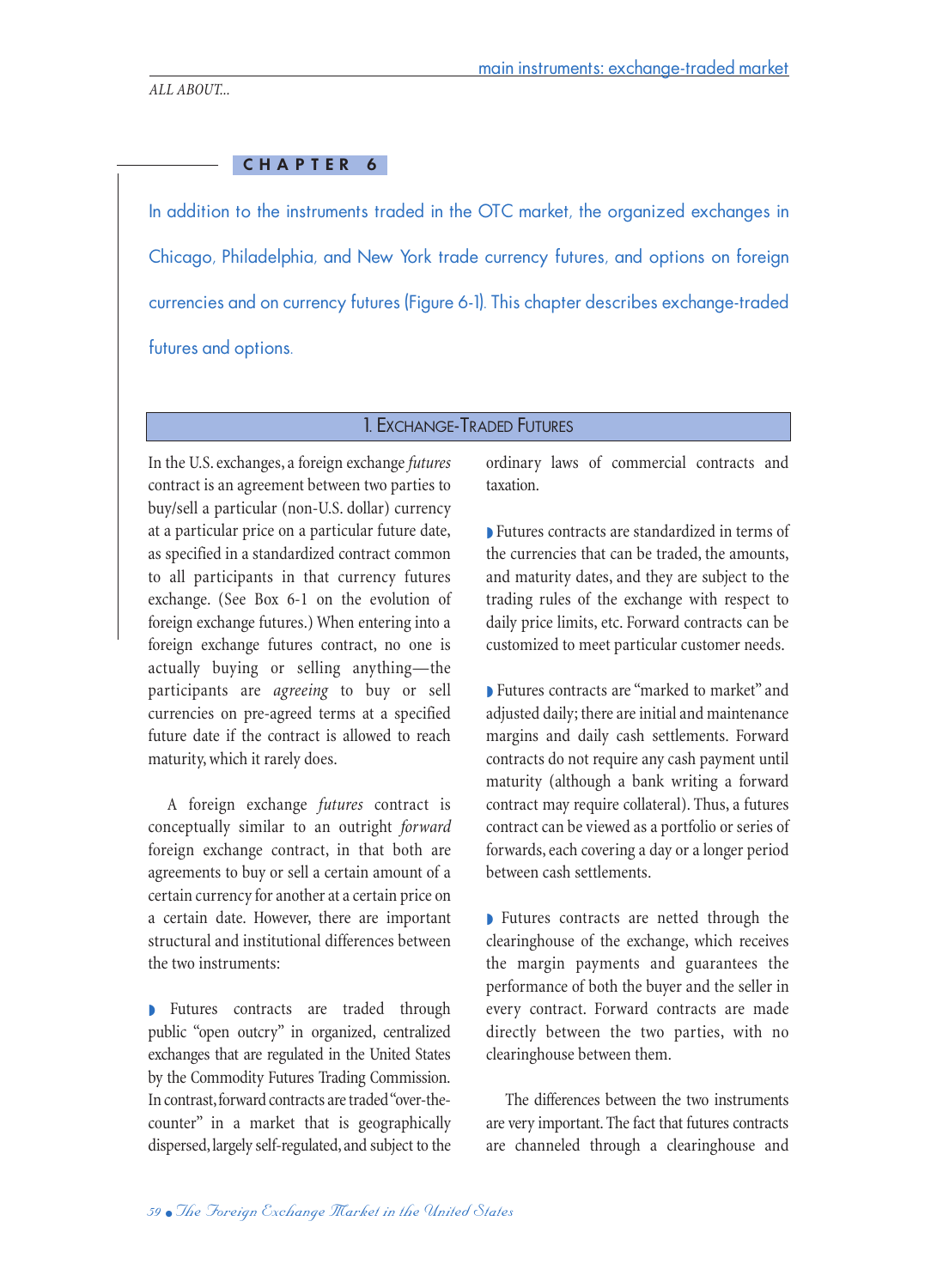# CHAPTER 6

In addition to the instruments traded in the OTC market, the organized exchanges in Chicago, Philadelphia, and New York trade currency futures, and options on foreign currencies and on currency futures (Figure 6-1). This chapter describes exchange-traded futures and options.

## 1. Exchange-Traded Futures

In the U.S. exchanges, a foreign exchange *futures* contract is an agreement between two parties to buy/sell a particular (non-U.S. dollar) currency at a particular price on a particular future date, as specified in a standardized contract common to all participants in that currency futures exchange. (See Box 6-1 on the evolution of foreign exchange futures.) When entering into a foreign exchange futures contract, no one is actually buying or selling anything—the participants are *agreeing* to buy or sell currencies on pre-agreed terms at a specified future date if the contract is allowed to reach maturity, which it rarely does.

A foreign exchange *futures* contract is conceptually similar to an outright *forward* foreign exchange contract, in that both are agreements to buy or sell a certain amount of a certain currency for another at a certain price on a certain date. However, there are important structural and institutional differences between the two instruments:

- Futures contracts are traded through public "open outcry" in organized, centralized exchanges that are regulated in the United States by the Commodity Futures Trading Commission. In contrast, forward contracts are traded "over-the-counter" in a market that is geographically dispersed, largely self-regulated, and subject to the ordinary laws of commercial contracts and taxation.

- Futures contracts are standardized in terms of the currencies that can be traded, the amounts, and maturity dates, and they are subject to the trading rules of the exchange with respect to daily price limits, etc. Forward contracts can be customized to meet particular customer needs.

- Futures contracts are "marked to market" and adjusted daily; there are initial and maintenance margins and daily cash settlements. Forward contracts do not require any cash payment until maturity (although a bank writing a forward contract may require collateral). Thus, a futures contract can be viewed as a portfolio or series of forwards, each covering a day or a longer period between cash settlements.

- Futures contracts are netted through the clearinghouse of the exchange, which receives the margin payments and guarantees the performance of both the buyer and the seller in every contract. Forward contracts are made directly between the two parties, with no clearinghouse between them.

The differences between the two instruments are very important. The fact that futures contracts are channeled through a clearinghouse and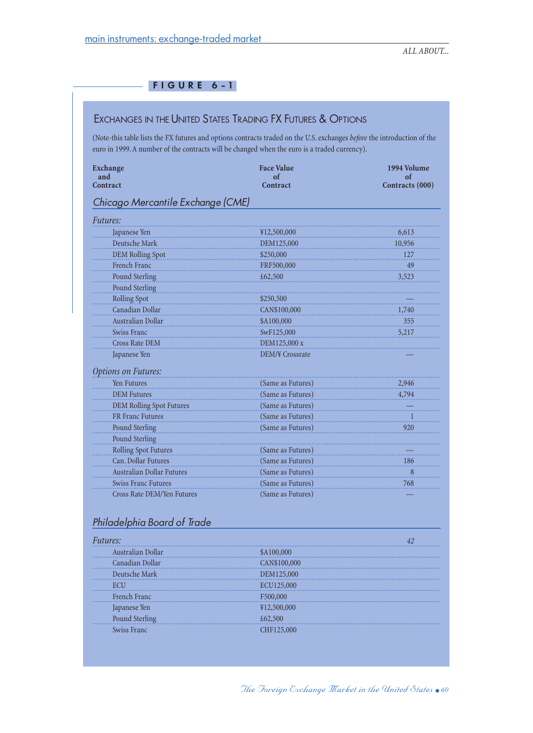**FIGURE 6-1**

## Exchanges in the United States Trading FX Futures & Options

(Note-this table lists the FX futures and options contracts traded on the U.S. exchanges *before* the introduction of the euro in 1999. A number of the contracts will be changed when the euro is a traded currency).

| Exchange and Contract | Face Value of Contract | 1994 Volume of Contracts (000) |
|---|---|---|
| ***Chicago Mercantile Exchange (CME)*** | | |
| *Futures:* | | |
| Japanese Yen | ¥12,500,000 | 6,613 |
| Deutsche Mark | DEM125,000 | 10,956 |
| DEM Rolling Spot | $250,000 | 127 |
| French Franc | FRF500,000 | 49 |
| Pound Sterling | £62,500 | 3,523 |
| Pound Sterling Rolling Spot | $250,500 | — |
| Canadian Dollar | CAN$100,000 | 1,740 |
| Australian Dollar | $A100,000 | 355 |
| Swiss Franc | SwF125,000 | 5,217 |
| Cross Rate DEM Japanese Yen | DEM125,000 x DEM/¥ Crossrate | — |
| *Options on Futures:* | | |
| Yen Futures | (Same as Futures) | 2,946 |
| DEM Futures | (Same as Futures) | 4,794 |
| DEM Rolling Spot Futures | (Same as Futures) | — |
| FR Franc Futures | (Same as Futures) | 1 |
| Pound Sterling | (Same as Futures) | 920 |
| Pound Sterling Rolling Spot Futures | (Same as Futures) | — |
| Can. Dollar Futures | (Same as Futures) | 186 |
| Australian Dollar Futures | (Same as Futures) | 8 |
| Swiss Franc Futures | (Same as Futures) | 768 |
| Cross Rate DEM/Yen Futures | (Same as Futures) | — |
| ***Philadelphia Board of Trade*** | | |
| *Futures:* | | *42* |
| Australian Dollar | $A100,000 | |
| Canadian Dollar | CAN$100,000 | |
| Deutsche Mark | DEM125,000 | |
| ECU | ECU125,000 | |
| French Franc | F500,000 | |
| Japanese Yen | ¥12,500,000 | |
| Pound Sterling | £62,500 | |
| Swiss Franc | CHF125,000 | |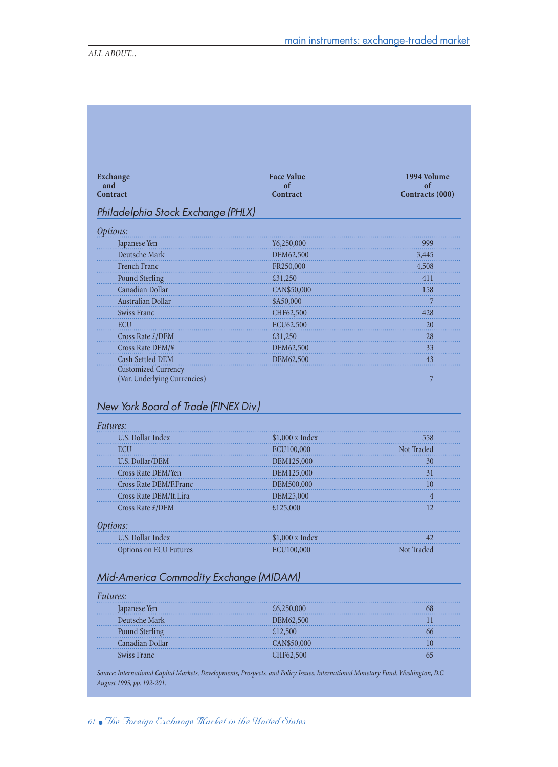| Exchange and Contract | Face Value of Contract | 1994 Volume of Contracts (000) |
|---|---|---|
| ***Philadelphia Stock Exchange (PHLX)*** | | |
| *Options:* | | |
| Japanese Yen | ¥6,250,000 | 999 |
| Deutsche Mark | DEM62,500 | 3,445 |
| French Franc | FR250,000 | 4,508 |
| Pound Sterling | £31,250 | 411 |
| Canadian Dollar | CAN$50,000 | 158 |
| Australian Dollar | $A50,000 | 7 |
| Swiss Franc | CHF62,500 | 428 |
| ECU | ECU62,500 | 20 |
| Cross Rate £/DEM | £31,250 | 28 |
| Cross Rate DEM/¥ | DEM62,500 | 33 |
| Cash Settled DEM | DEM62,500 | 43 |
| Customized Currency (Var. Underlying Currencies) | | 7 |
| ***New York Board of Trade (FINEX Div.)*** | | |
| *Futures:* | | |
| U.S. Dollar Index | $1,000 x Index | 558 |
| ECU | ECU100,000 | Not Traded |
| U.S. Dollar/DEM | DEM125,000 | 30 |
| Cross Rate DEM/Yen | DEM125,000 | 31 |
| Cross Rate DEM/F.Franc | DEM500,000 | 10 |
| Cross Rate DEM/It.Lira | DEM25,000 | 4 |
| Cross Rate £/DEM | £125,000 | 12 |
| *Options:* | | |
| U.S. Dollar Index | $1,000 x Index | 42 |
| Options on ECU Futures | ECU100,000 | Not Traded |
| ***Mid-America Commodity Exchange (MIDAM)*** | | |
| *Futures:* | | |
| Japanese Yen | £6,250,000 | 68 |
| Deutsche Mark | DEM62,500 | 11 |
| Pound Sterling | £12,500 | 66 |
| Canadian Dollar | CAN$50,000 | 10 |
| Swiss Franc | CHF62,500 | 65 |

*Source: International Capital Markets, Developments, Prospects, and Policy Issues. International Monetary Fund. Washington, D.C. August 1995, pp. 192-201.*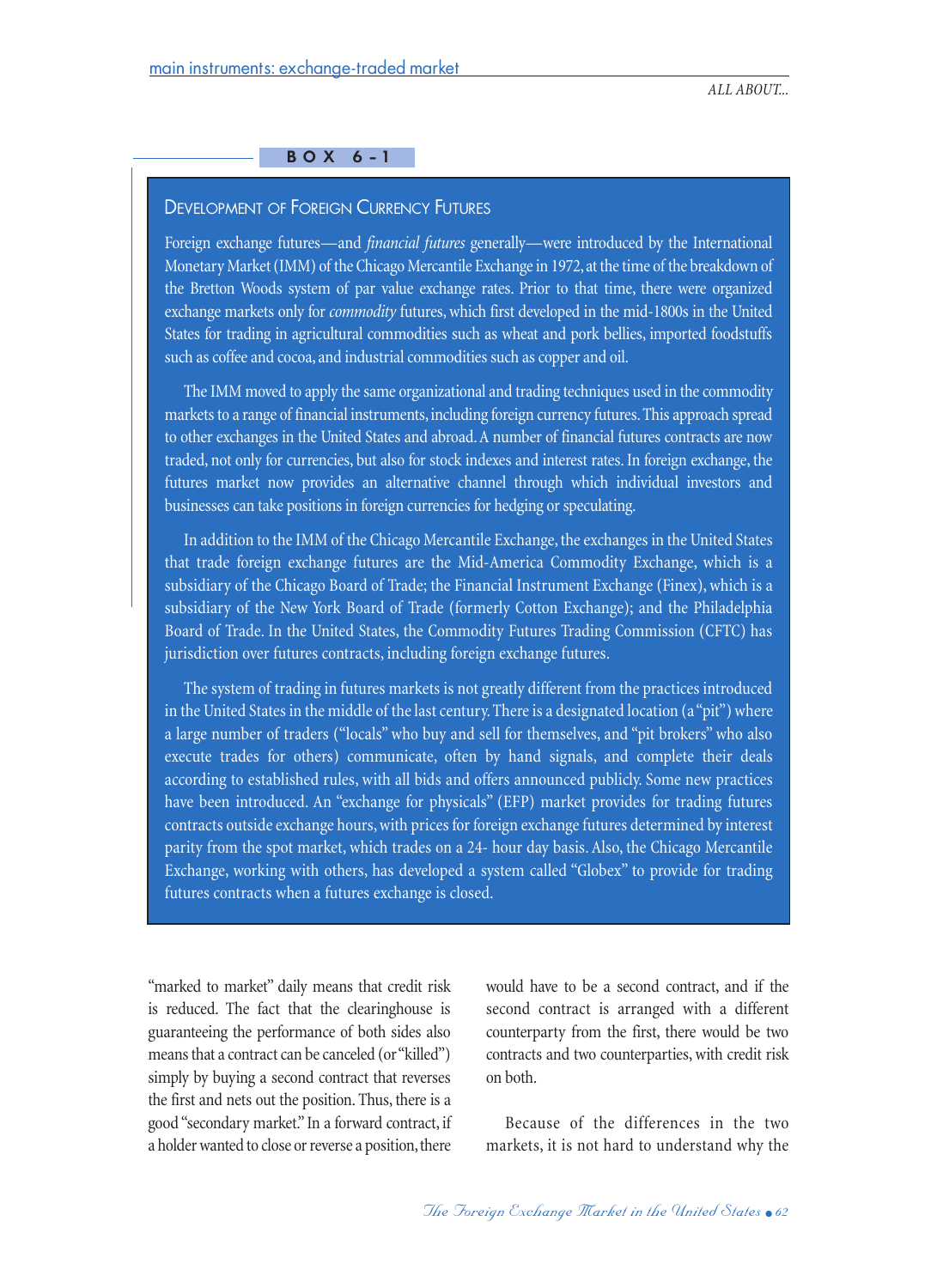BOX 6-1

### Development of Foreign Currency Futures

Foreign exchange futures—and *financial futures* generally—were introduced by the International Monetary Market (IMM) of the Chicago Mercantile Exchange in 1972, at the time of the breakdown of the Bretton Woods system of par value exchange rates. Prior to that time, there were organized exchange markets only for *commodity* futures, which first developed in the mid-1800s in the United States for trading in agricultural commodities such as wheat and pork bellies, imported foodstuffs such as coffee and cocoa, and industrial commodities such as copper and oil.

The IMM moved to apply the same organizational and trading techniques used in the commodity markets to a range of financial instruments, including foreign currency futures. This approach spread to other exchanges in the United States and abroad. A number of financial futures contracts are now traded, not only for currencies, but also for stock indexes and interest rates. In foreign exchange, the futures market now provides an alternative channel through which individual investors and businesses can take positions in foreign currencies for hedging or speculating.

In addition to the IMM of the Chicago Mercantile Exchange, the exchanges in the United States that trade foreign exchange futures are the Mid-America Commodity Exchange, which is a subsidiary of the Chicago Board of Trade; the Financial Instrument Exchange (Finex), which is a subsidiary of the New York Board of Trade (formerly Cotton Exchange); and the Philadelphia Board of Trade. In the United States, the Commodity Futures Trading Commission (CFTC) has jurisdiction over futures contracts, including foreign exchange futures.

The system of trading in futures markets is not greatly different from the practices introduced in the United States in the middle of the last century. There is a designated location (a "pit") where a large number of traders ("locals" who buy and sell for themselves, and "pit brokers" who also execute trades for others) communicate, often by hand signals, and complete their deals according to established rules, with all bids and offers announced publicly. Some new practices have been introduced. An "exchange for physicals" (EFP) market provides for trading futures contracts outside exchange hours, with prices for foreign exchange futures determined by interest parity from the spot market, which trades on a 24- hour day basis. Also, the Chicago Mercantile Exchange, working with others, has developed a system called "Globex" to provide for trading futures contracts when a futures exchange is closed.

---

"marked to market" daily means that credit risk is reduced. The fact that the clearinghouse is guaranteeing the performance of both sides also means that a contract can be canceled (or "killed") simply by buying a second contract that reverses the first and nets out the position. Thus, there is a good "secondary market." In a forward contract, if a holder wanted to close or reverse a position, there would have to be a second contract, and if the second contract is arranged with a different counterparty from the first, there would be two contracts and two counterparties, with credit risk on both.

Because of the differences in the two markets, it is not hard to understand why the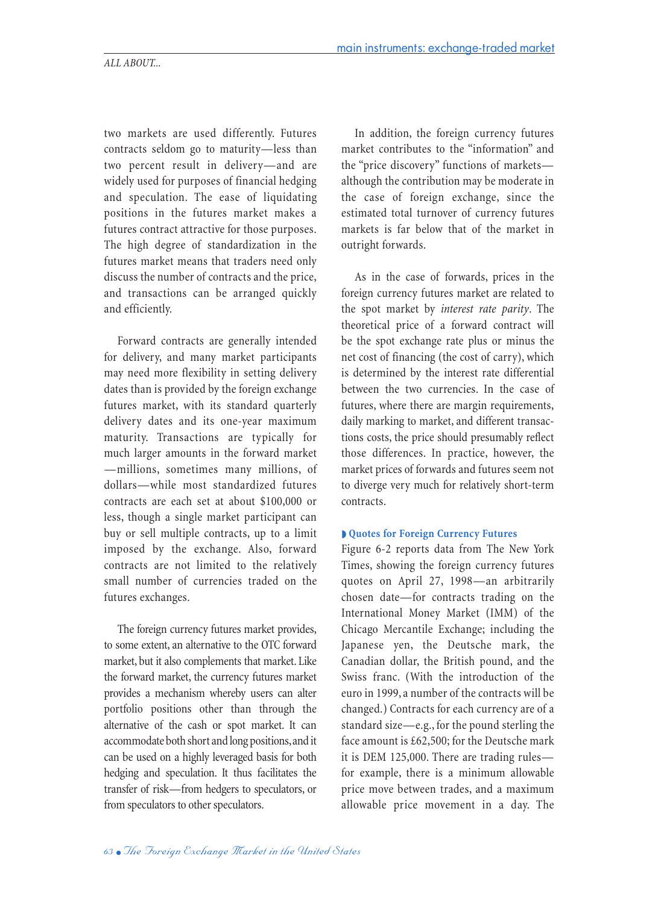two markets are used differently. Futures contracts seldom go to maturity—less than two percent result in delivery—and are widely used for purposes of financial hedging and speculation. The ease of liquidating positions in the futures market makes a futures contract attractive for those purposes. The high degree of standardization in the futures market means that traders need only discuss the number of contracts and the price, and transactions can be arranged quickly and efficiently.

Forward contracts are generally intended for delivery, and many market participants may need more flexibility in setting delivery dates than is provided by the foreign exchange futures market, with its standard quarterly delivery dates and its one-year maximum maturity. Transactions are typically for much larger amounts in the forward market —millions, sometimes many millions, of dollars—while most standardized futures contracts are each set at about $100,000 or less, though a single market participant can buy or sell multiple contracts, up to a limit imposed by the exchange. Also, forward contracts are not limited to the relatively small number of currencies traded on the futures exchanges.

The foreign currency futures market provides, to some extent, an alternative to the OTC forward market, but it also complements that market. Like the forward market, the currency futures market provides a mechanism whereby users can alter portfolio positions other than through the alternative of the cash or spot market. It can accommodate both short and long positions, and it can be used on a highly leveraged basis for both hedging and speculation. It thus facilitates the transfer of risk—from hedgers to speculators, or from speculators to other speculators.

In addition, the foreign currency futures market contributes to the "information" and the "price discovery" functions of markets—although the contribution may be moderate in the case of foreign exchange, since the estimated total turnover of currency futures markets is far below that of the market in outright forwards.

As in the case of forwards, prices in the foreign currency futures market are related to the spot market by *interest rate parity*. The theoretical price of a forward contract will be the spot exchange rate plus or minus the net cost of financing (the cost of carry), which is determined by the interest rate differential between the two currencies. In the case of futures, where there are margin requirements, daily marking to market, and different transactions costs, the price should presumably reflect those differences. In practice, however, the market prices of forwards and futures seem not to diverge very much for relatively short-term contracts.

### Quotes for Foreign Currency Futures

Figure 6-2 reports data from The New York Times, showing the foreign currency futures quotes on April 27, 1998—an arbitrarily chosen date—for contracts trading on the International Money Market (IMM) of the Chicago Mercantile Exchange; including the Japanese yen, the Deutsche mark, the Canadian dollar, the British pound, and the Swiss franc. (With the introduction of the euro in 1999, a number of the contracts will be changed.) Contracts for each currency are of a standard size—e.g., for the pound sterling the face amount is £62,500; for the Deutsche mark it is DEM 125,000. There are trading rules—for example, there is a minimum allowable price move between trades, and a maximum allowable price movement in a day. The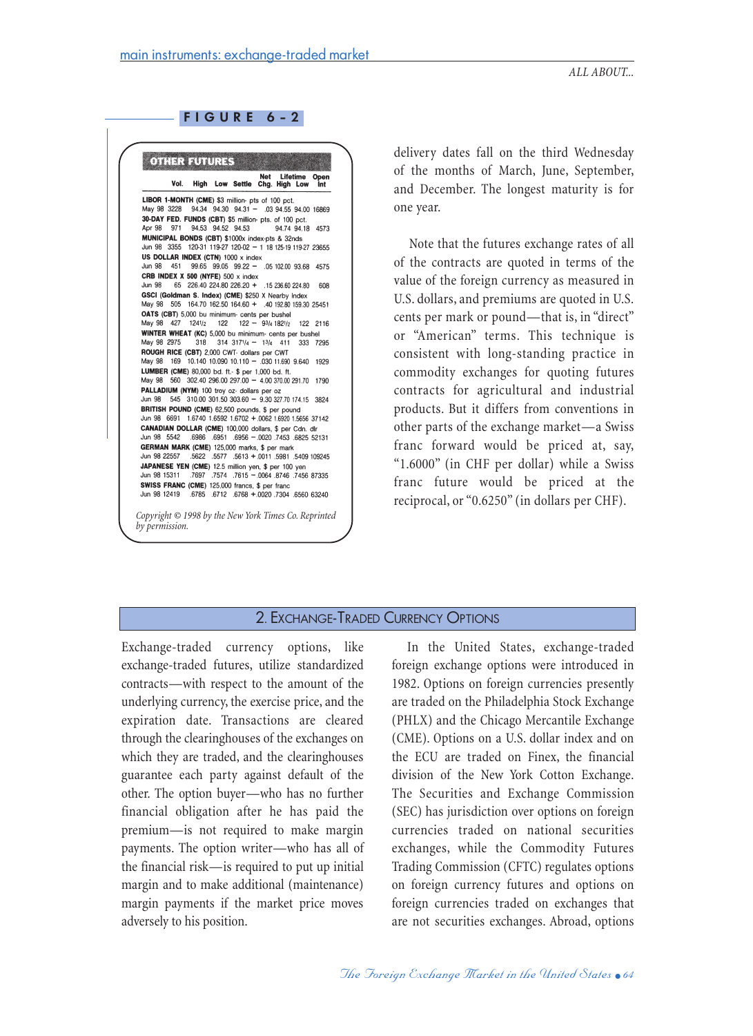**FIGURE 6-2**

**OTHER FUTURES**

| | Vol. | High | Low | Settle | Net Chg. | Lifetime High | Lifetime Low | Open Int |
|---|---|---|---|---|---|---|---|---|
| **LIBOR 1-MONTH (CME)** $3 million- pts of 100 pct. | | | | | | | | |
| May 98 | 3228 | 94.34 | 94.30 | 94.31 | – .03 | 94.55 | 94.00 | 16869 |
| **30-DAY FED. FUNDS (CBT)** $5 million- pts. of 100 pct. | | | | | | | | |
| Apr 98 | 971 | 94.53 | 94.52 | 94.53 | | 94.74 | 94.18 | 4573 |
| **MUNICIPAL BONDS (CBT)** $1000x index-pts & 32nds | | | | | | | | |
| Jun 98 | 3355 | 120-31 | 119-27 | 120-02 | – 1 | 18 125-19 | 119-27 | 23655 |
| **US DOLLAR INDEX (CTN)** 1000 x index | | | | | | | | |
| Jun 98 | 451 | 99.65 | 99.05 | 99.22 | – .05 | 102.00 | 93.68 | 4575 |
| **CRB INDEX X 500 (NYFE)** 500 x index | | | | | | | | |
| Jun 98 | 65 | 226.40 | 224.80 | 226.20 | + .15 | 236.60 | 224.80 | 608 |
| **GSCI (Goldman S. Index) (CME)** $250 X Nearby Index | | | | | | | | |
| May 98 | 505 | 164.70 | 162.50 | 164.60 | + .40 | 192.80 | 159.30 | 25451 |
| **OATS (CBT)** 5,000 bu minimum- cents per bushel | | | | | | | | |
| May 98 | 427 | 124½ | 122 | 122 | – 9¾ | 182½ | 122 | 2116 |
| **WINTER WHEAT (KC)** 5,000 bu minimum- cents per bushel | | | | | | | | |
| May 98 | 2975 | 318 | 314 | 317¼ | – 1¾ | 411 | 333 | 7295 |
| **ROUGH RICE (CBT)** 2,000 CWT- dollars per CWT | | | | | | | | |
| May 98 | 169 | 10.140 | 10.090 | 10.110 | – .030 | 11.690 | 9.640 | 1929 |
| **LUMBER (CME)** 80,000 bd. ft.- $ per 1,000 bd. ft. | | | | | | | | |
| May 98 | 560 | 302.40 | 296.00 | 297.00 | – 4.00 | 370.00 | 291.70 | 1790 |
| **PALLADIUM (NYM)** 100 troy oz- dollars per oz | | | | | | | | |
| Jun 98 | 545 | 310.00 | 301.50 | 303.60 | – 9.30 | 327.70 | 174.15 | 3824 |
| **BRITISH POUND (CME)** 62,500 pounds, $ per pound | | | | | | | | |
| Jun 98 | 6691 | 1.6740 | 1.6592 | 1.6702 | + .0062 | 1.6920 | 1.5656 | 37142 |
| **CANADIAN DOLLAR (CME)** 100,000 dollars, $ per Cdn. dlr | | | | | | | | |
| Jun 98 | 5542 | .6986 | .6951 | .6956 | – .0020 | .7453 | .6825 | 52131 |
| **GERMAN MARK (CME)** 125,000 marks, $ per mark | | | | | | | | |
| Jun 98 | 22557 | .5622 | .5577 | .5613 | + .0011 | .5981 | .5409 | 109245 |
| **JAPANESE YEN (CME)** 12.5 million yen, $ per 100 yen | | | | | | | | |
| Jun 98 | 15311 | .7697 | .7574 | .7615 | – .0064 | .8746 | .7456 | 87335 |
| **SWISS FRANC (CME)** 125,000 francs, $ per franc | | | | | | | | |
| Jun 98 | 12419 | .6785 | .6712 | .6768 | + .0020 | .7304 | .6560 | 63240 |

*Copyright © 1998 by the New York Times Co. Reprinted by permission.*

delivery dates fall on the third Wednesday of the months of March, June, September, and December. The longest maturity is for one year.

Note that the futures exchange rates of all of the contracts are quoted in terms of the value of the foreign currency as measured in U.S. dollars, and premiums are quoted in U.S. cents per mark or pound—that is, in "direct" or "American" terms. This technique is consistent with long-standing practice in commodity exchanges for quoting futures contracts for agricultural and industrial products. But it differs from conventions in other parts of the exchange market—a Swiss franc forward would be priced at, say, "1.6000" (in CHF per dollar) while a Swiss franc future would be priced at the reciprocal, or "0.6250" (in dollars per CHF).

## 2. Exchange-Traded Currency Options

Exchange-traded currency options, like exchange-traded futures, utilize standardized contracts—with respect to the amount of the underlying currency, the exercise price, and the expiration date. Transactions are cleared through the clearinghouses of the exchanges on which they are traded, and the clearinghouses guarantee each party against default of the other. The option buyer—who has no further financial obligation after he has paid the premium—is not required to make margin payments. The option writer—who has all of the financial risk—is required to put up initial margin and to make additional (maintenance) margin payments if the market price moves adversely to his position.

In the United States, exchange-traded foreign exchange options were introduced in 1982. Options on foreign currencies presently are traded on the Philadelphia Stock Exchange (PHLX) and the Chicago Mercantile Exchange (CME). Options on a U.S. dollar index and on the ECU are traded on Finex, the financial division of the New York Cotton Exchange. The Securities and Exchange Commission (SEC) has jurisdiction over options on foreign currencies traded on national securities exchanges, while the Commodity Futures Trading Commission (CFTC) regulates options on foreign currency futures and options on foreign currencies traded on exchanges that are not securities exchanges. Abroad, options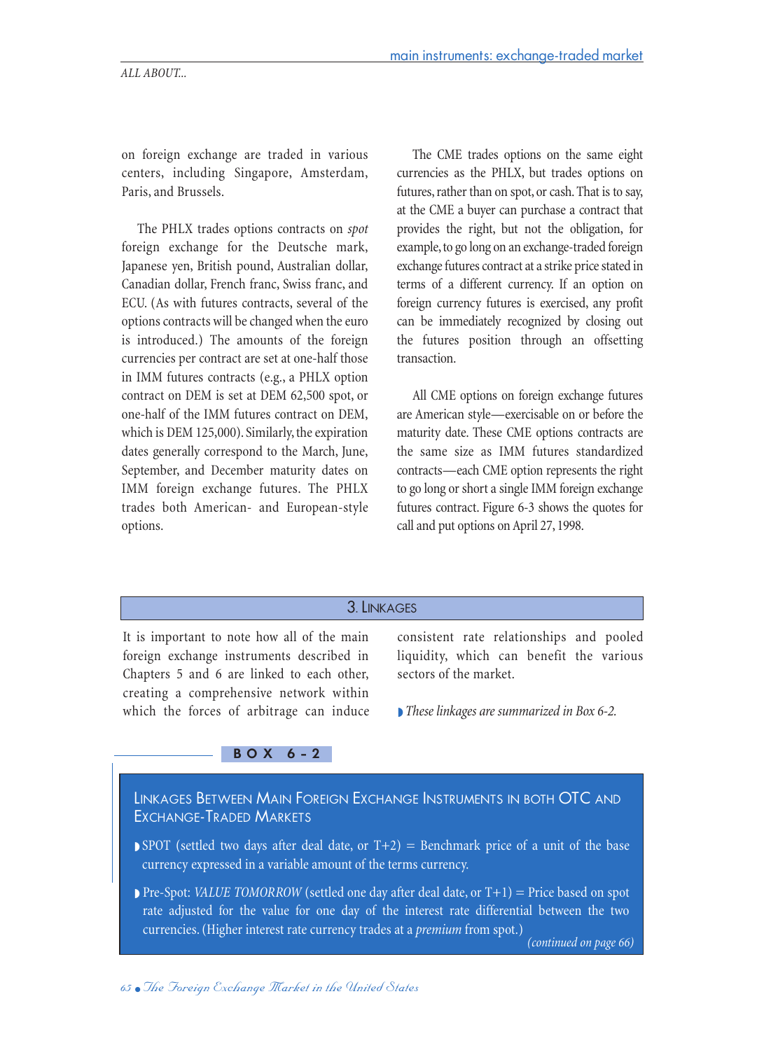on foreign exchange are traded in various centers, including Singapore, Amsterdam, Paris, and Brussels.

The PHLX trades options contracts on *spot* foreign exchange for the Deutsche mark, Japanese yen, British pound, Australian dollar, Canadian dollar, French franc, Swiss franc, and ECU. (As with futures contracts, several of the options contracts will be changed when the euro is introduced.) The amounts of the foreign currencies per contract are set at one-half those in IMM futures contracts (e.g., a PHLX option contract on DEM is set at DEM 62,500 spot, or one-half of the IMM futures contract on DEM, which is DEM 125,000). Similarly, the expiration dates generally correspond to the March, June, September, and December maturity dates on IMM foreign exchange futures. The PHLX trades both American- and European-style options.

The CME trades options on the same eight currencies as the PHLX, but trades options on futures, rather than on spot, or cash. That is to say, at the CME a buyer can purchase a contract that provides the right, but not the obligation, for example, to go long on an exchange-traded foreign exchange futures contract at a strike price stated in terms of a different currency. If an option on foreign currency futures is exercised, any profit can be immediately recognized by closing out the futures position through an offsetting transaction.

All CME options on foreign exchange futures are American style—exercisable on or before the maturity date. These CME options contracts are the same size as IMM futures standardized contracts—each CME option represents the right to go long or short a single IMM foreign exchange futures contract. Figure 6-3 shows the quotes for call and put options on April 27, 1998.

## 3. Linkages

It is important to note how all of the main foreign exchange instruments described in Chapters 5 and 6 are linked to each other, creating a comprehensive network within which the forces of arbitrage can induce consistent rate relationships and pooled liquidity, which can benefit the various sectors of the market.

- *These linkages are summarized in Box 6-2.*

**BOX 6-2**

### Linkages Between Main Foreign Exchange Instruments in Both OTC and Exchange-Traded Markets

- SPOT (settled two days after deal date, or T+2) = Benchmark price of a unit of the base currency expressed in a variable amount of the terms currency.
- Pre-Spot: *VALUE TOMORROW* (settled one day after deal date, or T+1) = Price based on spot rate adjusted for the value for one day of the interest rate differential between the two currencies. (Higher interest rate currency trades at a *premium* from spot.)

*(continued on page 66)*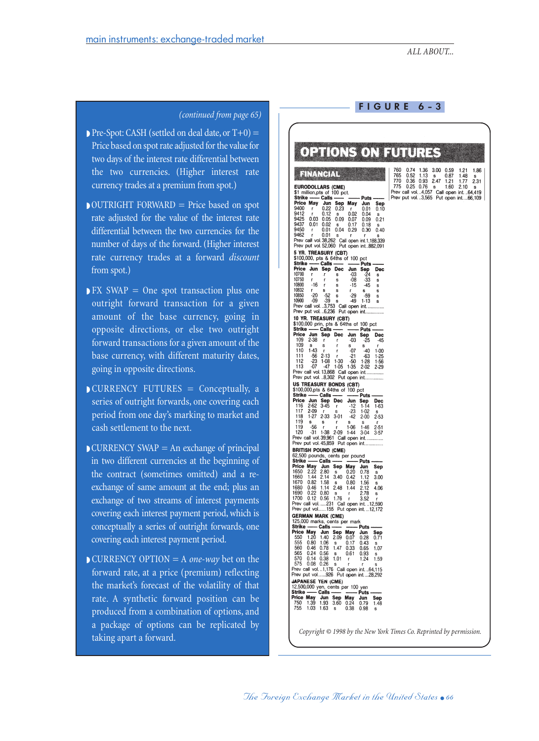*(continued from page 65)*

- Pre-Spot: CASH (settled on deal date, or T+0) = Price based on spot rate adjusted for the value for two days of the interest rate differential between the two currencies. (Higher interest rate currency trades at a premium from spot.)
- OUTRIGHT FORWARD = Price based on spot rate adjusted for the value of the interest rate differential between the two currencies for the number of days of the forward. (Higher interest rate currency trades at a forward *discount* from spot.)
- FX SWAP = One spot transaction plus one outright forward transaction for a given amount of the base currency, going in opposite directions, or else two outright forward transactions for a given amount of the base currency, with different maturity dates, going in opposite directions.
- CURRENCY FUTURES = Conceptually, a series of outright forwards, one covering each period from one day's marking to market and cash settlement to the next.
- CURRENCY SWAP = An exchange of principal in two different currencies at the beginning of the contract (sometimes omitted) and a re-exchange of same amount at the end; plus an exchange of two streams of interest payments covering each interest payment period, which is conceptually a series of outright forwards, one covering each interest payment period.
- CURRENCY OPTION = A *one-way* bet on the forward rate, at a price (premium) reflecting the market's forecast of the volatility of that rate. A synthetic forward position can be produced from a combination of options, and a package of options can be replicated by taking apart a forward.

FIGURE 6-3

# OPTIONS ON FUTURES

## FINANCIAL

**EURODOLLARS (CME)**
$1 million,pts of 100 pct.

| Strike Price | Calls May | Calls Jun | Calls Sep | Puts May | Puts Jun | Puts Sep |
|---|---|---|---|---|---|---|
| 9400 | r | 0.22 | 0.23 | r | 0.01 | 0.10 |
| 9412 | r | 0.12 | s | 0.02 | 0.04 | s |
| 9425 | 0.03 | 0.05 | 0.09 | 0.07 | 0.09 | 0.21 |
| 9437 | 0.01 | 0.02 | s | 0.17 | 0.18 | s |
| 9450 | r | 0.01 | 0.04 | 0.29 | 0.30 | 0.40 |
| 9462 | r | 0.01 | s | r | r | s |

Prev call vol. 38,262 Call open int.1,188,339
Prev put vol. 52,060 Put open int..882,091

**5 YR. TREASURY (CBT)**
$100,000, pts & 64ths of 100 pct

| Strike Price | Calls Jun | Calls Sep | Calls Dec | Puts Jun | Puts Sep | Puts Dec |
|---|---|---|---|---|---|---|
| 10700 | r | r | s | -03 | -24 | s |
| 10750 | r | r | s | -08 | -33 | s |
| 10800 | -16 | r | s | -15 | -45 | s |
| 10832 | r | s | s | r | s | s |
| 10850 | -20 | -52 | s | -29 | -59 | s |
| 10900 | -09 | -39 | s | -49 | 1-13 | s |

Prev call vol. ..3,753 Call open int. .............
Prev put vol. ..6,236 Put open int. ...............

**10 YR. TREASURY (CBT)**
$100,000 prin, pts & 64ths of 100 pct

| Strike Price | Calls Jun | Calls Sep | Calls Dec | Puts Jun | Puts Sep | Puts Dec |
|---|---|---|---|---|---|---|
| 109 | 2-38 | r | r | -03 | -25 | -45 |
| 109 | s | s | r | s | s | r |
| 110 | 1-43 | r | r | -07 | -40 | 1-00 |
| 111 | -56 | 2-13 | r | -21 | -63 | 1-25 |
| 112 | -23 | 1-08 | 1-30 | -50 | 1-28 | 1-56 |
| 113 | -07 | -47 | 1-05 | 1-35 | 2-02 | 2-29 |

Prev call vol. 13,868 Call open int. .............
Prev put vol. ..8,302 Put open int. ..............

**US TREASURY BONDS (CBT)**
$100,000,pts & 64ths of 100 pct

| Strike Price | Calls Jun | Calls Sep | Calls Dec | Puts Jun | Puts Sep | Puts Dec |
|---|---|---|---|---|---|---|
| 116 | 2-62 | 3-45 | r | -12 | 1-14 | 1-63 |
| 117 | 2-09 | r | s | -23 | 1-02 | s |
| 118 | 1-27 | 2-33 | 3-01 | -42 | 2-00 | 2-53 |
| 119 | s | s | r | s | s | r |
| 119 | -56 | r | r | 1-06 | 1-46 | 2-51 |
| 120 | -31 | 1-38 | 2-09 | 1-44 | 3-04 | 3-57 |

Prev call vol. 39,961 Call open int. .............
Prev put vol. 45,859 Put open int. ..............

**BRITISH POUND (CME)**
62,500 pounds, cents per pound

| Strike Price | Calls May | Calls Jun | Calls Sep | Puts May | Puts Jun | Puts Sep |
|---|---|---|---|---|---|---|
| 1650 | 2.22 | 2.80 | s | 0.20 | 0.78 | s |
| 1660 | 1.44 | 2.14 | 3.40 | 0.42 | 1.12 | 3.00 |
| 1670 | 0.82 | 1.58 | s | 0.80 | 1.56 | s |
| 1680 | 0.46 | 1.14 | 2.48 | 1.44 | 2.12 | 4.06 |
| 1690 | 0.22 | 0.80 | s | r | 2.78 | s |
| 1700 | 0.12 | 0.56 | 1.76 | r | 3.52 | r |

Prev call vol......231 Call open int. ..12,590
Prev put vol......155 Put open int. ...12,172

**GERMAN MARK (CME)**
125,000 marks, cents per mark

| Strike Price | Calls May | Calls Jun | Calls Sep | Puts May | Puts Jun | Puts Sep |
|---|---|---|---|---|---|---|
| 550 | 1.20 | 1.40 | 2.09 | 0.07 | 0.28 | 0.71 |
| 555 | 0.80 | 1.06 | s | 0.17 | 0.43 | s |
| 560 | 0.46 | 0.78 | 1.47 | 0.33 | 0.65 | 1.07 |
| 565 | 0.24 | 0.56 | s | 0.61 | 0.93 | s |
| 570 | 0.14 | 0.38 | 1.01 | r | 1.24 | 1.59 |
| 575 | 0.08 | 0.26 | s | r | r | s |

Prev call vol. ..1,176 Call open int. ..64,115
Prev put vol......926 Put open int. ...28,292

**JAPANESE YEN (CME)**
12,500,000 yen, cents per 100 yen

| Strike Price | Calls May | Calls Jun | Calls Sep | Puts May | Puts Jun | Puts Sep |
|---|---|---|---|---|---|---|
| 750 | 1.39 | 1.93 | 3.60 | 0.24 | 0.79 | 1.48 |
| 755 | 1.03 | 1.63 | s | 0.38 | 0.98 | s |
| 760 | 0.74 | 1.36 | 3.00 | 0.59 | 1.21 | 1.86 |
| 765 | 0.52 | 1.13 | s | 0.87 | 1.48 | s |
| 770 | 0.36 | 0.93 | 2.47 | 1.21 | 1.77 | 2.31 |
| 775 | 0.25 | 0.76 | s | 1.60 | 2.10 | s |

Prev call vol. ..4,057 Call open int. ..64,419
Prev put vol. ..3,565 Put open int. ...66,109

*Copyright © 1998 by the New York Times Co. Reprinted by permission.*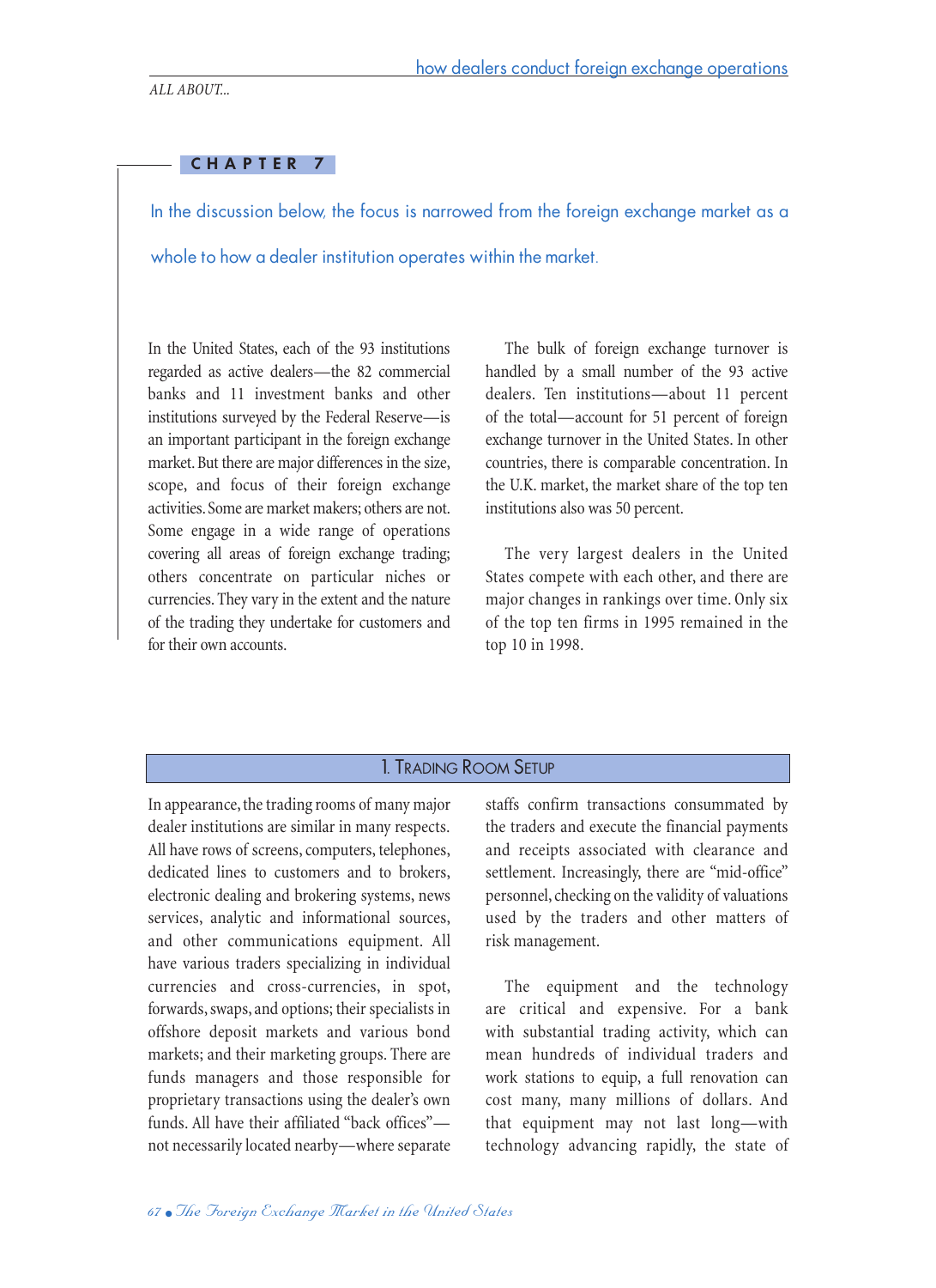# CHAPTER 7

In the discussion below, the focus is narrowed from the foreign exchange market as a whole to how a dealer institution operates within the market.

In the United States, each of the 93 institutions regarded as active dealers—the 82 commercial banks and 11 investment banks and other institutions surveyed by the Federal Reserve—is an important participant in the foreign exchange market. But there are major differences in the size, scope, and focus of their foreign exchange activities. Some are market makers; others are not. Some engage in a wide range of operations covering all areas of foreign exchange trading; others concentrate on particular niches or currencies. They vary in the extent and the nature of the trading they undertake for customers and for their own accounts.

The bulk of foreign exchange turnover is handled by a small number of the 93 active dealers. Ten institutions—about 11 percent of the total—account for 51 percent of foreign exchange turnover in the United States. In other countries, there is comparable concentration. In the U.K. market, the market share of the top ten institutions also was 50 percent.

The very largest dealers in the United States compete with each other, and there are major changes in rankings over time. Only six of the top ten firms in 1995 remained in the top 10 in 1998.

## 1. Trading Room Setup

In appearance, the trading rooms of many major dealer institutions are similar in many respects. All have rows of screens, computers, telephones, dedicated lines to customers and to brokers, electronic dealing and brokering systems, news services, analytic and informational sources, and other communications equipment. All have various traders specializing in individual currencies and cross-currencies, in spot, forwards, swaps, and options; their specialists in offshore deposit markets and various bond markets; and their marketing groups. There are funds managers and those responsible for proprietary transactions using the dealer's own funds. All have their affiliated "back offices"—not necessarily located nearby—where separate staffs confirm transactions consummated by the traders and execute the financial payments and receipts associated with clearance and settlement. Increasingly, there are "mid-office" personnel, checking on the validity of valuations used by the traders and other matters of risk management.

The equipment and the technology are critical and expensive. For a bank with substantial trading activity, which can mean hundreds of individual traders and work stations to equip, a full renovation can cost many, many millions of dollars. And that equipment may not last long—with technology advancing rapidly, the state of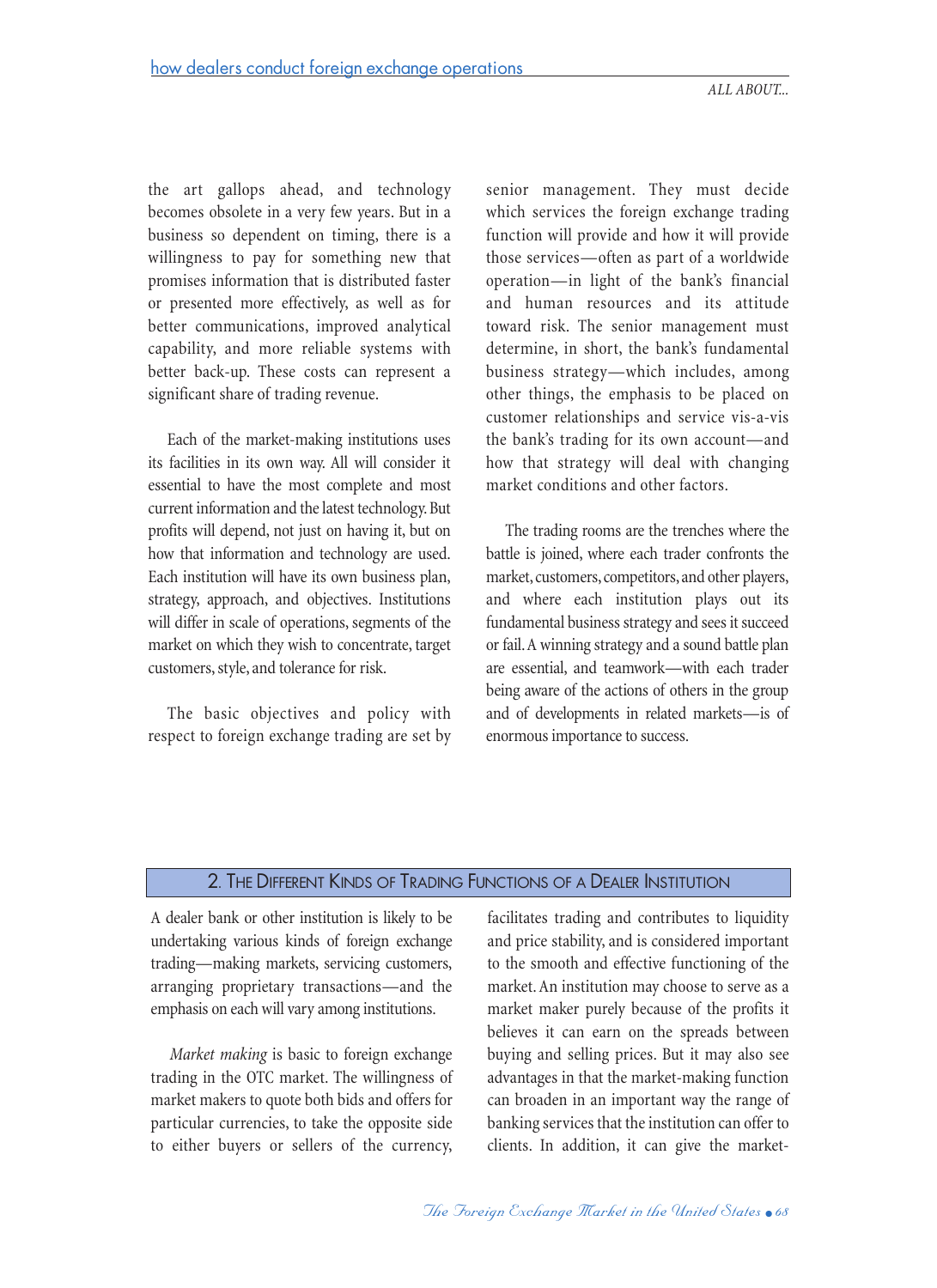the art gallops ahead, and technology becomes obsolete in a very few years. But in a business so dependent on timing, there is a willingness to pay for something new that promises information that is distributed faster or presented more effectively, as well as for better communications, improved analytical capability, and more reliable systems with better back-up. These costs can represent a significant share of trading revenue.

Each of the market-making institutions uses its facilities in its own way. All will consider it essential to have the most complete and most current information and the latest technology. But profits will depend, not just on having it, but on how that information and technology are used. Each institution will have its own business plan, strategy, approach, and objectives. Institutions will differ in scale of operations, segments of the market on which they wish to concentrate, target customers, style, and tolerance for risk.

The basic objectives and policy with respect to foreign exchange trading are set by senior management. They must decide which services the foreign exchange trading function will provide and how it will provide those services—often as part of a worldwide operation—in light of the bank's financial and human resources and its attitude toward risk. The senior management must determine, in short, the bank's fundamental business strategy—which includes, among other things, the emphasis to be placed on customer relationships and service vis-a-vis the bank's trading for its own account—and how that strategy will deal with changing market conditions and other factors.

The trading rooms are the trenches where the battle is joined, where each trader confronts the market, customers, competitors, and other players, and where each institution plays out its fundamental business strategy and sees it succeed or fail. A winning strategy and a sound battle plan are essential, and teamwork—with each trader being aware of the actions of others in the group and of developments in related markets—is of enormous importance to success.

## 2. The Different Kinds of Trading Functions of a Dealer Institution

A dealer bank or other institution is likely to be undertaking various kinds of foreign exchange trading—making markets, servicing customers, arranging proprietary transactions—and the emphasis on each will vary among institutions.

*Market making* is basic to foreign exchange trading in the OTC market. The willingness of market makers to quote both bids and offers for particular currencies, to take the opposite side to either buyers or sellers of the currency, facilitates trading and contributes to liquidity and price stability, and is considered important to the smooth and effective functioning of the market. An institution may choose to serve as a market maker purely because of the profits it believes it can earn on the spreads between buying and selling prices. But it may also see advantages in that the market-making function can broaden in an important way the range of banking services that the institution can offer to clients. In addition, it can give the market-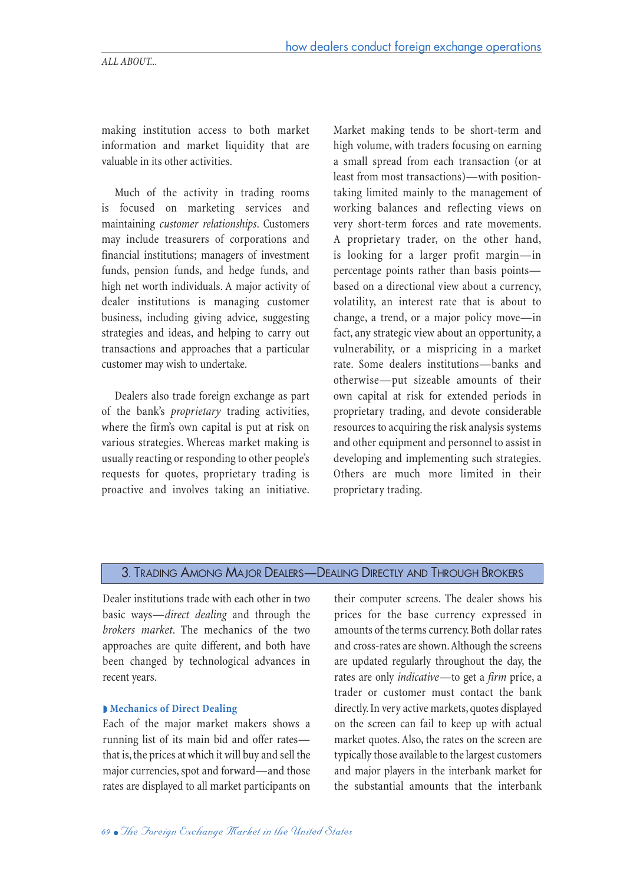making institution access to both market information and market liquidity that are valuable in its other activities.

Much of the activity in trading rooms is focused on marketing services and maintaining *customer relationships*. Customers may include treasurers of corporations and financial institutions; managers of investment funds, pension funds, and hedge funds, and high net worth individuals. A major activity of dealer institutions is managing customer business, including giving advice, suggesting strategies and ideas, and helping to carry out transactions and approaches that a particular customer may wish to undertake.

Dealers also trade foreign exchange as part of the bank's *proprietary* trading activities, where the firm's own capital is put at risk on various strategies. Whereas market making is usually reacting or responding to other people's requests for quotes, proprietary trading is proactive and involves taking an initiative. Market making tends to be short-term and high volume, with traders focusing on earning a small spread from each transaction (or at least from most transactions)—with position-taking limited mainly to the management of working balances and reflecting views on very short-term forces and rate movements. A proprietary trader, on the other hand, is looking for a larger profit margin—in percentage points rather than basis points—based on a directional view about a currency, volatility, an interest rate that is about to change, a trend, or a major policy move—in fact, any strategic view about an opportunity, a vulnerability, or a mispricing in a market rate. Some dealers institutions—banks and otherwise—put sizeable amounts of their own capital at risk for extended periods in proprietary trading, and devote considerable resources to acquiring the risk analysis systems and other equipment and personnel to assist in developing and implementing such strategies. Others are much more limited in their proprietary trading.

## 3. Trading Among Major Dealers—Dealing Directly and Through Brokers

Dealer institutions trade with each other in two basic ways—*direct dealing* and through the *brokers market*. The mechanics of the two approaches are quite different, and both have been changed by technological advances in recent years.

### Mechanics of Direct Dealing

Each of the major market makers shows a running list of its main bid and offer rates—that is, the prices at which it will buy and sell the major currencies, spot and forward—and those rates are displayed to all market participants on their computer screens. The dealer shows his prices for the base currency expressed in amounts of the terms currency. Both dollar rates and cross-rates are shown. Although the screens are updated regularly throughout the day, the rates are only *indicative*—to get a *firm* price, a trader or customer must contact the bank directly. In very active markets, quotes displayed on the screen can fail to keep up with actual market quotes. Also, the rates on the screen are typically those available to the largest customers and major players in the interbank market for the substantial amounts that the interbank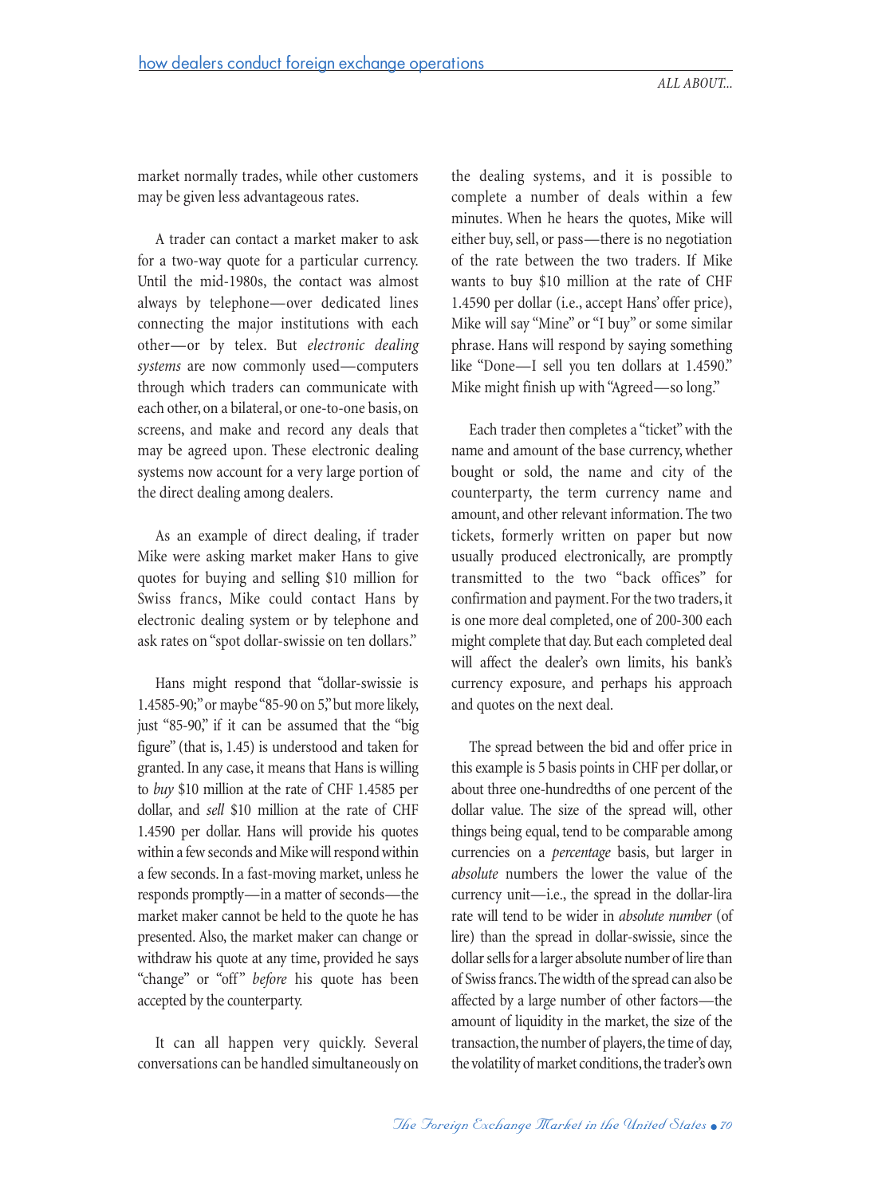market normally trades, while other customers may be given less advantageous rates.

A trader can contact a market maker to ask for a two-way quote for a particular currency. Until the mid-1980s, the contact was almost always by telephone—over dedicated lines connecting the major institutions with each other—or by telex. But *electronic dealing systems* are now commonly used—computers through which traders can communicate with each other, on a bilateral, or one-to-one basis, on screens, and make and record any deals that may be agreed upon. These electronic dealing systems now account for a very large portion of the direct dealing among dealers.

As an example of direct dealing, if trader Mike were asking market maker Hans to give quotes for buying and selling $10 million for Swiss francs, Mike could contact Hans by electronic dealing system or by telephone and ask rates on "spot dollar-swissie on ten dollars."

Hans might respond that "dollar-swissie is 1.4585-90;" or maybe "85-90 on 5," but more likely, just "85-90," if it can be assumed that the "big figure" (that is, 1.45) is understood and taken for granted. In any case, it means that Hans is willing to *buy* $10 million at the rate of CHF 1.4585 per dollar, and *sell* $10 million at the rate of CHF 1.4590 per dollar. Hans will provide his quotes within a few seconds and Mike will respond within a few seconds. In a fast-moving market, unless he responds promptly—in a matter of seconds—the market maker cannot be held to the quote he has presented. Also, the market maker can change or withdraw his quote at any time, provided he says "change" or "off" *before* his quote has been accepted by the counterparty.

It can all happen very quickly. Several conversations can be handled simultaneously on the dealing systems, and it is possible to complete a number of deals within a few minutes. When he hears the quotes, Mike will either buy, sell, or pass—there is no negotiation of the rate between the two traders. If Mike wants to buy $10 million at the rate of CHF 1.4590 per dollar (i.e., accept Hans' offer price), Mike will say "Mine" or "I buy" or some similar phrase. Hans will respond by saying something like "Done—I sell you ten dollars at 1.4590." Mike might finish up with "Agreed—so long."

Each trader then completes a "ticket" with the name and amount of the base currency, whether bought or sold, the name and city of the counterparty, the term currency name and amount, and other relevant information. The two tickets, formerly written on paper but now usually produced electronically, are promptly transmitted to the two "back offices" for confirmation and payment. For the two traders, it is one more deal completed, one of 200-300 each might complete that day. But each completed deal will affect the dealer's own limits, his bank's currency exposure, and perhaps his approach and quotes on the next deal.

The spread between the bid and offer price in this example is 5 basis points in CHF per dollar, or about three one-hundredths of one percent of the dollar value. The size of the spread will, other things being equal, tend to be comparable among currencies on a *percentage* basis, but larger in *absolute* numbers the lower the value of the currency unit—i.e., the spread in the dollar-lira rate will tend to be wider in *absolute number* (of lire) than the spread in dollar-swissie, since the dollar sells for a larger absolute number of lire than of Swiss francs. The width of the spread can also be affected by a large number of other factors—the amount of liquidity in the market, the size of the transaction, the number of players, the time of day, the volatility of market conditions, the trader's own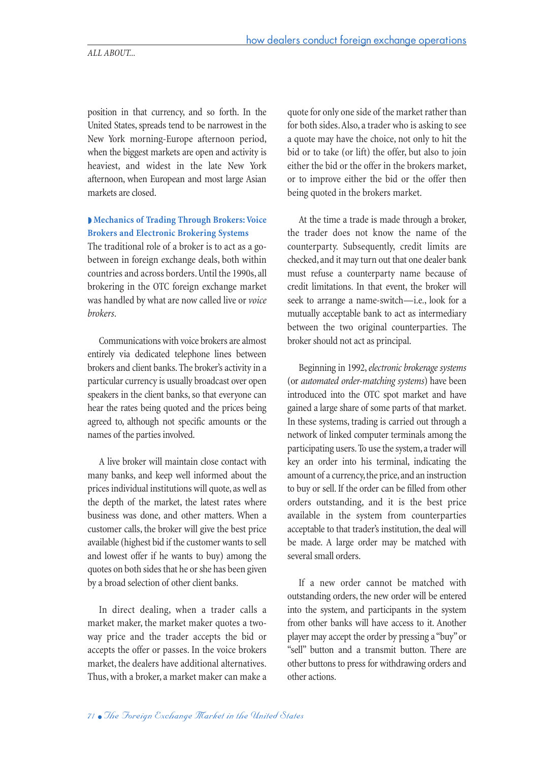position in that currency, and so forth. In the United States, spreads tend to be narrowest in the New York morning-Europe afternoon period, when the biggest markets are open and activity is heaviest, and widest in the late New York afternoon, when European and most large Asian markets are closed.

### Mechanics of Trading Through Brokers: Voice Brokers and Electronic Brokering Systems

The traditional role of a broker is to act as a go-between in foreign exchange deals, both within countries and across borders. Until the 1990s, all brokering in the OTC foreign exchange market was handled by what are now called live or *voice brokers*.

Communications with voice brokers are almost entirely via dedicated telephone lines between brokers and client banks. The broker's activity in a particular currency is usually broadcast over open speakers in the client banks, so that everyone can hear the rates being quoted and the prices being agreed to, although not specific amounts or the names of the parties involved.

A live broker will maintain close contact with many banks, and keep well informed about the prices individual institutions will quote, as well as the depth of the market, the latest rates where business was done, and other matters. When a customer calls, the broker will give the best price available (highest bid if the customer wants to sell and lowest offer if he wants to buy) among the quotes on both sides that he or she has been given by a broad selection of other client banks.

In direct dealing, when a trader calls a market maker, the market maker quotes a two-way price and the trader accepts the bid or accepts the offer or passes. In the voice brokers market, the dealers have additional alternatives. Thus, with a broker, a market maker can make a quote for only one side of the market rather than for both sides. Also, a trader who is asking to see a quote may have the choice, not only to hit the bid or to take (or lift) the offer, but also to join either the bid or the offer in the brokers market, or to improve either the bid or the offer then being quoted in the brokers market.

At the time a trade is made through a broker, the trader does not know the name of the counterparty. Subsequently, credit limits are checked, and it may turn out that one dealer bank must refuse a counterparty name because of credit limitations. In that event, the broker will seek to arrange a name-switch—i.e., look for a mutually acceptable bank to act as intermediary between the two original counterparties. The broker should not act as principal.

Beginning in 1992, *electronic brokerage systems* (or *automated order-matching systems*) have been introduced into the OTC spot market and have gained a large share of some parts of that market. In these systems, trading is carried out through a network of linked computer terminals among the participating users. To use the system, a trader will key an order into his terminal, indicating the amount of a currency, the price, and an instruction to buy or sell. If the order can be filled from other orders outstanding, and it is the best price available in the system from counterparties acceptable to that trader's institution, the deal will be made. A large order may be matched with several small orders.

If a new order cannot be matched with outstanding orders, the new order will be entered into the system, and participants in the system from other banks will have access to it. Another player may accept the order by pressing a "buy" or "sell" button and a transmit button. There are other buttons to press for withdrawing orders and other actions.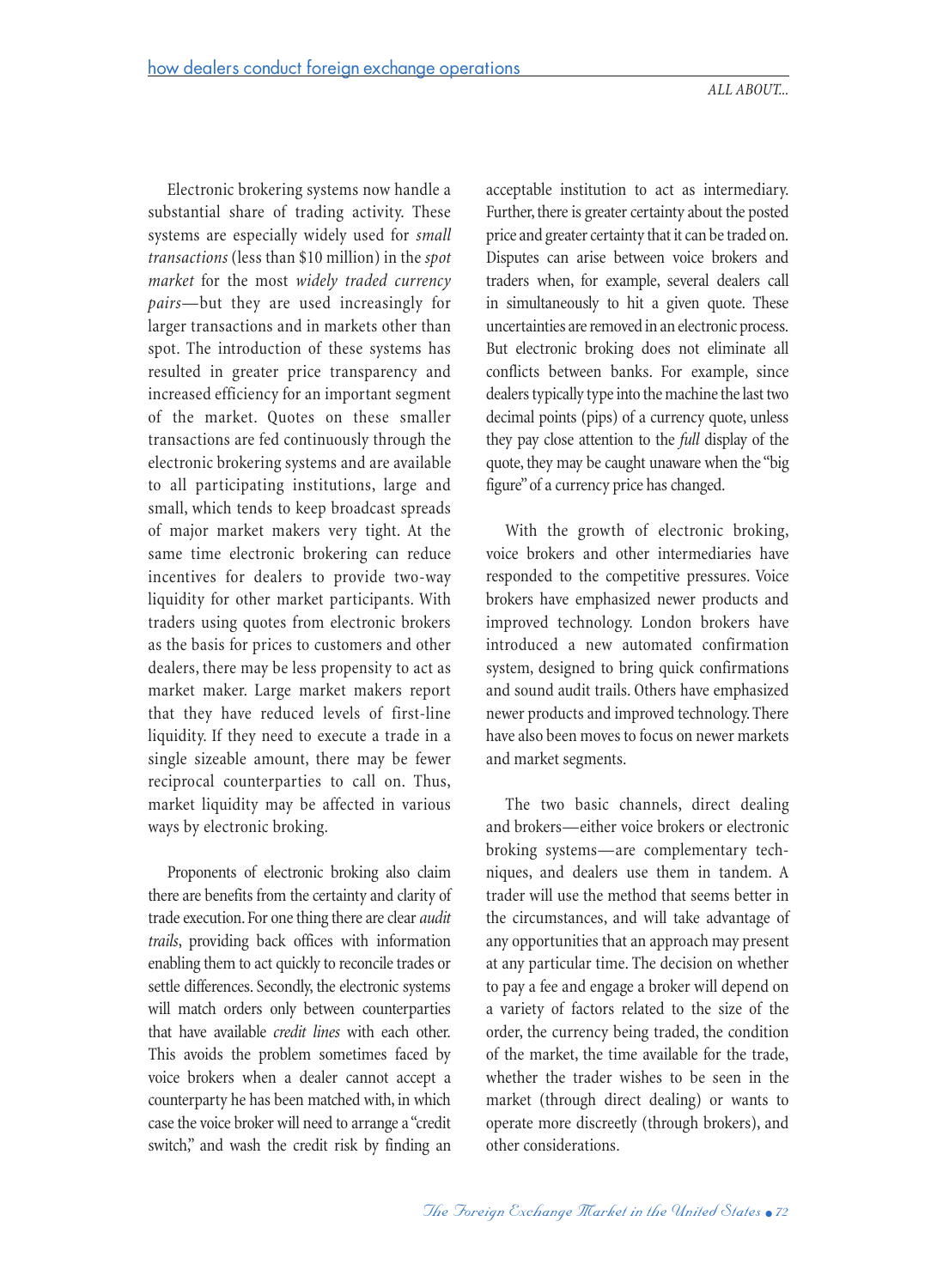Electronic brokering systems now handle a substantial share of trading activity. These systems are especially widely used for *small transactions* (less than $10 million) in the *spot market* for the most *widely traded currency pairs*—but they are used increasingly for larger transactions and in markets other than spot. The introduction of these systems has resulted in greater price transparency and increased efficiency for an important segment of the market. Quotes on these smaller transactions are fed continuously through the electronic brokering systems and are available to all participating institutions, large and small, which tends to keep broadcast spreads of major market makers very tight. At the same time electronic brokering can reduce incentives for dealers to provide two-way liquidity for other market participants. With traders using quotes from electronic brokers as the basis for prices to customers and other dealers, there may be less propensity to act as market maker. Large market makers report that they have reduced levels of first-line liquidity. If they need to execute a trade in a single sizeable amount, there may be fewer reciprocal counterparties to call on. Thus, market liquidity may be affected in various ways by electronic broking.

Proponents of electronic broking also claim there are benefits from the certainty and clarity of trade execution. For one thing there are clear *audit trails*, providing back offices with information enabling them to act quickly to reconcile trades or settle differences. Secondly, the electronic systems will match orders only between counterparties that have available *credit lines* with each other. This avoids the problem sometimes faced by voice brokers when a dealer cannot accept a counterparty he has been matched with, in which case the voice broker will need to arrange a "credit switch," and wash the credit risk by finding an acceptable institution to act as intermediary. Further, there is greater certainty about the posted price and greater certainty that it can be traded on. Disputes can arise between voice brokers and traders when, for example, several dealers call in simultaneously to hit a given quote. These uncertainties are removed in an electronic process. But electronic broking does not eliminate all conflicts between banks. For example, since dealers typically type into the machine the last two decimal points (pips) of a currency quote, unless they pay close attention to the *full* display of the quote, they may be caught unaware when the "big figure" of a currency price has changed.

With the growth of electronic broking, voice brokers and other intermediaries have responded to the competitive pressures. Voice brokers have emphasized newer products and improved technology. London brokers have introduced a new automated confirmation system, designed to bring quick confirmations and sound audit trails. Others have emphasized newer products and improved technology. There have also been moves to focus on newer markets and market segments.

The two basic channels, direct dealing and brokers—either voice brokers or electronic broking systems—are complementary techniques, and dealers use them in tandem. A trader will use the method that seems better in the circumstances, and will take advantage of any opportunities that an approach may present at any particular time. The decision on whether to pay a fee and engage a broker will depend on a variety of factors related to the size of the order, the currency being traded, the condition of the market, the time available for the trade, whether the trader wishes to be seen in the market (through direct dealing) or wants to operate more discreetly (through brokers), and other considerations.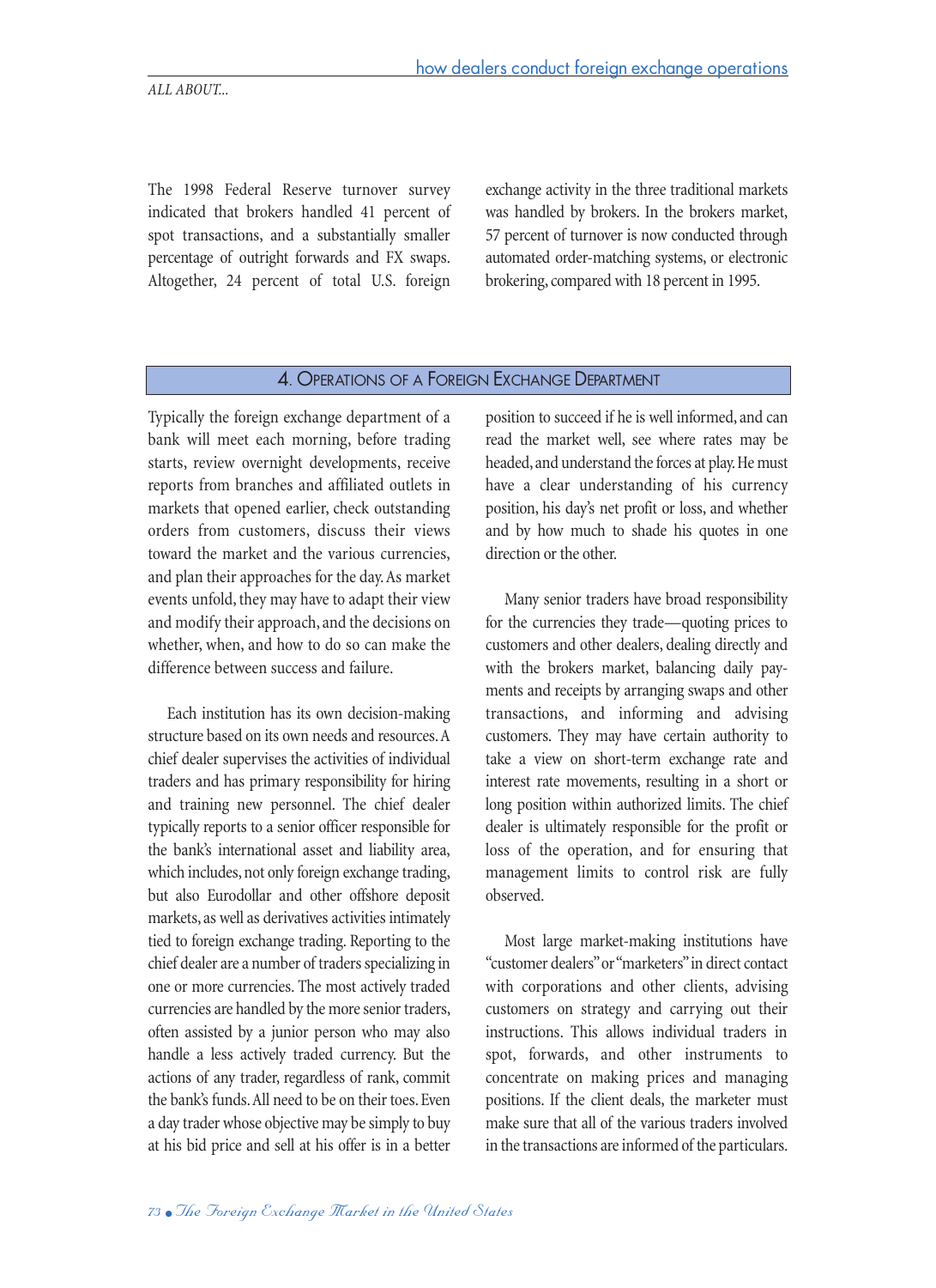The 1998 Federal Reserve turnover survey indicated that brokers handled 41 percent of spot transactions, and a substantially smaller percentage of outright forwards and FX swaps. Altogether, 24 percent of total U.S. foreign exchange activity in the three traditional markets was handled by brokers. In the brokers market, 57 percent of turnover is now conducted through automated order-matching systems, or electronic brokering, compared with 18 percent in 1995.

## 4. Operations of a Foreign Exchange Department

Typically the foreign exchange department of a bank will meet each morning, before trading starts, review overnight developments, receive reports from branches and affiliated outlets in markets that opened earlier, check outstanding orders from customers, discuss their views toward the market and the various currencies, and plan their approaches for the day. As market events unfold, they may have to adapt their view and modify their approach, and the decisions on whether, when, and how to do so can make the difference between success and failure.

Each institution has its own decision-making structure based on its own needs and resources. A chief dealer supervises the activities of individual traders and has primary responsibility for hiring and training new personnel. The chief dealer typically reports to a senior officer responsible for the bank's international asset and liability area, which includes, not only foreign exchange trading, but also Eurodollar and other offshore deposit markets, as well as derivatives activities intimately tied to foreign exchange trading. Reporting to the chief dealer are a number of traders specializing in one or more currencies. The most actively traded currencies are handled by the more senior traders, often assisted by a junior person who may also handle a less actively traded currency. But the actions of any trader, regardless of rank, commit the bank's funds. All need to be on their toes. Even a day trader whose objective may be simply to buy at his bid price and sell at his offer is in a better position to succeed if he is well informed, and can read the market well, see where rates may be headed, and understand the forces at play. He must have a clear understanding of his currency position, his day's net profit or loss, and whether and by how much to shade his quotes in one direction or the other.

Many senior traders have broad responsibility for the currencies they trade—quoting prices to customers and other dealers, dealing directly and with the brokers market, balancing daily payments and receipts by arranging swaps and other transactions, and informing and advising customers. They may have certain authority to take a view on short-term exchange rate and interest rate movements, resulting in a short or long position within authorized limits. The chief dealer is ultimately responsible for the profit or loss of the operation, and for ensuring that management limits to control risk are fully observed.

Most large market-making institutions have "customer dealers" or "marketers" in direct contact with corporations and other clients, advising customers on strategy and carrying out their instructions. This allows individual traders in spot, forwards, and other instruments to concentrate on making prices and managing positions. If the client deals, the marketer must make sure that all of the various traders involved in the transactions are informed of the particulars.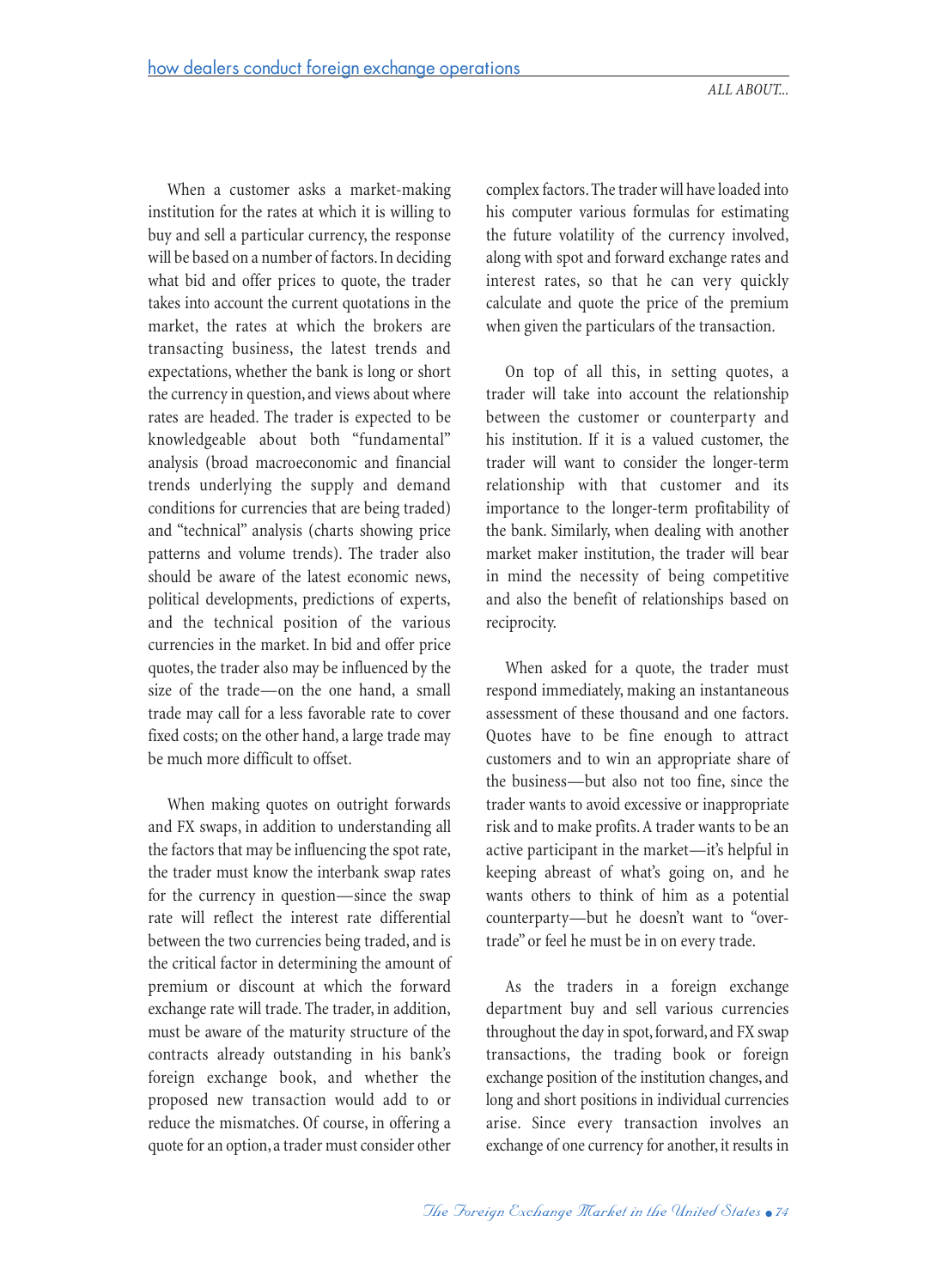When a customer asks a market-making institution for the rates at which it is willing to buy and sell a particular currency, the response will be based on a number of factors. In deciding what bid and offer prices to quote, the trader takes into account the current quotations in the market, the rates at which the brokers are transacting business, the latest trends and expectations, whether the bank is long or short the currency in question, and views about where rates are headed. The trader is expected to be knowledgeable about both "fundamental" analysis (broad macroeconomic and financial trends underlying the supply and demand conditions for currencies that are being traded) and "technical" analysis (charts showing price patterns and volume trends). The trader also should be aware of the latest economic news, political developments, predictions of experts, and the technical position of the various currencies in the market. In bid and offer price quotes, the trader also may be influenced by the size of the trade—on the one hand, a small trade may call for a less favorable rate to cover fixed costs; on the other hand, a large trade may be much more difficult to offset.

When making quotes on outright forwards and FX swaps, in addition to understanding all the factors that may be influencing the spot rate, the trader must know the interbank swap rates for the currency in question—since the swap rate will reflect the interest rate differential between the two currencies being traded, and is the critical factor in determining the amount of premium or discount at which the forward exchange rate will trade. The trader, in addition, must be aware of the maturity structure of the contracts already outstanding in his bank's foreign exchange book, and whether the proposed new transaction would add to or reduce the mismatches. Of course, in offering a quote for an option, a trader must consider other complex factors. The trader will have loaded into his computer various formulas for estimating the future volatility of the currency involved, along with spot and forward exchange rates and interest rates, so that he can very quickly calculate and quote the price of the premium when given the particulars of the transaction.

On top of all this, in setting quotes, a trader will take into account the relationship between the customer or counterparty and his institution. If it is a valued customer, the trader will want to consider the longer-term relationship with that customer and its importance to the longer-term profitability of the bank. Similarly, when dealing with another market maker institution, the trader will bear in mind the necessity of being competitive and also the benefit of relationships based on reciprocity.

When asked for a quote, the trader must respond immediately, making an instantaneous assessment of these thousand and one factors. Quotes have to be fine enough to attract customers and to win an appropriate share of the business—but also not too fine, since the trader wants to avoid excessive or inappropriate risk and to make profits. A trader wants to be an active participant in the market—it's helpful in keeping abreast of what's going on, and he wants others to think of him as a potential counterparty—but he doesn't want to "over-trade" or feel he must be in on every trade.

As the traders in a foreign exchange department buy and sell various currencies throughout the day in spot, forward, and FX swap transactions, the trading book or foreign exchange position of the institution changes, and long and short positions in individual currencies arise. Since every transaction involves an exchange of one currency for another, it results in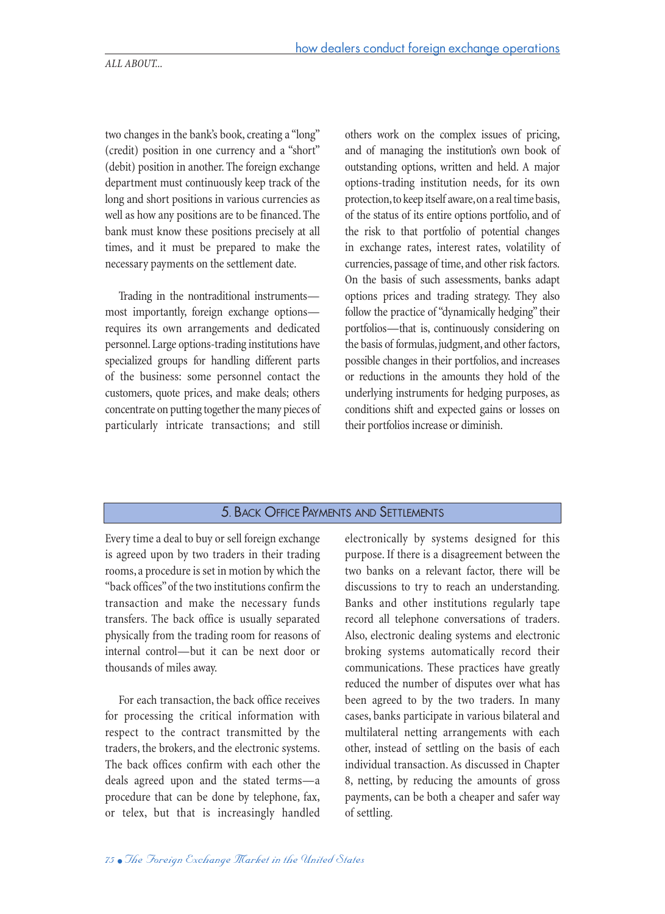two changes in the bank's book, creating a "long" (credit) position in one currency and a "short" (debit) position in another. The foreign exchange department must continuously keep track of the long and short positions in various currencies as well as how any positions are to be financed. The bank must know these positions precisely at all times, and it must be prepared to make the necessary payments on the settlement date.

Trading in the nontraditional instruments—most importantly, foreign exchange options—requires its own arrangements and dedicated personnel. Large options-trading institutions have specialized groups for handling different parts of the business: some personnel contact the customers, quote prices, and make deals; others concentrate on putting together the many pieces of particularly intricate transactions; and still others work on the complex issues of pricing, and of managing the institution's own book of outstanding options, written and held. A major options-trading institution needs, for its own protection, to keep itself aware, on a real time basis, of the status of its entire options portfolio, and of the risk to that portfolio of potential changes in exchange rates, interest rates, volatility of currencies, passage of time, and other risk factors. On the basis of such assessments, banks adapt options prices and trading strategy. They also follow the practice of "dynamically hedging" their portfolios—that is, continuously considering on the basis of formulas, judgment, and other factors, possible changes in their portfolios, and increases or reductions in the amounts they hold of the underlying instruments for hedging purposes, as conditions shift and expected gains or losses on their portfolios increase or diminish.

## 5. Back Office Payments and Settlements

Every time a deal to buy or sell foreign exchange is agreed upon by two traders in their trading rooms, a procedure is set in motion by which the "back offices" of the two institutions confirm the transaction and make the necessary funds transfers. The back office is usually separated physically from the trading room for reasons of internal control—but it can be next door or thousands of miles away.

For each transaction, the back office receives for processing the critical information with respect to the contract transmitted by the traders, the brokers, and the electronic systems. The back offices confirm with each other the deals agreed upon and the stated terms—a procedure that can be done by telephone, fax, or telex, but that is increasingly handled electronically by systems designed for this purpose. If there is a disagreement between the two banks on a relevant factor, there will be discussions to try to reach an understanding. Banks and other institutions regularly tape record all telephone conversations of traders. Also, electronic dealing systems and electronic broking systems automatically record their communications. These practices have greatly reduced the number of disputes over what has been agreed to by the two traders. In many cases, banks participate in various bilateral and multilateral netting arrangements with each other, instead of settling on the basis of each individual transaction. As discussed in Chapter 8, netting, by reducing the amounts of gross payments, can be both a cheaper and safer way of settling.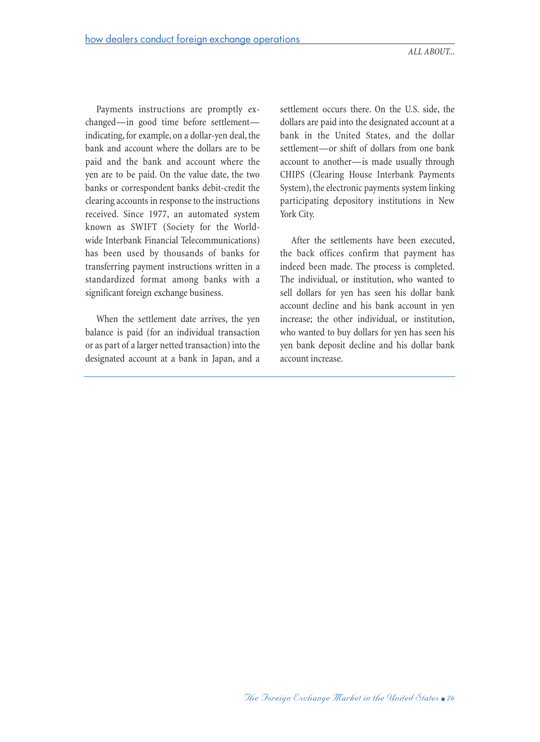Payments instructions are promptly exchanged—in good time before settlement—indicating, for example, on a dollar-yen deal, the bank and account where the dollars are to be paid and the bank and account where the yen are to be paid. On the value date, the two banks or correspondent banks debit-credit the clearing accounts in response to the instructions received. Since 1977, an automated system known as SWIFT (Society for the Worldwide Interbank Financial Telecommunications) has been used by thousands of banks for transferring payment instructions written in a standardized format among banks with a significant foreign exchange business.

When the settlement date arrives, the yen balance is paid (for an individual transaction or as part of a larger netted transaction) into the designated account at a bank in Japan, and a settlement occurs there. On the U.S. side, the dollars are paid into the designated account at a bank in the United States, and the dollar settlement—or shift of dollars from one bank account to another—is made usually through CHIPS (Clearing House Interbank Payments System), the electronic payments system linking participating depository institutions in New York City.

After the settlements have been executed, the back offices confirm that payment has indeed been made. The process is completed. The individual, or institution, who wanted to sell dollars for yen has seen his dollar bank account decline and his bank account in yen increase; the other individual, or institution, who wanted to buy dollars for yen has seen his yen bank deposit decline and his dollar bank account increase.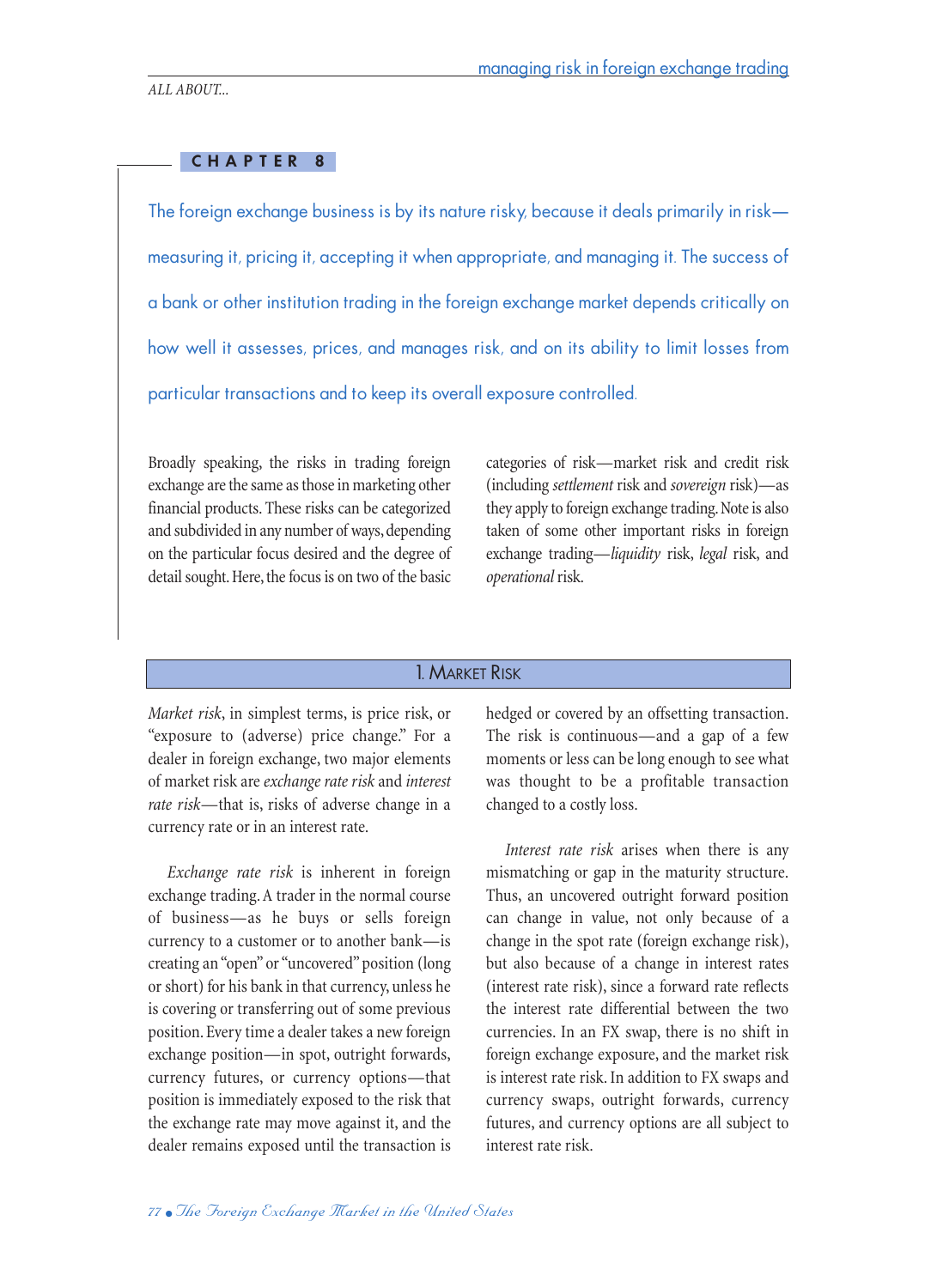# CHAPTER 8

The foreign exchange business is by its nature risky, because it deals primarily in risk—measuring it, pricing it, accepting it when appropriate, and managing it. The success of a bank or other institution trading in the foreign exchange market depends critically on how well it assesses, prices, and manages risk, and on its ability to limit losses from particular transactions and to keep its overall exposure controlled.

Broadly speaking, the risks in trading foreign exchange are the same as those in marketing other financial products. These risks can be categorized and subdivided in any number of ways, depending on the particular focus desired and the degree of detail sought. Here, the focus is on two of the basic categories of risk—market risk and credit risk (including *settlement* risk and *sovereign* risk)—as they apply to foreign exchange trading. Note is also taken of some other important risks in foreign exchange trading—*liquidity* risk, *legal* risk, and *operational* risk.

## 1. Market Risk

*Market risk*, in simplest terms, is price risk, or "exposure to (adverse) price change." For a dealer in foreign exchange, two major elements of market risk are *exchange rate risk* and *interest rate risk*—that is, risks of adverse change in a currency rate or in an interest rate.

*Exchange rate risk* is inherent in foreign exchange trading. A trader in the normal course of business—as he buys or sells foreign currency to a customer or to another bank—is creating an "open" or "uncovered" position (long or short) for his bank in that currency, unless he is covering or transferring out of some previous position. Every time a dealer takes a new foreign exchange position—in spot, outright forwards, currency futures, or currency options—that position is immediately exposed to the risk that the exchange rate may move against it, and the dealer remains exposed until the transaction is hedged or covered by an offsetting transaction. The risk is continuous—and a gap of a few moments or less can be long enough to see what was thought to be a profitable transaction changed to a costly loss.

*Interest rate risk* arises when there is any mismatching or gap in the maturity structure. Thus, an uncovered outright forward position can change in value, not only because of a change in the spot rate (foreign exchange risk), but also because of a change in interest rates (interest rate risk), since a forward rate reflects the interest rate differential between the two currencies. In an FX swap, there is no shift in foreign exchange exposure, and the market risk is interest rate risk. In addition to FX swaps and currency swaps, outright forwards, currency futures, and currency options are all subject to interest rate risk.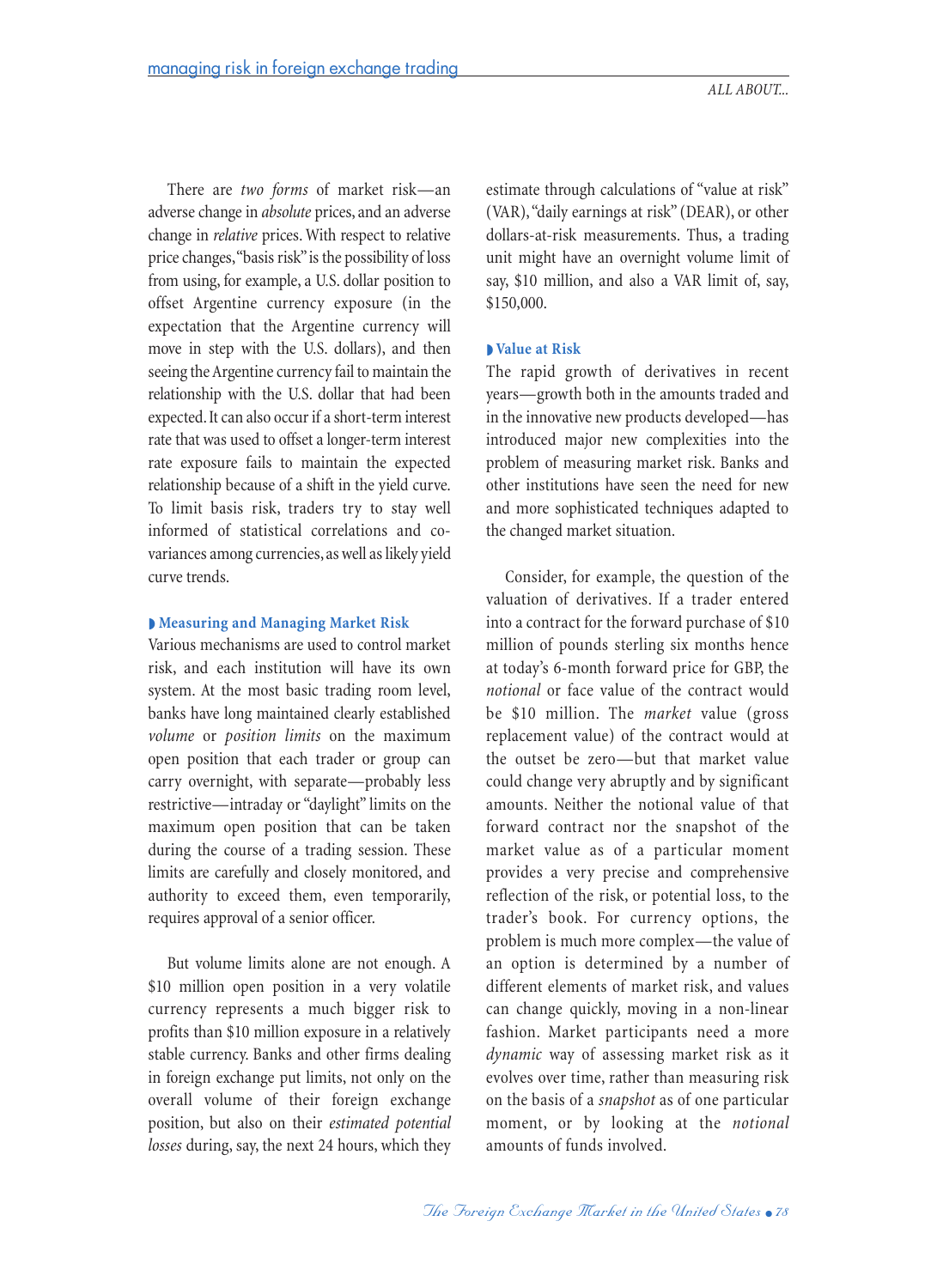There are *two forms* of market risk—an adverse change in *absolute* prices, and an adverse change in *relative* prices. With respect to relative price changes, "basis risk" is the possibility of loss from using, for example, a U.S. dollar position to offset Argentine currency exposure (in the expectation that the Argentine currency will move in step with the U.S. dollars), and then seeing the Argentine currency fail to maintain the relationship with the U.S. dollar that had been expected. It can also occur if a short-term interest rate that was used to offset a longer-term interest rate exposure fails to maintain the expected relationship because of a shift in the yield curve. To limit basis risk, traders try to stay well informed of statistical correlations and co-variances among currencies, as well as likely yield curve trends.

### Measuring and Managing Market Risk

Various mechanisms are used to control market risk, and each institution will have its own system. At the most basic trading room level, banks have long maintained clearly established *volume* or *position limits* on the maximum open position that each trader or group can carry overnight, with separate—probably less restrictive—intraday or "daylight" limits on the maximum open position that can be taken during the course of a trading session. These limits are carefully and closely monitored, and authority to exceed them, even temporarily, requires approval of a senior officer.

But volume limits alone are not enough. A $10 million open position in a very volatile currency represents a much bigger risk to profits than $10 million exposure in a relatively stable currency. Banks and other firms dealing in foreign exchange put limits, not only on the overall volume of their foreign exchange position, but also on their *estimated potential losses* during, say, the next 24 hours, which they estimate through calculations of "value at risk" (VAR), "daily earnings at risk" (DEAR), or other dollars-at-risk measurements. Thus, a trading unit might have an overnight volume limit of say, $10 million, and also a VAR limit of, say, $150,000.

### Value at Risk

The rapid growth of derivatives in recent years—growth both in the amounts traded and in the innovative new products developed—has introduced major new complexities into the problem of measuring market risk. Banks and other institutions have seen the need for new and more sophisticated techniques adapted to the changed market situation.

Consider, for example, the question of the valuation of derivatives. If a trader entered into a contract for the forward purchase of $10 million of pounds sterling six months hence at today's 6-month forward price for GBP, the *notional* or face value of the contract would be $10 million. The *market* value (gross replacement value) of the contract would at the outset be zero—but that market value could change very abruptly and by significant amounts. Neither the notional value of that forward contract nor the snapshot of the market value as of a particular moment provides a very precise and comprehensive reflection of the risk, or potential loss, to the trader's book. For currency options, the problem is much more complex—the value of an option is determined by a number of different elements of market risk, and values can change quickly, moving in a non-linear fashion. Market participants need a more *dynamic* way of assessing market risk as it evolves over time, rather than measuring risk on the basis of a *snapshot* as of one particular moment, or by looking at the *notional* amounts of funds involved.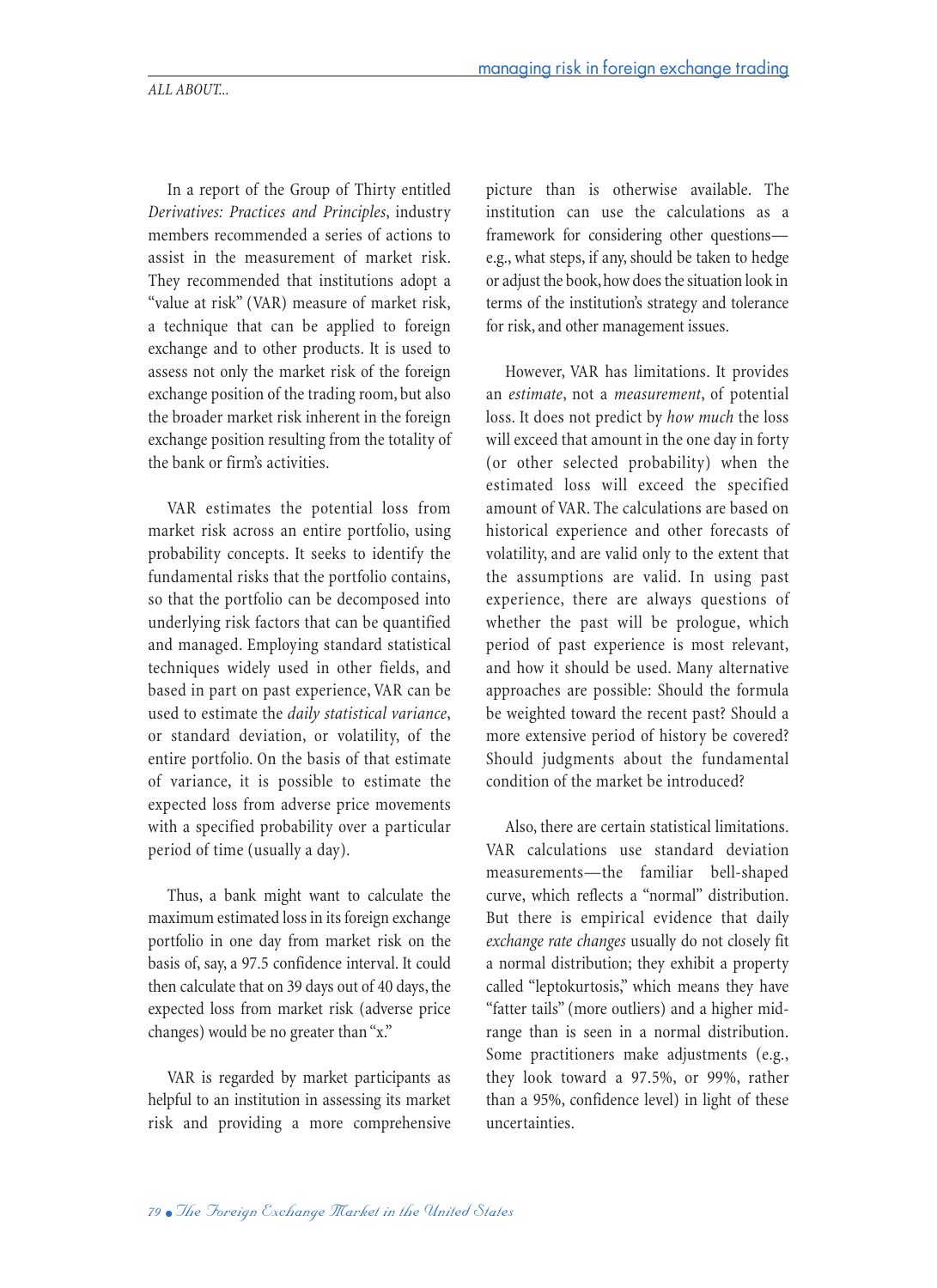In a report of the Group of Thirty entitled *Derivatives: Practices and Principles*, industry members recommended a series of actions to assist in the measurement of market risk. They recommended that institutions adopt a "value at risk" (VAR) measure of market risk, a technique that can be applied to foreign exchange and to other products. It is used to assess not only the market risk of the foreign exchange position of the trading room, but also the broader market risk inherent in the foreign exchange position resulting from the totality of the bank or firm's activities.

VAR estimates the potential loss from market risk across an entire portfolio, using probability concepts. It seeks to identify the fundamental risks that the portfolio contains, so that the portfolio can be decomposed into underlying risk factors that can be quantified and managed. Employing standard statistical techniques widely used in other fields, and based in part on past experience, VAR can be used to estimate the *daily statistical variance*, or standard deviation, or volatility, of the entire portfolio. On the basis of that estimate of variance, it is possible to estimate the expected loss from adverse price movements with a specified probability over a particular period of time (usually a day).

Thus, a bank might want to calculate the maximum estimated loss in its foreign exchange portfolio in one day from market risk on the basis of, say, a 97.5 confidence interval. It could then calculate that on 39 days out of 40 days, the expected loss from market risk (adverse price changes) would be no greater than "x."

VAR is regarded by market participants as helpful to an institution in assessing its market risk and providing a more comprehensive picture than is otherwise available. The institution can use the calculations as a framework for considering other questions—e.g., what steps, if any, should be taken to hedge or adjust the book, how does the situation look in terms of the institution's strategy and tolerance for risk, and other management issues.

However, VAR has limitations. It provides an *estimate*, not a *measurement*, of potential loss. It does not predict by *how much* the loss will exceed that amount in the one day in forty (or other selected probability) when the estimated loss will exceed the specified amount of VAR. The calculations are based on historical experience and other forecasts of volatility, and are valid only to the extent that the assumptions are valid. In using past experience, there are always questions of whether the past will be prologue, which period of past experience is most relevant, and how it should be used. Many alternative approaches are possible: Should the formula be weighted toward the recent past? Should a more extensive period of history be covered? Should judgments about the fundamental condition of the market be introduced?

Also, there are certain statistical limitations. VAR calculations use standard deviation measurements—the familiar bell-shaped curve, which reflects a "normal" distribution. But there is empirical evidence that daily *exchange rate changes* usually do not closely fit a normal distribution; they exhibit a property called "leptokurtosis," which means they have "fatter tails" (more outliers) and a higher mid-range than is seen in a normal distribution. Some practitioners make adjustments (e.g., they look toward a 97.5%, or 99%, rather than a 95%, confidence level) in light of these uncertainties.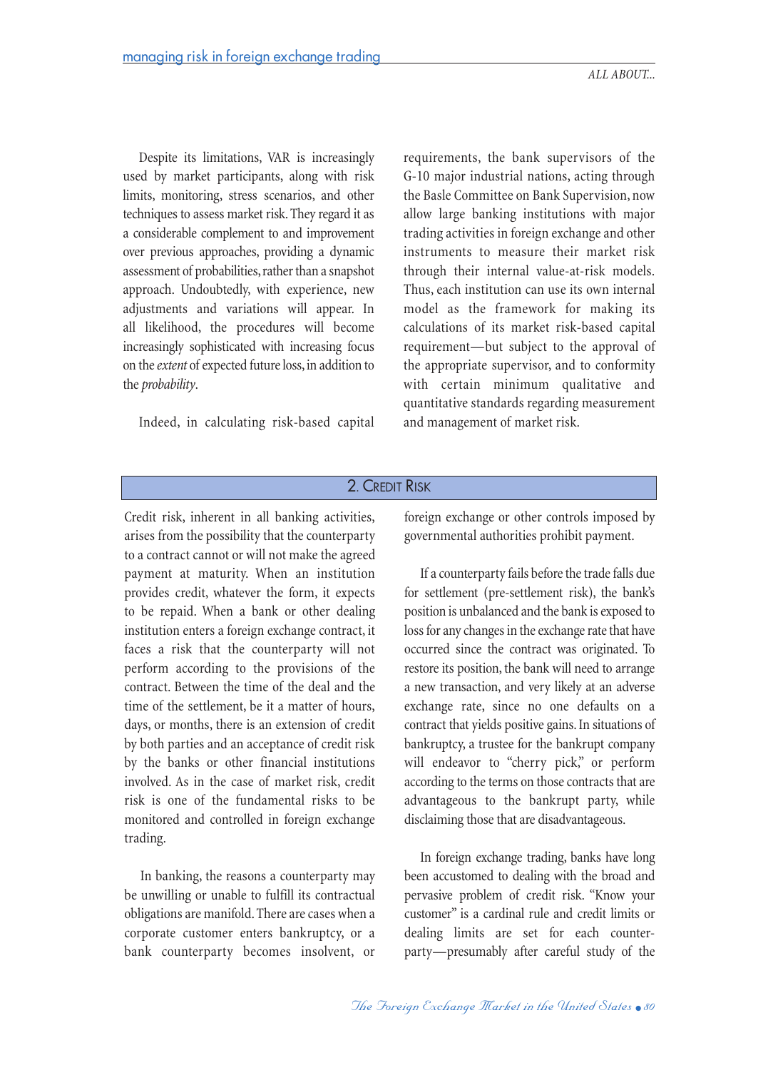Despite its limitations, VAR is increasingly used by market participants, along with risk limits, monitoring, stress scenarios, and other techniques to assess market risk. They regard it as a considerable complement to and improvement over previous approaches, providing a dynamic assessment of probabilities, rather than a snapshot approach. Undoubtedly, with experience, new adjustments and variations will appear. In all likelihood, the procedures will become increasingly sophisticated with increasing focus on the *extent* of expected future loss, in addition to the *probability*.

Indeed, in calculating risk-based capital requirements, the bank supervisors of the G-10 major industrial nations, acting through the Basle Committee on Bank Supervision, now allow large banking institutions with major trading activities in foreign exchange and other instruments to measure their market risk through their internal value-at-risk models. Thus, each institution can use its own internal model as the framework for making its calculations of its market risk-based capital requirement—but subject to the approval of the appropriate supervisor, and to conformity with certain minimum qualitative and quantitative standards regarding measurement and management of market risk.

## 2. Credit Risk

Credit risk, inherent in all banking activities, arises from the possibility that the counterparty to a contract cannot or will not make the agreed payment at maturity. When an institution provides credit, whatever the form, it expects to be repaid. When a bank or other dealing institution enters a foreign exchange contract, it faces a risk that the counterparty will not perform according to the provisions of the contract. Between the time of the deal and the time of the settlement, be it a matter of hours, days, or months, there is an extension of credit by both parties and an acceptance of credit risk by the banks or other financial institutions involved. As in the case of market risk, credit risk is one of the fundamental risks to be monitored and controlled in foreign exchange trading.

In banking, the reasons a counterparty may be unwilling or unable to fulfill its contractual obligations are manifold. There are cases when a corporate customer enters bankruptcy, or a bank counterparty becomes insolvent, or foreign exchange or other controls imposed by governmental authorities prohibit payment.

If a counterparty fails before the trade falls due for settlement (pre-settlement risk), the bank's position is unbalanced and the bank is exposed to loss for any changes in the exchange rate that have occurred since the contract was originated. To restore its position, the bank will need to arrange a new transaction, and very likely at an adverse exchange rate, since no one defaults on a contract that yields positive gains. In situations of bankruptcy, a trustee for the bankrupt company will endeavor to "cherry pick," or perform according to the terms on those contracts that are advantageous to the bankrupt party, while disclaiming those that are disadvantageous.

In foreign exchange trading, banks have long been accustomed to dealing with the broad and pervasive problem of credit risk. "Know your customer" is a cardinal rule and credit limits or dealing limits are set for each counterparty—presumably after careful study of the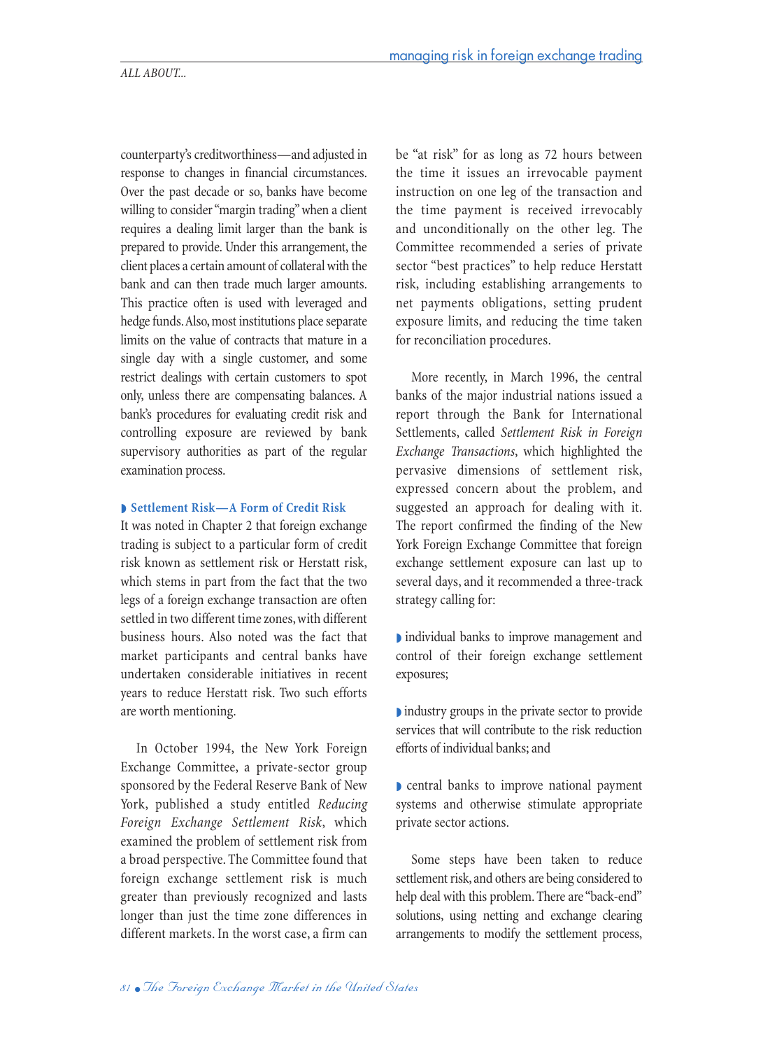counterparty's creditworthiness—and adjusted in response to changes in financial circumstances. Over the past decade or so, banks have become willing to consider "margin trading" when a client requires a dealing limit larger than the bank is prepared to provide. Under this arrangement, the client places a certain amount of collateral with the bank and can then trade much larger amounts. This practice often is used with leveraged and hedge funds. Also, most institutions place separate limits on the value of contracts that mature in a single day with a single customer, and some restrict dealings with certain customers to spot only, unless there are compensating balances. A bank's procedures for evaluating credit risk and controlling exposure are reviewed by bank supervisory authorities as part of the regular examination process.

### Settlement Risk—A Form of Credit Risk

It was noted in Chapter 2 that foreign exchange trading is subject to a particular form of credit risk known as settlement risk or Herstatt risk, which stems in part from the fact that the two legs of a foreign exchange transaction are often settled in two different time zones, with different business hours. Also noted was the fact that market participants and central banks have undertaken considerable initiatives in recent years to reduce Herstatt risk. Two such efforts are worth mentioning.

In October 1994, the New York Foreign Exchange Committee, a private-sector group sponsored by the Federal Reserve Bank of New York, published a study entitled *Reducing Foreign Exchange Settlement Risk*, which examined the problem of settlement risk from a broad perspective. The Committee found that foreign exchange settlement risk is much greater than previously recognized and lasts longer than just the time zone differences in different markets. In the worst case, a firm can be "at risk" for as long as 72 hours between the time it issues an irrevocable payment instruction on one leg of the transaction and the time payment is received irrevocably and unconditionally on the other leg. The Committee recommended a series of private sector "best practices" to help reduce Herstatt risk, including establishing arrangements to net payments obligations, setting prudent exposure limits, and reducing the time taken for reconciliation procedures.

More recently, in March 1996, the central banks of the major industrial nations issued a report through the Bank for International Settlements, called *Settlement Risk in Foreign Exchange Transactions*, which highlighted the pervasive dimensions of settlement risk, expressed concern about the problem, and suggested an approach for dealing with it. The report confirmed the finding of the New York Foreign Exchange Committee that foreign exchange settlement exposure can last up to several days, and it recommended a three-track strategy calling for:

- individual banks to improve management and control of their foreign exchange settlement exposures;
- industry groups in the private sector to provide services that will contribute to the risk reduction efforts of individual banks; and
- central banks to improve national payment systems and otherwise stimulate appropriate private sector actions.

Some steps have been taken to reduce settlement risk, and others are being considered to help deal with this problem. There are "back-end" solutions, using netting and exchange clearing arrangements to modify the settlement process,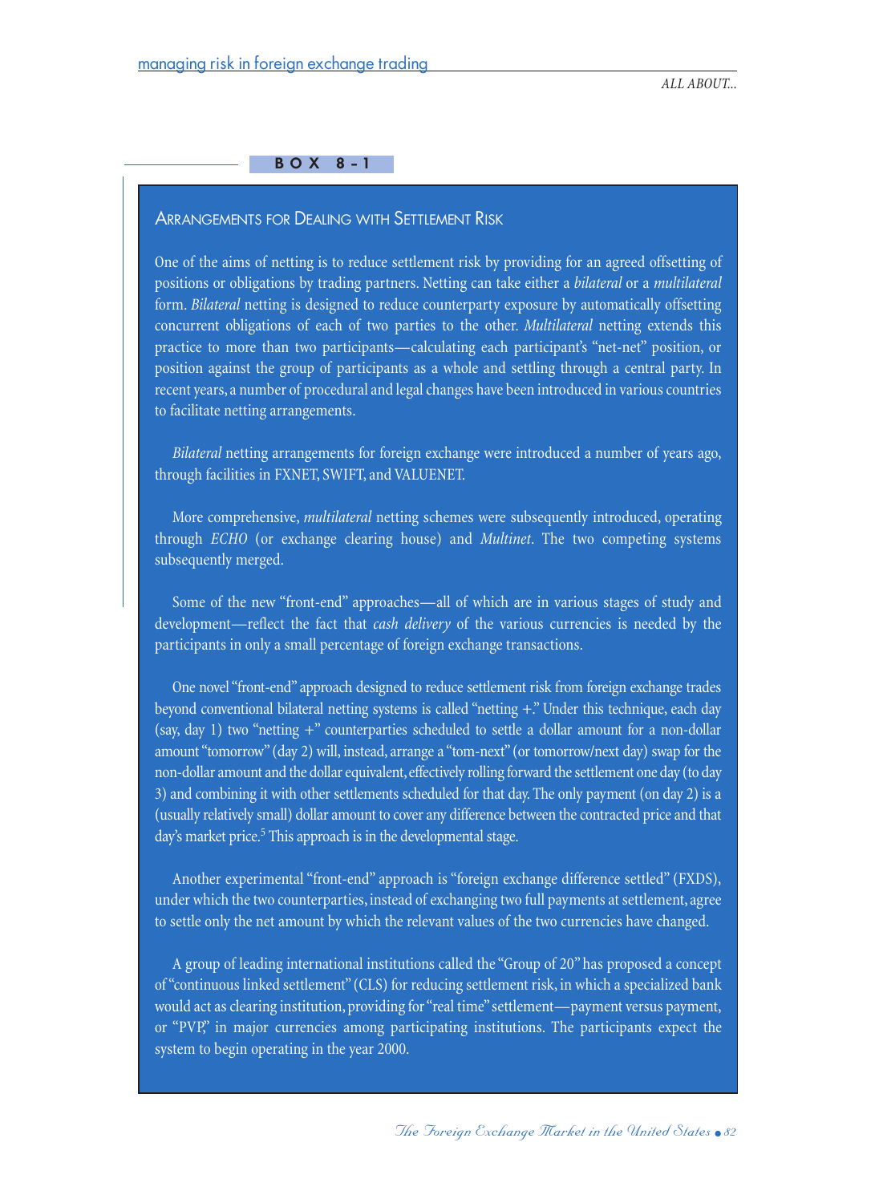**BOX 8-1**

## Arrangements for Dealing with Settlement Risk

One of the aims of netting is to reduce settlement risk by providing for an agreed offsetting of positions or obligations by trading partners. Netting can take either a *bilateral* or a *multilateral* form. *Bilateral* netting is designed to reduce counterparty exposure by automatically offsetting concurrent obligations of each of two parties to the other. *Multilateral* netting extends this practice to more than two participants—calculating each participant's "net-net" position, or position against the group of participants as a whole and settling through a central party. In recent years, a number of procedural and legal changes have been introduced in various countries to facilitate netting arrangements.

*Bilateral* netting arrangements for foreign exchange were introduced a number of years ago, through facilities in FXNET, SWIFT, and VALUENET.

More comprehensive, *multilateral* netting schemes were subsequently introduced, operating through *ECHO* (or exchange clearing house) and *Multinet*. The two competing systems subsequently merged.

Some of the new "front-end" approaches—all of which are in various stages of study and development—reflect the fact that *cash delivery* of the various currencies is needed by the participants in only a small percentage of foreign exchange transactions.

One novel "front-end" approach designed to reduce settlement risk from foreign exchange trades beyond conventional bilateral netting systems is called "netting +." Under this technique, each day (say, day 1) two "netting +" counterparties scheduled to settle a dollar amount for a non-dollar amount "tomorrow" (day 2) will, instead, arrange a "tom-next" (or tomorrow/next day) swap for the non-dollar amount and the dollar equivalent, effectively rolling forward the settlement one day (to day 3) and combining it with other settlements scheduled for that day. The only payment (on day 2) is a (usually relatively small) dollar amount to cover any difference between the contracted price and that day's market price.[5] This approach is in the developmental stage.

Another experimental "front-end" approach is "foreign exchange difference settled" (FXDS), under which the two counterparties, instead of exchanging two full payments at settlement, agree to settle only the net amount by which the relevant values of the two currencies have changed.

A group of leading international institutions called the "Group of 20" has proposed a concept of "continuous linked settlement" (CLS) for reducing settlement risk, in which a specialized bank would act as clearing institution, providing for "real time" settlement—payment versus payment, or "PVP," in major currencies among participating institutions. The participants expect the system to begin operating in the year 2000.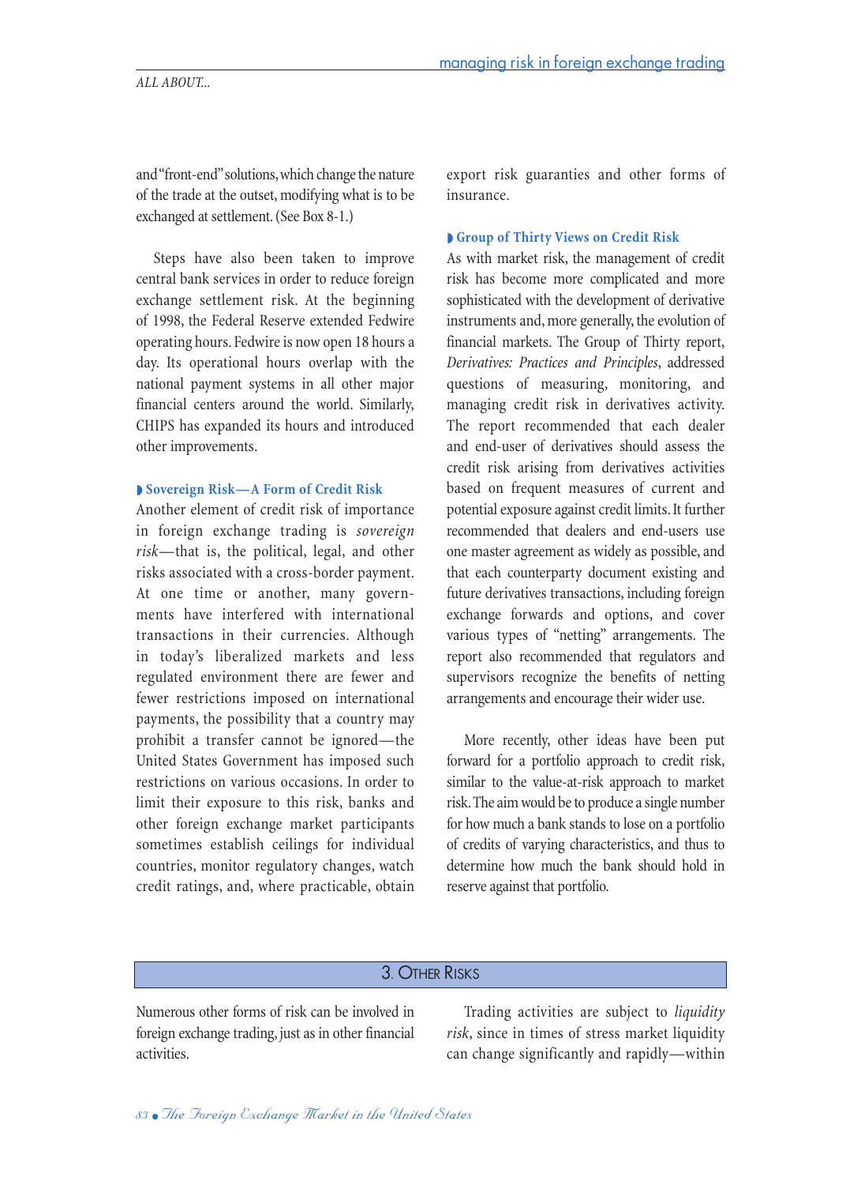and "front-end" solutions, which change the nature of the trade at the outset, modifying what is to be exchanged at settlement. (See Box 8-1.)

Steps have also been taken to improve central bank services in order to reduce foreign exchange settlement risk. At the beginning of 1998, the Federal Reserve extended Fedwire operating hours. Fedwire is now open 18 hours a day. Its operational hours overlap with the national payment systems in all other major financial centers around the world. Similarly, CHIPS has expanded its hours and introduced other improvements.

### Sovereign Risk—A Form of Credit Risk

Another element of credit risk of importance in foreign exchange trading is *sovereign risk*—that is, the political, legal, and other risks associated with a cross-border payment. At one time or another, many governments have interfered with international transactions in their currencies. Although in today's liberalized markets and less regulated environment there are fewer and fewer restrictions imposed on international payments, the possibility that a country may prohibit a transfer cannot be ignored—the United States Government has imposed such restrictions on various occasions. In order to limit their exposure to this risk, banks and other foreign exchange market participants sometimes establish ceilings for individual countries, monitor regulatory changes, watch credit ratings, and, where practicable, obtain export risk guaranties and other forms of insurance.

### Group of Thirty Views on Credit Risk

As with market risk, the management of credit risk has become more complicated and more sophisticated with the development of derivative instruments and, more generally, the evolution of financial markets. The Group of Thirty report, *Derivatives: Practices and Principles*, addressed questions of measuring, monitoring, and managing credit risk in derivatives activity. The report recommended that each dealer and end-user of derivatives should assess the credit risk arising from derivatives activities based on frequent measures of current and potential exposure against credit limits. It further recommended that dealers and end-users use one master agreement as widely as possible, and that each counterparty document existing and future derivatives transactions, including foreign exchange forwards and options, and cover various types of "netting" arrangements. The report also recommended that regulators and supervisors recognize the benefits of netting arrangements and encourage their wider use.

More recently, other ideas have been put forward for a portfolio approach to credit risk, similar to the value-at-risk approach to market risk. The aim would be to produce a single number for how much a bank stands to lose on a portfolio of credits of varying characteristics, and thus to determine how much the bank should hold in reserve against that portfolio.

## 3. Other Risks

Numerous other forms of risk can be involved in foreign exchange trading, just as in other financial activities.

Trading activities are subject to *liquidity risk*, since in times of stress market liquidity can change significantly and rapidly—within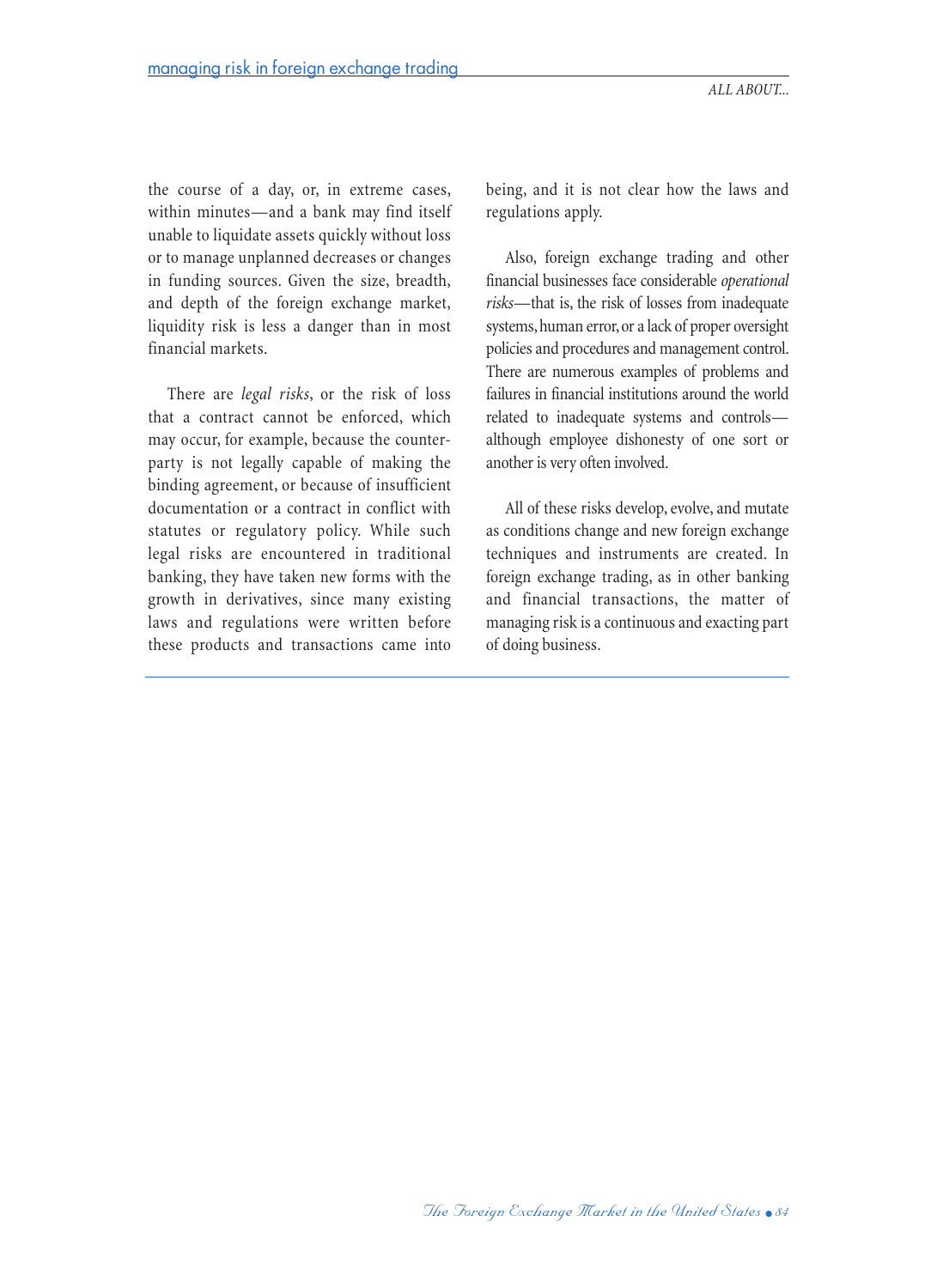the course of a day, or, in extreme cases, within minutes—and a bank may find itself unable to liquidate assets quickly without loss or to manage unplanned decreases or changes in funding sources. Given the size, breadth, and depth of the foreign exchange market, liquidity risk is less a danger than in most financial markets.

There are *legal risks*, or the risk of loss that a contract cannot be enforced, which may occur, for example, because the counterparty is not legally capable of making the binding agreement, or because of insufficient documentation or a contract in conflict with statutes or regulatory policy. While such legal risks are encountered in traditional banking, they have taken new forms with the growth in derivatives, since many existing laws and regulations were written before these products and transactions came into being, and it is not clear how the laws and regulations apply.

Also, foreign exchange trading and other financial businesses face considerable *operational risks*—that is, the risk of losses from inadequate systems, human error, or a lack of proper oversight policies and procedures and management control. There are numerous examples of problems and failures in financial institutions around the world related to inadequate systems and controls—although employee dishonesty of one sort or another is very often involved.

All of these risks develop, evolve, and mutate as conditions change and new foreign exchange techniques and instruments are created. In foreign exchange trading, as in other banking and financial transactions, the matter of managing risk is a continuous and exacting part of doing business.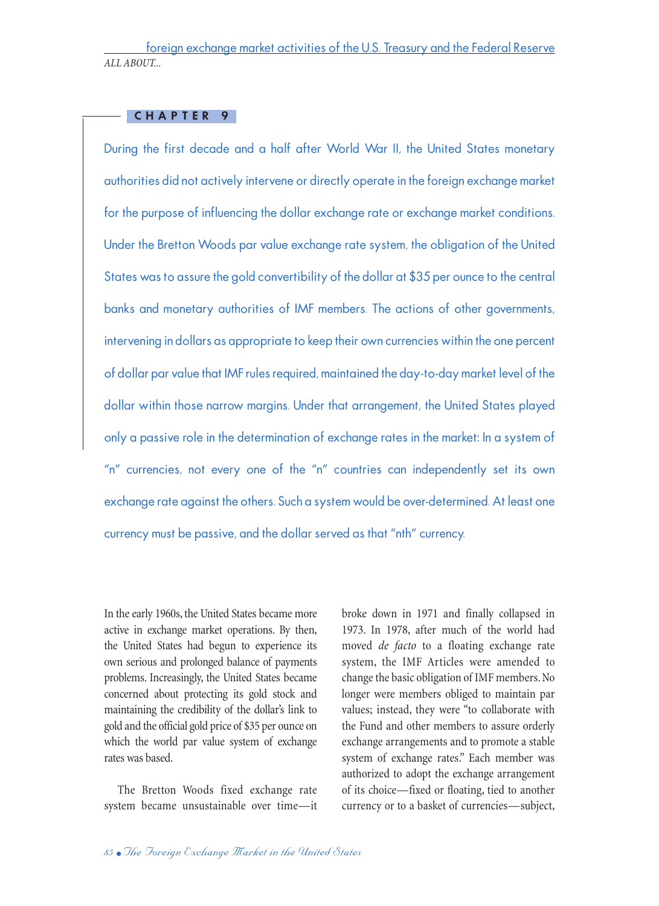## CHAPTER 9

During the first decade and a half after World War II, the United States monetary authorities did not actively intervene or directly operate in the foreign exchange market for the purpose of influencing the dollar exchange rate or exchange market conditions. Under the Bretton Woods par value exchange rate system, the obligation of the United States was to assure the gold convertibility of the dollar at $35 per ounce to the central banks and monetary authorities of IMF members. The actions of other governments, intervening in dollars as appropriate to keep their own currencies within the one percent of dollar par value that IMF rules required, maintained the day-to-day market level of the dollar within those narrow margins. Under that arrangement, the United States played only a passive role in the determination of exchange rates in the market: In a system of "n" currencies, not every one of the "n" countries can independently set its own exchange rate against the others. Such a system would be over-determined. At least one currency must be passive, and the dollar served as that "nth" currency.

In the early 1960s, the United States became more active in exchange market operations. By then, the United States had begun to experience its own serious and prolonged balance of payments problems. Increasingly, the United States became concerned about protecting its gold stock and maintaining the credibility of the dollar's link to gold and the official gold price of $35 per ounce on which the world par value system of exchange rates was based.

The Bretton Woods fixed exchange rate system became unsustainable over time—it broke down in 1971 and finally collapsed in 1973. In 1978, after much of the world had moved *de facto* to a floating exchange rate system, the IMF Articles were amended to change the basic obligation of IMF members. No longer were members obliged to maintain par values; instead, they were "to collaborate with the Fund and other members to assure orderly exchange arrangements and to promote a stable system of exchange rates." Each member was authorized to adopt the exchange arrangement of its choice—fixed or floating, tied to another currency or to a basket of currencies—subject,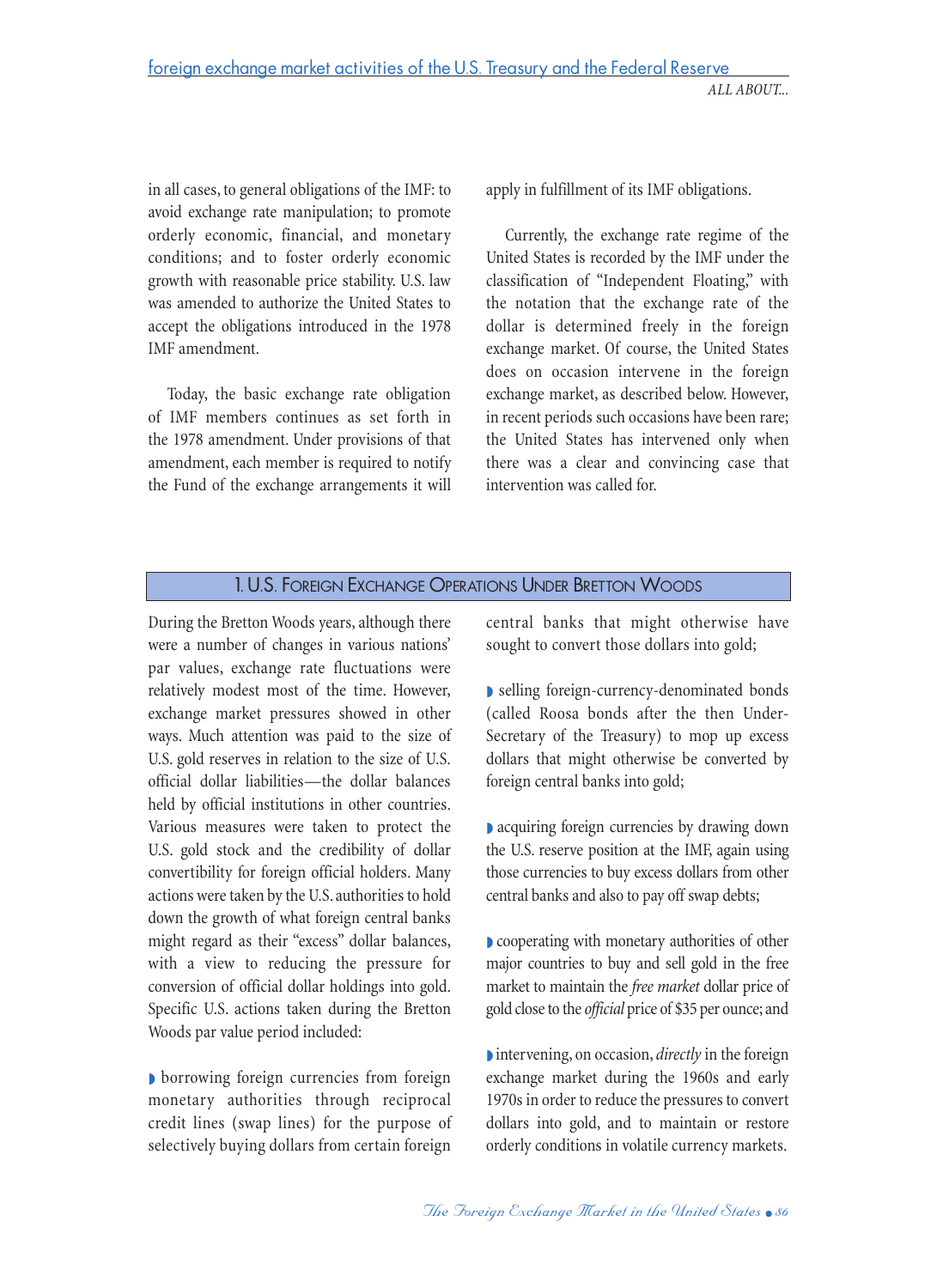in all cases, to general obligations of the IMF: to avoid exchange rate manipulation; to promote orderly economic, financial, and monetary conditions; and to foster orderly economic growth with reasonable price stability. U.S. law was amended to authorize the United States to accept the obligations introduced in the 1978 IMF amendment.

Today, the basic exchange rate obligation of IMF members continues as set forth in the 1978 amendment. Under provisions of that amendment, each member is required to notify the Fund of the exchange arrangements it will apply in fulfillment of its IMF obligations.

Currently, the exchange rate regime of the United States is recorded by the IMF under the classification of "Independent Floating," with the notation that the exchange rate of the dollar is determined freely in the foreign exchange market. Of course, the United States does on occasion intervene in the foreign exchange market, as described below. However, in recent periods such occasions have been rare; the United States has intervened only when there was a clear and convincing case that intervention was called for.

## 1. U.S. Foreign Exchange Operations Under Bretton Woods

During the Bretton Woods years, although there were a number of changes in various nations' par values, exchange rate fluctuations were relatively modest most of the time. However, exchange market pressures showed in other ways. Much attention was paid to the size of U.S. gold reserves in relation to the size of U.S. official dollar liabilities—the dollar balances held by official institutions in other countries. Various measures were taken to protect the U.S. gold stock and the credibility of dollar convertibility for foreign official holders. Many actions were taken by the U.S. authorities to hold down the growth of what foreign central banks might regard as their "excess" dollar balances, with a view to reducing the pressure for conversion of official dollar holdings into gold. Specific U.S. actions taken during the Bretton Woods par value period included:

- borrowing foreign currencies from foreign monetary authorities through reciprocal credit lines (swap lines) for the purpose of selectively buying dollars from certain foreign central banks that might otherwise have sought to convert those dollars into gold;
- selling foreign-currency-denominated bonds (called Roosa bonds after the then Under-Secretary of the Treasury) to mop up excess dollars that might otherwise be converted by foreign central banks into gold;
- acquiring foreign currencies by drawing down the U.S. reserve position at the IMF, again using those currencies to buy excess dollars from other central banks and also to pay off swap debts;
- cooperating with monetary authorities of other major countries to buy and sell gold in the free market to maintain the *free market* dollar price of gold close to the *official* price of $35 per ounce; and
- intervening, on occasion, *directly* in the foreign exchange market during the 1960s and early 1970s in order to reduce the pressures to convert dollars into gold, and to maintain or restore orderly conditions in volatile currency markets.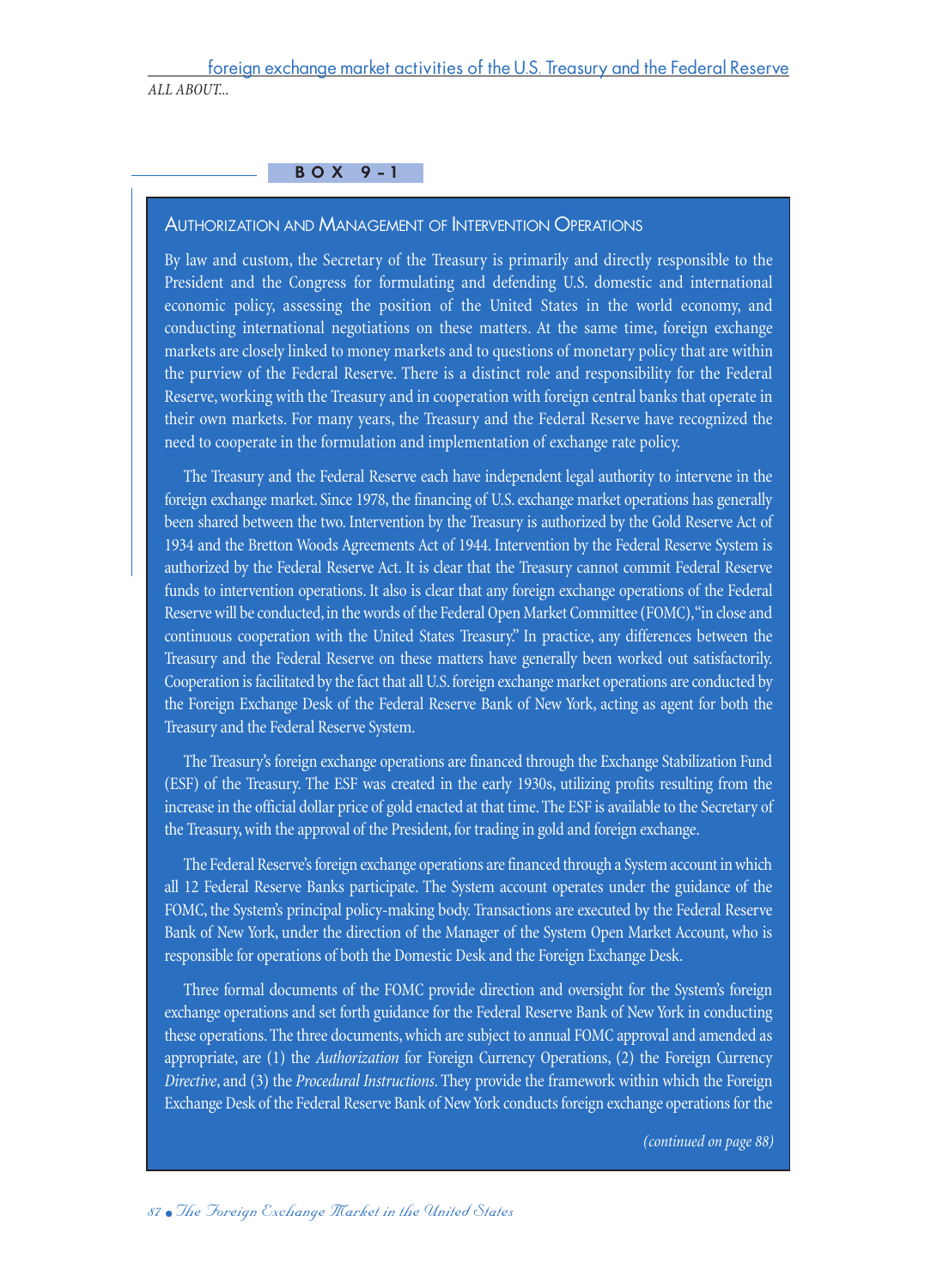BOX 9-1

## Authorization and Management of Intervention Operations

By law and custom, the Secretary of the Treasury is primarily and directly responsible to the President and the Congress for formulating and defending U.S. domestic and international economic policy, assessing the position of the United States in the world economy, and conducting international negotiations on these matters. At the same time, foreign exchange markets are closely linked to money markets and to questions of monetary policy that are within the purview of the Federal Reserve. There is a distinct role and responsibility for the Federal Reserve, working with the Treasury and in cooperation with foreign central banks that operate in their own markets. For many years, the Treasury and the Federal Reserve have recognized the need to cooperate in the formulation and implementation of exchange rate policy.

The Treasury and the Federal Reserve each have independent legal authority to intervene in the foreign exchange market. Since 1978, the financing of U.S. exchange market operations has generally been shared between the two. Intervention by the Treasury is authorized by the Gold Reserve Act of 1934 and the Bretton Woods Agreements Act of 1944. Intervention by the Federal Reserve System is authorized by the Federal Reserve Act. It is clear that the Treasury cannot commit Federal Reserve funds to intervention operations. It also is clear that any foreign exchange operations of the Federal Reserve will be conducted, in the words of the Federal Open Market Committee (FOMC), "in close and continuous cooperation with the United States Treasury." In practice, any differences between the Treasury and the Federal Reserve on these matters have generally been worked out satisfactorily. Cooperation is facilitated by the fact that all U.S. foreign exchange market operations are conducted by the Foreign Exchange Desk of the Federal Reserve Bank of New York, acting as agent for both the Treasury and the Federal Reserve System.

The Treasury's foreign exchange operations are financed through the Exchange Stabilization Fund (ESF) of the Treasury. The ESF was created in the early 1930s, utilizing profits resulting from the increase in the official dollar price of gold enacted at that time. The ESF is available to the Secretary of the Treasury, with the approval of the President, for trading in gold and foreign exchange.

The Federal Reserve's foreign exchange operations are financed through a System account in which all 12 Federal Reserve Banks participate. The System account operates under the guidance of the FOMC, the System's principal policy-making body. Transactions are executed by the Federal Reserve Bank of New York, under the direction of the Manager of the System Open Market Account, who is responsible for operations of both the Domestic Desk and the Foreign Exchange Desk.

Three formal documents of the FOMC provide direction and oversight for the System's foreign exchange operations and set forth guidance for the Federal Reserve Bank of New York in conducting these operations. The three documents, which are subject to annual FOMC approval and amended as appropriate, are (1) the *Authorization* for Foreign Currency Operations, (2) the Foreign Currency *Directive*, and (3) the *Procedural Instructions*. They provide the framework within which the Foreign Exchange Desk of the Federal Reserve Bank of New York conducts foreign exchange operations for the

*(continued on page 88)*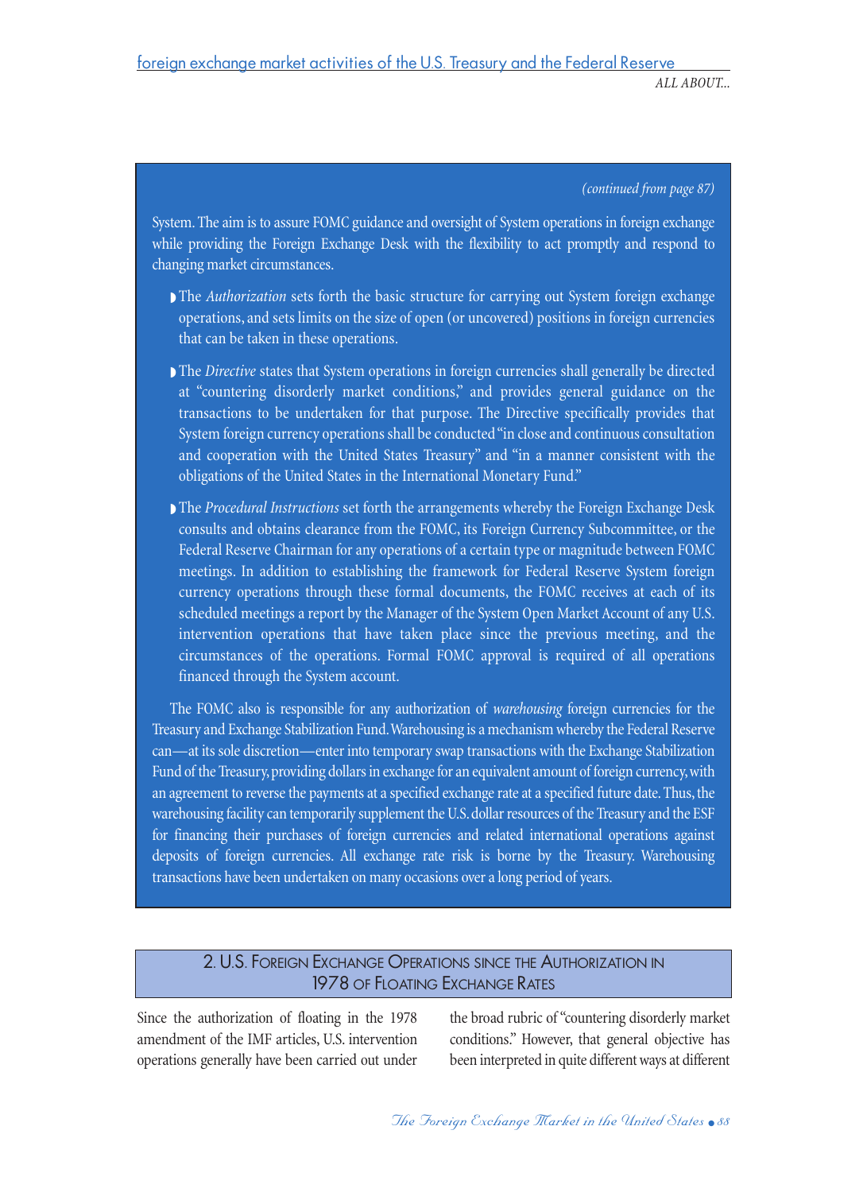*(continued from page 87)*

System. The aim is to assure FOMC guidance and oversight of System operations in foreign exchange while providing the Foreign Exchange Desk with the flexibility to act promptly and respond to changing market circumstances.

- The *Authorization* sets forth the basic structure for carrying out System foreign exchange operations, and sets limits on the size of open (or uncovered) positions in foreign currencies that can be taken in these operations.
- The *Directive* states that System operations in foreign currencies shall generally be directed at "countering disorderly market conditions," and provides general guidance on the transactions to be undertaken for that purpose. The Directive specifically provides that System foreign currency operations shall be conducted "in close and continuous consultation and cooperation with the United States Treasury" and "in a manner consistent with the obligations of the United States in the International Monetary Fund."
- The *Procedural Instructions* set forth the arrangements whereby the Foreign Exchange Desk consults and obtains clearance from the FOMC, its Foreign Currency Subcommittee, or the Federal Reserve Chairman for any operations of a certain type or magnitude between FOMC meetings. In addition to establishing the framework for Federal Reserve System foreign currency operations through these formal documents, the FOMC receives at each of its scheduled meetings a report by the Manager of the System Open Market Account of any U.S. intervention operations that have taken place since the previous meeting, and the circumstances of the operations. Formal FOMC approval is required of all operations financed through the System account.

The FOMC also is responsible for any authorization of *warehousing* foreign currencies for the Treasury and Exchange Stabilization Fund. Warehousing is a mechanism whereby the Federal Reserve can—at its sole discretion—enter into temporary swap transactions with the Exchange Stabilization Fund of the Treasury, providing dollars in exchange for an equivalent amount of foreign currency, with an agreement to reverse the payments at a specified exchange rate at a specified future date. Thus, the warehousing facility can temporarily supplement the U.S. dollar resources of the Treasury and the ESF for financing their purchases of foreign currencies and related international operations against deposits of foreign currencies. All exchange rate risk is borne by the Treasury. Warehousing transactions have been undertaken on many occasions over a long period of years.

## 2. U.S. Foreign Exchange Operations since the Authorization in 1978 of Floating Exchange Rates

Since the authorization of floating in the 1978 amendment of the IMF articles, U.S. intervention operations generally have been carried out under the broad rubric of "countering disorderly market conditions." However, that general objective has been interpreted in quite different ways at different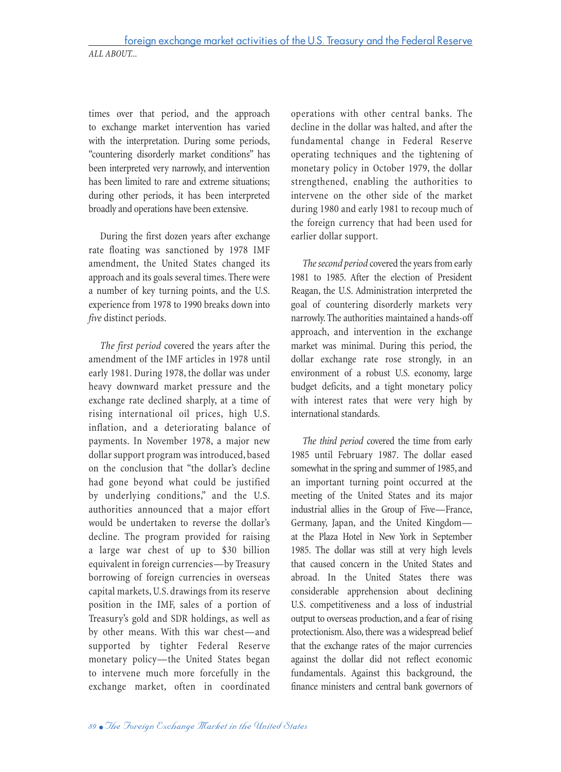times over that period, and the approach to exchange market intervention has varied with the interpretation. During some periods, "countering disorderly market conditions" has been interpreted very narrowly, and intervention has been limited to rare and extreme situations; during other periods, it has been interpreted broadly and operations have been extensive.

During the first dozen years after exchange rate floating was sanctioned by 1978 IMF amendment, the United States changed its approach and its goals several times. There were a number of key turning points, and the U.S. experience from 1978 to 1990 breaks down into *five* distinct periods.

*The first period* covered the years after the amendment of the IMF articles in 1978 until early 1981. During 1978, the dollar was under heavy downward market pressure and the exchange rate declined sharply, at a time of rising international oil prices, high U.S. inflation, and a deteriorating balance of payments. In November 1978, a major new dollar support program was introduced, based on the conclusion that "the dollar's decline had gone beyond what could be justified by underlying conditions," and the U.S. authorities announced that a major effort would be undertaken to reverse the dollar's decline. The program provided for raising a large war chest of up to $30 billion equivalent in foreign currencies—by Treasury borrowing of foreign currencies in overseas capital markets, U.S. drawings from its reserve position in the IMF, sales of a portion of Treasury's gold and SDR holdings, as well as by other means. With this war chest—and supported by tighter Federal Reserve monetary policy—the United States began to intervene much more forcefully in the exchange market, often in coordinated operations with other central banks. The decline in the dollar was halted, and after the fundamental change in Federal Reserve operating techniques and the tightening of monetary policy in October 1979, the dollar strengthened, enabling the authorities to intervene on the other side of the market during 1980 and early 1981 to recoup much of the foreign currency that had been used for earlier dollar support.

*The second period* covered the years from early 1981 to 1985. After the election of President Reagan, the U.S. Administration interpreted the goal of countering disorderly markets very narrowly. The authorities maintained a hands-off approach, and intervention in the exchange market was minimal. During this period, the dollar exchange rate rose strongly, in an environment of a robust U.S. economy, large budget deficits, and a tight monetary policy with interest rates that were very high by international standards.

*The third period* covered the time from early 1985 until February 1987. The dollar eased somewhat in the spring and summer of 1985, and an important turning point occurred at the meeting of the United States and its major industrial allies in the Group of Five—France, Germany, Japan, and the United Kingdom—at the Plaza Hotel in New York in September 1985. The dollar was still at very high levels that caused concern in the United States and abroad. In the United States there was considerable apprehension about declining U.S. competitiveness and a loss of industrial output to overseas production, and a fear of rising protectionism. Also, there was a widespread belief that the exchange rates of the major currencies against the dollar did not reflect economic fundamentals. Against this background, the finance ministers and central bank governors of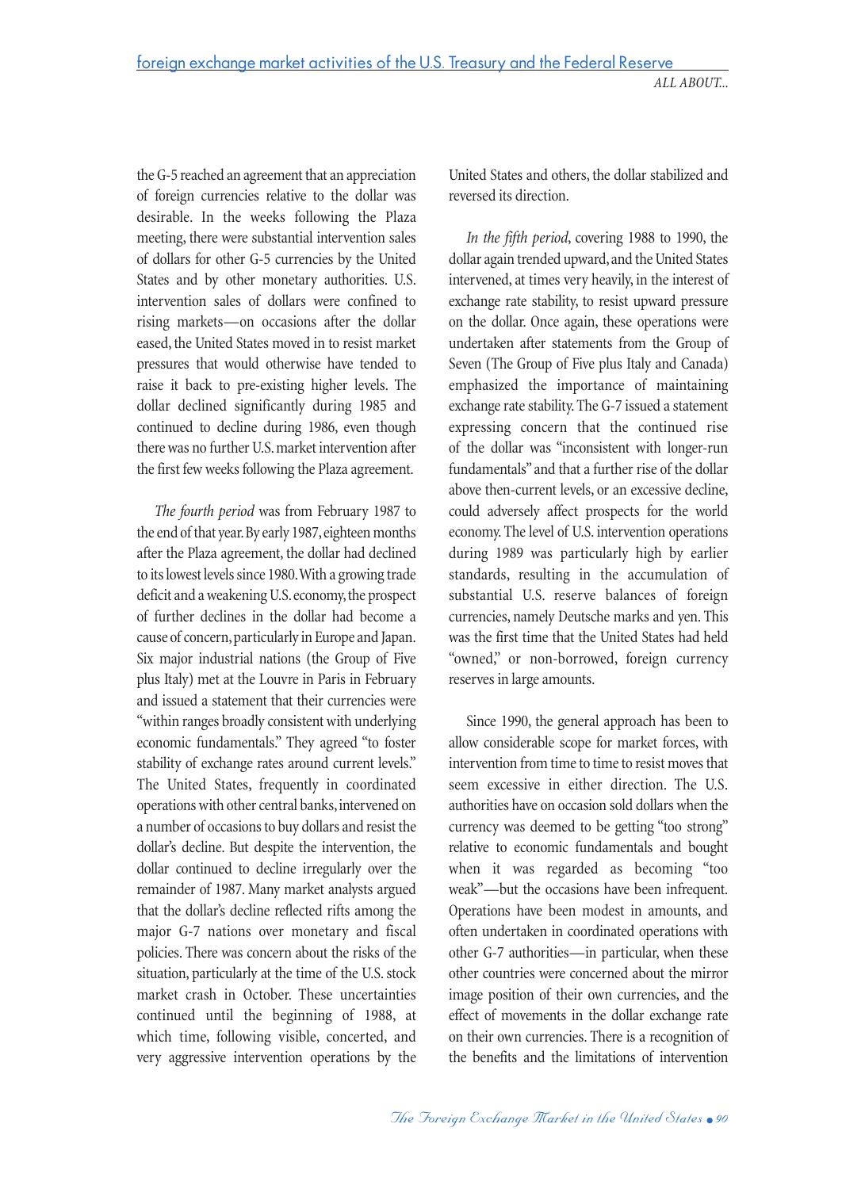the G-5 reached an agreement that an appreciation of foreign currencies relative to the dollar was desirable. In the weeks following the Plaza meeting, there were substantial intervention sales of dollars for other G-5 currencies by the United States and by other monetary authorities. U.S. intervention sales of dollars were confined to rising markets—on occasions after the dollar eased, the United States moved in to resist market pressures that would otherwise have tended to raise it back to pre-existing higher levels. The dollar declined significantly during 1985 and continued to decline during 1986, even though there was no further U.S. market intervention after the first few weeks following the Plaza agreement.

*The fourth period* was from February 1987 to the end of that year. By early 1987, eighteen months after the Plaza agreement, the dollar had declined to its lowest levels since 1980. With a growing trade deficit and a weakening U.S. economy, the prospect of further declines in the dollar had become a cause of concern, particularly in Europe and Japan. Six major industrial nations (the Group of Five plus Italy) met at the Louvre in Paris in February and issued a statement that their currencies were "within ranges broadly consistent with underlying economic fundamentals." They agreed "to foster stability of exchange rates around current levels." The United States, frequently in coordinated operations with other central banks, intervened on a number of occasions to buy dollars and resist the dollar's decline. But despite the intervention, the dollar continued to decline irregularly over the remainder of 1987. Many market analysts argued that the dollar's decline reflected rifts among the major G-7 nations over monetary and fiscal policies. There was concern about the risks of the situation, particularly at the time of the U.S. stock market crash in October. These uncertainties continued until the beginning of 1988, at which time, following visible, concerted, and very aggressive intervention operations by the United States and others, the dollar stabilized and reversed its direction.

*In the fifth period*, covering 1988 to 1990, the dollar again trended upward, and the United States intervened, at times very heavily, in the interest of exchange rate stability, to resist upward pressure on the dollar. Once again, these operations were undertaken after statements from the Group of Seven (The Group of Five plus Italy and Canada) emphasized the importance of maintaining exchange rate stability. The G-7 issued a statement expressing concern that the continued rise of the dollar was "inconsistent with longer-run fundamentals" and that a further rise of the dollar above then-current levels, or an excessive decline, could adversely affect prospects for the world economy. The level of U.S. intervention operations during 1989 was particularly high by earlier standards, resulting in the accumulation of substantial U.S. reserve balances of foreign currencies, namely Deutsche marks and yen. This was the first time that the United States had held "owned," or non-borrowed, foreign currency reserves in large amounts.

Since 1990, the general approach has been to allow considerable scope for market forces, with intervention from time to time to resist moves that seem excessive in either direction. The U.S. authorities have on occasion sold dollars when the currency was deemed to be getting "too strong" relative to economic fundamentals and bought when it was regarded as becoming "too weak"—but the occasions have been infrequent. Operations have been modest in amounts, and often undertaken in coordinated operations with other G-7 authorities—in particular, when these other countries were concerned about the mirror image position of their own currencies, and the effect of movements in the dollar exchange rate on their own currencies. There is a recognition of the benefits and the limitations of intervention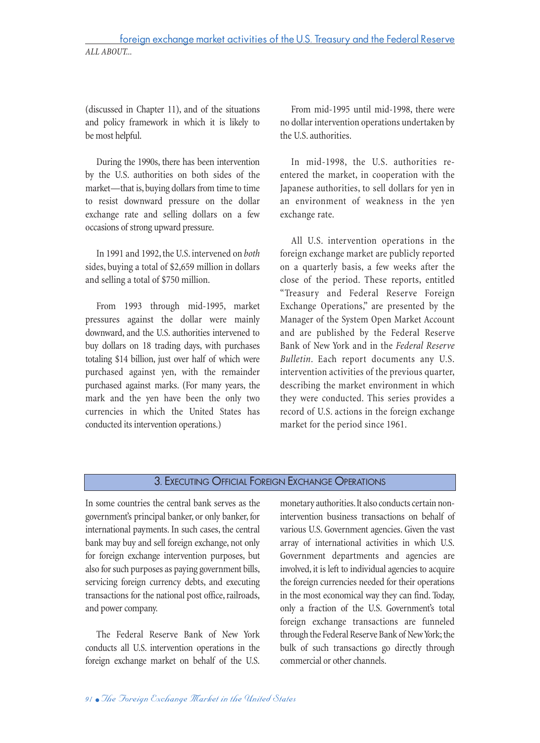(discussed in Chapter 11), and of the situations and policy framework in which it is likely to be most helpful.

During the 1990s, there has been intervention by the U.S. authorities on both sides of the market—that is, buying dollars from time to time to resist downward pressure on the dollar exchange rate and selling dollars on a few occasions of strong upward pressure.

In 1991 and 1992, the U.S. intervened on *both* sides, buying a total of $2,659 million in dollars and selling a total of $750 million.

From 1993 through mid-1995, market pressures against the dollar were mainly downward, and the U.S. authorities intervened to buy dollars on 18 trading days, with purchases totaling $14 billion, just over half of which were purchased against yen, with the remainder purchased against marks. (For many years, the mark and the yen have been the only two currencies in which the United States has conducted its intervention operations.)

From mid-1995 until mid-1998, there were no dollar intervention operations undertaken by the U.S. authorities.

In mid-1998, the U.S. authorities re-entered the market, in cooperation with the Japanese authorities, to sell dollars for yen in an environment of weakness in the yen exchange rate.

All U.S. intervention operations in the foreign exchange market are publicly reported on a quarterly basis, a few weeks after the close of the period. These reports, entitled "Treasury and Federal Reserve Foreign Exchange Operations," are presented by the Manager of the System Open Market Account and are published by the Federal Reserve Bank of New York and in the *Federal Reserve Bulletin*. Each report documents any U.S. intervention activities of the previous quarter, describing the market environment in which they were conducted. This series provides a record of U.S. actions in the foreign exchange market for the period since 1961.

## 3. Executing Official Foreign Exchange Operations

In some countries the central bank serves as the government's principal banker, or only banker, for international payments. In such cases, the central bank may buy and sell foreign exchange, not only for foreign exchange intervention purposes, but also for such purposes as paying government bills, servicing foreign currency debts, and executing transactions for the national post office, railroads, and power company.

The Federal Reserve Bank of New York conducts all U.S. intervention operations in the foreign exchange market on behalf of the U.S. monetary authorities. It also conducts certain non-intervention business transactions on behalf of various U.S. Government agencies. Given the vast array of international activities in which U.S. Government departments and agencies are involved, it is left to individual agencies to acquire the foreign currencies needed for their operations in the most economical way they can find. Today, only a fraction of the U.S. Government's total foreign exchange transactions are funneled through the Federal Reserve Bank of New York; the bulk of such transactions go directly through commercial or other channels.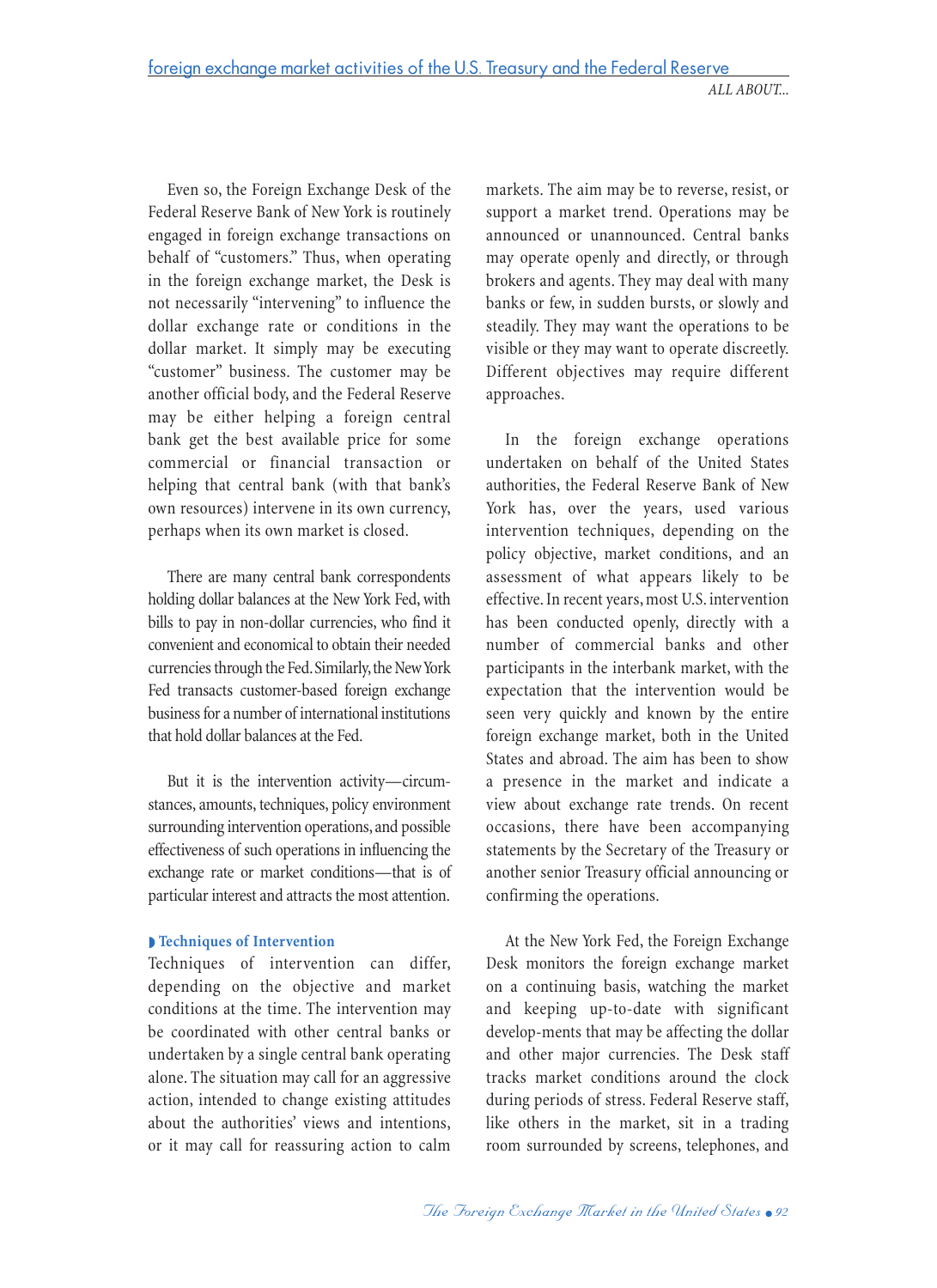Even so, the Foreign Exchange Desk of the Federal Reserve Bank of New York is routinely engaged in foreign exchange transactions on behalf of "customers." Thus, when operating in the foreign exchange market, the Desk is not necessarily "intervening" to influence the dollar exchange rate or conditions in the dollar market. It simply may be executing "customer" business. The customer may be another official body, and the Federal Reserve may be either helping a foreign central bank get the best available price for some commercial or financial transaction or helping that central bank (with that bank's own resources) intervene in its own currency, perhaps when its own market is closed.

There are many central bank correspondents holding dollar balances at the New York Fed, with bills to pay in non-dollar currencies, who find it convenient and economical to obtain their needed currencies through the Fed. Similarly, the New York Fed transacts customer-based foreign exchange business for a number of international institutions that hold dollar balances at the Fed.

But it is the intervention activity—circumstances, amounts, techniques, policy environment surrounding intervention operations, and possible effectiveness of such operations in influencing the exchange rate or market conditions—that is of particular interest and attracts the most attention.

### Techniques of Intervention

Techniques of intervention can differ, depending on the objective and market conditions at the time. The intervention may be coordinated with other central banks or undertaken by a single central bank operating alone. The situation may call for an aggressive action, intended to change existing attitudes about the authorities' views and intentions, or it may call for reassuring action to calm markets. The aim may be to reverse, resist, or support a market trend. Operations may be announced or unannounced. Central banks may operate openly and directly, or through brokers and agents. They may deal with many banks or few, in sudden bursts, or slowly and steadily. They may want the operations to be visible or they may want to operate discreetly. Different objectives may require different approaches.

In the foreign exchange operations undertaken on behalf of the United States authorities, the Federal Reserve Bank of New York has, over the years, used various intervention techniques, depending on the policy objective, market conditions, and an assessment of what appears likely to be effective. In recent years, most U.S. intervention has been conducted openly, directly with a number of commercial banks and other participants in the interbank market, with the expectation that the intervention would be seen very quickly and known by the entire foreign exchange market, both in the United States and abroad. The aim has been to show a presence in the market and indicate a view about exchange rate trends. On recent occasions, there have been accompanying statements by the Secretary of the Treasury or another senior Treasury official announcing or confirming the operations.

At the New York Fed, the Foreign Exchange Desk monitors the foreign exchange market on a continuing basis, watching the market and keeping up-to-date with significant develop-ments that may be affecting the dollar and other major currencies. The Desk staff tracks market conditions around the clock during periods of stress. Federal Reserve staff, like others in the market, sit in a trading room surrounded by screens, telephones, and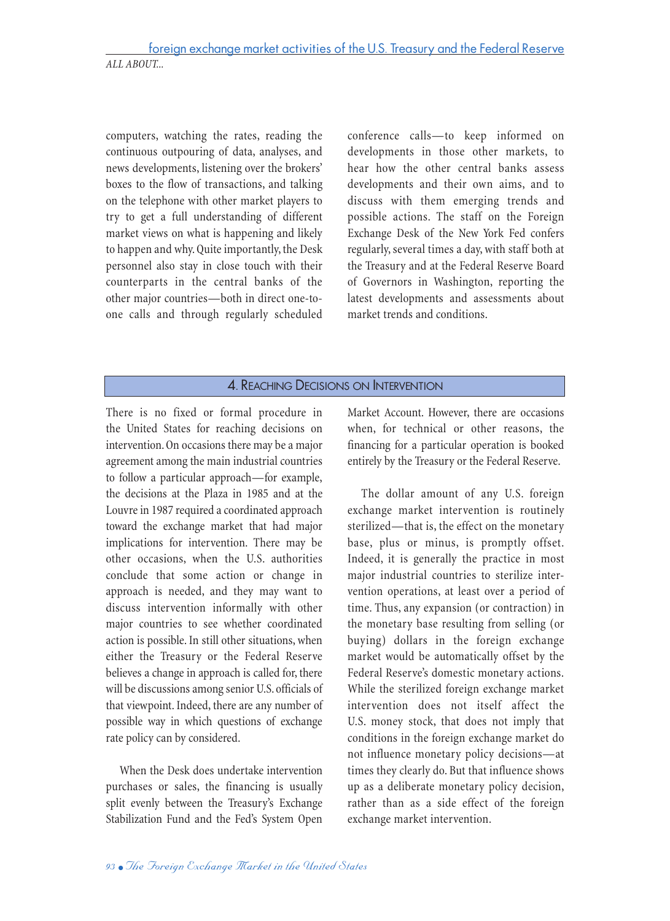computers, watching the rates, reading the continuous outpouring of data, analyses, and news developments, listening over the brokers' boxes to the flow of transactions, and talking on the telephone with other market players to try to get a full understanding of different market views on what is happening and likely to happen and why. Quite importantly, the Desk personnel also stay in close touch with their counterparts in the central banks of the other major countries—both in direct one-to-one calls and through regularly scheduled conference calls—to keep informed on developments in those other markets, to hear how the other central banks assess developments and their own aims, and to discuss with them emerging trends and possible actions. The staff on the Foreign Exchange Desk of the New York Fed confers regularly, several times a day, with staff both at the Treasury and at the Federal Reserve Board of Governors in Washington, reporting the latest developments and assessments about market trends and conditions.

## 4. Reaching Decisions on Intervention

There is no fixed or formal procedure in the United States for reaching decisions on intervention. On occasions there may be a major agreement among the main industrial countries to follow a particular approach—for example, the decisions at the Plaza in 1985 and at the Louvre in 1987 required a coordinated approach toward the exchange market that had major implications for intervention. There may be other occasions, when the U.S. authorities conclude that some action or change in approach is needed, and they may want to discuss intervention informally with other major countries to see whether coordinated action is possible. In still other situations, when either the Treasury or the Federal Reserve believes a change in approach is called for, there will be discussions among senior U.S. officials of that viewpoint. Indeed, there are any number of possible way in which questions of exchange rate policy can by considered.

When the Desk does undertake intervention purchases or sales, the financing is usually split evenly between the Treasury's Exchange Stabilization Fund and the Fed's System Open Market Account. However, there are occasions when, for technical or other reasons, the financing for a particular operation is booked entirely by the Treasury or the Federal Reserve.

The dollar amount of any U.S. foreign exchange market intervention is routinely sterilized—that is, the effect on the monetary base, plus or minus, is promptly offset. Indeed, it is generally the practice in most major industrial countries to sterilize intervention operations, at least over a period of time. Thus, any expansion (or contraction) in the monetary base resulting from selling (or buying) dollars in the foreign exchange market would be automatically offset by the Federal Reserve's domestic monetary actions. While the sterilized foreign exchange market intervention does not itself affect the U.S. money stock, that does not imply that conditions in the foreign exchange market do not influence monetary policy decisions—at times they clearly do. But that influence shows up as a deliberate monetary policy decision, rather than as a side effect of the foreign exchange market intervention.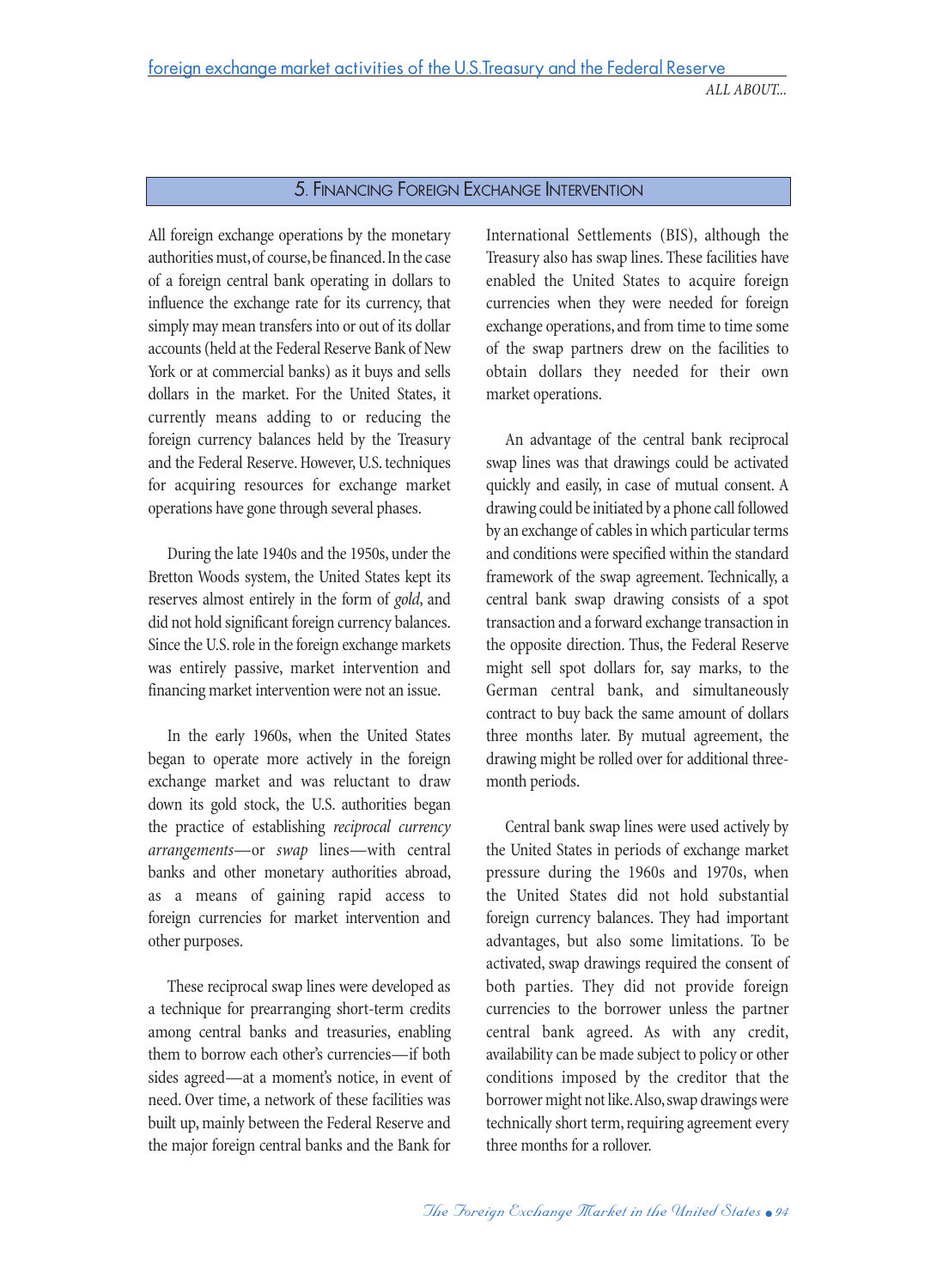## 5. Financing Foreign Exchange Intervention

All foreign exchange operations by the monetary authorities must, of course, be financed. In the case of a foreign central bank operating in dollars to influence the exchange rate for its currency, that simply may mean transfers into or out of its dollar accounts (held at the Federal Reserve Bank of New York or at commercial banks) as it buys and sells dollars in the market. For the United States, it currently means adding to or reducing the foreign currency balances held by the Treasury and the Federal Reserve. However, U.S. techniques for acquiring resources for exchange market operations have gone through several phases.

During the late 1940s and the 1950s, under the Bretton Woods system, the United States kept its reserves almost entirely in the form of *gold*, and did not hold significant foreign currency balances. Since the U.S. role in the foreign exchange markets was entirely passive, market intervention and financing market intervention were not an issue.

In the early 1960s, when the United States began to operate more actively in the foreign exchange market and was reluctant to draw down its gold stock, the U.S. authorities began the practice of establishing *reciprocal currency arrangements*—or *swap* lines—with central banks and other monetary authorities abroad, as a means of gaining rapid access to foreign currencies for market intervention and other purposes.

These reciprocal swap lines were developed as a technique for prearranging short-term credits among central banks and treasuries, enabling them to borrow each other's currencies—if both sides agreed—at a moment's notice, in event of need. Over time, a network of these facilities was built up, mainly between the Federal Reserve and the major foreign central banks and the Bank for International Settlements (BIS), although the Treasury also has swap lines. These facilities have enabled the United States to acquire foreign currencies when they were needed for foreign exchange operations, and from time to time some of the swap partners drew on the facilities to obtain dollars they needed for their own market operations.

An advantage of the central bank reciprocal swap lines was that drawings could be activated quickly and easily, in case of mutual consent. A drawing could be initiated by a phone call followed by an exchange of cables in which particular terms and conditions were specified within the standard framework of the swap agreement. Technically, a central bank swap drawing consists of a spot transaction and a forward exchange transaction in the opposite direction. Thus, the Federal Reserve might sell spot dollars for, say, marks, to the German central bank, and simultaneously contract to buy back the same amount of dollars three months later. By mutual agreement, the drawing might be rolled over for additional three-month periods.

Central bank swap lines were used actively by the United States in periods of exchange market pressure during the 1960s and 1970s, when the United States did not hold substantial foreign currency balances. They had important advantages, but also some limitations. To be activated, swap drawings required the consent of both parties. They did not provide foreign currencies to the borrower unless the partner central bank agreed. As with any credit, availability can be made subject to policy or other conditions imposed by the creditor that the borrower might not like. Also, swap drawings were technically short term, requiring agreement every three months for a rollover.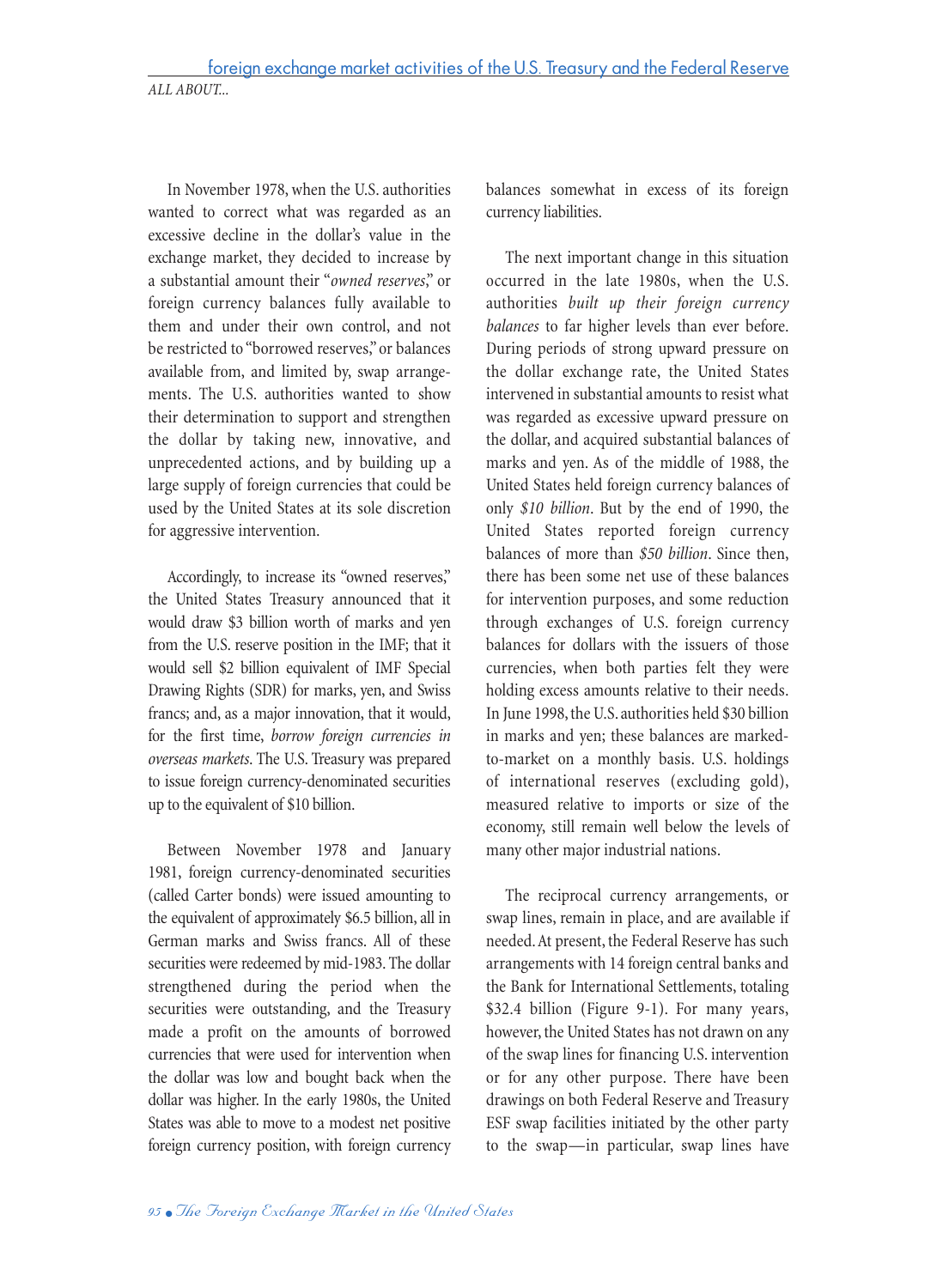In November 1978, when the U.S. authorities wanted to correct what was regarded as an excessive decline in the dollar's value in the exchange market, they decided to increase by a substantial amount their "*owned reserves*," or foreign currency balances fully available to them and under their own control, and not be restricted to "borrowed reserves," or balances available from, and limited by, swap arrangements. The U.S. authorities wanted to show their determination to support and strengthen the dollar by taking new, innovative, and unprecedented actions, and by building up a large supply of foreign currencies that could be used by the United States at its sole discretion for aggressive intervention.

Accordingly, to increase its "owned reserves," the United States Treasury announced that it would draw $3 billion worth of marks and yen from the U.S. reserve position in the IMF; that it would sell $2 billion equivalent of IMF Special Drawing Rights (SDR) for marks, yen, and Swiss francs; and, as a major innovation, that it would, for the first time, *borrow foreign currencies in overseas markets*. The U.S. Treasury was prepared to issue foreign currency-denominated securities up to the equivalent of $10 billion.

Between November 1978 and January 1981, foreign currency-denominated securities (called Carter bonds) were issued amounting to the equivalent of approximately $6.5 billion, all in German marks and Swiss francs. All of these securities were redeemed by mid-1983. The dollar strengthened during the period when the securities were outstanding, and the Treasury made a profit on the amounts of borrowed currencies that were used for intervention when the dollar was low and bought back when the dollar was higher. In the early 1980s, the United States was able to move to a modest net positive foreign currency position, with foreign currency balances somewhat in excess of its foreign currency liabilities.

The next important change in this situation occurred in the late 1980s, when the U.S. authorities *built up their foreign currency balances* to far higher levels than ever before. During periods of strong upward pressure on the dollar exchange rate, the United States intervened in substantial amounts to resist what was regarded as excessive upward pressure on the dollar, and acquired substantial balances of marks and yen. As of the middle of 1988, the United States held foreign currency balances of only *$10 billion*. But by the end of 1990, the United States reported foreign currency balances of more than *$50 billion*. Since then, there has been some net use of these balances for intervention purposes, and some reduction through exchanges of U.S. foreign currency balances for dollars with the issuers of those currencies, when both parties felt they were holding excess amounts relative to their needs. In June 1998, the U.S. authorities held $30 billion in marks and yen; these balances are marked-to-market on a monthly basis. U.S. holdings of international reserves (excluding gold), measured relative to imports or size of the economy, still remain well below the levels of many other major industrial nations.

The reciprocal currency arrangements, or swap lines, remain in place, and are available if needed. At present, the Federal Reserve has such arrangements with 14 foreign central banks and the Bank for International Settlements, totaling $32.4 billion (Figure 9-1). For many years, however, the United States has not drawn on any of the swap lines for financing U.S. intervention or for any other purpose. There have been drawings on both Federal Reserve and Treasury ESF swap facilities initiated by the other party to the swap—in particular, swap lines have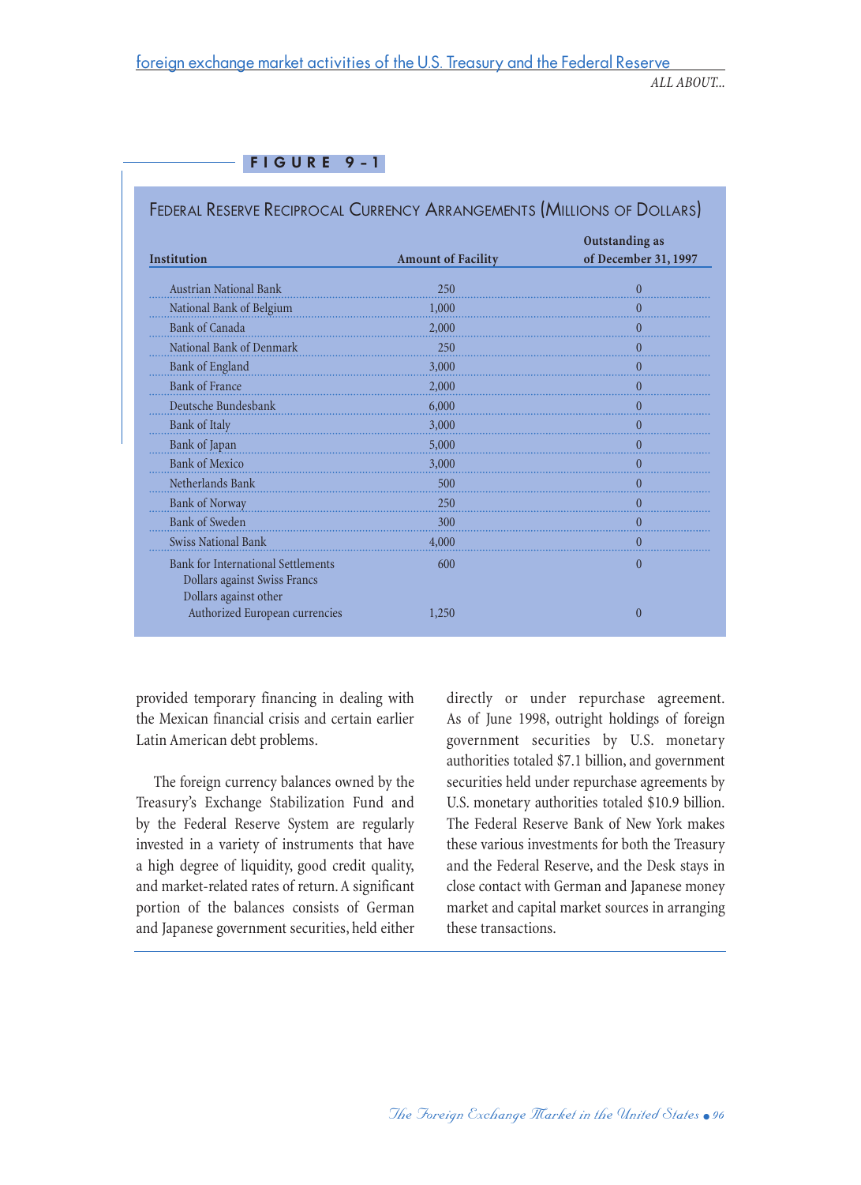**FIGURE 9-1**

FEDERAL RESERVE RECIPROCAL CURRENCY ARRANGEMENTS (MILLIONS OF DOLLARS)

| Institution | Amount of Facility | Outstanding as of December 31, 1997 |
|---|---|---|
| Austrian National Bank | 250 | 0 |
| National Bank of Belgium | 1,000 | 0 |
| Bank of Canada | 2,000 | 0 |
| National Bank of Denmark | 250 | 0 |
| Bank of England | 3,000 | 0 |
| Bank of France | 2,000 | 0 |
| Deutsche Bundesbank | 6,000 | 0 |
| Bank of Italy | 3,000 | 0 |
| Bank of Japan | 5,000 | 0 |
| Bank of Mexico | 3,000 | 0 |
| Netherlands Bank | 500 | 0 |
| Bank of Norway | 250 | 0 |
| Bank of Sweden | 300 | 0 |
| Swiss National Bank | 4,000 | 0 |
| Bank for International Settlements | | |
| Dollars against Swiss Francs | 600 | 0 |
| Dollars against other Authorized European currencies | 1,250 | 0 |

provided temporary financing in dealing with the Mexican financial crisis and certain earlier Latin American debt problems.

The foreign currency balances owned by the Treasury's Exchange Stabilization Fund and by the Federal Reserve System are regularly invested in a variety of instruments that have a high degree of liquidity, good credit quality, and market-related rates of return. A significant portion of the balances consists of German and Japanese government securities, held either directly or under repurchase agreement. As of June 1998, outright holdings of foreign government securities by U.S. monetary authorities totaled $7.1 billion, and government securities held under repurchase agreements by U.S. monetary authorities totaled $10.9 billion. The Federal Reserve Bank of New York makes these various investments for both the Treasury and the Federal Reserve, and the Desk stays in close contact with German and Japanese money market and capital market sources in arranging these transactions.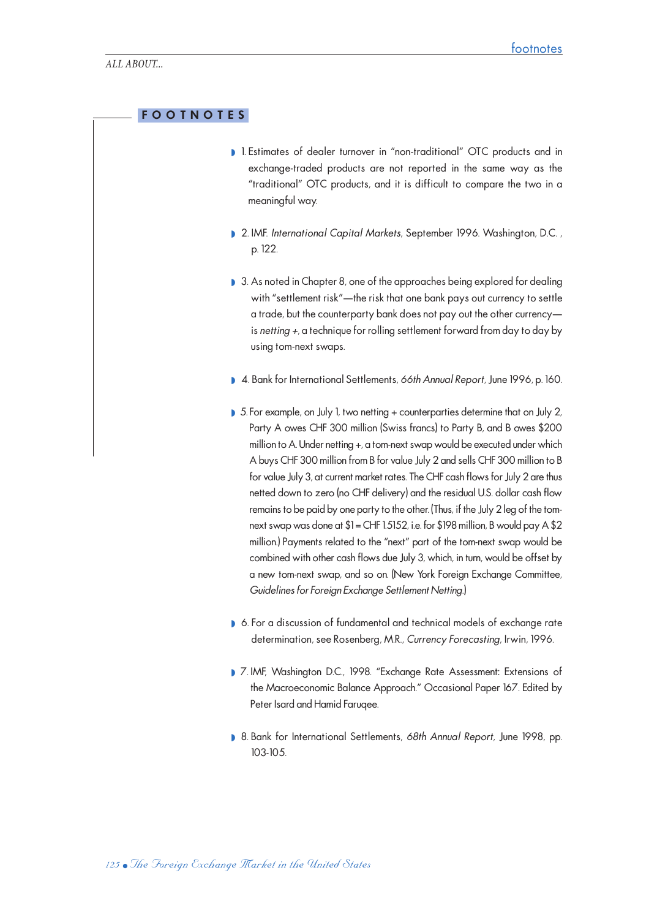## FOOTNOTES

1. Estimates of dealer turnover in "non-traditional" OTC products and in exchange-traded products are not reported in the same way as the "traditional" OTC products, and it is difficult to compare the two in a meaningful way.

2. IMF. *International Capital Markets*, September 1996. Washington, D.C. , p. 122.

3. As noted in Chapter 8, one of the approaches being explored for dealing with "settlement risk"—the risk that one bank pays out currency to settle a trade, but the counterparty bank does not pay out the other currency—is *netting +*, a technique for rolling settlement forward from day to day by using tom-next swaps.

4. Bank for International Settlements, *66th Annual Report*, June 1996, p. 160.

5. For example, on July 1, two netting + counterparties determine that on July 2, Party A owes CHF 300 million (Swiss francs) to Party B, and B owes $200 million to A. Under netting +, a tom-next swap would be executed under which A buys CHF 300 million from B for value July 2 and sells CHF 300 million to B for value July 3, at current market rates. The CHF cash flows for July 2 are thus netted down to zero (no CHF delivery) and the residual U.S. dollar cash flow remains to be paid by one party to the other. (Thus, if the July 2 leg of the tom-next swap was done at $1 = CHF 1.5152, i.e. for $198 million, B would pay A $2 million.) Payments related to the "next" part of the tom-next swap would be combined with other cash flows due July 3, which, in turn, would be offset by a new tom-next swap, and so on. (New York Foreign Exchange Committee, *Guidelines for Foreign Exchange Settlement Netting*.)

6. For a discussion of fundamental and technical models of exchange rate determination, see Rosenberg, M.R., *Currency Forecasting*, Irwin, 1996.

7. IMF, Washington D.C., 1998. "Exchange Rate Assessment: Extensions of the Macroeconomic Balance Approach." Occasional Paper 167. Edited by Peter Isard and Hamid Faruqee.

8. Bank for International Settlements, *68th Annual Report*, June 1998, pp. 103-105.